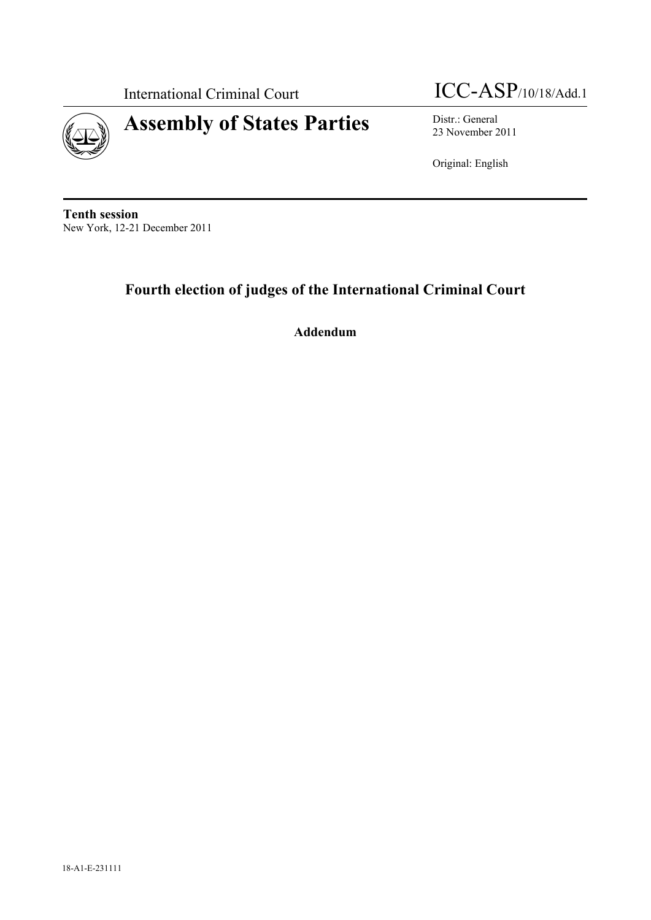International Criminal Court

ICC-ASP/10/18/Add.1

# Assembly of States Parties

Distr.: General
23 November 2011

Original: English

**Tenth session**
New York, 12-21 December 2011

## Fourth election of judges of the International Criminal Court

**Addendum**

18-A1-E-231111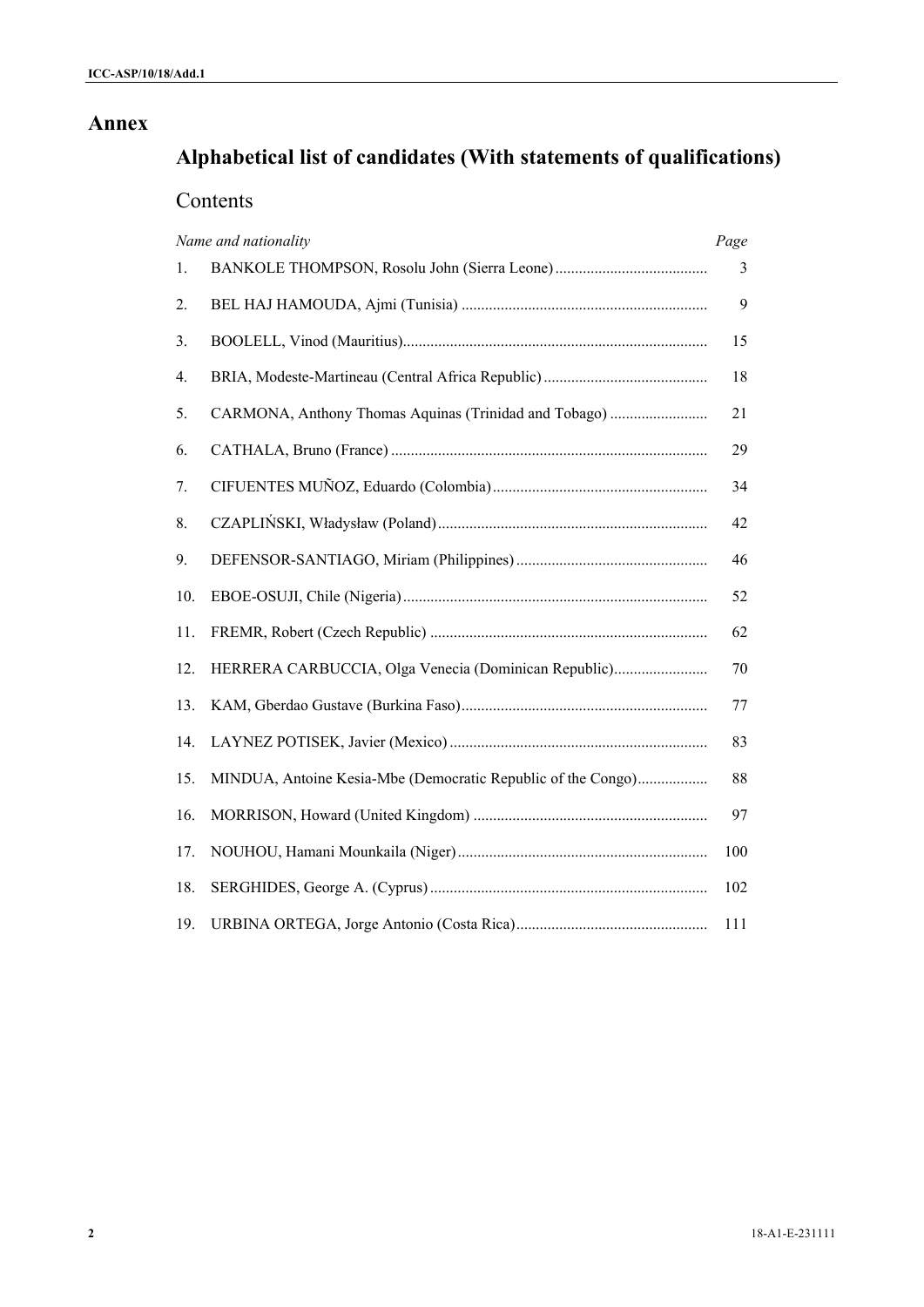# Annex

## Alphabetical list of candidates (With statements of qualifications)

### Contents

| *Name and nationality* | *Page* |
|---|---|
| 1. BANKOLE THOMPSON, Rosolu John (Sierra Leone) | 3 |
| 2. BEL HAJ HAMOUDA, Ajmi (Tunisia) | 9 |
| 3. BOOLELL, Vinod (Mauritius) | 15 |
| 4. BRIA, Modeste-Martineau (Central Africa Republic) | 18 |
| 5. CARMONA, Anthony Thomas Aquinas (Trinidad and Tobago) | 21 |
| 6. CATHALA, Bruno (France) | 29 |
| 7. CIFUENTES MUÑOZ, Eduardo (Colombia) | 34 |
| 8. CZAPLIŃSKI, Władysław (Poland) | 42 |
| 9. DEFENSOR-SANTIAGO, Miriam (Philippines) | 46 |
| 10. EBOE-OSUJI, Chile (Nigeria) | 52 |
| 11. FREMR, Robert (Czech Republic) | 62 |
| 12. HERRERA CARBUCCIA, Olga Venecia (Dominican Republic) | 70 |
| 13. KAM, Gberdao Gustave (Burkina Faso) | 77 |
| 14. LAYNEZ POTISEK, Javier (Mexico) | 83 |
| 15. MINDUA, Antoine Kesia-Mbe (Democratic Republic of the Congo) | 88 |
| 16. MORRISON, Howard (United Kingdom) | 97 |
| 17. NOUHOU, Hamani Mounkaila (Niger) | 100 |
| 18. SERGHIDES, George A. (Cyprus) | 102 |
| 19. URBINA ORTEGA, Jorge Antonio (Costa Rica) | 111 |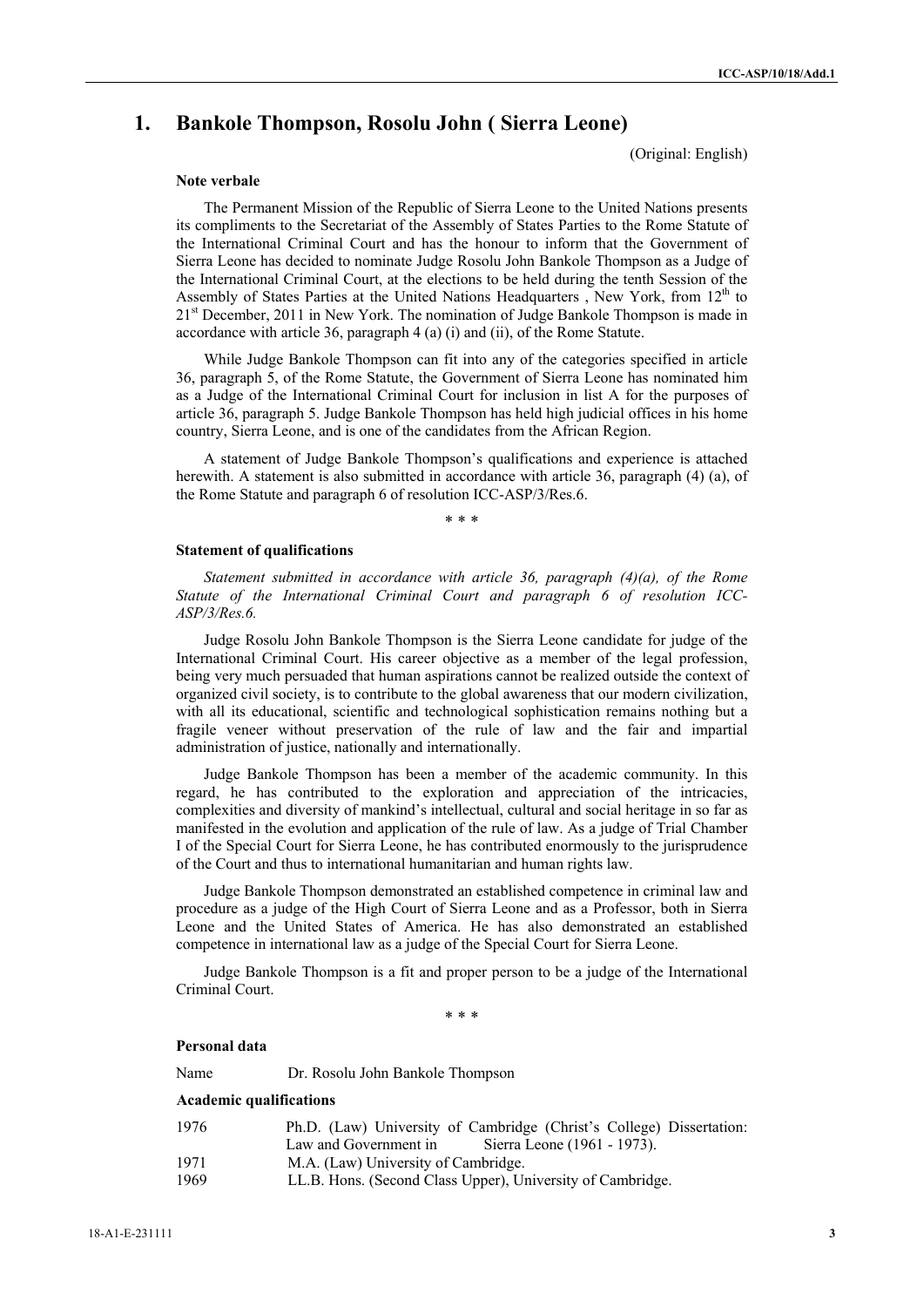# 1. Bankole Thompson, Rosolu John ( Sierra Leone)

(Original: English)

### Note verbale

The Permanent Mission of the Republic of Sierra Leone to the United Nations presents its compliments to the Secretariat of the Assembly of States Parties to the Rome Statute of the International Criminal Court and has the honour to inform that the Government of Sierra Leone has decided to nominate Judge Rosolu John Bankole Thompson as a Judge of the International Criminal Court, at the elections to be held during the tenth Session of the Assembly of States Parties at the United Nations Headquarters , New York, from 12th to 21st December, 2011 in New York. The nomination of Judge Bankole Thompson is made in accordance with article 36, paragraph 4 (a) (i) and (ii), of the Rome Statute.

While Judge Bankole Thompson can fit into any of the categories specified in article 36, paragraph 5, of the Rome Statute, the Government of Sierra Leone has nominated him as a Judge of the International Criminal Court for inclusion in list A for the purposes of article 36, paragraph 5. Judge Bankole Thompson has held high judicial offices in his home country, Sierra Leone, and is one of the candidates from the African Region.

A statement of Judge Bankole Thompson's qualifications and experience is attached herewith. A statement is also submitted in accordance with article 36, paragraph (4) (a), of the Rome Statute and paragraph 6 of resolution ICC-ASP/3/Res.6.

\* \* \*

### Statement of qualifications

*Statement submitted in accordance with article 36, paragraph (4)(a), of the Rome Statute of the International Criminal Court and paragraph 6 of resolution ICC-ASP/3/Res.6.*

Judge Rosolu John Bankole Thompson is the Sierra Leone candidate for judge of the International Criminal Court. His career objective as a member of the legal profession, being very much persuaded that human aspirations cannot be realized outside the context of organized civil society, is to contribute to the global awareness that our modern civilization, with all its educational, scientific and technological sophistication remains nothing but a fragile veneer without preservation of the rule of law and the fair and impartial administration of justice, nationally and internationally.

Judge Bankole Thompson has been a member of the academic community. In this regard, he has contributed to the exploration and appreciation of the intricacies, complexities and diversity of mankind's intellectual, cultural and social heritage in so far as manifested in the evolution and application of the rule of law. As a judge of Trial Chamber I of the Special Court for Sierra Leone, he has contributed enormously to the jurisprudence of the Court and thus to international humanitarian and human rights law.

Judge Bankole Thompson demonstrated an established competence in criminal law and procedure as a judge of the High Court of Sierra Leone and as a Professor, both in Sierra Leone and the United States of America. He has also demonstrated an established competence in international law as a judge of the Special Court for Sierra Leone.

Judge Bankole Thompson is a fit and proper person to be a judge of the International Criminal Court.

\* \* \*

### Personal data

Name Dr. Rosolu John Bankole Thompson

### Academic qualifications

| | |
|---|---|
| 1976 | Ph.D. (Law) University of Cambridge (Christ's College) Dissertation: Law and Government in Sierra Leone (1961 - 1973). |
| 1971 | M.A. (Law) University of Cambridge. |
| 1969 | LL.B. Hons. (Second Class Upper), University of Cambridge. |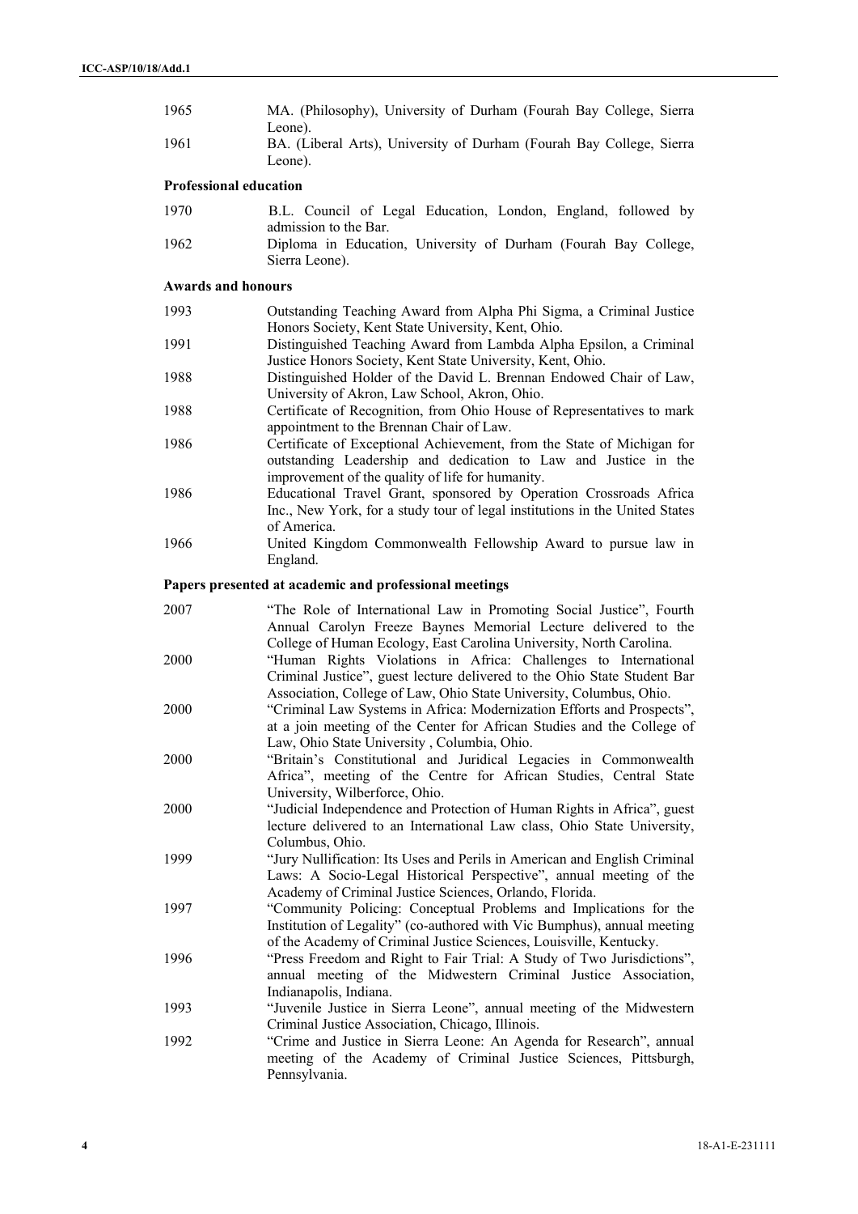| | |
|---|---|
| 1965 | MA. (Philosophy), University of Durham (Fourah Bay College, Sierra Leone). |
| 1961 | BA. (Liberal Arts), University of Durham (Fourah Bay College, Sierra Leone). |

**Professional education**

| | |
|---|---|
| 1970 | B.L. Council of Legal Education, London, England, followed by admission to the Bar. |
| 1962 | Diploma in Education, University of Durham (Fourah Bay College, Sierra Leone). |

**Awards and honours**

| | |
|---|---|
| 1993 | Outstanding Teaching Award from Alpha Phi Sigma, a Criminal Justice Honors Society, Kent State University, Kent, Ohio. |
| 1991 | Distinguished Teaching Award from Lambda Alpha Epsilon, a Criminal Justice Honors Society, Kent State University, Kent, Ohio. |
| 1988 | Distinguished Holder of the David L. Brennan Endowed Chair of Law, University of Akron, Law School, Akron, Ohio. |
| 1988 | Certificate of Recognition, from Ohio House of Representatives to mark appointment to the Brennan Chair of Law. |
| 1986 | Certificate of Exceptional Achievement, from the State of Michigan for outstanding Leadership and dedication to Law and Justice in the improvement of the quality of life for humanity. |
| 1986 | Educational Travel Grant, sponsored by Operation Crossroads Africa Inc., New York, for a study tour of legal institutions in the United States of America. |
| 1966 | United Kingdom Commonwealth Fellowship Award to pursue law in England. |

**Papers presented at academic and professional meetings**

| | |
|---|---|
| 2007 | "The Role of International Law in Promoting Social Justice", Fourth Annual Carolyn Freeze Baynes Memorial Lecture delivered to the College of Human Ecology, East Carolina University, North Carolina. |
| 2000 | "Human Rights Violations in Africa: Challenges to International Criminal Justice", guest lecture delivered to the Ohio State Student Bar Association, College of Law, Ohio State University, Columbus, Ohio. |
| 2000 | "Criminal Law Systems in Africa: Modernization Efforts and Prospects", at a join meeting of the Center for African Studies and the College of Law, Ohio State University , Columbia, Ohio. |
| 2000 | "Britain's Constitutional and Juridical Legacies in Commonwealth Africa", meeting of the Centre for African Studies, Central State University, Wilberforce, Ohio. |
| 2000 | "Judicial Independence and Protection of Human Rights in Africa", guest lecture delivered to an International Law class, Ohio State University, Columbus, Ohio. |
| 1999 | "Jury Nullification: Its Uses and Perils in American and English Criminal Laws: A Socio-Legal Historical Perspective", annual meeting of the Academy of Criminal Justice Sciences, Orlando, Florida. |
| 1997 | "Community Policing: Conceptual Problems and Implications for the Institution of Legality" (co-authored with Vic Bumphus), annual meeting of the Academy of Criminal Justice Sciences, Louisville, Kentucky. |
| 1996 | "Press Freedom and Right to Fair Trial: A Study of Two Jurisdictions", annual meeting of the Midwestern Criminal Justice Association, Indianapolis, Indiana. |
| 1993 | "Juvenile Justice in Sierra Leone", annual meeting of the Midwestern Criminal Justice Association, Chicago, Illinois. |
| 1992 | "Crime and Justice in Sierra Leone: An Agenda for Research", annual meeting of the Academy of Criminal Justice Sciences, Pittsburgh, Pennsylvania. |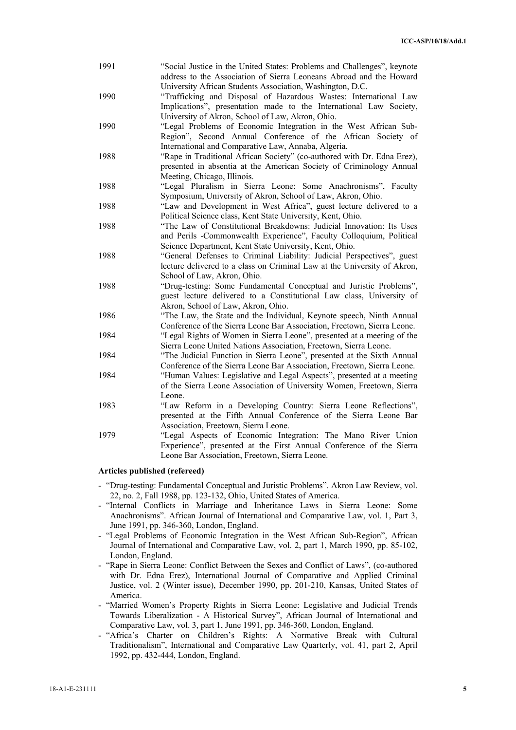| | |
|---|---|
| 1991 | "Social Justice in the United States: Problems and Challenges", keynote address to the Association of Sierra Leoneans Abroad and the Howard University African Students Association, Washington, D.C. |
| 1990 | "Trafficking and Disposal of Hazardous Wastes: International Law Implications", presentation made to the International Law Society, University of Akron, School of Law, Akron, Ohio. |
| 1990 | "Legal Problems of Economic Integration in the West African Sub-Region", Second Annual Conference of the African Society of International and Comparative Law, Annaba, Algeria. |
| 1988 | "Rape in Traditional African Society" (co-authored with Dr. Edna Erez), presented in absentia at the American Society of Criminology Annual Meeting, Chicago, Illinois. |
| 1988 | "Legal Pluralism in Sierra Leone: Some Anachronisms", Faculty Symposium, University of Akron, School of Law, Akron, Ohio. |
| 1988 | "Law and Development in West Africa", guest lecture delivered to a Political Science class, Kent State University, Kent, Ohio. |
| 1988 | "The Law of Constitutional Breakdowns: Judicial Innovation: Its Uses and Perils -Commonwealth Experience", Faculty Colloquium, Political Science Department, Kent State University, Kent, Ohio. |
| 1988 | "General Defenses to Criminal Liability: Judicial Perspectives", guest lecture delivered to a class on Criminal Law at the University of Akron, School of Law, Akron, Ohio. |
| 1988 | "Drug-testing: Some Fundamental Conceptual and Juristic Problems", guest lecture delivered to a Constitutional Law class, University of Akron, School of Law, Akron, Ohio. |
| 1986 | "The Law, the State and the Individual, Keynote speech, Ninth Annual Conference of the Sierra Leone Bar Association, Freetown, Sierra Leone. |
| 1984 | "Legal Rights of Women in Sierra Leone", presented at a meeting of the Sierra Leone United Nations Association, Freetown, Sierra Leone. |
| 1984 | "The Judicial Function in Sierra Leone", presented at the Sixth Annual Conference of the Sierra Leone Bar Association, Freetown, Sierra Leone. |
| 1984 | "Human Values: Legislative and Legal Aspects", presented at a meeting of the Sierra Leone Association of University Women, Freetown, Sierra Leone. |
| 1983 | "Law Reform in a Developing Country: Sierra Leone Reflections", presented at the Fifth Annual Conference of the Sierra Leone Bar Association, Freetown, Sierra Leone. |
| 1979 | "Legal Aspects of Economic Integration: The Mano River Union Experience", presented at the First Annual Conference of the Sierra Leone Bar Association, Freetown, Sierra Leone. |

**Articles published (refereed)**

- "Drug-testing: Fundamental Conceptual and Juristic Problems". Akron Law Review, vol. 22, no. 2, Fall 1988, pp. 123-132, Ohio, United States of America.
- "Internal Conflicts in Marriage and Inheritance Laws in Sierra Leone: Some Anachronisms". African Journal of International and Comparative Law, vol. 1, Part 3, June 1991, pp. 346-360, London, England.
- "Legal Problems of Economic Integration in the West African Sub-Region", African Journal of International and Comparative Law, vol. 2, part 1, March 1990, pp. 85-102, London, England.
- "Rape in Sierra Leone: Conflict Between the Sexes and Conflict of Laws", (co-authored with Dr. Edna Erez), International Journal of Comparative and Applied Criminal Justice, vol. 2 (Winter issue), December 1990, pp. 201-210, Kansas, United States of America.
- "Married Women's Property Rights in Sierra Leone: Legislative and Judicial Trends Towards Liberalization - A Historical Survey", African Journal of International and Comparative Law, vol. 3, part 1, June 1991, pp. 346-360, London, England.
- "Africa's Charter on Children's Rights: A Normative Break with Cultural Traditionalism", International and Comparative Law Quarterly, vol. 41, part 2, April 1992, pp. 432-444, London, England.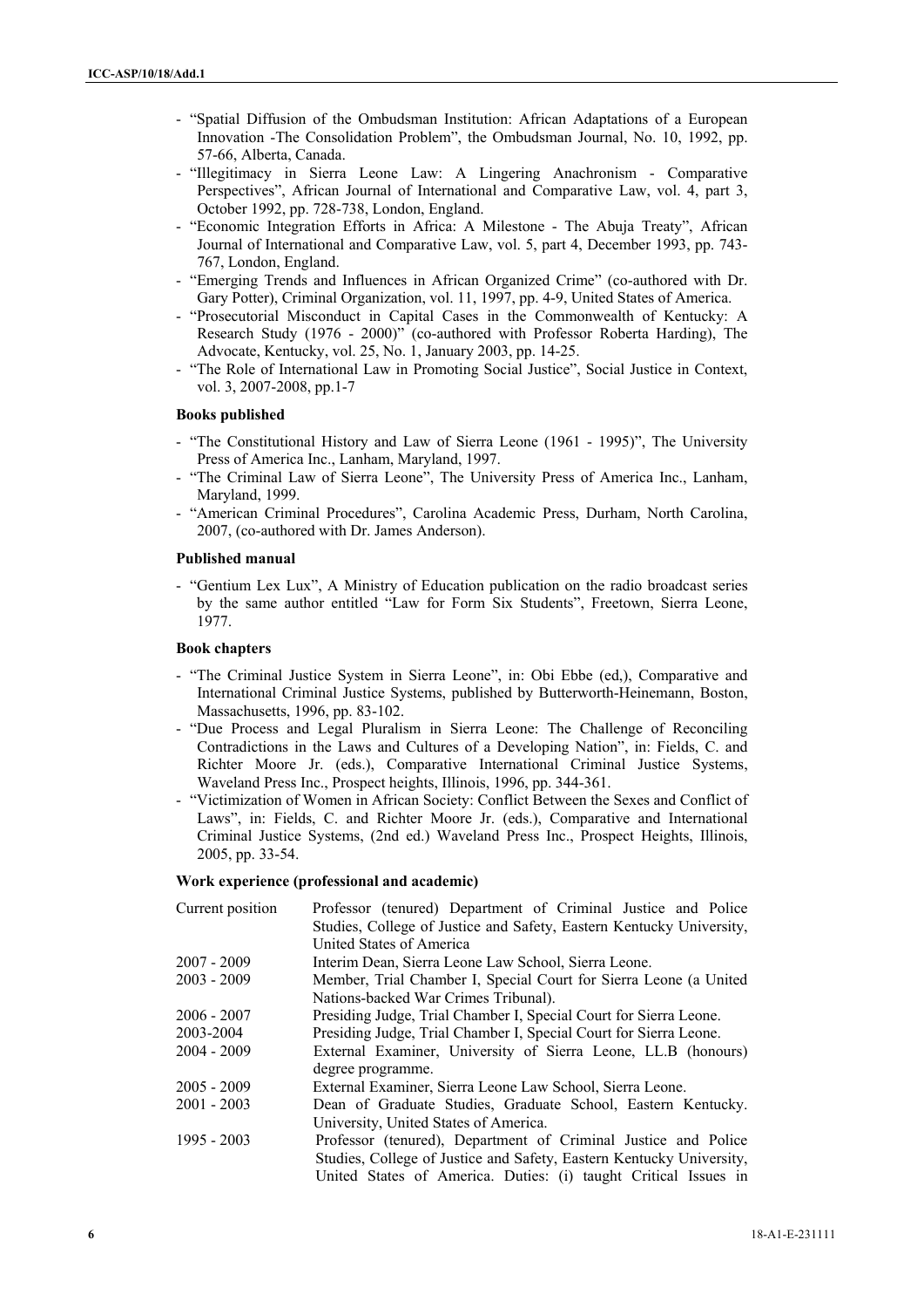- "Spatial Diffusion of the Ombudsman Institution: African Adaptations of a European Innovation -The Consolidation Problem", the Ombudsman Journal, No. 10, 1992, pp. 57-66, Alberta, Canada.
- "Illegitimacy in Sierra Leone Law: A Lingering Anachronism - Comparative Perspectives", African Journal of International and Comparative Law, vol. 4, part 3, October 1992, pp. 728-738, London, England.
- "Economic Integration Efforts in Africa: A Milestone - The Abuja Treaty", African Journal of International and Comparative Law, vol. 5, part 4, December 1993, pp. 743-767, London, England.
- "Emerging Trends and Influences in African Organized Crime" (co-authored with Dr. Gary Potter), Criminal Organization, vol. 11, 1997, pp. 4-9, United States of America.
- "Prosecutorial Misconduct in Capital Cases in the Commonwealth of Kentucky: A Research Study (1976 - 2000)" (co-authored with Professor Roberta Harding), The Advocate, Kentucky, vol. 25, No. 1, January 2003, pp. 14-25.
- "The Role of International Law in Promoting Social Justice", Social Justice in Context, vol. 3, 2007-2008, pp.1-7

**Books published**

- "The Constitutional History and Law of Sierra Leone (1961 - 1995)", The University Press of America Inc., Lanham, Maryland, 1997.
- "The Criminal Law of Sierra Leone", The University Press of America Inc., Lanham, Maryland, 1999.
- "American Criminal Procedures", Carolina Academic Press, Durham, North Carolina, 2007, (co-authored with Dr. James Anderson).

**Published manual**

- "Gentium Lex Lux", A Ministry of Education publication on the radio broadcast series by the same author entitled "Law for Form Six Students", Freetown, Sierra Leone, 1977.

**Book chapters**

- "The Criminal Justice System in Sierra Leone", in: Obi Ebbe (ed,), Comparative and International Criminal Justice Systems, published by Butterworth-Heinemann, Boston, Massachusetts, 1996, pp. 83-102.
- "Due Process and Legal Pluralism in Sierra Leone: The Challenge of Reconciling Contradictions in the Laws and Cultures of a Developing Nation", in: Fields, C. and Richter Moore Jr. (eds.), Comparative International Criminal Justice Systems, Waveland Press Inc., Prospect heights, Illinois, 1996, pp. 344-361.
- "Victimization of Women in African Society: Conflict Between the Sexes and Conflict of Laws", in: Fields, C. and Richter Moore Jr. (eds.), Comparative and International Criminal Justice Systems, (2nd ed.) Waveland Press Inc., Prospect Heights, Illinois, 2005, pp. 33-54.

**Work experience (professional and academic)**

| | |
|---|---|
| Current position | Professor (tenured) Department of Criminal Justice and Police Studies, College of Justice and Safety, Eastern Kentucky University, United States of America |
| 2007 - 2009 | Interim Dean, Sierra Leone Law School, Sierra Leone. |
| 2003 - 2009 | Member, Trial Chamber I, Special Court for Sierra Leone (a United Nations-backed War Crimes Tribunal). |
| 2006 - 2007 | Presiding Judge, Trial Chamber I, Special Court for Sierra Leone. |
| 2003-2004 | Presiding Judge, Trial Chamber I, Special Court for Sierra Leone. |
| 2004 - 2009 | External Examiner, University of Sierra Leone, LL.B (honours) degree programme. |
| 2005 - 2009 | External Examiner, Sierra Leone Law School, Sierra Leone. |
| 2001 - 2003 | Dean of Graduate Studies, Graduate School, Eastern Kentucky. University, United States of America. |
| 1995 - 2003 | Professor (tenured), Department of Criminal Justice and Police Studies, College of Justice and Safety, Eastern Kentucky University, United States of America. Duties: (i) taught Critical Issues in |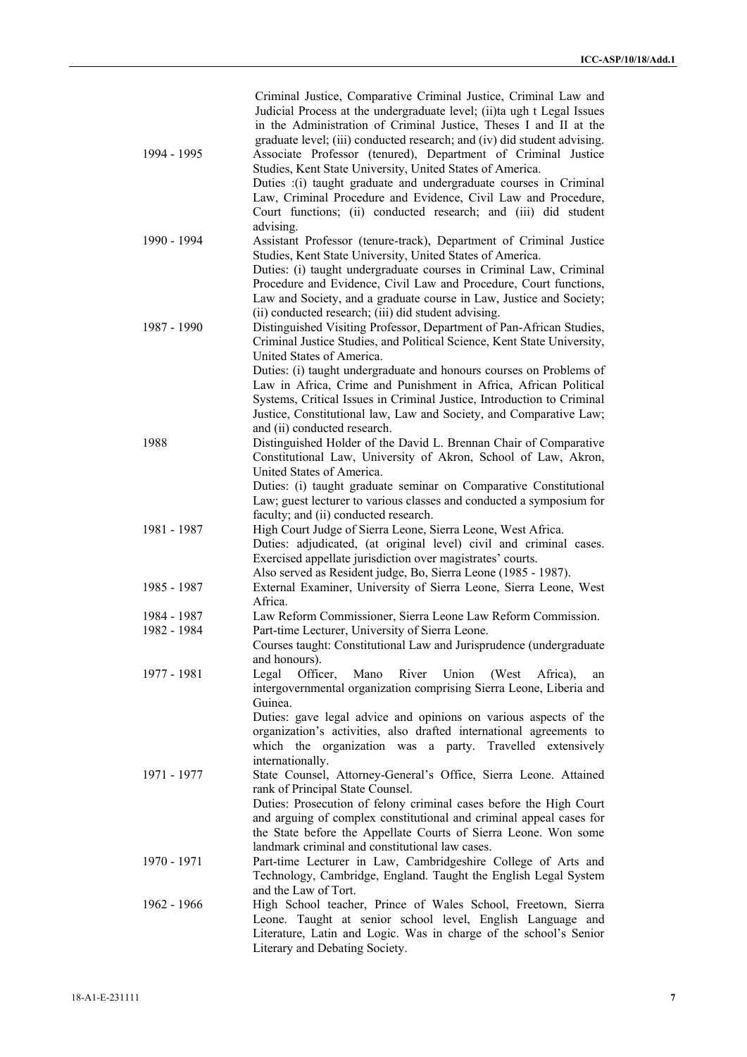| | |
|---|---|
| | Criminal Justice, Comparative Criminal Justice, Criminal Law and Judicial Process at the undergraduate level; (ii)ta ugh t Legal Issues in the Administration of Criminal Justice, Theses I and II at the graduate level; (iii) conducted research; and (iv) did student advising. |
| 1994 - 1995 | Associate Professor (tenured), Department of Criminal Justice Studies, Kent State University, United States of America. Duties :(i) taught graduate and undergraduate courses in Criminal Law, Criminal Procedure and Evidence, Civil Law and Procedure, Court functions; (ii) conducted research; and (iii) did student advising. |
| 1990 - 1994 | Assistant Professor (tenure-track), Department of Criminal Justice Studies, Kent State University, United States of America. Duties: (i) taught undergraduate courses in Criminal Law, Criminal Procedure and Evidence, Civil Law and Procedure, Court functions, Law and Society, and a graduate course in Law, Justice and Society; (ii) conducted research; (iii) did student advising. |
| 1987 - 1990 | Distinguished Visiting Professor, Department of Pan-African Studies, Criminal Justice Studies, and Political Science, Kent State University, United States of America. Duties: (i) taught undergraduate and honours courses on Problems of Law in Africa, Crime and Punishment in Africa, African Political Systems, Critical Issues in Criminal Justice, Introduction to Criminal Justice, Constitutional law, Law and Society, and Comparative Law; and (ii) conducted research. |
| 1988 | Distinguished Holder of the David L. Brennan Chair of Comparative Constitutional Law, University of Akron, School of Law, Akron, United States of America. Duties: (i) taught graduate seminar on Comparative Constitutional Law; guest lecturer to various classes and conducted a symposium for faculty; and (ii) conducted research. |
| 1981 - 1987 | High Court Judge of Sierra Leone, Sierra Leone, West Africa. Duties: adjudicated, (at original level) civil and criminal cases. Exercised appellate jurisdiction over magistrates' courts. Also served as Resident judge, Bo, Sierra Leone (1985 - 1987). |
| 1985 - 1987 | External Examiner, University of Sierra Leone, Sierra Leone, West Africa. |
| 1984 - 1987 | Law Reform Commissioner, Sierra Leone Law Reform Commission. |
| 1982 - 1984 | Part-time Lecturer, University of Sierra Leone. Courses taught: Constitutional Law and Jurisprudence (undergraduate and honours). |
| 1977 - 1981 | Legal Officer, Mano River Union (West Africa), an intergovernmental organization comprising Sierra Leone, Liberia and Guinea. Duties: gave legal advice and opinions on various aspects of the organization's activities, also drafted international agreements to which the organization was a party. Travelled extensively internationally. |
| 1971 - 1977 | State Counsel, Attorney-General's Office, Sierra Leone. Attained rank of Principal State Counsel. Duties: Prosecution of felony criminal cases before the High Court and arguing of complex constitutional and criminal appeal cases for the State before the Appellate Courts of Sierra Leone. Won some landmark criminal and constitutional law cases. |
| 1970 - 1971 | Part-time Lecturer in Law, Cambridgeshire College of Arts and Technology, Cambridge, England. Taught the English Legal System and the Law of Tort. |
| 1962 - 1966 | High School teacher, Prince of Wales School, Freetown, Sierra Leone. Taught at senior school level, English Language and Literature, Latin and Logic. Was in charge of the school's Senior Literary and Debating Society. |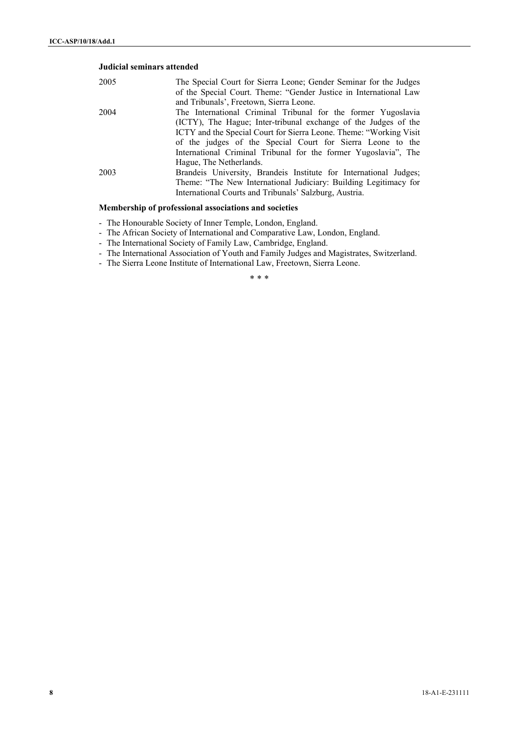**Judicial seminars attended**

| | |
|---|---|
| 2005 | The Special Court for Sierra Leone; Gender Seminar for the Judges of the Special Court. Theme: "Gender Justice in International Law and Tribunals', Freetown, Sierra Leone. |
| 2004 | The International Criminal Tribunal for the former Yugoslavia (ICTY), The Hague; Inter-tribunal exchange of the Judges of the ICTY and the Special Court for Sierra Leone. Theme: "Working Visit of the judges of the Special Court for Sierra Leone to the International Criminal Tribunal for the former Yugoslavia", The Hague, The Netherlands. |
| 2003 | Brandeis University, Brandeis Institute for International Judges; Theme: "The New International Judiciary: Building Legitimacy for International Courts and Tribunals' Salzburg, Austria. |

**Membership of professional associations and societies**

- The Honourable Society of Inner Temple, London, England.
- The African Society of International and Comparative Law, London, England.
- The International Society of Family Law, Cambridge, England.
- The International Association of Youth and Family Judges and Magistrates, Switzerland.
- The Sierra Leone Institute of International Law, Freetown, Sierra Leone.

\* \* \*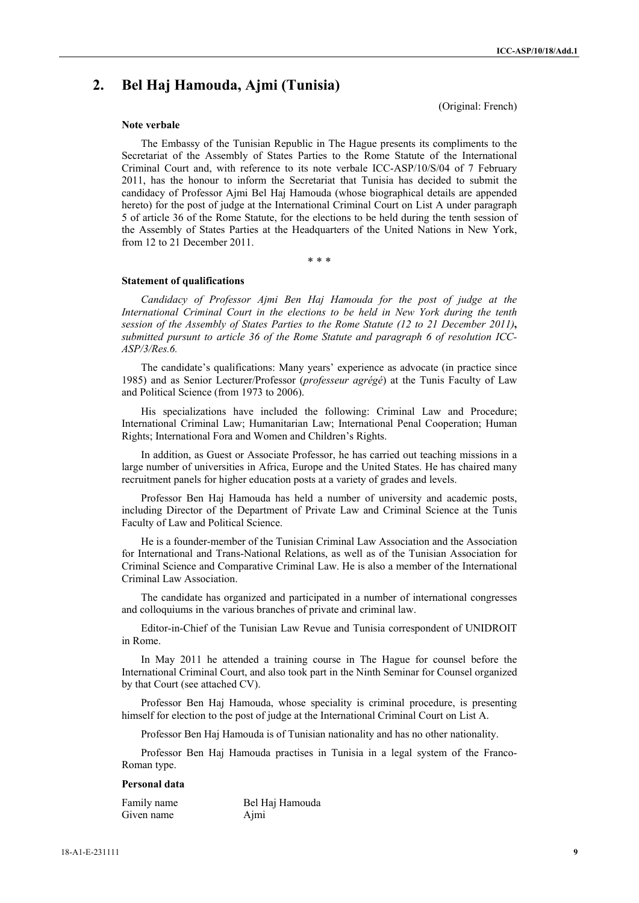## 2. Bel Haj Hamouda, Ajmi (Tunisia)

(Original: French)

### Note verbale

The Embassy of the Tunisian Republic in The Hague presents its compliments to the Secretariat of the Assembly of States Parties to the Rome Statute of the International Criminal Court and, with reference to its note verbale ICC-ASP/10/S/04 of 7 February 2011, has the honour to inform the Secretariat that Tunisia has decided to submit the candidacy of Professor Ajmi Bel Haj Hamouda (whose biographical details are appended hereto) for the post of judge at the International Criminal Court on List A under paragraph 5 of article 36 of the Rome Statute, for the elections to be held during the tenth session of the Assembly of States Parties at the Headquarters of the United Nations in New York, from 12 to 21 December 2011.

\* \* \*

### Statement of qualifications

*Candidacy of Professor Ajmi Ben Haj Hamouda for the post of judge at the International Criminal Court in the elections to be held in New York during the tenth session of the Assembly of States Parties to the Rome Statute (12 to 21 December 2011)***,** *submitted pursuant to article 36 of the Rome Statute and paragraph 6 of resolution ICC-ASP/3/Res.6.*

The candidate's qualifications: Many years' experience as advocate (in practice since 1985) and as Senior Lecturer/Professor (*professeur agrégé*) at the Tunis Faculty of Law and Political Science (from 1973 to 2006).

His specializations have included the following: Criminal Law and Procedure; International Criminal Law; Humanitarian Law; International Penal Cooperation; Human Rights; International Fora and Women and Children's Rights.

In addition, as Guest or Associate Professor, he has carried out teaching missions in a large number of universities in Africa, Europe and the United States. He has chaired many recruitment panels for higher education posts at a variety of grades and levels.

Professor Ben Haj Hamouda has held a number of university and academic posts, including Director of the Department of Private Law and Criminal Science at the Tunis Faculty of Law and Political Science.

He is a founder-member of the Tunisian Criminal Law Association and the Association for International and Trans-National Relations, as well as of the Tunisian Association for Criminal Science and Comparative Criminal Law. He is also a member of the International Criminal Law Association.

The candidate has organized and participated in a number of international congresses and colloquiums in the various branches of private and criminal law.

Editor-in-Chief of the Tunisian Law Revue and Tunisia correspondent of UNIDROIT in Rome.

In May 2011 he attended a training course in The Hague for counsel before the International Criminal Court, and also took part in the Ninth Seminar for Counsel organized by that Court (see attached CV).

Professor Ben Haj Hamouda, whose speciality is criminal procedure, is presenting himself for election to the post of judge at the International Criminal Court on List A.

Professor Ben Haj Hamouda is of Tunisian nationality and has no other nationality.

Professor Ben Haj Hamouda practises in Tunisia in a legal system of the Franco-Roman type.

### Personal data

| | |
|---|---|
| Family name | Bel Haj Hamouda |
| Given name | Ajmi |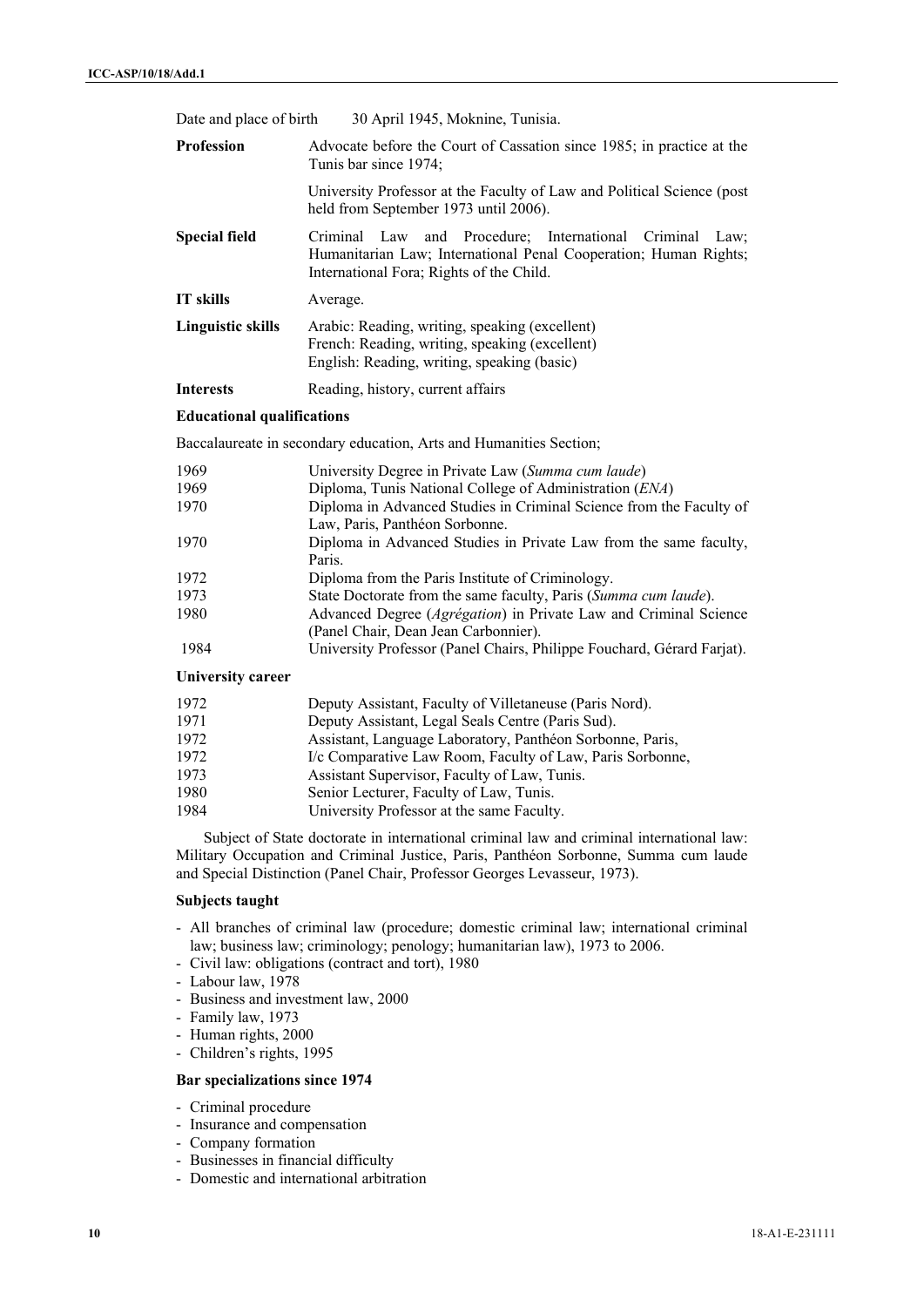| | |
|---|---|
| Date and place of birth | 30 April 1945, Moknine, Tunisia. |
| **Profession** | Advocate before the Court of Cassation since 1985; in practice at the Tunis bar since 1974; |
| | University Professor at the Faculty of Law and Political Science (post held from September 1973 until 2006). |
| **Special field** | Criminal Law and Procedure; International Criminal Law; Humanitarian Law; International Penal Cooperation; Human Rights; International Fora; Rights of the Child. |
| **IT skills** | Average. |
| **Linguistic skills** | Arabic: Reading, writing, speaking (excellent)<br>French: Reading, writing, speaking (excellent)<br>English: Reading, writing, speaking (basic) |
| **Interests** | Reading, history, current affairs |

**Educational qualifications**

Baccalaureate in secondary education, Arts and Humanities Section;

| | |
|---|---|
| 1969 | University Degree in Private Law (*Summa cum laude*) |
| 1969 | Diploma, Tunis National College of Administration (*ENA*) |
| 1970 | Diploma in Advanced Studies in Criminal Science from the Faculty of Law, Paris, Panthéon Sorbonne. |
| 1970 | Diploma in Advanced Studies in Private Law from the same faculty, Paris. |
| 1972 | Diploma from the Paris Institute of Criminology. |
| 1973 | State Doctorate from the same faculty, Paris (*Summa cum laude*). |
| 1980 | Advanced Degree (*Agrégation*) in Private Law and Criminal Science (Panel Chair, Dean Jean Carbonnier). |
| 1984 | University Professor (Panel Chairs, Philippe Fouchard, Gérard Farjat). |

**University career**

| | |
|---|---|
| 1972 | Deputy Assistant, Faculty of Villetaneuse (Paris Nord). |
| 1971 | Deputy Assistant, Legal Seals Centre (Paris Sud). |
| 1972 | Assistant, Language Laboratory, Panthéon Sorbonne, Paris, |
| 1972 | I/c Comparative Law Room, Faculty of Law, Paris Sorbonne, |
| 1973 | Assistant Supervisor, Faculty of Law, Tunis. |
| 1980 | Senior Lecturer, Faculty of Law, Tunis. |
| 1984 | University Professor at the same Faculty. |

Subject of State doctorate in international criminal law and criminal international law: Military Occupation and Criminal Justice, Paris, Panthéon Sorbonne, Summa cum laude and Special Distinction (Panel Chair, Professor Georges Levasseur, 1973).

**Subjects taught**

- All branches of criminal law (procedure; domestic criminal law; international criminal law; business law; criminology; penology; humanitarian law), 1973 to 2006.
- Civil law: obligations (contract and tort), 1980
- Labour law, 1978
- Business and investment law, 2000
- Family law, 1973
- Human rights, 2000
- Children's rights, 1995

**Bar specializations since 1974**

- Criminal procedure
- Insurance and compensation
- Company formation
- Businesses in financial difficulty
- Domestic and international arbitration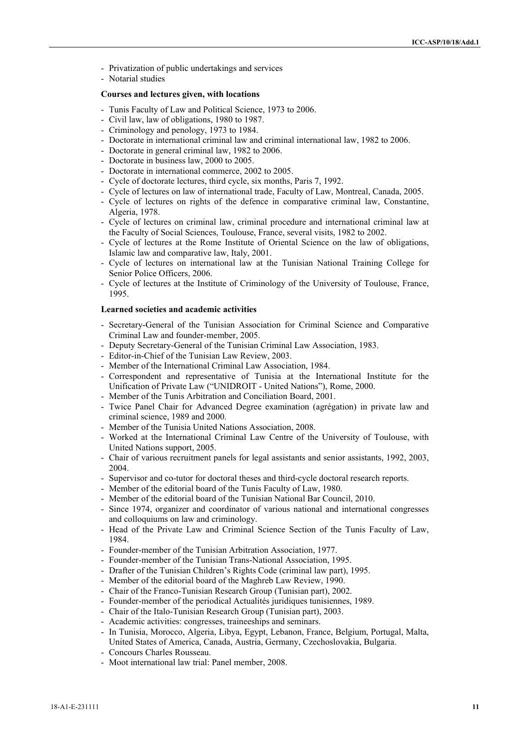- Privatization of public undertakings and services
- Notarial studies

**Courses and lectures given, with locations**

- Tunis Faculty of Law and Political Science, 1973 to 2006.
- Civil law, law of obligations, 1980 to 1987.
- Criminology and penology, 1973 to 1984.
- Doctorate in international criminal law and criminal international law, 1982 to 2006.
- Doctorate in general criminal law, 1982 to 2006.
- Doctorate in business law, 2000 to 2005.
- Doctorate in international commerce, 2002 to 2005.
- Cycle of doctorate lectures, third cycle, six months, Paris 7, 1992.
- Cycle of lectures on law of international trade, Faculty of Law, Montreal, Canada, 2005.
- Cycle of lectures on rights of the defence in comparative criminal law, Constantine, Algeria, 1978.
- Cycle of lectures on criminal law, criminal procedure and international criminal law at the Faculty of Social Sciences, Toulouse, France, several visits, 1982 to 2002.
- Cycle of lectures at the Rome Institute of Oriental Science on the law of obligations, Islamic law and comparative law, Italy, 2001.
- Cycle of lectures on international law at the Tunisian National Training College for Senior Police Officers, 2006.
- Cycle of lectures at the Institute of Criminology of the University of Toulouse, France, 1995.

**Learned societies and academic activities**

- Secretary-General of the Tunisian Association for Criminal Science and Comparative Criminal Law and founder-member, 2005.
- Deputy Secretary-General of the Tunisian Criminal Law Association, 1983.
- Editor-in-Chief of the Tunisian Law Review, 2003.
- Member of the International Criminal Law Association, 1984.
- Correspondent and representative of Tunisia at the International Institute for the Unification of Private Law ("UNIDROIT - United Nations"), Rome, 2000.
- Member of the Tunis Arbitration and Conciliation Board, 2001.
- Twice Panel Chair for Advanced Degree examination (agrégation) in private law and criminal science, 1989 and 2000.
- Member of the Tunisia United Nations Association, 2008.
- Worked at the International Criminal Law Centre of the University of Toulouse, with United Nations support, 2005.
- Chair of various recruitment panels for legal assistants and senior assistants, 1992, 2003, 2004.
- Supervisor and co-tutor for doctoral theses and third-cycle doctoral research reports.
- Member of the editorial board of the Tunis Faculty of Law, 1980.
- Member of the editorial board of the Tunisian National Bar Council, 2010.
- Since 1974, organizer and coordinator of various national and international congresses and colloquiums on law and criminology.
- Head of the Private Law and Criminal Science Section of the Tunis Faculty of Law, 1984.
- Founder-member of the Tunisian Arbitration Association, 1977.
- Founder-member of the Tunisian Trans-National Association, 1995.
- Drafter of the Tunisian Children's Rights Code (criminal law part), 1995.
- Member of the editorial board of the Maghreb Law Review, 1990.
- Chair of the Franco-Tunisian Research Group (Tunisian part), 2002.
- Founder-member of the periodical Actualités juridiques tunisiennes, 1989.
- Chair of the Italo-Tunisian Research Group (Tunisian part), 2003.
- Academic activities: congresses, traineeships and seminars.
- In Tunisia, Morocco, Algeria, Libya, Egypt, Lebanon, France, Belgium, Portugal, Malta, United States of America, Canada, Austria, Germany, Czechoslovakia, Bulgaria.
- Concours Charles Rousseau.
- Moot international law trial: Panel member, 2008.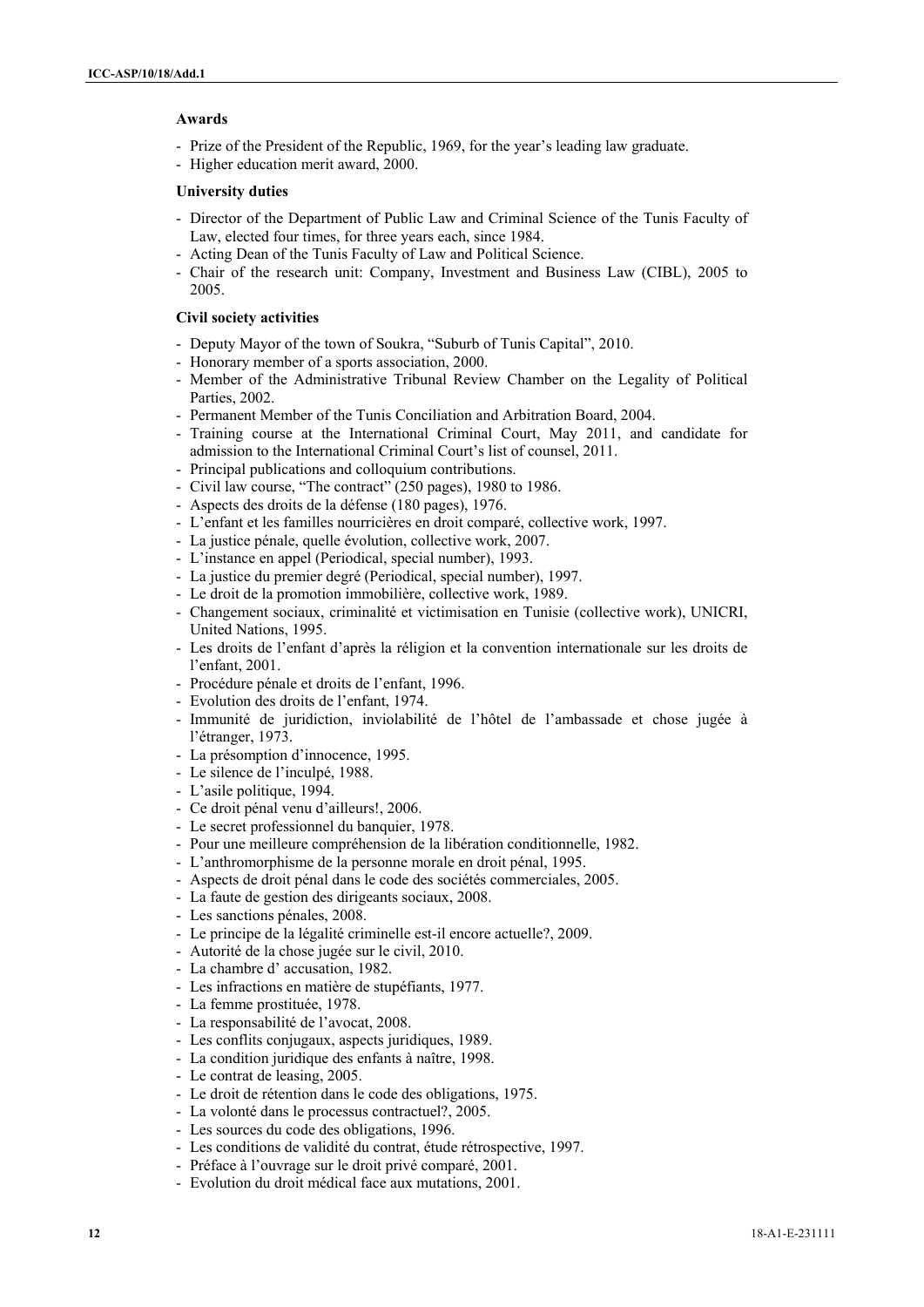**Awards**

- Prize of the President of the Republic, 1969, for the year's leading law graduate.
- Higher education merit award, 2000.

**University duties**

- Director of the Department of Public Law and Criminal Science of the Tunis Faculty of Law, elected four times, for three years each, since 1984.
- Acting Dean of the Tunis Faculty of Law and Political Science.
- Chair of the research unit: Company, Investment and Business Law (CIBL), 2005 to 2005.

**Civil society activities**

- Deputy Mayor of the town of Soukra, "Suburb of Tunis Capital", 2010.
- Honorary member of a sports association, 2000.
- Member of the Administrative Tribunal Review Chamber on the Legality of Political Parties, 2002.
- Permanent Member of the Tunis Conciliation and Arbitration Board, 2004.
- Training course at the International Criminal Court, May 2011, and candidate for admission to the International Criminal Court's list of counsel, 2011.
- Principal publications and colloquium contributions.
- Civil law course, "The contract" (250 pages), 1980 to 1986.
- Aspects des droits de la défense (180 pages), 1976.
- L'enfant et les familles nourricières en droit comparé, collective work, 1997.
- La justice pénale, quelle évolution, collective work, 2007.
- L'instance en appel (Periodical, special number), 1993.
- La justice du premier degré (Periodical, special number), 1997.
- Le droit de la promotion immobilière, collective work, 1989.
- Changement sociaux, criminalité et victimisation en Tunisie (collective work), UNICRI, United Nations, 1995.
- Les droits de l'enfant d'après la réligion et la convention internationale sur les droits de l'enfant, 2001.
- Procédure pénale et droits de l'enfant, 1996.
- Evolution des droits de l'enfant, 1974.
- Immunité de juridiction, inviolabilité de l'hôtel de l'ambassade et chose jugée à l'étranger, 1973.
- La présomption d'innocence, 1995.
- Le silence de l'inculpé, 1988.
- L'asile politique, 1994.
- Ce droit pénal venu d'ailleurs!, 2006.
- Le secret professionnel du banquier, 1978.
- Pour une meilleure compréhension de la libération conditionnelle, 1982.
- L'anthromorphisme de la personne morale en droit pénal, 1995.
- Aspects de droit pénal dans le code des sociétés commerciales, 2005.
- La faute de gestion des dirigeants sociaux, 2008.
- Les sanctions pénales, 2008.
- Le principe de la légalité criminelle est-il encore actuelle?, 2009.
- Autorité de la chose jugée sur le civil, 2010.
- La chambre d' accusation, 1982.
- Les infractions en matière de stupéfiants, 1977.
- La femme prostituée, 1978.
- La responsabilité de l'avocat, 2008.
- Les conflits conjugaux, aspects juridiques, 1989.
- La condition juridique des enfants à naître, 1998.
- Le contrat de leasing, 2005.
- Le droit de rétention dans le code des obligations, 1975.
- La volonté dans le processus contractuel?, 2005.
- Les sources du code des obligations, 1996.
- Les conditions de validité du contrat, étude rétrospective, 1997.
- Préface à l'ouvrage sur le droit privé comparé, 2001.
- Evolution du droit médical face aux mutations, 2001.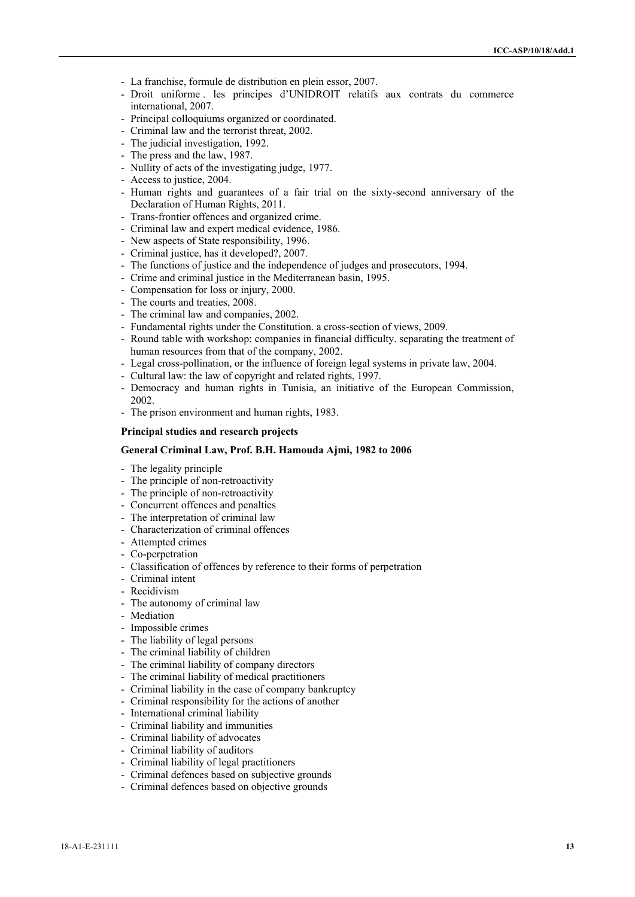- La franchise, formule de distribution en plein essor, 2007.
- Droit uniforme . les principes d'UNIDROIT relatifs aux contrats du commerce international, 2007.
- Principal colloquiums organized or coordinated.
- Criminal law and the terrorist threat, 2002.
- The judicial investigation, 1992.
- The press and the law, 1987.
- Nullity of acts of the investigating judge, 1977.
- Access to justice, 2004.
- Human rights and guarantees of a fair trial on the sixty-second anniversary of the Declaration of Human Rights, 2011.
- Trans-frontier offences and organized crime.
- Criminal law and expert medical evidence, 1986.
- New aspects of State responsibility, 1996.
- Criminal justice, has it developed?, 2007.
- The functions of justice and the independence of judges and prosecutors, 1994.
- Crime and criminal justice in the Mediterranean basin, 1995.
- Compensation for loss or injury, 2000.
- The courts and treaties, 2008.
- The criminal law and companies, 2002.
- Fundamental rights under the Constitution. a cross-section of views, 2009.
- Round table with workshop: companies in financial difficulty. separating the treatment of human resources from that of the company, 2002.
- Legal cross-pollination, or the influence of foreign legal systems in private law, 2004.
- Cultural law: the law of copyright and related rights, 1997.
- Democracy and human rights in Tunisia, an initiative of the European Commission, 2002.
- The prison environment and human rights, 1983.

**Principal studies and research projects**

**General Criminal Law, Prof. B.H. Hamouda Ajmi, 1982 to 2006**

- The legality principle
- The principle of non-retroactivity
- The principle of non-retroactivity
- Concurrent offences and penalties
- The interpretation of criminal law
- Characterization of criminal offences
- Attempted crimes
- Co-perpetration
- Classification of offences by reference to their forms of perpetration
- Criminal intent
- Recidivism
- The autonomy of criminal law
- Mediation
- Impossible crimes
- The liability of legal persons
- The criminal liability of children
- The criminal liability of company directors
- The criminal liability of medical practitioners
- Criminal liability in the case of company bankruptcy
- Criminal responsibility for the actions of another
- International criminal liability
- Criminal liability and immunities
- Criminal liability of advocates
- Criminal liability of auditors
- Criminal liability of legal practitioners
- Criminal defences based on subjective grounds
- Criminal defences based on objective grounds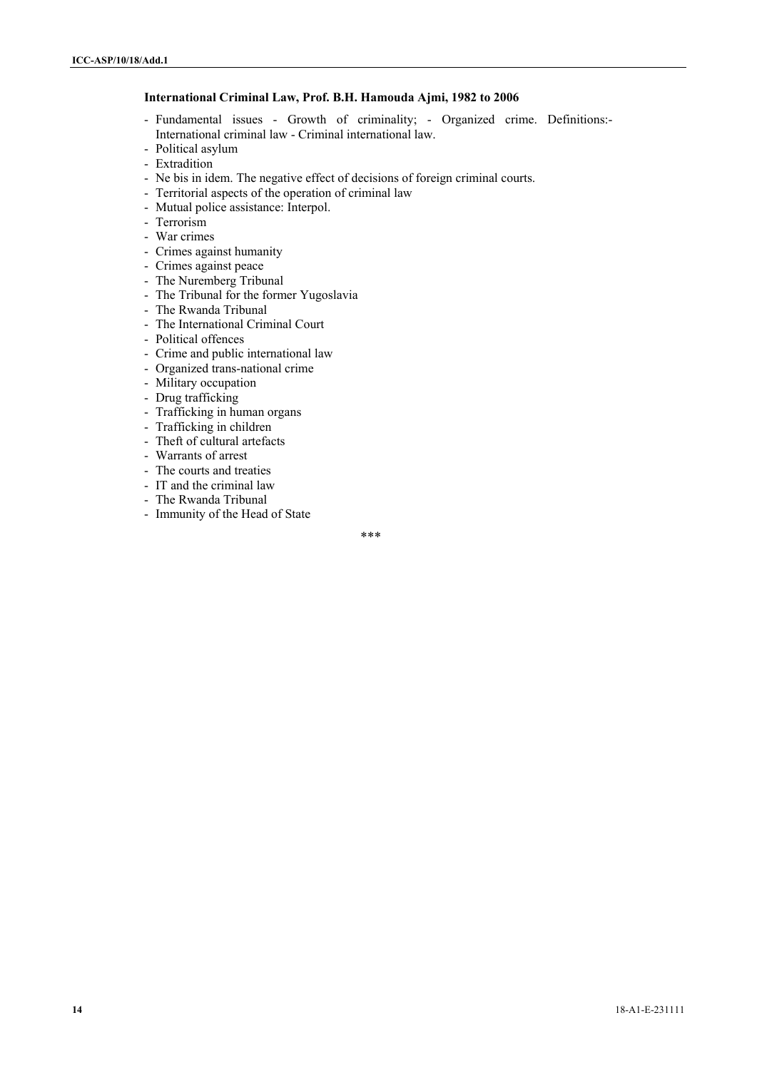**International Criminal Law, Prof. B.H. Hamouda Ajmi, 1982 to 2006**

- Fundamental issues - Growth of criminality; - Organized crime. Definitions:- International criminal law - Criminal international law.
- Political asylum
- Extradition
- Ne bis in idem. The negative effect of decisions of foreign criminal courts.
- Territorial aspects of the operation of criminal law
- Mutual police assistance: Interpol.
- Terrorism
- War crimes
- Crimes against humanity
- Crimes against peace
- The Nuremberg Tribunal
- The Tribunal for the former Yugoslavia
- The Rwanda Tribunal
- The International Criminal Court
- Political offences
- Crime and public international law
- Organized trans-national crime
- Military occupation
- Drug trafficking
- Trafficking in human organs
- Trafficking in children
- Theft of cultural artefacts
- Warrants of arrest
- The courts and treaties
- IT and the criminal law
- The Rwanda Tribunal
- Immunity of the Head of State

\*\*\*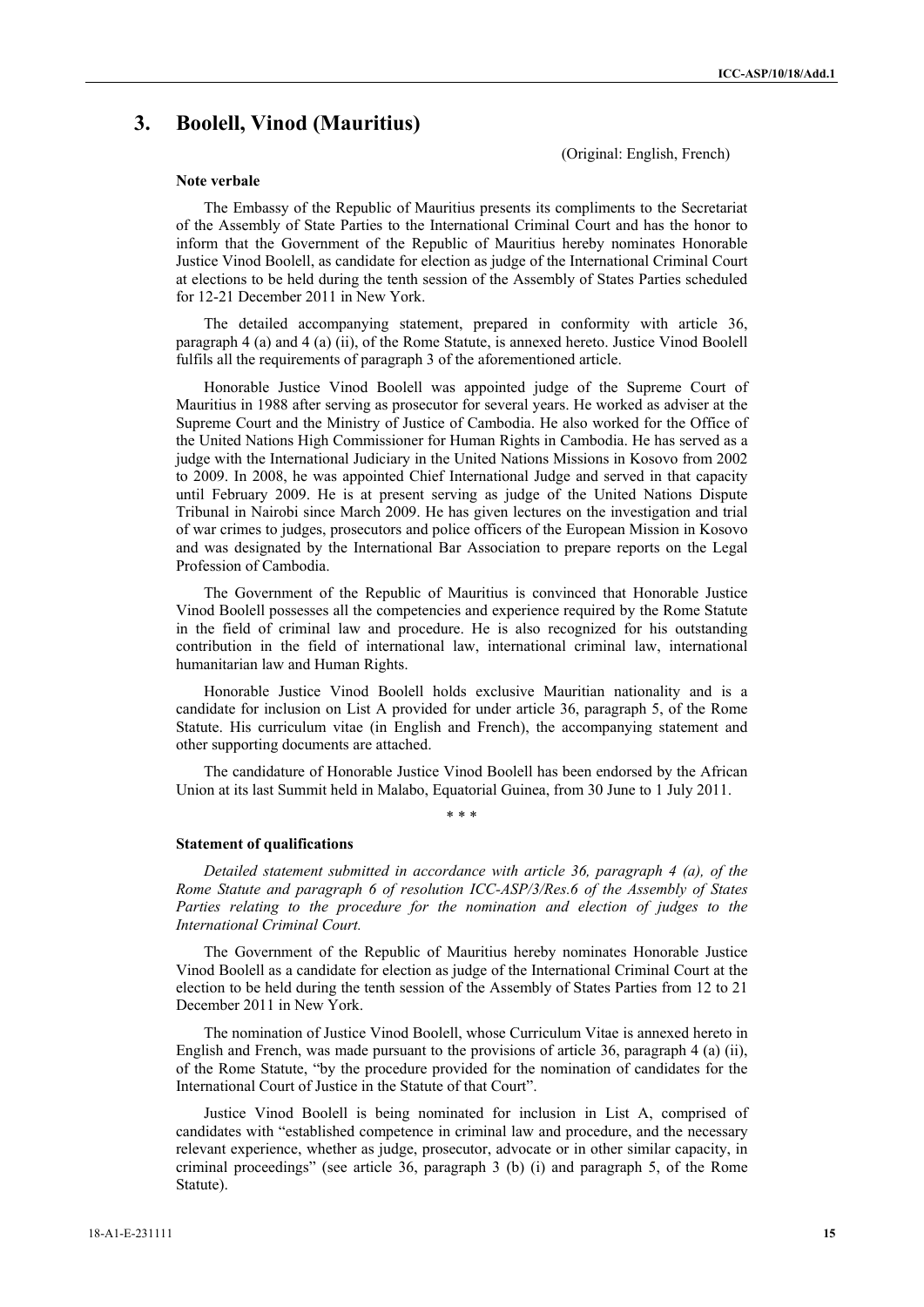## 3. Boolell, Vinod (Mauritius)

(Original: English, French)

**Note verbale**

The Embassy of the Republic of Mauritius presents its compliments to the Secretariat of the Assembly of State Parties to the International Criminal Court and has the honor to inform that the Government of the Republic of Mauritius hereby nominates Honorable Justice Vinod Boolell, as candidate for election as judge of the International Criminal Court at elections to be held during the tenth session of the Assembly of States Parties scheduled for 12-21 December 2011 in New York.

The detailed accompanying statement, prepared in conformity with article 36, paragraph 4 (a) and 4 (a) (ii), of the Rome Statute, is annexed hereto. Justice Vinod Boolell fulfils all the requirements of paragraph 3 of the aforementioned article.

Honorable Justice Vinod Boolell was appointed judge of the Supreme Court of Mauritius in 1988 after serving as prosecutor for several years. He worked as adviser at the Supreme Court and the Ministry of Justice of Cambodia. He also worked for the Office of the United Nations High Commissioner for Human Rights in Cambodia. He has served as a judge with the International Judiciary in the United Nations Missions in Kosovo from 2002 to 2009. In 2008, he was appointed Chief International Judge and served in that capacity until February 2009. He is at present serving as judge of the United Nations Dispute Tribunal in Nairobi since March 2009. He has given lectures on the investigation and trial of war crimes to judges, prosecutors and police officers of the European Mission in Kosovo and was designated by the International Bar Association to prepare reports on the Legal Profession of Cambodia.

The Government of the Republic of Mauritius is convinced that Honorable Justice Vinod Boolell possesses all the competencies and experience required by the Rome Statute in the field of criminal law and procedure. He is also recognized for his outstanding contribution in the field of international law, international criminal law, international humanitarian law and Human Rights.

Honorable Justice Vinod Boolell holds exclusive Mauritian nationality and is a candidate for inclusion on List A provided for under article 36, paragraph 5, of the Rome Statute. His curriculum vitae (in English and French), the accompanying statement and other supporting documents are attached.

The candidature of Honorable Justice Vinod Boolell has been endorsed by the African Union at its last Summit held in Malabo, Equatorial Guinea, from 30 June to 1 July 2011.

\* \* \*

**Statement of qualifications**

*Detailed statement submitted in accordance with article 36, paragraph 4 (a), of the Rome Statute and paragraph 6 of resolution ICC-ASP/3/Res.6 of the Assembly of States Parties relating to the procedure for the nomination and election of judges to the International Criminal Court.*

The Government of the Republic of Mauritius hereby nominates Honorable Justice Vinod Boolell as a candidate for election as judge of the International Criminal Court at the election to be held during the tenth session of the Assembly of States Parties from 12 to 21 December 2011 in New York.

The nomination of Justice Vinod Boolell, whose Curriculum Vitae is annexed hereto in English and French, was made pursuant to the provisions of article 36, paragraph 4 (a) (ii), of the Rome Statute, "by the procedure provided for the nomination of candidates for the International Court of Justice in the Statute of that Court".

Justice Vinod Boolell is being nominated for inclusion in List A, comprised of candidates with "established competence in criminal law and procedure, and the necessary relevant experience, whether as judge, prosecutor, advocate or in other similar capacity, in criminal proceedings" (see article 36, paragraph 3 (b) (i) and paragraph 5, of the Rome Statute).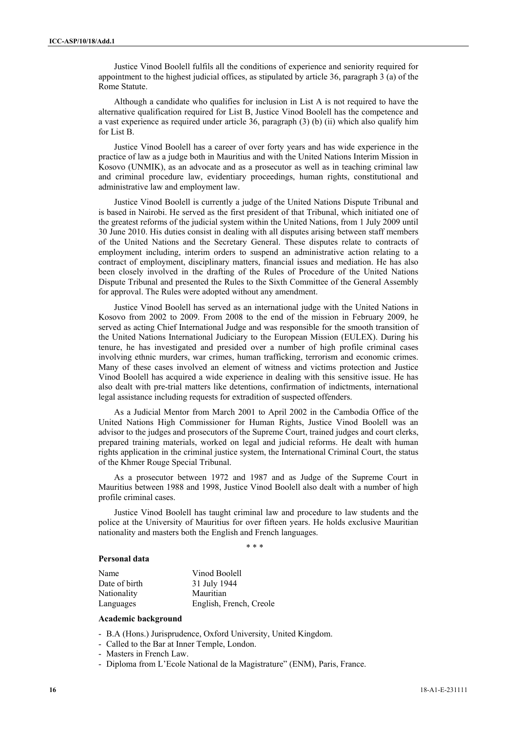Justice Vinod Boolell fulfils all the conditions of experience and seniority required for appointment to the highest judicial offices, as stipulated by article 36, paragraph 3 (a) of the Rome Statute.

Although a candidate who qualifies for inclusion in List A is not required to have the alternative qualification required for List B, Justice Vinod Boolell has the competence and a vast experience as required under article 36, paragraph (3) (b) (ii) which also qualify him for List B.

Justice Vinod Boolell has a career of over forty years and has wide experience in the practice of law as a judge both in Mauritius and with the United Nations Interim Mission in Kosovo (UNMIK), as an advocate and as a prosecutor as well as in teaching criminal law and criminal procedure law, evidentiary proceedings, human rights, constitutional and administrative law and employment law.

Justice Vinod Boolell is currently a judge of the United Nations Dispute Tribunal and is based in Nairobi. He served as the first president of that Tribunal, which initiated one of the greatest reforms of the judicial system within the United Nations, from 1 July 2009 until 30 June 2010. His duties consist in dealing with all disputes arising between staff members of the United Nations and the Secretary General. These disputes relate to contracts of employment including, interim orders to suspend an administrative action relating to a contract of employment, disciplinary matters, financial issues and mediation. He has also been closely involved in the drafting of the Rules of Procedure of the United Nations Dispute Tribunal and presented the Rules to the Sixth Committee of the General Assembly for approval. The Rules were adopted without any amendment.

Justice Vinod Boolell has served as an international judge with the United Nations in Kosovo from 2002 to 2009. From 2008 to the end of the mission in February 2009, he served as acting Chief International Judge and was responsible for the smooth transition of the United Nations International Judiciary to the European Mission (EULEX). During his tenure, he has investigated and presided over a number of high profile criminal cases involving ethnic murders, war crimes, human trafficking, terrorism and economic crimes. Many of these cases involved an element of witness and victims protection and Justice Vinod Boolell has acquired a wide experience in dealing with this sensitive issue. He has also dealt with pre-trial matters like detentions, confirmation of indictments, international legal assistance including requests for extradition of suspected offenders.

As a Judicial Mentor from March 2001 to April 2002 in the Cambodia Office of the United Nations High Commissioner for Human Rights, Justice Vinod Boolell was an advisor to the judges and prosecutors of the Supreme Court, trained judges and court clerks, prepared training materials, worked on legal and judicial reforms. He dealt with human rights application in the criminal justice system, the International Criminal Court, the status of the Khmer Rouge Special Tribunal.

As a prosecutor between 1972 and 1987 and as Judge of the Supreme Court in Mauritius between 1988 and 1998, Justice Vinod Boolell also dealt with a number of high profile criminal cases.

Justice Vinod Boolell has taught criminal law and procedure to law students and the police at the University of Mauritius for over fifteen years. He holds exclusive Mauritian nationality and masters both the English and French languages.

\* \* \*

**Personal data**

| | |
|---|---|
| Name | Vinod Boolell |
| Date of birth | 31 July 1944 |
| Nationality | Mauritian |
| Languages | English, French, Creole |

**Academic background**

- B.A (Hons.) Jurisprudence, Oxford University, United Kingdom.
- Called to the Bar at Inner Temple, London.
- Masters in French Law.
- Diploma from L'Ecole National de la Magistrature" (ENM), Paris, France.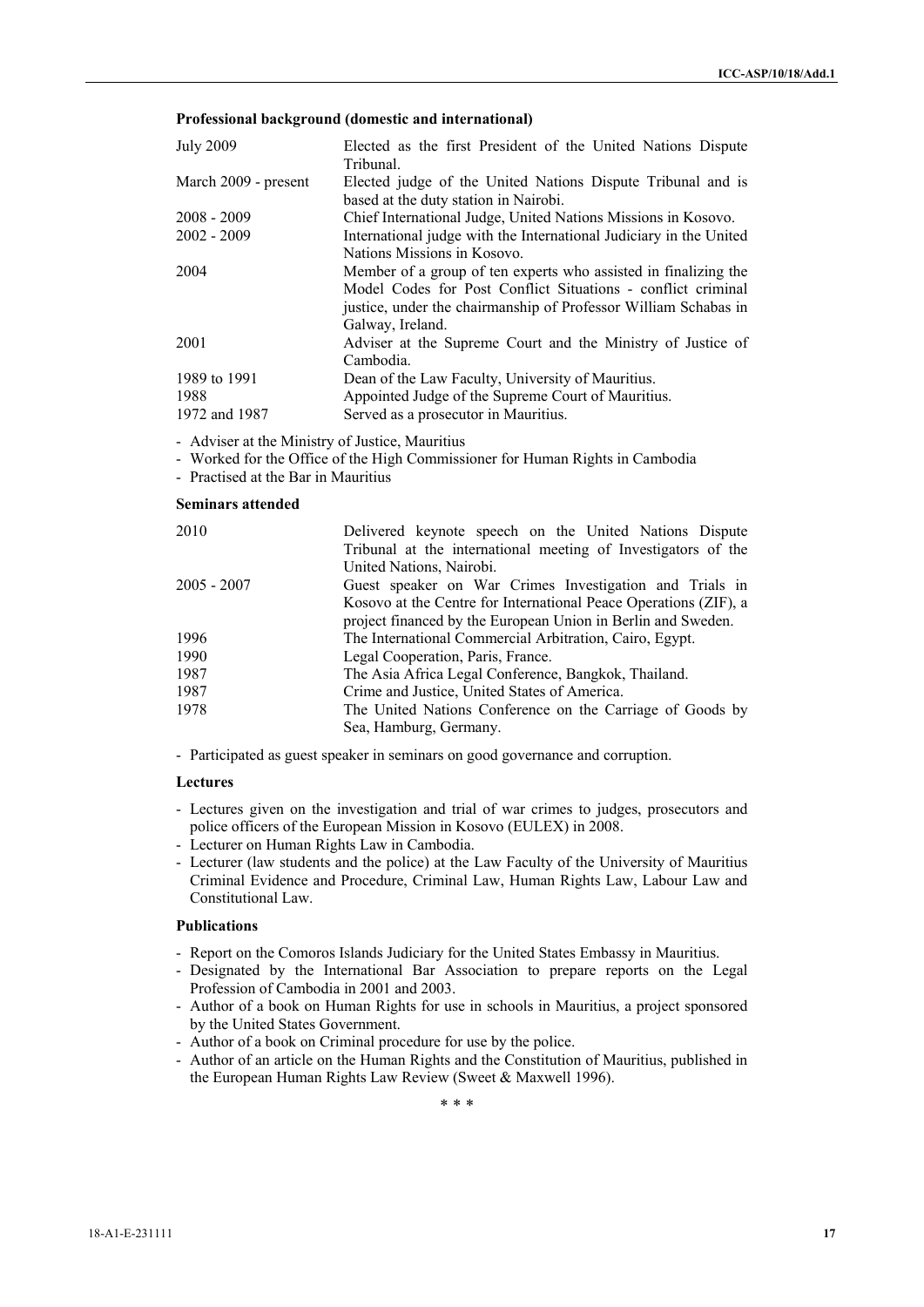**Professional background (domestic and international)**

| | |
|---|---|
| July 2009 | Elected as the first President of the United Nations Dispute Tribunal. |
| March 2009 - present | Elected judge of the United Nations Dispute Tribunal and is based at the duty station in Nairobi. |
| 2008 - 2009 | Chief International Judge, United Nations Missions in Kosovo. |
| 2002 - 2009 | International judge with the International Judiciary in the United Nations Missions in Kosovo. |
| 2004 | Member of a group of ten experts who assisted in finalizing the Model Codes for Post Conflict Situations - conflict criminal justice, under the chairmanship of Professor William Schabas in Galway, Ireland. |
| 2001 | Adviser at the Supreme Court and the Ministry of Justice of Cambodia. |
| 1989 to 1991 | Dean of the Law Faculty, University of Mauritius. |
| 1988 | Appointed Judge of the Supreme Court of Mauritius. |
| 1972 and 1987 | Served as a prosecutor in Mauritius. |

- Adviser at the Ministry of Justice, Mauritius
- Worked for the Office of the High Commissioner for Human Rights in Cambodia
- Practised at the Bar in Mauritius

**Seminars attended**

| | |
|---|---|
| 2010 | Delivered keynote speech on the United Nations Dispute Tribunal at the international meeting of Investigators of the United Nations, Nairobi. |
| 2005 - 2007 | Guest speaker on War Crimes Investigation and Trials in Kosovo at the Centre for International Peace Operations (ZIF), a project financed by the European Union in Berlin and Sweden. |
| 1996 | The International Commercial Arbitration, Cairo, Egypt. |
| 1990 | Legal Cooperation, Paris, France. |
| 1987 | The Asia Africa Legal Conference, Bangkok, Thailand. |
| 1987 | Crime and Justice, United States of America. |
| 1978 | The United Nations Conference on the Carriage of Goods by Sea, Hamburg, Germany. |

- Participated as guest speaker in seminars on good governance and corruption.

**Lectures**

- Lectures given on the investigation and trial of war crimes to judges, prosecutors and police officers of the European Mission in Kosovo (EULEX) in 2008.
- Lecturer on Human Rights Law in Cambodia.
- Lecturer (law students and the police) at the Law Faculty of the University of Mauritius Criminal Evidence and Procedure, Criminal Law, Human Rights Law, Labour Law and Constitutional Law.

**Publications**

- Report on the Comoros Islands Judiciary for the United States Embassy in Mauritius.
- Designated by the International Bar Association to prepare reports on the Legal Profession of Cambodia in 2001 and 2003.
- Author of a book on Human Rights for use in schools in Mauritius, a project sponsored by the United States Government.
- Author of a book on Criminal procedure for use by the police.
- Author of an article on the Human Rights and the Constitution of Mauritius, published in the European Human Rights Law Review (Sweet & Maxwell 1996).

\* \* \*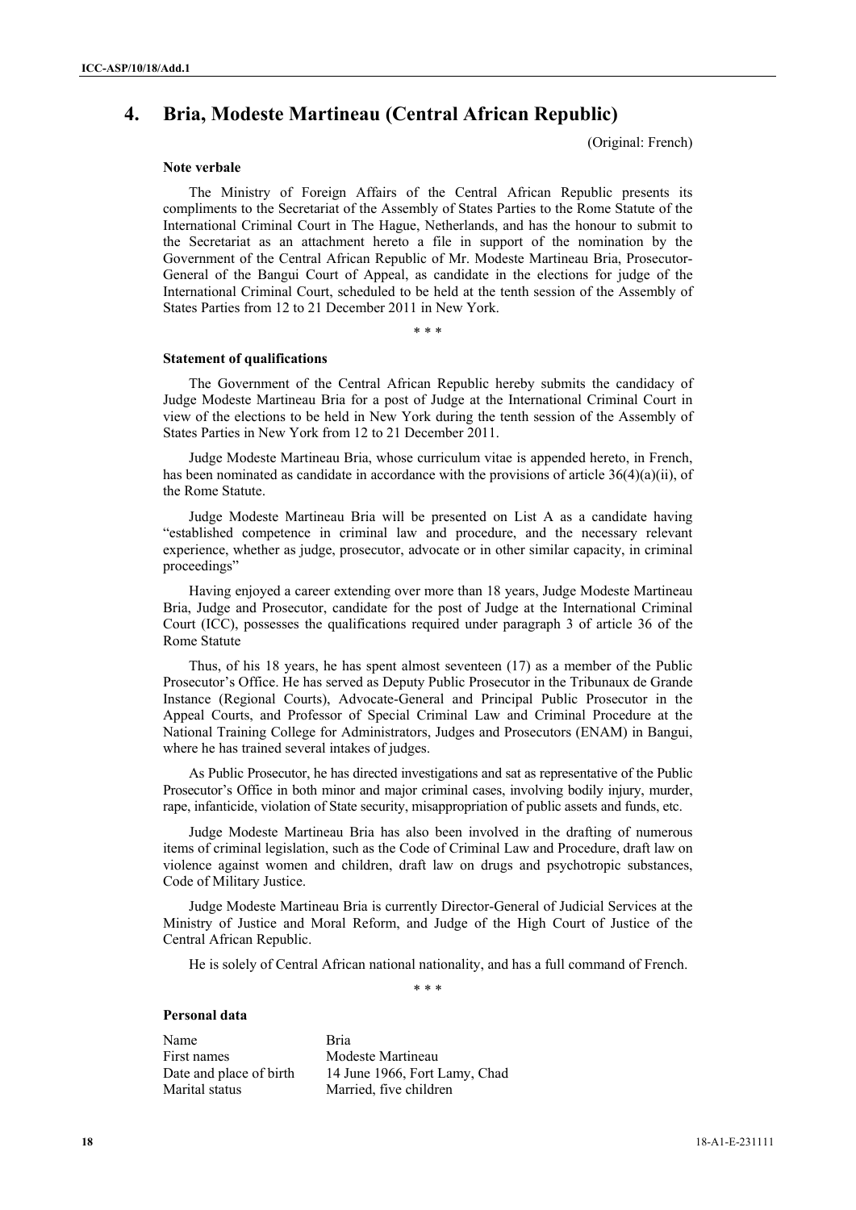## 4. Bria, Modeste Martineau (Central African Republic)

(Original: French)

### Note verbale

The Ministry of Foreign Affairs of the Central African Republic presents its compliments to the Secretariat of the Assembly of States Parties to the Rome Statute of the International Criminal Court in The Hague, Netherlands, and has the honour to submit to the Secretariat as an attachment hereto a file in support of the nomination by the Government of the Central African Republic of Mr. Modeste Martineau Bria, Prosecutor-General of the Bangui Court of Appeal, as candidate in the elections for judge of the International Criminal Court, scheduled to be held at the tenth session of the Assembly of States Parties from 12 to 21 December 2011 in New York.

\* \* \*

### Statement of qualifications

The Government of the Central African Republic hereby submits the candidacy of Judge Modeste Martineau Bria for a post of Judge at the International Criminal Court in view of the elections to be held in New York during the tenth session of the Assembly of States Parties in New York from 12 to 21 December 2011.

Judge Modeste Martineau Bria, whose curriculum vitae is appended hereto, in French, has been nominated as candidate in accordance with the provisions of article 36(4)(a)(ii), of the Rome Statute.

Judge Modeste Martineau Bria will be presented on List A as a candidate having "established competence in criminal law and procedure, and the necessary relevant experience, whether as judge, prosecutor, advocate or in other similar capacity, in criminal proceedings"

Having enjoyed a career extending over more than 18 years, Judge Modeste Martineau Bria, Judge and Prosecutor, candidate for the post of Judge at the International Criminal Court (ICC), possesses the qualifications required under paragraph 3 of article 36 of the Rome Statute

Thus, of his 18 years, he has spent almost seventeen (17) as a member of the Public Prosecutor's Office. He has served as Deputy Public Prosecutor in the Tribunaux de Grande Instance (Regional Courts), Advocate-General and Principal Public Prosecutor in the Appeal Courts, and Professor of Special Criminal Law and Criminal Procedure at the National Training College for Administrators, Judges and Prosecutors (ENAM) in Bangui, where he has trained several intakes of judges.

As Public Prosecutor, he has directed investigations and sat as representative of the Public Prosecutor's Office in both minor and major criminal cases, involving bodily injury, murder, rape, infanticide, violation of State security, misappropriation of public assets and funds, etc.

Judge Modeste Martineau Bria has also been involved in the drafting of numerous items of criminal legislation, such as the Code of Criminal Law and Procedure, draft law on violence against women and children, draft law on drugs and psychotropic substances, Code of Military Justice.

Judge Modeste Martineau Bria is currently Director-General of Judicial Services at the Ministry of Justice and Moral Reform, and Judge of the High Court of Justice of the Central African Republic.

He is solely of Central African national nationality, and has a full command of French.

\* \* \*

### Personal data

| | |
|---|---|
| Name | Bria |
| First names | Modeste Martineau |
| Date and place of birth | 14 June 1966, Fort Lamy, Chad |
| Marital status | Married, five children |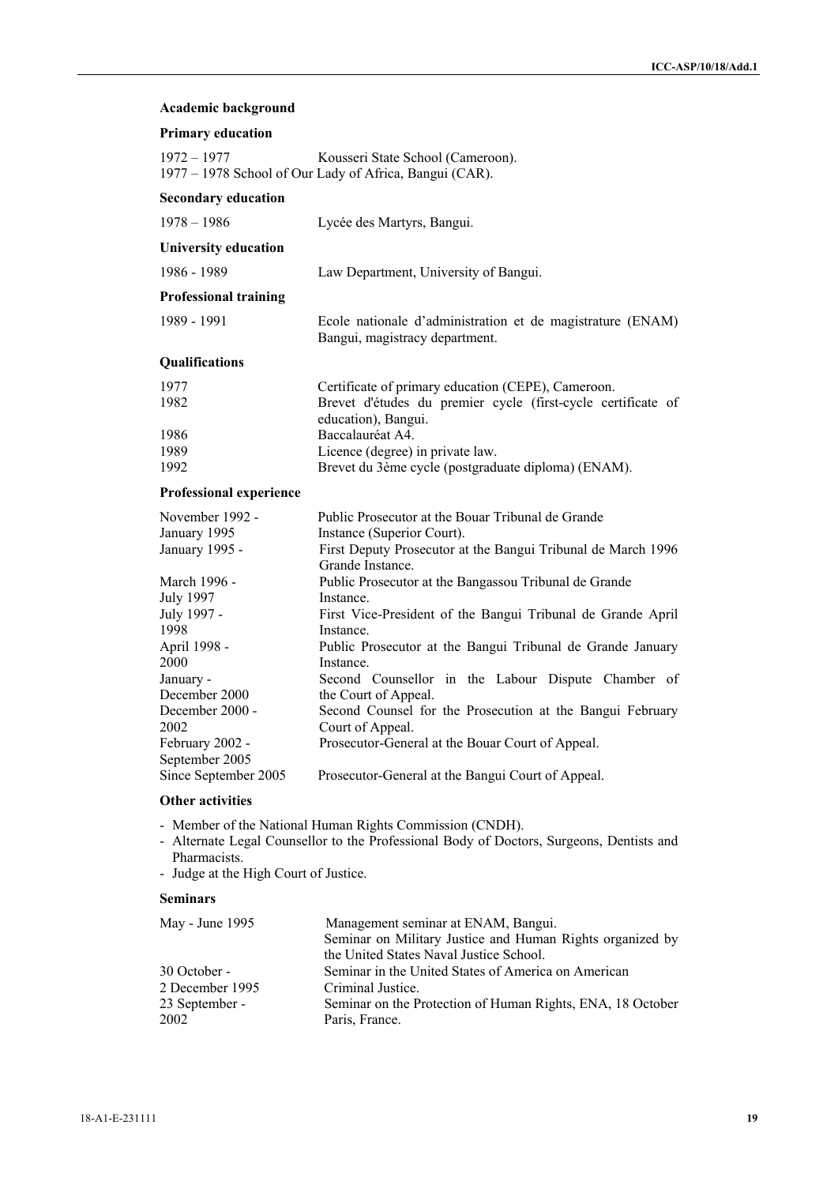### Academic background

#### Primary education

1972 – 1977 Kousseri State School (Cameroon).
1977 – 1978 School of Our Lady of Africa, Bangui (CAR).

#### Secondary education

| | |
|---|---|
| 1978 – 1986 | Lycée des Martyrs, Bangui. |

#### University education

| | |
|---|---|
| 1986 - 1989 | Law Department, University of Bangui. |

#### Professional training

| | |
|---|---|
| 1989 - 1991 | Ecole nationale d'administration et de magistrature (ENAM) Bangui, magistracy department. |

#### Qualifications

| | |
|---|---|
| 1977 | Certificate of primary education (CEPE), Cameroon. |
| 1982 | Brevet d'études du premier cycle (first-cycle certificate of education), Bangui. |
| 1986 | Baccalauréat A4. |
| 1989 | Licence (degree) in private law. |
| 1992 | Brevet du 3ème cycle (postgraduate diploma) (ENAM). |

#### Professional experience

| | |
|---|---|
| November 1992 - January 1995 | Public Prosecutor at the Bouar Tribunal de Grande Instance (Superior Court). |
| January 1995 - March 1996 | First Deputy Prosecutor at the Bangui Tribunal de Grande Instance. |
| March 1996 - July 1997 | Public Prosecutor at the Bangassou Tribunal de Grande Instance. |
| July 1997 - April 1998 | First Vice-President of the Bangui Tribunal de Grande Instance. |
| April 1998 - January 2000 | Public Prosecutor at the Bangui Tribunal de Grande Instance. |
| January - December 2000 | Second Counsellor in the Labour Dispute Chamber of the Court of Appeal. |
| December 2000 - February 2002 | Second Counsel for the Prosecution at the Bangui Court of Appeal. |
| February 2002 - September 2005 | Prosecutor-General at the Bouar Court of Appeal. |
| Since September 2005 | Prosecutor-General at the Bangui Court of Appeal. |

#### Other activities

- Member of the National Human Rights Commission (CNDH).
- Alternate Legal Counsellor to the Professional Body of Doctors, Surgeons, Dentists and Pharmacists.
- Judge at the High Court of Justice.

#### Seminars

| | |
|---|---|
| May - June 1995 | Management seminar at ENAM, Bangui. |
| | Seminar on Military Justice and Human Rights organized by the United States Naval Justice School. |
| 30 October - 2 December 1995 | Seminar in the United States of America on American Criminal Justice. |
| 23 September - 18 October 2002 | Seminar on the Protection of Human Rights, ENA, Paris, France. |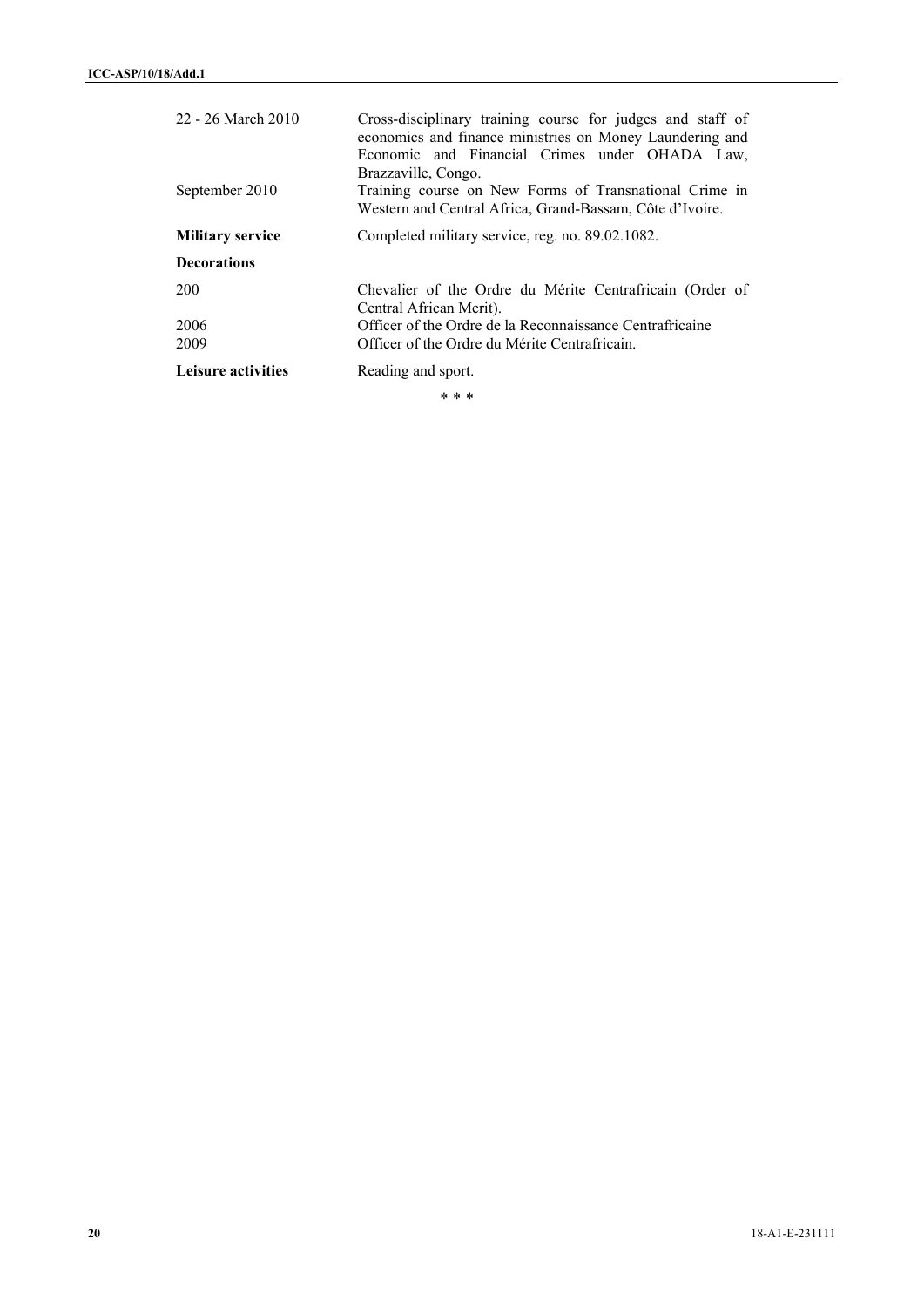| | |
|---|---|
| 22 - 26 March 2010 | Cross-disciplinary training course for judges and staff of economics and finance ministries on Money Laundering and Economic and Financial Crimes under OHADA Law, Brazzaville, Congo. |
| September 2010 | Training course on New Forms of Transnational Crime in Western and Central Africa, Grand-Bassam, Côte d'Ivoire. |
| **Military service** | Completed military service, reg. no. 89.02.1082. |
| **Decorations** | |
| 200 | Chevalier of the Ordre du Mérite Centrafricain (Order of Central African Merit). |
| 2006 | Officer of the Ordre de la Reconnaissance Centrafricaine |
| 2009 | Officer of the Ordre du Mérite Centrafricain. |
| **Leisure activities** | Reading and sport. |

\* \* \*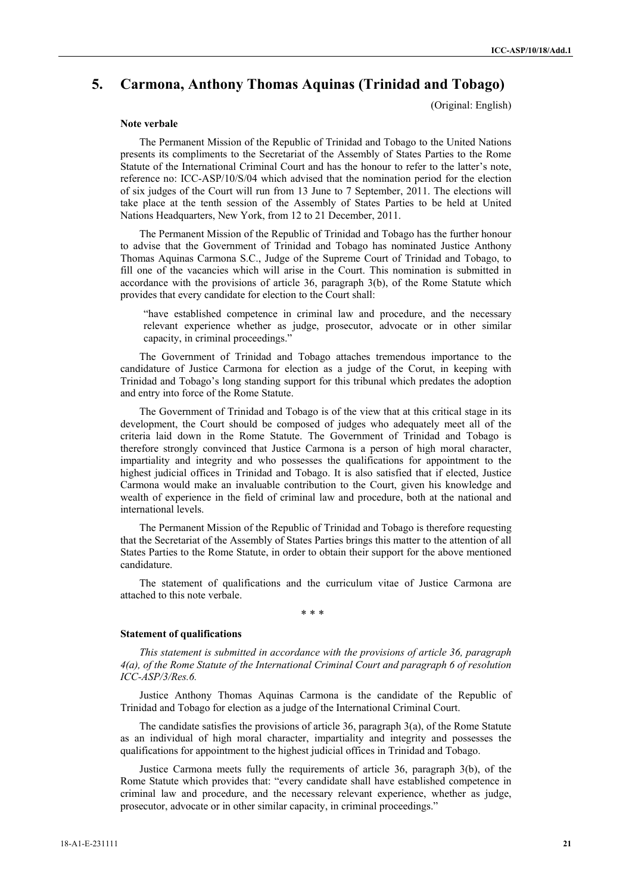## 5. Carmona, Anthony Thomas Aquinas (Trinidad and Tobago)

(Original: English)

### Note verbale

The Permanent Mission of the Republic of Trinidad and Tobago to the United Nations presents its compliments to the Secretariat of the Assembly of States Parties to the Rome Statute of the International Criminal Court and has the honour to refer to the latter's note, reference no: ICC-ASP/10/S/04 which advised that the nomination period for the election of six judges of the Court will run from 13 June to 7 September, 2011. The elections will take place at the tenth session of the Assembly of States Parties to be held at United Nations Headquarters, New York, from 12 to 21 December, 2011.

The Permanent Mission of the Republic of Trinidad and Tobago has the further honour to advise that the Government of Trinidad and Tobago has nominated Justice Anthony Thomas Aquinas Carmona S.C., Judge of the Supreme Court of Trinidad and Tobago, to fill one of the vacancies which will arise in the Court. This nomination is submitted in accordance with the provisions of article 36, paragraph 3(b), of the Rome Statute which provides that every candidate for election to the Court shall:

> "have established competence in criminal law and procedure, and the necessary relevant experience whether as judge, prosecutor, advocate or in other similar capacity, in criminal proceedings."

The Government of Trinidad and Tobago attaches tremendous importance to the candidature of Justice Carmona for election as a judge of the Corut, in keeping with Trinidad and Tobago's long standing support for this tribunal which predates the adoption and entry into force of the Rome Statute.

The Government of Trinidad and Tobago is of the view that at this critical stage in its development, the Court should be composed of judges who adequately meet all of the criteria laid down in the Rome Statute. The Government of Trinidad and Tobago is therefore strongly convinced that Justice Carmona is a person of high moral character, impartiality and integrity and who possesses the qualifications for appointment to the highest judicial offices in Trinidad and Tobago. It is also satisfied that if elected, Justice Carmona would make an invaluable contribution to the Court, given his knowledge and wealth of experience in the field of criminal law and procedure, both at the national and international levels.

The Permanent Mission of the Republic of Trinidad and Tobago is therefore requesting that the Secretariat of the Assembly of States Parties brings this matter to the attention of all States Parties to the Rome Statute, in order to obtain their support for the above mentioned candidature.

The statement of qualifications and the curriculum vitae of Justice Carmona are attached to this note verbale.

\* \* \*

### Statement of qualifications

*This statement is submitted in accordance with the provisions of article 36, paragraph 4(a), of the Rome Statute of the International Criminal Court and paragraph 6 of resolution ICC-ASP/3/Res.6.*

Justice Anthony Thomas Aquinas Carmona is the candidate of the Republic of Trinidad and Tobago for election as a judge of the International Criminal Court.

The candidate satisfies the provisions of article 36, paragraph 3(a), of the Rome Statute as an individual of high moral character, impartiality and integrity and possesses the qualifications for appointment to the highest judicial offices in Trinidad and Tobago.

Justice Carmona meets fully the requirements of article 36, paragraph 3(b), of the Rome Statute which provides that: "every candidate shall have established competence in criminal law and procedure, and the necessary relevant experience, whether as judge, prosecutor, advocate or in other similar capacity, in criminal proceedings."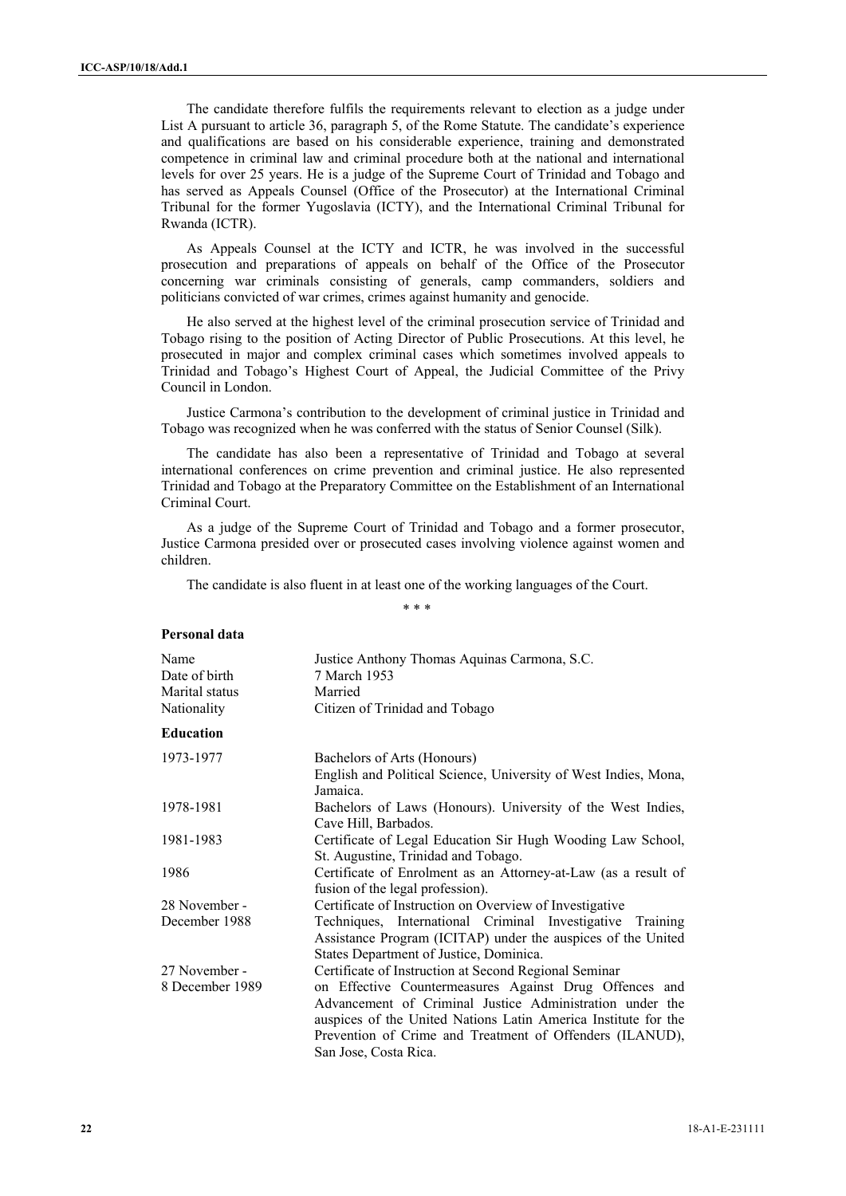The candidate therefore fulfils the requirements relevant to election as a judge under List A pursuant to article 36, paragraph 5, of the Rome Statute. The candidate's experience and qualifications are based on his considerable experience, training and demonstrated competence in criminal law and criminal procedure both at the national and international levels for over 25 years. He is a judge of the Supreme Court of Trinidad and Tobago and has served as Appeals Counsel (Office of the Prosecutor) at the International Criminal Tribunal for the former Yugoslavia (ICTY), and the International Criminal Tribunal for Rwanda (ICTR).

As Appeals Counsel at the ICTY and ICTR, he was involved in the successful prosecution and preparations of appeals on behalf of the Office of the Prosecutor concerning war criminals consisting of generals, camp commanders, soldiers and politicians convicted of war crimes, crimes against humanity and genocide.

He also served at the highest level of the criminal prosecution service of Trinidad and Tobago rising to the position of Acting Director of Public Prosecutions. At this level, he prosecuted in major and complex criminal cases which sometimes involved appeals to Trinidad and Tobago's Highest Court of Appeal, the Judicial Committee of the Privy Council in London.

Justice Carmona's contribution to the development of criminal justice in Trinidad and Tobago was recognized when he was conferred with the status of Senior Counsel (Silk).

The candidate has also been a representative of Trinidad and Tobago at several international conferences on crime prevention and criminal justice. He also represented Trinidad and Tobago at the Preparatory Committee on the Establishment of an International Criminal Court.

As a judge of the Supreme Court of Trinidad and Tobago and a former prosecutor, Justice Carmona presided over or prosecuted cases involving violence against women and children.

The candidate is also fluent in at least one of the working languages of the Court.

\* \* \*

**Personal data**

| | |
|---|---|
| Name | Justice Anthony Thomas Aquinas Carmona, S.C. |
| Date of birth | 7 March 1953 |
| Marital status | Married |
| Nationality | Citizen of Trinidad and Tobago |

**Education**

| | |
|---|---|
| 1973-1977 | Bachelors of Arts (Honours) English and Political Science, University of West Indies, Mona, Jamaica. |
| 1978-1981 | Bachelors of Laws (Honours). University of the West Indies, Cave Hill, Barbados. |
| 1981-1983 | Certificate of Legal Education Sir Hugh Wooding Law School, St. Augustine, Trinidad and Tobago. |
| 1986 | Certificate of Enrolment as an Attorney-at-Law (as a result of fusion of the legal profession). |
| 28 November - December 1988 | Certificate of Instruction on Overview of Investigative Techniques, International Criminal Investigative Training Assistance Program (ICITAP) under the auspices of the United States Department of Justice, Dominica. |
| 27 November - 8 December 1989 | Certificate of Instruction at Second Regional Seminar on Effective Countermeasures Against Drug Offences and Advancement of Criminal Justice Administration under the auspices of the United Nations Latin America Institute for the Prevention of Crime and Treatment of Offenders (ILANUD), San Jose, Costa Rica. |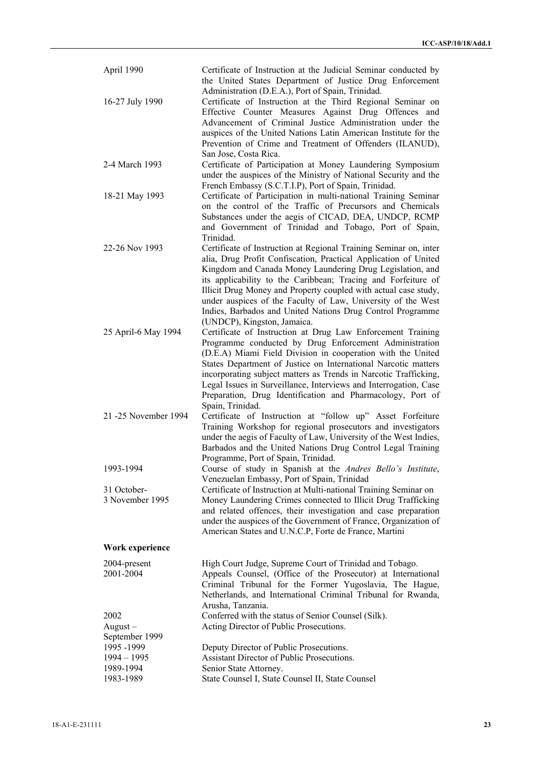| | |
|---|---|
| April 1990 | Certificate of Instruction at the Judicial Seminar conducted by the United States Department of Justice Drug Enforcement Administration (D.E.A.), Port of Spain, Trinidad. |
| 16-27 July 1990 | Certificate of Instruction at the Third Regional Seminar on Effective Counter Measures Against Drug Offences and Advancement of Criminal Justice Administration under the auspices of the United Nations Latin American Institute for the Prevention of Crime and Treatment of Offenders (ILANUD), San Jose, Costa Rica. |
| 2-4 March 1993 | Certificate of Participation at Money Laundering Symposium under the auspices of the Ministry of National Security and the French Embassy (S.C.T.I.P), Port of Spain, Trinidad. |
| 18-21 May 1993 | Certificate of Participation in multi-national Training Seminar on the control of the Traffic of Precursors and Chemicals Substances under the aegis of CICAD, DEA, UNDCP, RCMP and Government of Trinidad and Tobago, Port of Spain, Trinidad. |
| 22-26 Nov 1993 | Certificate of Instruction at Regional Training Seminar on, inter alia, Drug Profit Confiscation, Practical Application of United Kingdom and Canada Money Laundering Drug Legislation, and its applicability to the Caribbean; Tracing and Forfeiture of Illicit Drug Money and Property coupled with actual case study, under auspices of the Faculty of Law, University of the West Indies, Barbados and United Nations Drug Control Programme (UNDCP), Kingston, Jamaica. |
| 25 April-6 May 1994 | Certificate of Instruction at Drug Law Enforcement Training Programme conducted by Drug Enforcement Administration (D.E.A) Miami Field Division in cooperation with the United States Department of Justice on International Narcotic matters incorporating subject matters as Trends in Narcotic Trafficking, Legal Issues in Surveillance, Interviews and Interrogation, Case Preparation, Drug Identification and Pharmacology, Port of Spain, Trinidad. |
| 21 -25 November 1994 | Certificate of Instruction at "follow up" Asset Forfeiture Training Workshop for regional prosecutors and investigators under the aegis of Faculty of Law, University of the West Indies, Barbados and the United Nations Drug Control Legal Training Programme, Port of Spain, Trinidad. |
| 1993-1994 | Course of study in Spanish at the *Andres Bello's Institute*, Venezuelan Embassy, Port of Spain, Trinidad |
| 31 October-3 November 1995 | Certificate of Instruction at Multi-national Training Seminar on Money Laundering Crimes connected to Illicit Drug Trafficking and related offences, their investigation and case preparation under the auspices of the Government of France, Organization of American States and U.N.C.P, Forte de France, Martini |

**Work experience**

| | |
|---|---|
| 2004-present | High Court Judge, Supreme Court of Trinidad and Tobago. |
| 2001-2004 | Appeals Counsel, (Office of the Prosecutor) at International Criminal Tribunal for the Former Yugoslavia, The Hague, Netherlands, and International Criminal Tribunal for Rwanda, Arusha, Tanzania. |
| 2002 | Conferred with the status of Senior Counsel (Silk). |
| August – September 1999 | Acting Director of Public Prosecutions. |
| 1995 -1999 | Deputy Director of Public Prosecutions. |
| 1994 – 1995 | Assistant Director of Public Prosecutions. |
| 1989-1994 | Senior State Attorney. |
| 1983-1989 | State Counsel I, State Counsel II, State Counsel |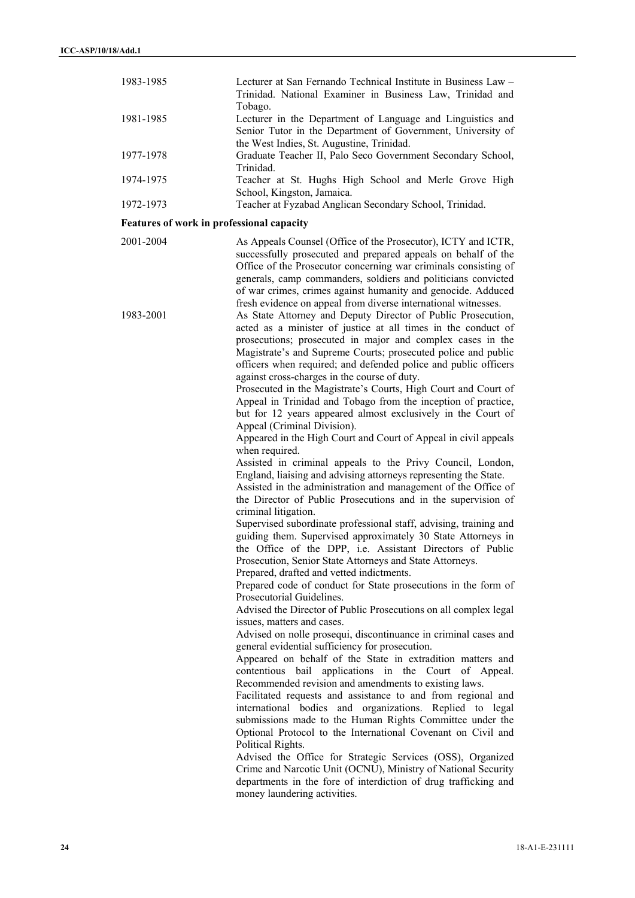| | |
|---|---|
| 1983-1985 | Lecturer at San Fernando Technical Institute in Business Law – Trinidad. National Examiner in Business Law, Trinidad and Tobago. |
| 1981-1985 | Lecturer in the Department of Language and Linguistics and Senior Tutor in the Department of Government, University of the West Indies, St. Augustine, Trinidad. |
| 1977-1978 | Graduate Teacher II, Palo Seco Government Secondary School, Trinidad. |
| 1974-1975 | Teacher at St. Hughs High School and Merle Grove High School, Kingston, Jamaica. |
| 1972-1973 | Teacher at Fyzabad Anglican Secondary School, Trinidad. |

**Features of work in professional capacity**

2001-2004

As Appeals Counsel (Office of the Prosecutor), ICTY and ICTR, successfully prosecuted and prepared appeals on behalf of the Office of the Prosecutor concerning war criminals consisting of generals, camp commanders, soldiers and politicians convicted of war crimes, crimes against humanity and genocide. Adduced fresh evidence on appeal from diverse international witnesses.

1983-2001

As State Attorney and Deputy Director of Public Prosecution, acted as a minister of justice at all times in the conduct of prosecutions; prosecuted in major and complex cases in the Magistrate's and Supreme Courts; prosecuted police and public officers when required; and defended police and public officers against cross-charges in the course of duty.

Prosecuted in the Magistrate's Courts, High Court and Court of Appeal in Trinidad and Tobago from the inception of practice, but for 12 years appeared almost exclusively in the Court of Appeal (Criminal Division).

Appeared in the High Court and Court of Appeal in civil appeals when required.

Assisted in criminal appeals to the Privy Council, London, England, liaising and advising attorneys representing the State.

Assisted in the administration and management of the Office of the Director of Public Prosecutions and in the supervision of criminal litigation.

Supervised subordinate professional staff, advising, training and guiding them. Supervised approximately 30 State Attorneys in the Office of the DPP, i.e. Assistant Directors of Public Prosecution, Senior State Attorneys and State Attorneys.

Prepared, drafted and vetted indictments.

Prepared code of conduct for State prosecutions in the form of Prosecutorial Guidelines.

Advised the Director of Public Prosecutions on all complex legal issues, matters and cases.

Advised on nolle prosequi, discontinuance in criminal cases and general evidential sufficiency for prosecution.

Appeared on behalf of the State in extradition matters and contentious bail applications in the Court of Appeal. Recommended revision and amendments to existing laws.

Facilitated requests and assistance to and from regional and international bodies and organizations. Replied to legal submissions made to the Human Rights Committee under the Optional Protocol to the International Covenant on Civil and Political Rights.

Advised the Office for Strategic Services (OSS), Organized Crime and Narcotic Unit (OCNU), Ministry of National Security departments in the fore of interdiction of drug trafficking and money laundering activities.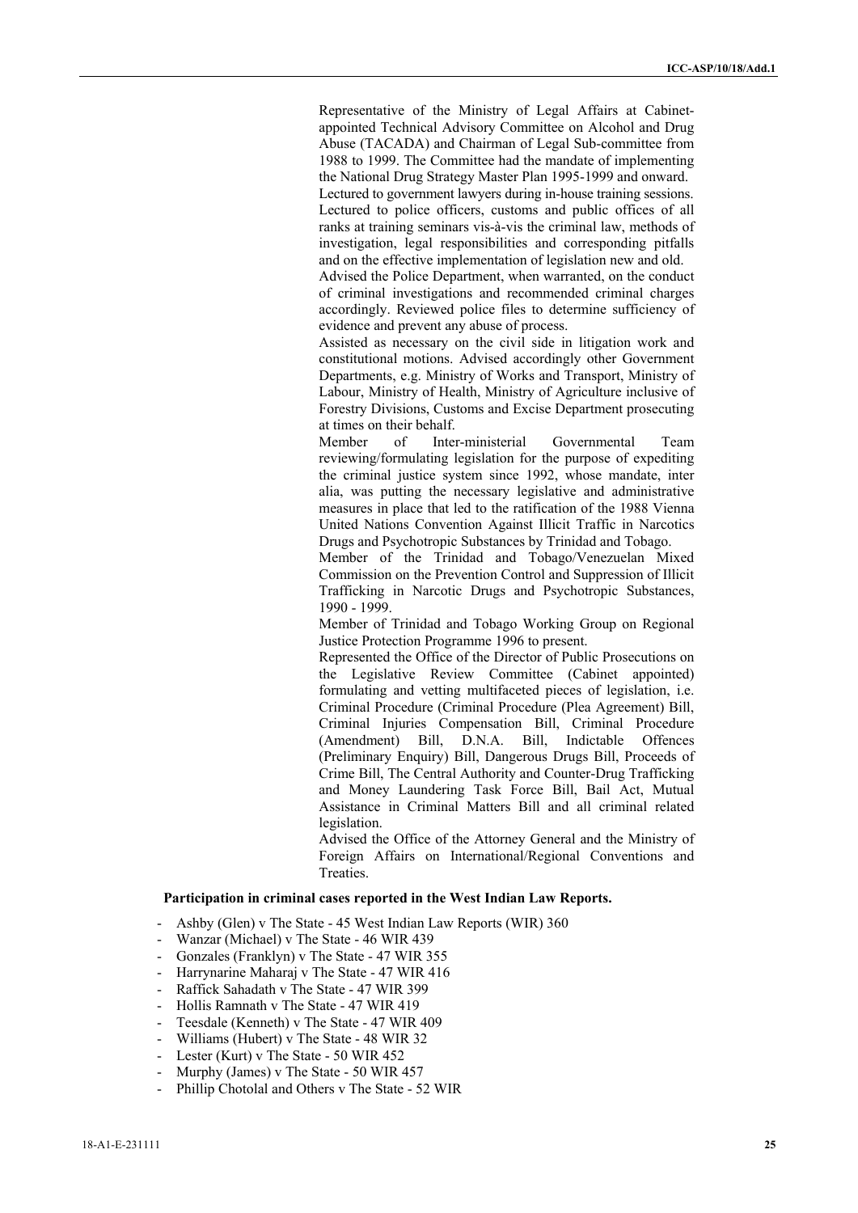Representative of the Ministry of Legal Affairs at Cabinet-appointed Technical Advisory Committee on Alcohol and Drug Abuse (TACADA) and Chairman of Legal Sub-committee from 1988 to 1999. The Committee had the mandate of implementing the National Drug Strategy Master Plan 1995-1999 and onward.

Lectured to government lawyers during in-house training sessions.

Lectured to police officers, customs and public offices of all ranks at training seminars vis-à-vis the criminal law, methods of investigation, legal responsibilities and corresponding pitfalls and on the effective implementation of legislation new and old.

Advised the Police Department, when warranted, on the conduct of criminal investigations and recommended criminal charges accordingly. Reviewed police files to determine sufficiency of evidence and prevent any abuse of process.

Assisted as necessary on the civil side in litigation work and constitutional motions. Advised accordingly other Government Departments, e.g. Ministry of Works and Transport, Ministry of Labour, Ministry of Health, Ministry of Agriculture inclusive of Forestry Divisions, Customs and Excise Department prosecuting at times on their behalf.

Member of Inter-ministerial Governmental Team reviewing/formulating legislation for the purpose of expediting the criminal justice system since 1992, whose mandate, inter alia, was putting the necessary legislative and administrative measures in place that led to the ratification of the 1988 Vienna United Nations Convention Against Illicit Traffic in Narcotics Drugs and Psychotropic Substances by Trinidad and Tobago.

Member of the Trinidad and Tobago/Venezuelan Mixed Commission on the Prevention Control and Suppression of Illicit Trafficking in Narcotic Drugs and Psychotropic Substances, 1990 - 1999.

Member of Trinidad and Tobago Working Group on Regional Justice Protection Programme 1996 to present.

Represented the Office of the Director of Public Prosecutions on the Legislative Review Committee (Cabinet appointed) formulating and vetting multifaceted pieces of legislation, i.e. Criminal Procedure (Criminal Procedure (Plea Agreement) Bill, Criminal Injuries Compensation Bill, Criminal Procedure (Amendment) Bill, D.N.A. Bill, Indictable Offences (Preliminary Enquiry) Bill, Dangerous Drugs Bill, Proceeds of Crime Bill, The Central Authority and Counter-Drug Trafficking and Money Laundering Task Force Bill, Bail Act, Mutual Assistance in Criminal Matters Bill and all criminal related legislation.

Advised the Office of the Attorney General and the Ministry of Foreign Affairs on International/Regional Conventions and Treaties.

**Participation in criminal cases reported in the West Indian Law Reports.**

- Ashby (Glen) v The State - 45 West Indian Law Reports (WIR) 360
- Wanzar (Michael) v The State - 46 WIR 439
- Gonzales (Franklyn) v The State - 47 WIR 355
- Harrynarine Maharaj v The State - 47 WIR 416
- Raffick Sahadath v The State - 47 WIR 399
- Hollis Ramnath v The State - 47 WIR 419
- Teesdale (Kenneth) v The State - 47 WIR 409
- Williams (Hubert) v The State - 48 WIR 32
- Lester (Kurt) v The State - 50 WIR 452
- Murphy (James) v The State - 50 WIR 457
- Phillip Chotolal and Others v The State - 52 WIR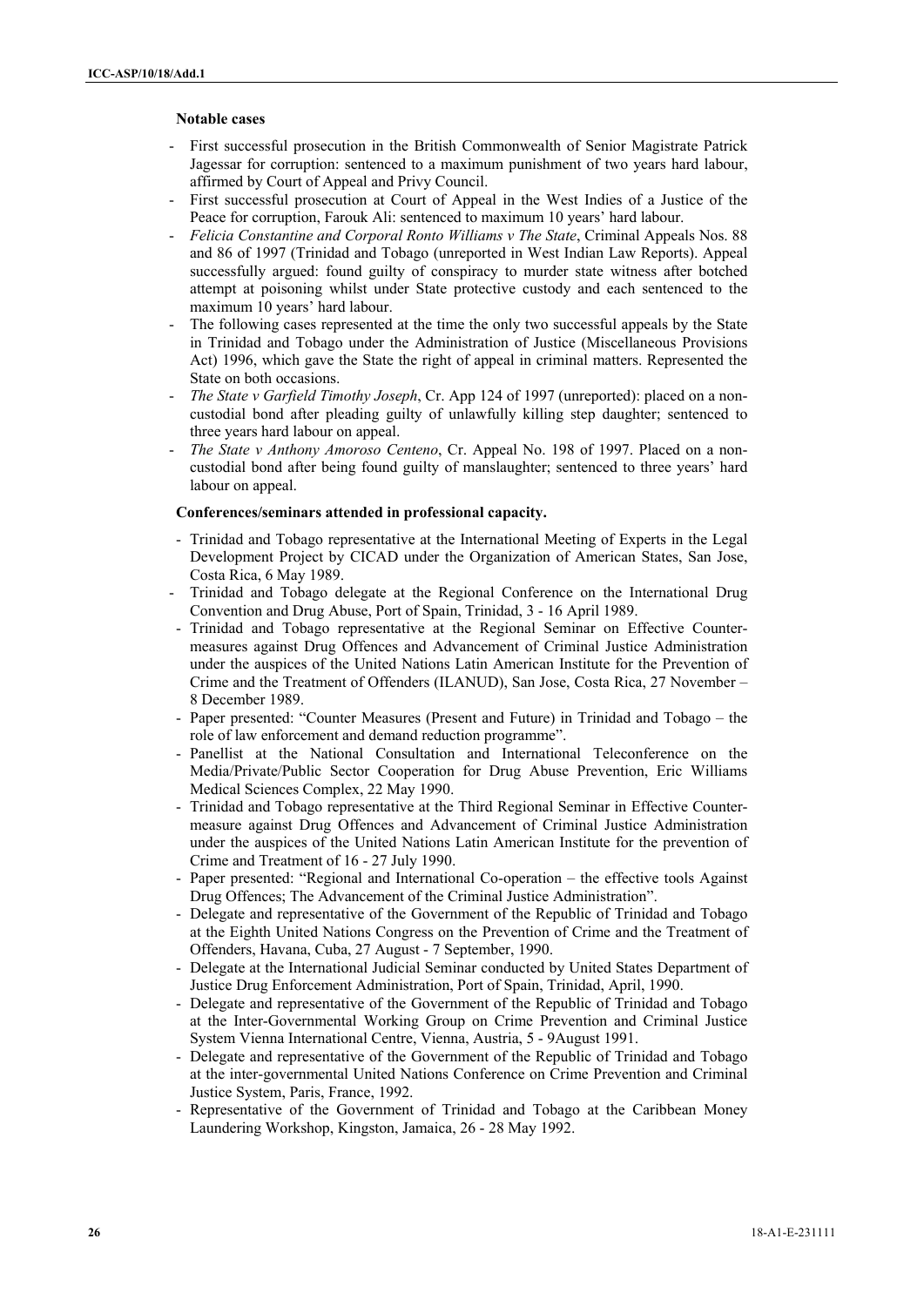**Notable cases**

- First successful prosecution in the British Commonwealth of Senior Magistrate Patrick Jagessar for corruption: sentenced to a maximum punishment of two years hard labour, affirmed by Court of Appeal and Privy Council.
- First successful prosecution at Court of Appeal in the West Indies of a Justice of the Peace for corruption, Farouk Ali: sentenced to maximum 10 years' hard labour.
- *Felicia Constantine and Corporal Ronto Williams v The State*, Criminal Appeals Nos. 88 and 86 of 1997 (Trinidad and Tobago (unreported in West Indian Law Reports). Appeal successfully argued: found guilty of conspiracy to murder state witness after botched attempt at poisoning whilst under State protective custody and each sentenced to the maximum 10 years' hard labour.
- The following cases represented at the time the only two successful appeals by the State in Trinidad and Tobago under the Administration of Justice (Miscellaneous Provisions Act) 1996, which gave the State the right of appeal in criminal matters. Represented the State on both occasions.
- *The State v Garfield Timothy Joseph*, Cr. App 124 of 1997 (unreported): placed on a non-custodial bond after pleading guilty of unlawfully killing step daughter; sentenced to three years hard labour on appeal.
- *The State v Anthony Amoroso Centeno*, Cr. Appeal No. 198 of 1997. Placed on a non-custodial bond after being found guilty of manslaughter; sentenced to three years' hard labour on appeal.

**Conferences/seminars attended in professional capacity.**

- Trinidad and Tobago representative at the International Meeting of Experts in the Legal Development Project by CICAD under the Organization of American States, San Jose, Costa Rica, 6 May 1989.
- Trinidad and Tobago delegate at the Regional Conference on the International Drug Convention and Drug Abuse, Port of Spain, Trinidad, 3 - 16 April 1989.
- Trinidad and Tobago representative at the Regional Seminar on Effective Counter-measures against Drug Offences and Advancement of Criminal Justice Administration under the auspices of the United Nations Latin American Institute for the Prevention of Crime and the Treatment of Offenders (ILANUD), San Jose, Costa Rica, 27 November – 8 December 1989.
- Paper presented: "Counter Measures (Present and Future) in Trinidad and Tobago – the role of law enforcement and demand reduction programme".
- Panellist at the National Consultation and International Teleconference on the Media/Private/Public Sector Cooperation for Drug Abuse Prevention, Eric Williams Medical Sciences Complex, 22 May 1990.
- Trinidad and Tobago representative at the Third Regional Seminar in Effective Counter-measure against Drug Offences and Advancement of Criminal Justice Administration under the auspices of the United Nations Latin American Institute for the prevention of Crime and Treatment of 16 - 27 July 1990.
- Paper presented: "Regional and International Co-operation – the effective tools Against Drug Offences; The Advancement of the Criminal Justice Administration".
- Delegate and representative of the Government of the Republic of Trinidad and Tobago at the Eighth United Nations Congress on the Prevention of Crime and the Treatment of Offenders, Havana, Cuba, 27 August - 7 September, 1990.
- Delegate at the International Judicial Seminar conducted by United States Department of Justice Drug Enforcement Administration, Port of Spain, Trinidad, April, 1990.
- Delegate and representative of the Government of the Republic of Trinidad and Tobago at the Inter-Governmental Working Group on Crime Prevention and Criminal Justice System Vienna International Centre, Vienna, Austria, 5 - 9August 1991.
- Delegate and representative of the Government of the Republic of Trinidad and Tobago at the inter-governmental United Nations Conference on Crime Prevention and Criminal Justice System, Paris, France, 1992.
- Representative of the Government of Trinidad and Tobago at the Caribbean Money Laundering Workshop, Kingston, Jamaica, 26 - 28 May 1992.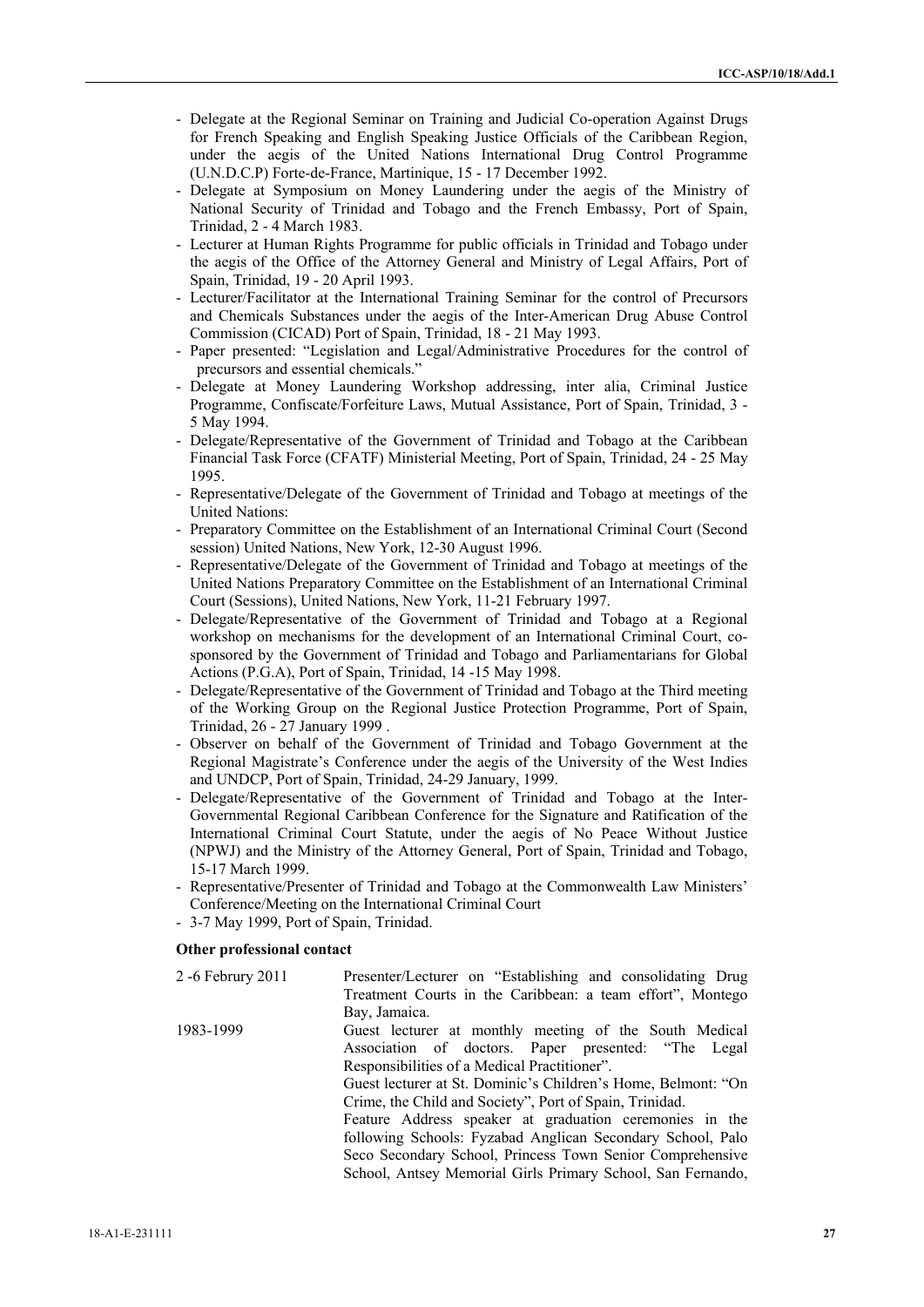- Delegate at the Regional Seminar on Training and Judicial Co-operation Against Drugs for French Speaking and English Speaking Justice Officials of the Caribbean Region, under the aegis of the United Nations International Drug Control Programme (U.N.D.C.P) Forte-de-France, Martinique, 15 - 17 December 1992.
- Delegate at Symposium on Money Laundering under the aegis of the Ministry of National Security of Trinidad and Tobago and the French Embassy, Port of Spain, Trinidad, 2 - 4 March 1983.
- Lecturer at Human Rights Programme for public officials in Trinidad and Tobago under the aegis of the Office of the Attorney General and Ministry of Legal Affairs, Port of Spain, Trinidad, 19 - 20 April 1993.
- Lecturer/Facilitator at the International Training Seminar for the control of Precursors and Chemicals Substances under the aegis of the Inter-American Drug Abuse Control Commission (CICAD) Port of Spain, Trinidad, 18 - 21 May 1993.
- Paper presented: "Legislation and Legal/Administrative Procedures for the control of precursors and essential chemicals."
- Delegate at Money Laundering Workshop addressing, inter alia, Criminal Justice Programme, Confiscate/Forfeiture Laws, Mutual Assistance, Port of Spain, Trinidad, 3 - 5 May 1994.
- Delegate/Representative of the Government of Trinidad and Tobago at the Caribbean Financial Task Force (CFATF) Ministerial Meeting, Port of Spain, Trinidad, 24 - 25 May 1995.
- Representative/Delegate of the Government of Trinidad and Tobago at meetings of the United Nations:
- Preparatory Committee on the Establishment of an International Criminal Court (Second session) United Nations, New York, 12-30 August 1996.
- Representative/Delegate of the Government of Trinidad and Tobago at meetings of the United Nations Preparatory Committee on the Establishment of an International Criminal Court (Sessions), United Nations, New York, 11-21 February 1997.
- Delegate/Representative of the Government of Trinidad and Tobago at a Regional workshop on mechanisms for the development of an International Criminal Court, co-sponsored by the Government of Trinidad and Tobago and Parliamentarians for Global Actions (P.G.A), Port of Spain, Trinidad, 14 -15 May 1998.
- Delegate/Representative of the Government of Trinidad and Tobago at the Third meeting of the Working Group on the Regional Justice Protection Programme, Port of Spain, Trinidad, 26 - 27 January 1999 .
- Observer on behalf of the Government of Trinidad and Tobago Government at the Regional Magistrate's Conference under the aegis of the University of the West Indies and UNDCP, Port of Spain, Trinidad, 24-29 January, 1999.
- Delegate/Representative of the Government of Trinidad and Tobago at the Inter-Governmental Regional Caribbean Conference for the Signature and Ratification of the International Criminal Court Statute, under the aegis of No Peace Without Justice (NPWJ) and the Ministry of the Attorney General, Port of Spain, Trinidad and Tobago, 15-17 March 1999.
- Representative/Presenter of Trinidad and Tobago at the Commonwealth Law Ministers' Conference/Meeting on the International Criminal Court
- 3-7 May 1999, Port of Spain, Trinidad.

**Other professional contact**

| | |
|---|---|
| 2 -6 Februry 2011 | Presenter/Lecturer on "Establishing and consolidating Drug Treatment Courts in the Caribbean: a team effort", Montego Bay, Jamaica. |
| 1983-1999 | Guest lecturer at monthly meeting of the South Medical Association of doctors. Paper presented: "The Legal Responsibilities of a Medical Practitioner". |
| | Guest lecturer at St. Dominic's Children's Home, Belmont: "On Crime, the Child and Society", Port of Spain, Trinidad. |
| | Feature Address speaker at graduation ceremonies in the following Schools: Fyzabad Anglican Secondary School, Palo Seco Secondary School, Princess Town Senior Comprehensive School, Antsey Memorial Girls Primary School, San Fernando, |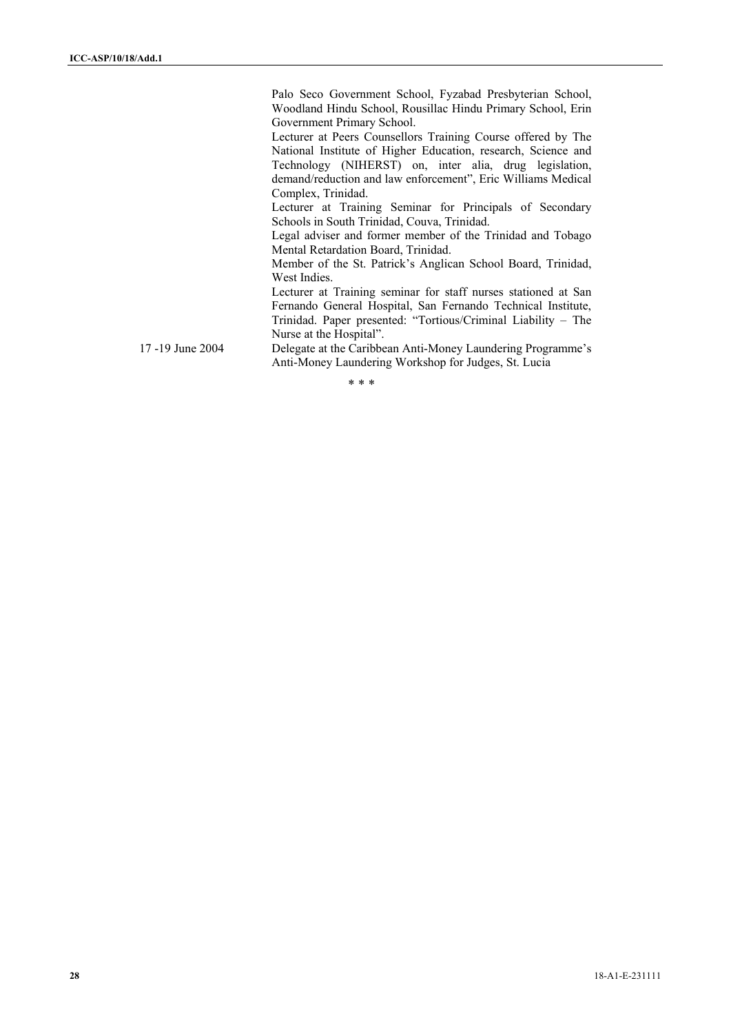|  |  |
|---|---|
|  | Palo Seco Government School, Fyzabad Presbyterian School, Woodland Hindu School, Rousillac Hindu Primary School, Erin Government Primary School. |
|  | Lecturer at Peers Counsellors Training Course offered by The National Institute of Higher Education, research, Science and Technology (NIHERST) on, inter alia, drug legislation, demand/reduction and law enforcement", Eric Williams Medical Complex, Trinidad. |
|  | Lecturer at Training Seminar for Principals of Secondary Schools in South Trinidad, Couva, Trinidad. |
|  | Legal adviser and former member of the Trinidad and Tobago Mental Retardation Board, Trinidad. |
|  | Member of the St. Patrick's Anglican School Board, Trinidad, West Indies. |
|  | Lecturer at Training seminar for staff nurses stationed at San Fernando General Hospital, San Fernando Technical Institute, Trinidad. Paper presented: "Tortious/Criminal Liability – The Nurse at the Hospital". |
| 17 -19 June 2004 | Delegate at the Caribbean Anti-Money Laundering Programme's Anti-Money Laundering Workshop for Judges, St. Lucia |

\* \* \*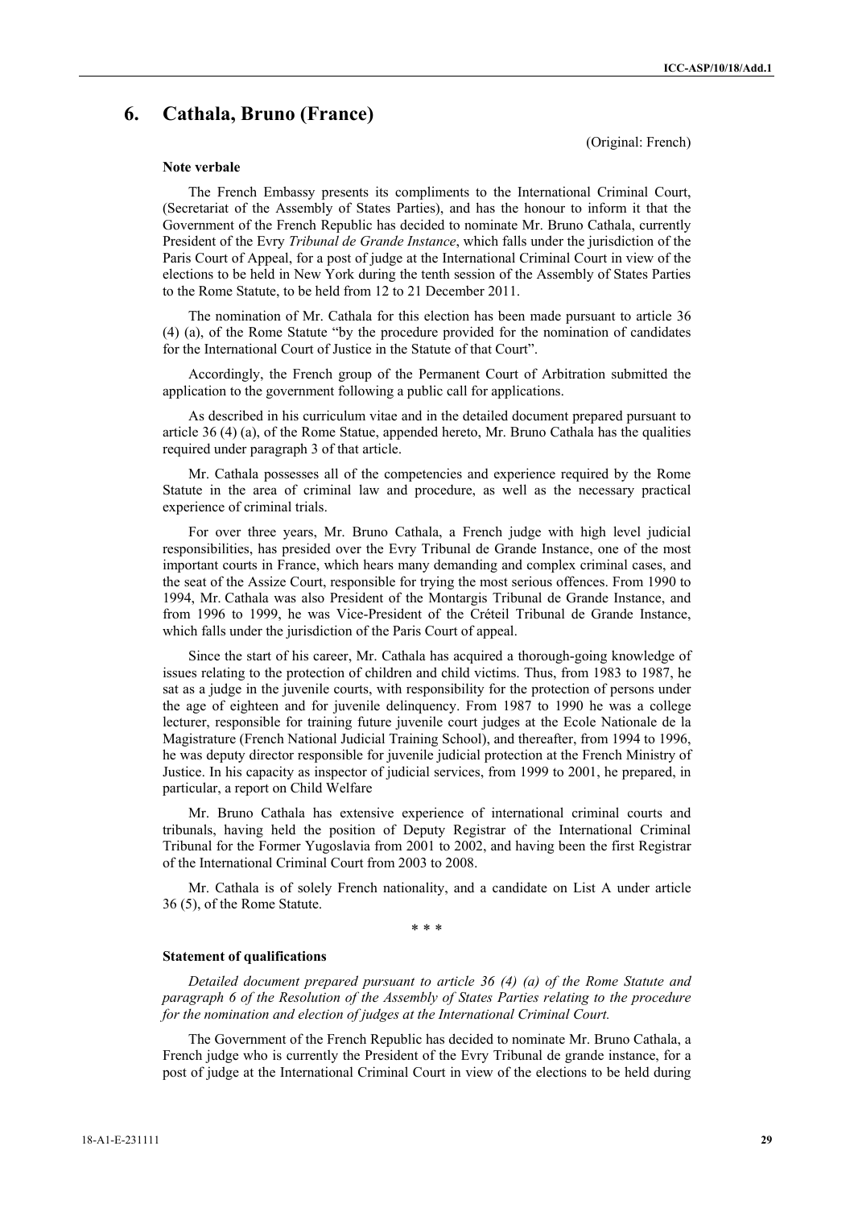## 6. Cathala, Bruno (France)

(Original: French)

**Note verbale**

The French Embassy presents its compliments to the International Criminal Court, (Secretariat of the Assembly of States Parties), and has the honour to inform it that the Government of the French Republic has decided to nominate Mr. Bruno Cathala, currently President of the Evry *Tribunal de Grande Instance*, which falls under the jurisdiction of the Paris Court of Appeal, for a post of judge at the International Criminal Court in view of the elections to be held in New York during the tenth session of the Assembly of States Parties to the Rome Statute, to be held from 12 to 21 December 2011.

The nomination of Mr. Cathala for this election has been made pursuant to article 36 (4) (a), of the Rome Statute "by the procedure provided for the nomination of candidates for the International Court of Justice in the Statute of that Court".

Accordingly, the French group of the Permanent Court of Arbitration submitted the application to the government following a public call for applications.

As described in his curriculum vitae and in the detailed document prepared pursuant to article 36 (4) (a), of the Rome Statue, appended hereto, Mr. Bruno Cathala has the qualities required under paragraph 3 of that article.

Mr. Cathala possesses all of the competencies and experience required by the Rome Statute in the area of criminal law and procedure, as well as the necessary practical experience of criminal trials.

For over three years, Mr. Bruno Cathala, a French judge with high level judicial responsibilities, has presided over the Evry Tribunal de Grande Instance, one of the most important courts in France, which hears many demanding and complex criminal cases, and the seat of the Assize Court, responsible for trying the most serious offences. From 1990 to 1994, Mr. Cathala was also President of the Montargis Tribunal de Grande Instance, and from 1996 to 1999, he was Vice-President of the Créteil Tribunal de Grande Instance, which falls under the jurisdiction of the Paris Court of appeal.

Since the start of his career, Mr. Cathala has acquired a thorough-going knowledge of issues relating to the protection of children and child victims. Thus, from 1983 to 1987, he sat as a judge in the juvenile courts, with responsibility for the protection of persons under the age of eighteen and for juvenile delinquency. From 1987 to 1990 he was a college lecturer, responsible for training future juvenile court judges at the Ecole Nationale de la Magistrature (French National Judicial Training School), and thereafter, from 1994 to 1996, he was deputy director responsible for juvenile judicial protection at the French Ministry of Justice. In his capacity as inspector of judicial services, from 1999 to 2001, he prepared, in particular, a report on Child Welfare

Mr. Bruno Cathala has extensive experience of international criminal courts and tribunals, having held the position of Deputy Registrar of the International Criminal Tribunal for the Former Yugoslavia from 2001 to 2002, and having been the first Registrar of the International Criminal Court from 2003 to 2008.

Mr. Cathala is of solely French nationality, and a candidate on List A under article 36 (5), of the Rome Statute.

\* \* \*

**Statement of qualifications**

*Detailed document prepared pursuant to article 36 (4) (a) of the Rome Statute and paragraph 6 of the Resolution of the Assembly of States Parties relating to the procedure for the nomination and election of judges at the International Criminal Court.*

The Government of the French Republic has decided to nominate Mr. Bruno Cathala, a French judge who is currently the President of the Evry Tribunal de grande instance, for a post of judge at the International Criminal Court in view of the elections to be held during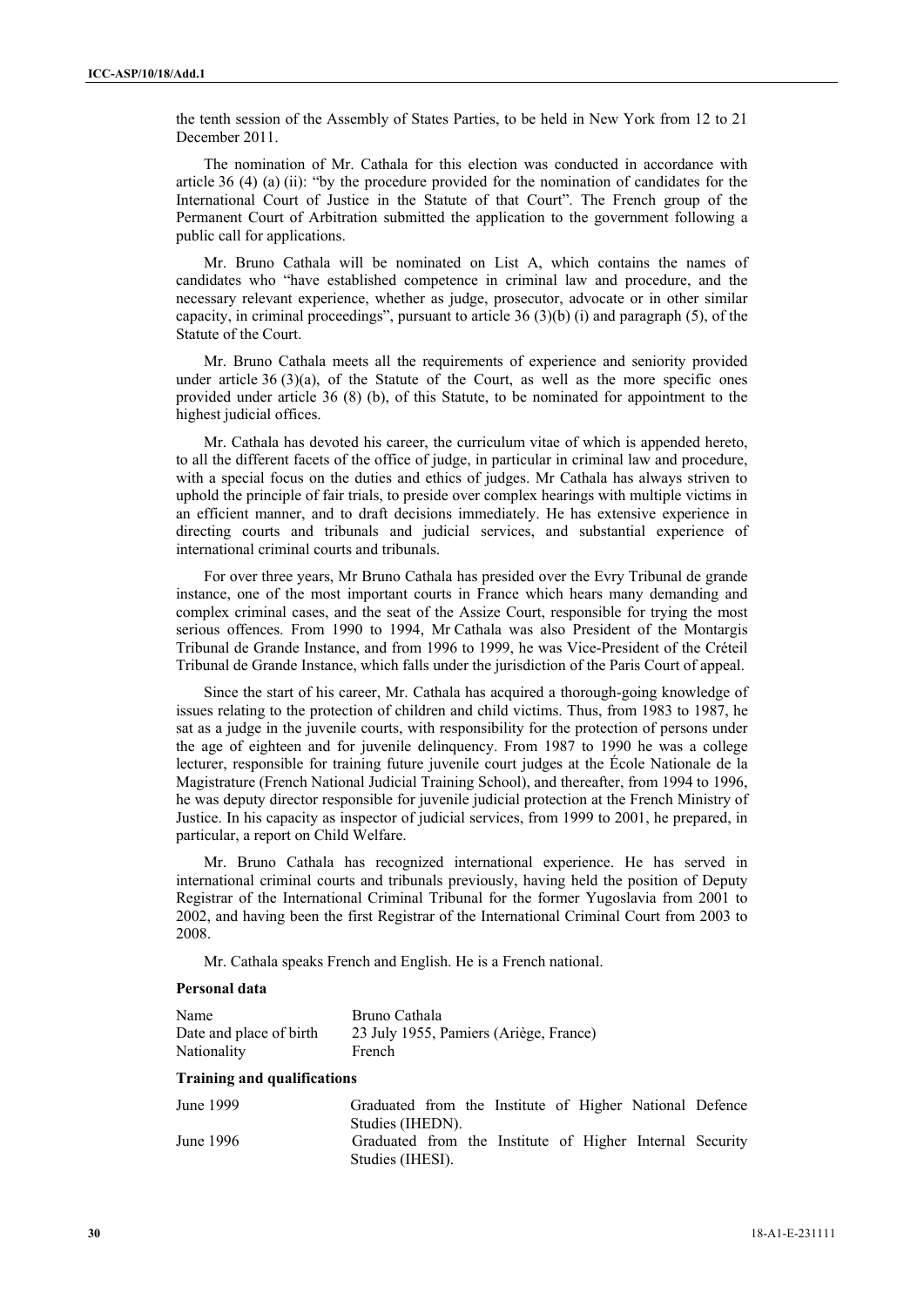the tenth session of the Assembly of States Parties, to be held in New York from 12 to 21 December 2011.

The nomination of Mr. Cathala for this election was conducted in accordance with article 36 (4) (a) (ii): "by the procedure provided for the nomination of candidates for the International Court of Justice in the Statute of that Court". The French group of the Permanent Court of Arbitration submitted the application to the government following a public call for applications.

Mr. Bruno Cathala will be nominated on List A, which contains the names of candidates who "have established competence in criminal law and procedure, and the necessary relevant experience, whether as judge, prosecutor, advocate or in other similar capacity, in criminal proceedings", pursuant to article 36 (3)(b) (i) and paragraph (5), of the Statute of the Court.

Mr. Bruno Cathala meets all the requirements of experience and seniority provided under article 36 (3)(a), of the Statute of the Court, as well as the more specific ones provided under article 36 (8) (b), of this Statute, to be nominated for appointment to the highest judicial offices.

Mr. Cathala has devoted his career, the curriculum vitae of which is appended hereto, to all the different facets of the office of judge, in particular in criminal law and procedure, with a special focus on the duties and ethics of judges. Mr Cathala has always striven to uphold the principle of fair trials, to preside over complex hearings with multiple victims in an efficient manner, and to draft decisions immediately. He has extensive experience in directing courts and tribunals and judicial services, and substantial experience of international criminal courts and tribunals.

For over three years, Mr Bruno Cathala has presided over the Evry Tribunal de grande instance, one of the most important courts in France which hears many demanding and complex criminal cases, and the seat of the Assize Court, responsible for trying the most serious offences. From 1990 to 1994, Mr Cathala was also President of the Montargis Tribunal de Grande Instance, and from 1996 to 1999, he was Vice-President of the Créteil Tribunal de Grande Instance, which falls under the jurisdiction of the Paris Court of appeal.

Since the start of his career, Mr. Cathala has acquired a thorough-going knowledge of issues relating to the protection of children and child victims. Thus, from 1983 to 1987, he sat as a judge in the juvenile courts, with responsibility for the protection of persons under the age of eighteen and for juvenile delinquency. From 1987 to 1990 he was a college lecturer, responsible for training future juvenile court judges at the École Nationale de la Magistrature (French National Judicial Training School), and thereafter, from 1994 to 1996, he was deputy director responsible for juvenile judicial protection at the French Ministry of Justice. In his capacity as inspector of judicial services, from 1999 to 2001, he prepared, in particular, a report on Child Welfare.

Mr. Bruno Cathala has recognized international experience. He has served in international criminal courts and tribunals previously, having held the position of Deputy Registrar of the International Criminal Tribunal for the former Yugoslavia from 2001 to 2002, and having been the first Registrar of the International Criminal Court from 2003 to 2008.

Mr. Cathala speaks French and English. He is a French national.

**Personal data**

| | |
|---|---|
| Name | Bruno Cathala |
| Date and place of birth | 23 July 1955, Pamiers (Ariège, France) |
| Nationality | French |

**Training and qualifications**

| | |
|---|---|
| June 1999 | Graduated from the Institute of Higher National Defence Studies (IHEDN). |
| June 1996 | Graduated from the Institute of Higher Internal Security Studies (IHESI). |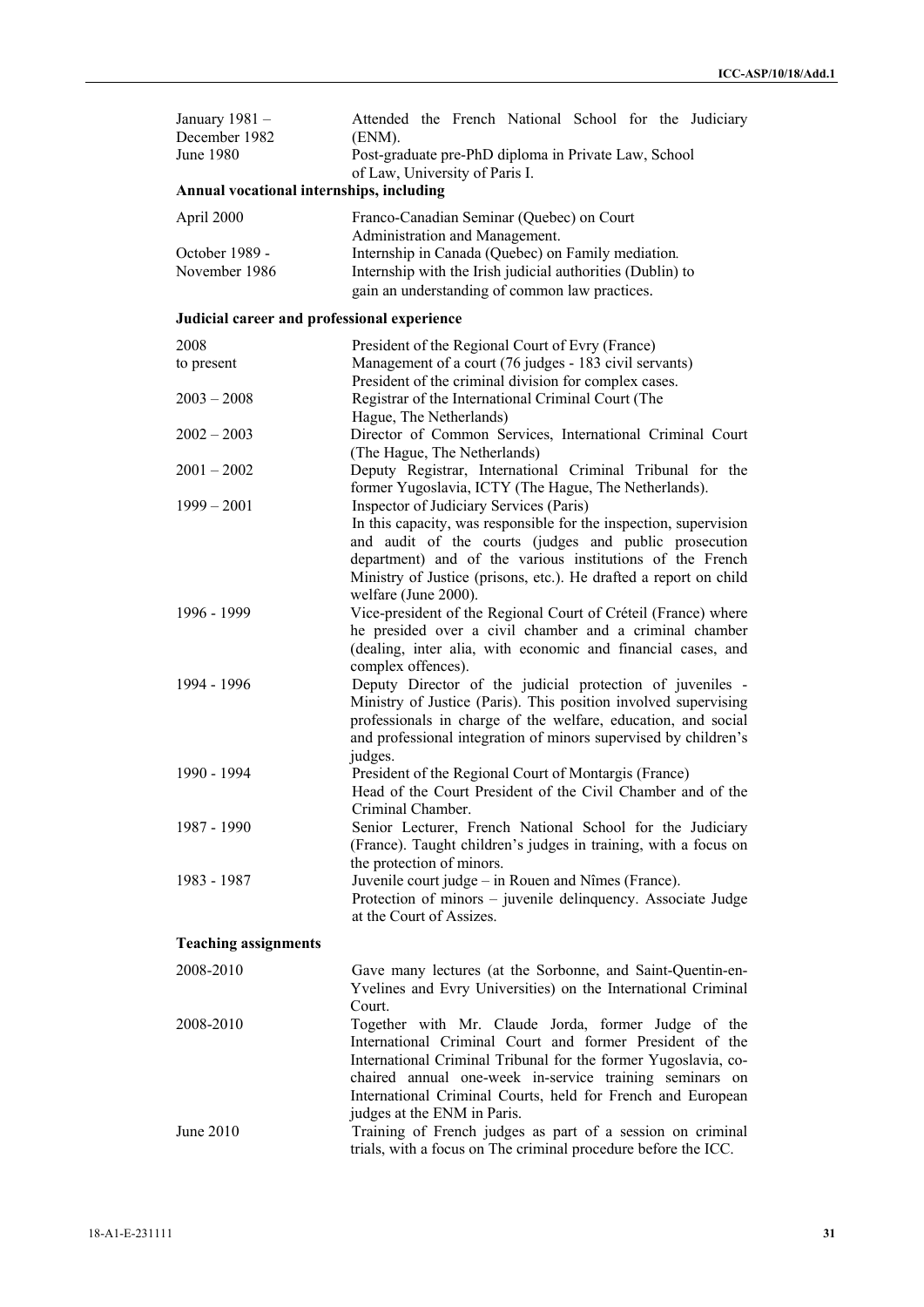| | |
|---|---|
| January 1981 – December 1982 | Attended the French National School for the Judiciary (ENM). |
| June 1980 | Post-graduate pre-PhD diploma in Private Law, School of Law, University of Paris I. |

**Annual vocational internships, including**

| | |
|---|---|
| April 2000 | Franco-Canadian Seminar (Quebec) on Court Administration and Management. |
| October 1989 - | Internship in Canada (Quebec) on Family mediation. |
| November 1986 | Internship with the Irish judicial authorities (Dublin) to gain an understanding of common law practices. |

**Judicial career and professional experience**

| | |
|---|---|
| 2008 to present | President of the Regional Court of Evry (France)<br>Management of a court (76 judges - 183 civil servants)<br>President of the criminal division for complex cases. |
| 2003 – 2008 | Registrar of the International Criminal Court (The Hague, The Netherlands) |
| 2002 – 2003 | Director of Common Services, International Criminal Court (The Hague, The Netherlands) |
| 2001 – 2002 | Deputy Registrar, International Criminal Tribunal for the former Yugoslavia, ICTY (The Hague, The Netherlands). |
| 1999 – 2001 | Inspector of Judiciary Services (Paris)<br>In this capacity, was responsible for the inspection, supervision and audit of the courts (judges and public prosecution department) and of the various institutions of the French Ministry of Justice (prisons, etc.). He drafted a report on child welfare (June 2000). |
| 1996 - 1999 | Vice-president of the Regional Court of Créteil (France) where he presided over a civil chamber and a criminal chamber (dealing, inter alia, with economic and financial cases, and complex offences). |
| 1994 - 1996 | Deputy Director of the judicial protection of juveniles - Ministry of Justice (Paris). This position involved supervising professionals in charge of the welfare, education, and social and professional integration of minors supervised by children's judges. |
| 1990 - 1994 | President of the Regional Court of Montargis (France)<br>Head of the Court President of the Civil Chamber and of the Criminal Chamber. |
| 1987 - 1990 | Senior Lecturer, French National School for the Judiciary (France). Taught children's judges in training, with a focus on the protection of minors. |
| 1983 - 1987 | Juvenile court judge – in Rouen and Nîmes (France).<br>Protection of minors – juvenile delinquency. Associate Judge at the Court of Assizes. |

**Teaching assignments**

| | |
|---|---|
| 2008-2010 | Gave many lectures (at the Sorbonne, and Saint-Quentin-en-Yvelines and Evry Universities) on the International Criminal Court. |
| 2008-2010 | Together with Mr. Claude Jorda, former Judge of the International Criminal Court and former President of the International Criminal Tribunal for the former Yugoslavia, co-chaired annual one-week in-service training seminars on International Criminal Courts, held for French and European judges at the ENM in Paris. |
| June 2010 | Training of French judges as part of a session on criminal trials, with a focus on The criminal procedure before the ICC. |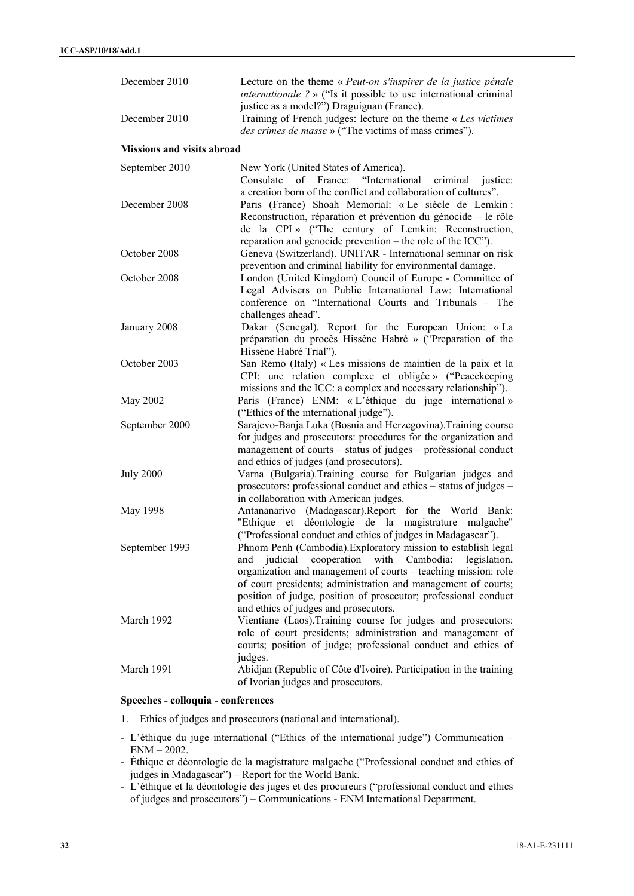| | |
|---|---|
| December 2010 | Lecture on the theme « *Peut-on s'inspirer de la justice pénale internationale ?* » ("Is it possible to use international criminal justice as a model?") Draguignan (France). |
| December 2010 | Training of French judges: lecture on the theme « *Les victimes des crimes de masse* » ("The victims of mass crimes"). |

**Missions and visits abroad**

| | |
|---|---|
| September 2010 | New York (United States of America). Consulate of France: "International criminal justice: a creation born of the conflict and collaboration of cultures". |
| December 2008 | Paris (France) Shoah Memorial: « Le siècle de Lemkin : Reconstruction, réparation et prévention du génocide – le rôle de la CPI » ("The century of Lemkin: Reconstruction, reparation and genocide prevention – the role of the ICC"). |
| October 2008 | Geneva (Switzerland). UNITAR - International seminar on risk prevention and criminal liability for environmental damage. |
| October 2008 | London (United Kingdom) Council of Europe - Committee of Legal Advisers on Public International Law: International conference on "International Courts and Tribunals – The challenges ahead". |
| January 2008 | Dakar (Senegal). Report for the European Union: « La préparation du procès Hissène Habré » ("Preparation of the Hissène Habré Trial"). |
| October 2003 | San Remo (Italy) « Les missions de maintien de la paix et la CPI: une relation complexe et obligée » ("Peacekeeping missions and the ICC: a complex and necessary relationship"). |
| May 2002 | Paris (France) ENM: « L'éthique du juge international » ("Ethics of the international judge"). |
| September 2000 | Sarajevo-Banja Luka (Bosnia and Herzegovina).Training course for judges and prosecutors: procedures for the organization and management of courts – status of judges – professional conduct and ethics of judges (and prosecutors). |
| July 2000 | Varna (Bulgaria).Training course for Bulgarian judges and prosecutors: professional conduct and ethics – status of judges – in collaboration with American judges. |
| May 1998 | Antananarivo (Madagascar).Report for the World Bank: "Ethique et déontologie de la magistrature malgache" ("Professional conduct and ethics of judges in Madagascar"). |
| September 1993 | Phnom Penh (Cambodia).Exploratory mission to establish legal and judicial cooperation with Cambodia: legislation, organization and management of courts – teaching mission: role of court presidents; administration and management of courts; position of judge, position of prosecutor; professional conduct and ethics of judges and prosecutors. |
| March 1992 | Vientiane (Laos).Training course for judges and prosecutors: role of court presidents; administration and management of courts; position of judge; professional conduct and ethics of judges. |
| March 1991 | Abidjan (Republic of Côte d'Ivoire). Participation in the training of Ivorian judges and prosecutors. |

**Speeches - colloquia - conferences**

1. Ethics of judges and prosecutors (national and international).

- L'éthique du juge international ("Ethics of the international judge") Communication – ENM – 2002.
- Éthique et déontologie de la magistrature malgache ("Professional conduct and ethics of judges in Madagascar") – Report for the World Bank.
- L'éthique et la déontologie des juges et des procureurs ("professional conduct and ethics of judges and prosecutors") – Communications - ENM International Department.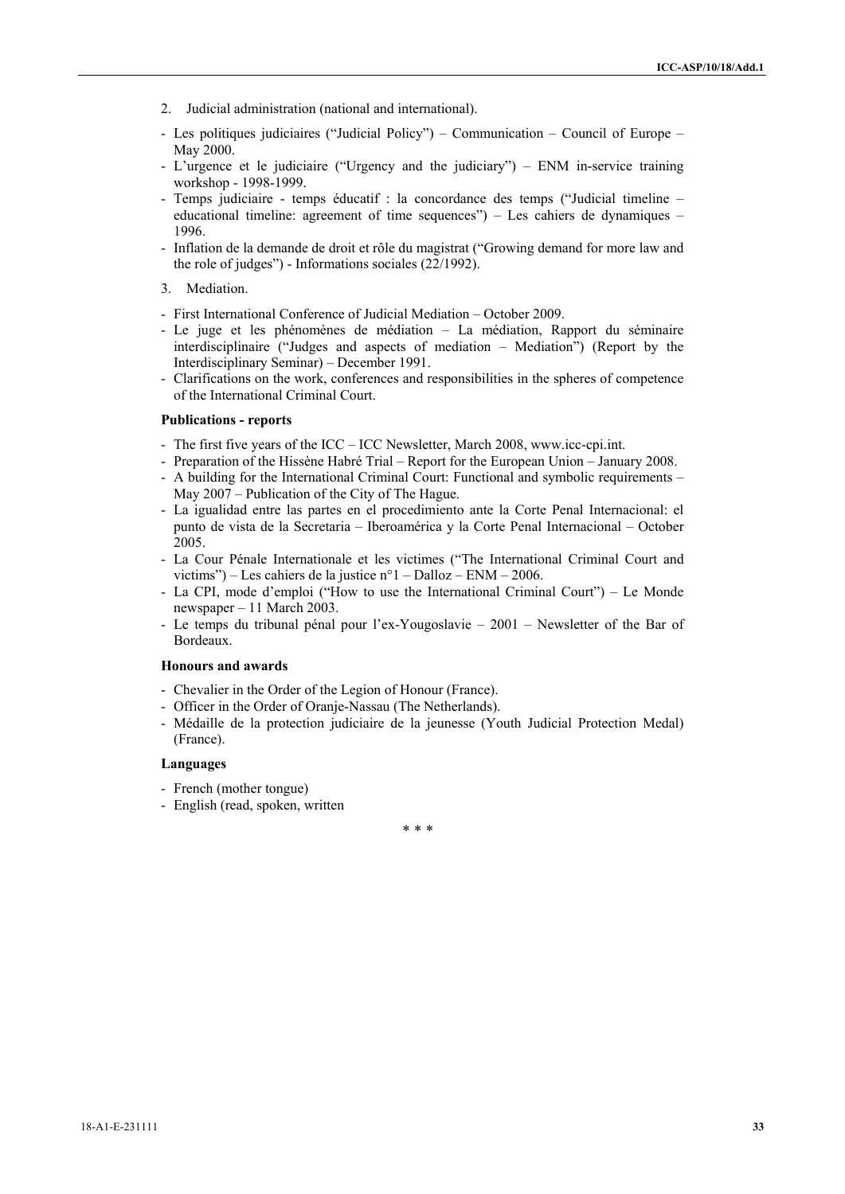2. Judicial administration (national and international).

- Les politiques judiciaires ("Judicial Policy") – Communication – Council of Europe – May 2000.
- L'urgence et le judiciaire ("Urgency and the judiciary") – ENM in-service training workshop - 1998-1999.
- Temps judiciaire - temps éducatif : la concordance des temps ("Judicial timeline – educational timeline: agreement of time sequences") – Les cahiers de dynamiques – 1996.
- Inflation de la demande de droit et rôle du magistrat ("Growing demand for more law and the role of judges") - Informations sociales (22/1992).

3. Mediation.

- First International Conference of Judicial Mediation – October 2009.
- Le juge et les phénomènes de médiation – La médiation, Rapport du séminaire interdisciplinaire ("Judges and aspects of mediation – Mediation") (Report by the Interdisciplinary Seminar) – December 1991.
- Clarifications on the work, conferences and responsibilities in the spheres of competence of the International Criminal Court.

**Publications - reports**

- The first five years of the ICC – ICC Newsletter, March 2008, www.icc-cpi.int.
- Preparation of the Hissène Habré Trial – Report for the European Union – January 2008.
- A building for the International Criminal Court: Functional and symbolic requirements – May 2007 – Publication of the City of The Hague.
- La igualidad entre las partes en el procedimiento ante la Corte Penal Internacional: el punto de vista de la Secretaria – Iberoamérica y la Corte Penal Internacional – October 2005.
- La Cour Pénale Internationale et les victimes ("The International Criminal Court and victims") – Les cahiers de la justice n°1 – Dalloz – ENM – 2006.
- La CPI, mode d'emploi ("How to use the International Criminal Court") – Le Monde newspaper – 11 March 2003.
- Le temps du tribunal pénal pour l'ex-Yougoslavie – 2001 – Newsletter of the Bar of Bordeaux.

**Honours and awards**

- Chevalier in the Order of the Legion of Honour (France).
- Officer in the Order of Oranje-Nassau (The Netherlands).
- Médaille de la protection judiciaire de la jeunesse (Youth Judicial Protection Medal) (France).

**Languages**

- French (mother tongue)
- English (read, spoken, written

\* \* \*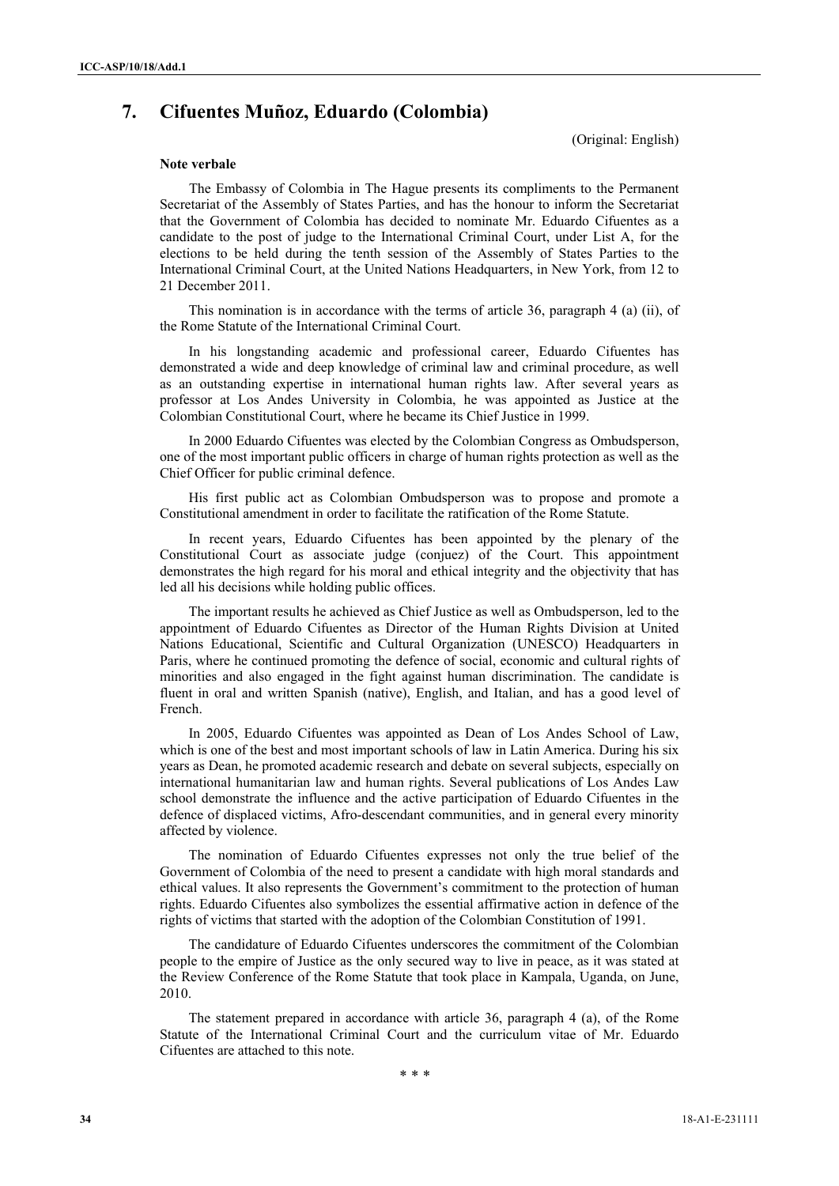# 7. Cifuentes Muñoz, Eduardo (Colombia)

(Original: English)

**Note verbale**

The Embassy of Colombia in The Hague presents its compliments to the Permanent Secretariat of the Assembly of States Parties, and has the honour to inform the Secretariat that the Government of Colombia has decided to nominate Mr. Eduardo Cifuentes as a candidate to the post of judge to the International Criminal Court, under List A, for the elections to be held during the tenth session of the Assembly of States Parties to the International Criminal Court, at the United Nations Headquarters, in New York, from 12 to 21 December 2011.

This nomination is in accordance with the terms of article 36, paragraph 4 (a) (ii), of the Rome Statute of the International Criminal Court.

In his longstanding academic and professional career, Eduardo Cifuentes has demonstrated a wide and deep knowledge of criminal law and criminal procedure, as well as an outstanding expertise in international human rights law. After several years as professor at Los Andes University in Colombia, he was appointed as Justice at the Colombian Constitutional Court, where he became its Chief Justice in 1999.

In 2000 Eduardo Cifuentes was elected by the Colombian Congress as Ombudsperson, one of the most important public officers in charge of human rights protection as well as the Chief Officer for public criminal defence.

His first public act as Colombian Ombudsperson was to propose and promote a Constitutional amendment in order to facilitate the ratification of the Rome Statute.

In recent years, Eduardo Cifuentes has been appointed by the plenary of the Constitutional Court as associate judge (conjuez) of the Court. This appointment demonstrates the high regard for his moral and ethical integrity and the objectivity that has led all his decisions while holding public offices.

The important results he achieved as Chief Justice as well as Ombudsperson, led to the appointment of Eduardo Cifuentes as Director of the Human Rights Division at United Nations Educational, Scientific and Cultural Organization (UNESCO) Headquarters in Paris, where he continued promoting the defence of social, economic and cultural rights of minorities and also engaged in the fight against human discrimination. The candidate is fluent in oral and written Spanish (native), English, and Italian, and has a good level of French.

In 2005, Eduardo Cifuentes was appointed as Dean of Los Andes School of Law, which is one of the best and most important schools of law in Latin America. During his six years as Dean, he promoted academic research and debate on several subjects, especially on international humanitarian law and human rights. Several publications of Los Andes Law school demonstrate the influence and the active participation of Eduardo Cifuentes in the defence of displaced victims, Afro-descendant communities, and in general every minority affected by violence.

The nomination of Eduardo Cifuentes expresses not only the true belief of the Government of Colombia of the need to present a candidate with high moral standards and ethical values. It also represents the Government's commitment to the protection of human rights. Eduardo Cifuentes also symbolizes the essential affirmative action in defence of the rights of victims that started with the adoption of the Colombian Constitution of 1991.

The candidature of Eduardo Cifuentes underscores the commitment of the Colombian people to the empire of Justice as the only secured way to live in peace, as it was stated at the Review Conference of the Rome Statute that took place in Kampala, Uganda, on June, 2010.

The statement prepared in accordance with article 36, paragraph 4 (a), of the Rome Statute of the International Criminal Court and the curriculum vitae of Mr. Eduardo Cifuentes are attached to this note.

* * *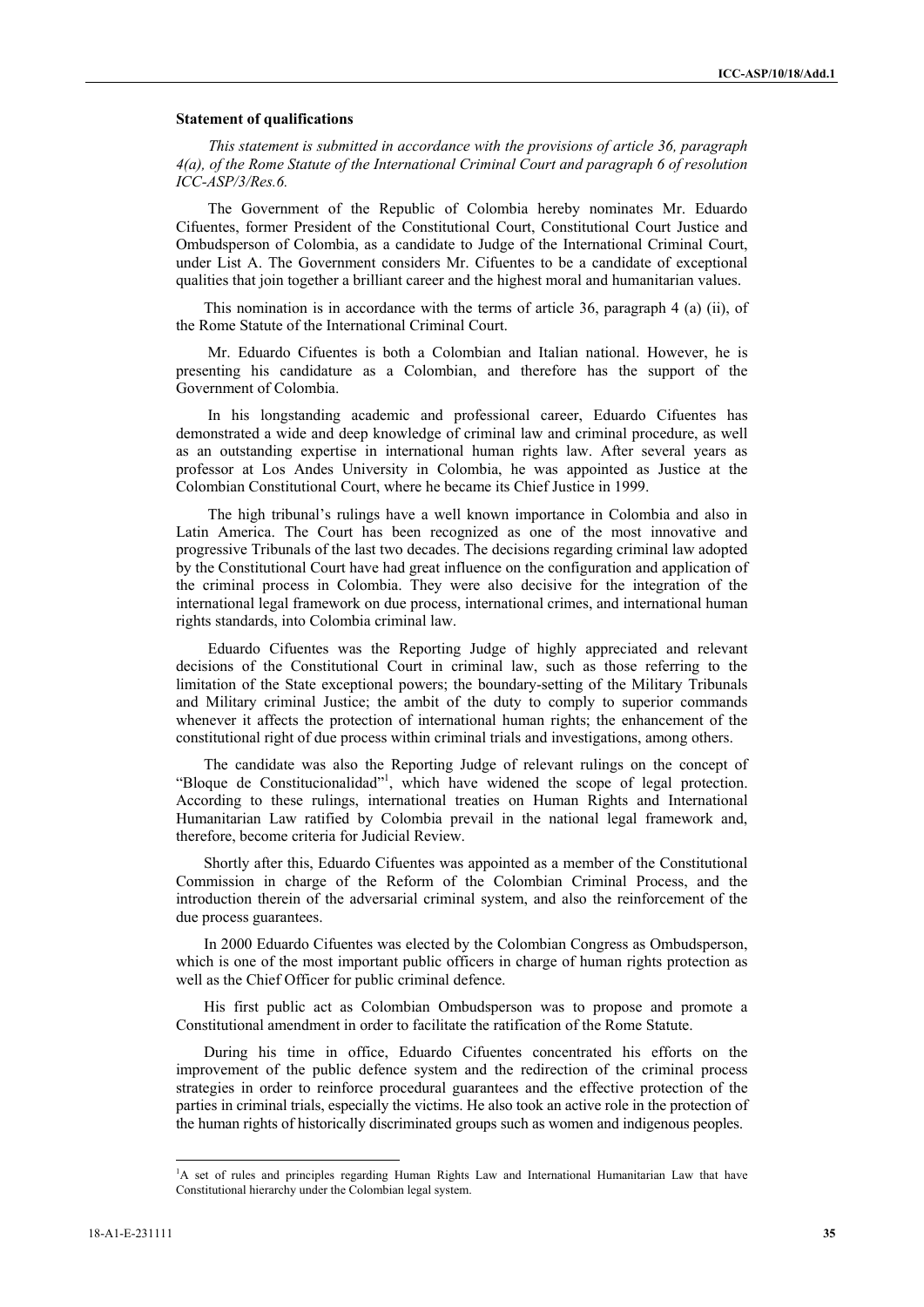**Statement of qualifications**

*This statement is submitted in accordance with the provisions of article 36, paragraph 4(a), of the Rome Statute of the International Criminal Court and paragraph 6 of resolution ICC-ASP/3/Res.6.*

The Government of the Republic of Colombia hereby nominates Mr. Eduardo Cifuentes, former President of the Constitutional Court, Constitutional Court Justice and Ombudsperson of Colombia, as a candidate to Judge of the International Criminal Court, under List A. The Government considers Mr. Cifuentes to be a candidate of exceptional qualities that join together a brilliant career and the highest moral and humanitarian values.

This nomination is in accordance with the terms of article 36, paragraph 4 (a) (ii), of the Rome Statute of the International Criminal Court.

Mr. Eduardo Cifuentes is both a Colombian and Italian national. However, he is presenting his candidature as a Colombian, and therefore has the support of the Government of Colombia.

In his longstanding academic and professional career, Eduardo Cifuentes has demonstrated a wide and deep knowledge of criminal law and criminal procedure, as well as an outstanding expertise in international human rights law. After several years as professor at Los Andes University in Colombia, he was appointed as Justice at the Colombian Constitutional Court, where he became its Chief Justice in 1999.

The high tribunal's rulings have a well known importance in Colombia and also in Latin America. The Court has been recognized as one of the most innovative and progressive Tribunals of the last two decades. The decisions regarding criminal law adopted by the Constitutional Court have had great influence on the configuration and application of the criminal process in Colombia. They were also decisive for the integration of the international legal framework on due process, international crimes, and international human rights standards, into Colombia criminal law.

Eduardo Cifuentes was the Reporting Judge of highly appreciated and relevant decisions of the Constitutional Court in criminal law, such as those referring to the limitation of the State exceptional powers; the boundary-setting of the Military Tribunals and Military criminal Justice; the ambit of the duty to comply to superior commands whenever it affects the protection of international human rights; the enhancement of the constitutional right of due process within criminal trials and investigations, among others.

The candidate was also the Reporting Judge of relevant rulings on the concept of "Bloque de Constitucionalidad"[1], which have widened the scope of legal protection. According to these rulings, international treaties on Human Rights and International Humanitarian Law ratified by Colombia prevail in the national legal framework and, therefore, become criteria for Judicial Review.

Shortly after this, Eduardo Cifuentes was appointed as a member of the Constitutional Commission in charge of the Reform of the Colombian Criminal Process, and the introduction therein of the adversarial criminal system, and also the reinforcement of the due process guarantees.

In 2000 Eduardo Cifuentes was elected by the Colombian Congress as Ombudsperson, which is one of the most important public officers in charge of human rights protection as well as the Chief Officer for public criminal defence.

His first public act as Colombian Ombudsperson was to propose and promote a Constitutional amendment in order to facilitate the ratification of the Rome Statute.

During his time in office, Eduardo Cifuentes concentrated his efforts on the improvement of the public defence system and the redirection of the criminal process strategies in order to reinforce procedural guarantees and the effective protection of the parties in criminal trials, especially the victims. He also took an active role in the protection of the human rights of historically discriminated groups such as women and indigenous peoples.

---

[1] A set of rules and principles regarding Human Rights Law and International Humanitarian Law that have Constitutional hierarchy under the Colombian legal system.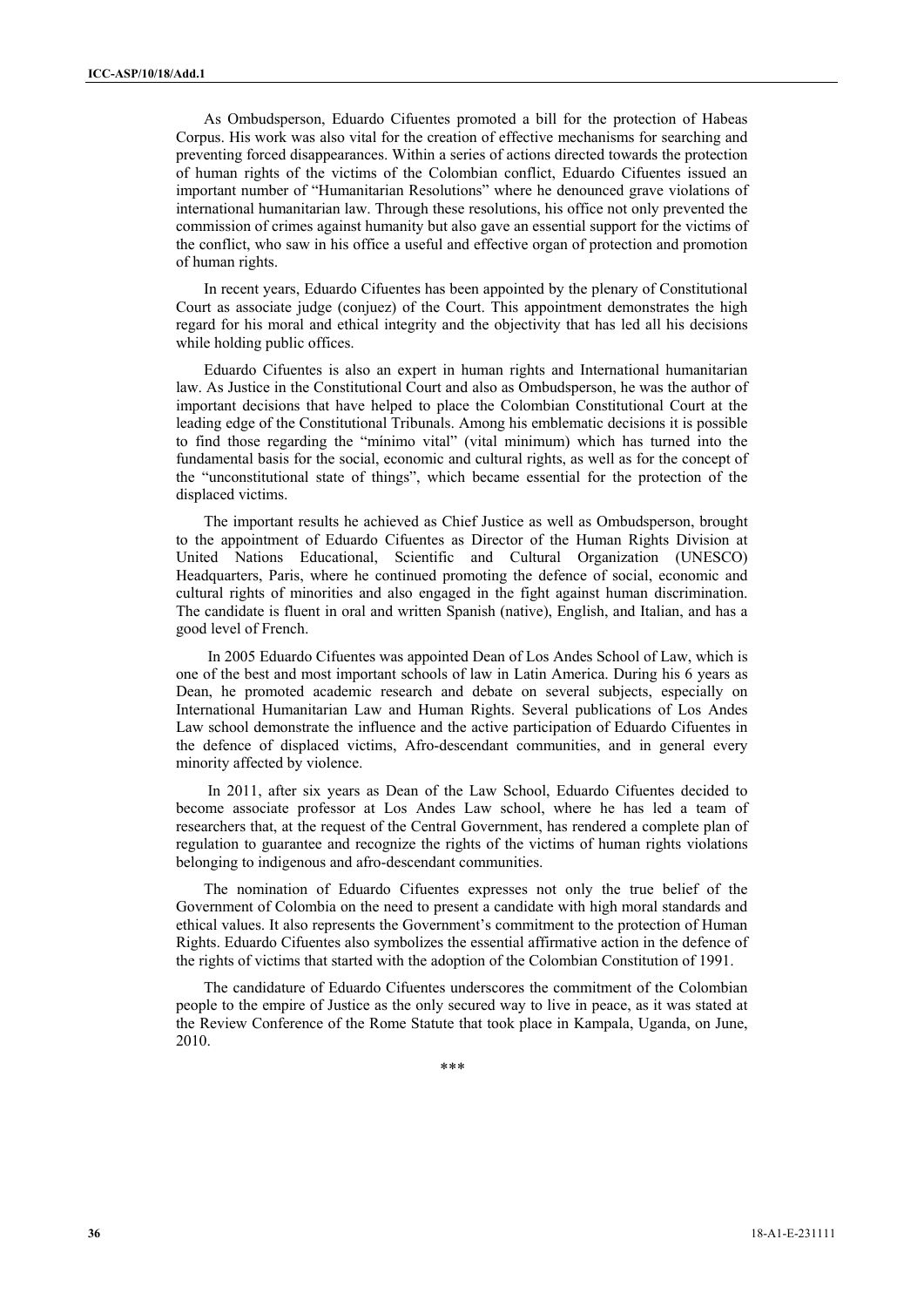As Ombudsperson, Eduardo Cifuentes promoted a bill for the protection of Habeas Corpus. His work was also vital for the creation of effective mechanisms for searching and preventing forced disappearances. Within a series of actions directed towards the protection of human rights of the victims of the Colombian conflict, Eduardo Cifuentes issued an important number of "Humanitarian Resolutions" where he denounced grave violations of international humanitarian law. Through these resolutions, his office not only prevented the commission of crimes against humanity but also gave an essential support for the victims of the conflict, who saw in his office a useful and effective organ of protection and promotion of human rights.

In recent years, Eduardo Cifuentes has been appointed by the plenary of Constitutional Court as associate judge (conjuez) of the Court. This appointment demonstrates the high regard for his moral and ethical integrity and the objectivity that has led all his decisions while holding public offices.

Eduardo Cifuentes is also an expert in human rights and International humanitarian law. As Justice in the Constitutional Court and also as Ombudsperson, he was the author of important decisions that have helped to place the Colombian Constitutional Court at the leading edge of the Constitutional Tribunals. Among his emblematic decisions it is possible to find those regarding the "mínimo vital" (vital minimum) which has turned into the fundamental basis for the social, economic and cultural rights, as well as for the concept of the "unconstitutional state of things", which became essential for the protection of the displaced victims.

The important results he achieved as Chief Justice as well as Ombudsperson, brought to the appointment of Eduardo Cifuentes as Director of the Human Rights Division at United Nations Educational, Scientific and Cultural Organization (UNESCO) Headquarters, Paris, where he continued promoting the defence of social, economic and cultural rights of minorities and also engaged in the fight against human discrimination. The candidate is fluent in oral and written Spanish (native), English, and Italian, and has a good level of French.

In 2005 Eduardo Cifuentes was appointed Dean of Los Andes School of Law, which is one of the best and most important schools of law in Latin America. During his 6 years as Dean, he promoted academic research and debate on several subjects, especially on International Humanitarian Law and Human Rights. Several publications of Los Andes Law school demonstrate the influence and the active participation of Eduardo Cifuentes in the defence of displaced victims, Afro-descendant communities, and in general every minority affected by violence.

In 2011, after six years as Dean of the Law School, Eduardo Cifuentes decided to become associate professor at Los Andes Law school, where he has led a team of researchers that, at the request of the Central Government, has rendered a complete plan of regulation to guarantee and recognize the rights of the victims of human rights violations belonging to indigenous and afro-descendant communities.

The nomination of Eduardo Cifuentes expresses not only the true belief of the Government of Colombia on the need to present a candidate with high moral standards and ethical values. It also represents the Government's commitment to the protection of Human Rights. Eduardo Cifuentes also symbolizes the essential affirmative action in the defence of the rights of victims that started with the adoption of the Colombian Constitution of 1991.

The candidature of Eduardo Cifuentes underscores the commitment of the Colombian people to the empire of Justice as the only secured way to live in peace, as it was stated at the Review Conference of the Rome Statute that took place in Kampala, Uganda, on June, 2010.

***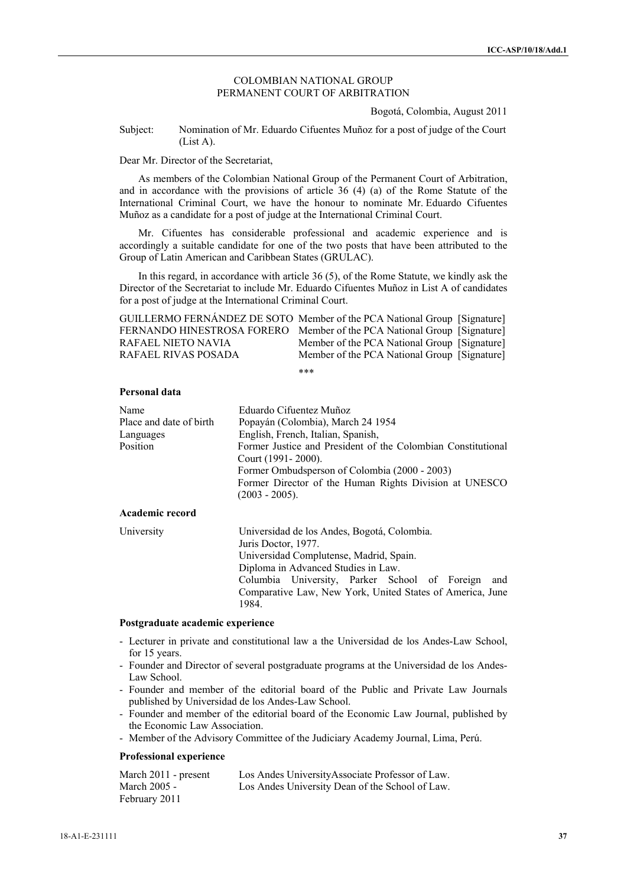COLOMBIAN NATIONAL GROUP
PERMANENT COURT OF ARBITRATION

Bogotá, Colombia, August 2011

Subject: Nomination of Mr. Eduardo Cifuentes Muñoz for a post of judge of the Court (List A).

Dear Mr. Director of the Secretariat,

As members of the Colombian National Group of the Permanent Court of Arbitration, and in accordance with the provisions of article 36 (4) (a) of the Rome Statute of the International Criminal Court, we have the honour to nominate Mr. Eduardo Cifuentes Muñoz as a candidate for a post of judge at the International Criminal Court.

Mr. Cifuentes has considerable professional and academic experience and is accordingly a suitable candidate for one of the two posts that have been attributed to the Group of Latin American and Caribbean States (GRULAC).

In this regard, in accordance with article 36 (5), of the Rome Statute, we kindly ask the Director of the Secretariat to include Mr. Eduardo Cifuentes Muñoz in List A of candidates for a post of judge at the International Criminal Court.

| | | |
|---|---|---|
| GUILLERMO FERNÁNDEZ DE SOTO | Member of the PCA National Group | [Signature] |
| FERNANDO HINESTROSA FORERO | Member of the PCA National Group | [Signature] |
| RAFAEL NIETO NAVIA | Member of the PCA National Group | [Signature] |
| RAFAEL RIVAS POSADA | Member of the PCA National Group | [Signature] |

\*\*\*

**Personal data**

| | |
|---|---|
| Name | Eduardo Cifuentez Muñoz |
| Place and date of birth | Popayán (Colombia), March 24 1954 |
| Languages | English, French, Italian, Spanish, |
| Position | Former Justice and President of the Colombian Constitutional Court (1991- 2000).<br>Former Ombudsperson of Colombia (2000 - 2003)<br>Former Director of the Human Rights Division at UNESCO (2003 - 2005). |

**Academic record**

| | |
|---|---|
| University | Universidad de los Andes, Bogotá, Colombia.<br>Juris Doctor, 1977.<br>Universidad Complutense, Madrid, Spain.<br>Diploma in Advanced Studies in Law.<br>Columbia University, Parker School of Foreign and Comparative Law, New York, United States of America, June 1984. |

**Postgraduate academic experience**

- Lecturer in private and constitutional law a the Universidad de los Andes-Law School, for 15 years.
- Founder and Director of several postgraduate programs at the Universidad de los Andes-Law School.
- Founder and member of the editorial board of the Public and Private Law Journals published by Universidad de los Andes-Law School.
- Founder and member of the editorial board of the Economic Law Journal, published by the Economic Law Association.
- Member of the Advisory Committee of the Judiciary Academy Journal, Lima, Perú.

**Professional experience**

| | |
|---|---|
| March 2011 - present | Los Andes UniversityAssociate Professor of Law. |
| March 2005 - February 2011 | Los Andes University Dean of the School of Law. |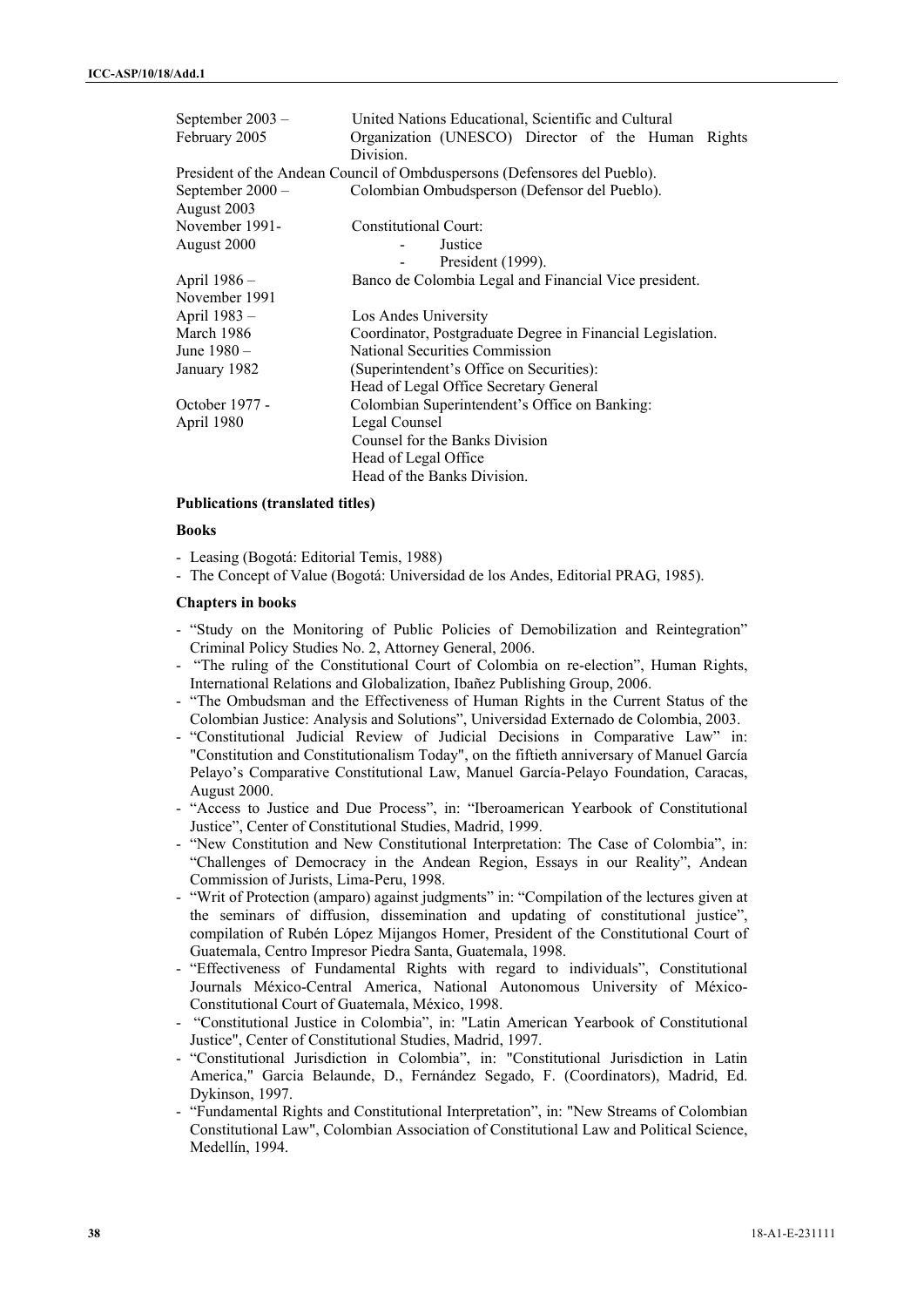| | |
|---|---|
| September 2003 – February 2005 | United Nations Educational, Scientific and Cultural Organization (UNESCO) Director of the Human Rights Division. |
| President of the Andean Council of Ombudspersons (Defensores del Pueblo). | |
| September 2000 – August 2003 | Colombian Ombudsperson (Defensor del Pueblo). |
| November 1991- August 2000 | Constitutional Court:<br>- Justice<br>- President (1999). |
| April 1986 – November 1991 | Banco de Colombia Legal and Financial Vice president. |
| April 1983 – March 1986 | Los Andes University<br>Coordinator, Postgraduate Degree in Financial Legislation. |
| June 1980 – January 1982 | National Securities Commission<br>(Superintendent's Office on Securities):<br>Head of Legal Office Secretary General |
| October 1977 - April 1980 | Colombian Superintendent's Office on Banking:<br>Legal Counsel<br>Counsel for the Banks Division<br>Head of Legal Office<br>Head of the Banks Division. |

**Publications (translated titles)**

**Books**

- Leasing (Bogotá: Editorial Temis, 1988)
- The Concept of Value (Bogotá: Universidad de los Andes, Editorial PRAG, 1985).

**Chapters in books**

- "Study on the Monitoring of Public Policies of Demobilization and Reintegration" Criminal Policy Studies No. 2, Attorney General, 2006.
- "The ruling of the Constitutional Court of Colombia on re-election", Human Rights, International Relations and Globalization, Ibañez Publishing Group, 2006.
- "The Ombudsman and the Effectiveness of Human Rights in the Current Status of the Colombian Justice: Analysis and Solutions", Universidad Externado de Colombia, 2003.
- "Constitutional Judicial Review of Judicial Decisions in Comparative Law" in: "Constitution and Constitutionalism Today", on the fiftieth anniversary of Manuel García Pelayo's Comparative Constitutional Law, Manuel García-Pelayo Foundation, Caracas, August 2000.
- "Access to Justice and Due Process", in: "Iberoamerican Yearbook of Constitutional Justice", Center of Constitutional Studies, Madrid, 1999.
- "New Constitution and New Constitutional Interpretation: The Case of Colombia", in: "Challenges of Democracy in the Andean Region, Essays in our Reality", Andean Commission of Jurists, Lima-Peru, 1998.
- "Writ of Protection (amparo) against judgments" in: "Compilation of the lectures given at the seminars of diffusion, dissemination and updating of constitutional justice", compilation of Rubén López Mijangos Homer, President of the Constitutional Court of Guatemala, Centro Impresor Piedra Santa, Guatemala, 1998.
- "Effectiveness of Fundamental Rights with regard to individuals", Constitutional Journals México-Central America, National Autonomous University of México-Constitutional Court of Guatemala, México, 1998.
- "Constitutional Justice in Colombia", in: "Latin American Yearbook of Constitutional Justice", Center of Constitutional Studies, Madrid, 1997.
- "Constitutional Jurisdiction in Colombia", in: "Constitutional Jurisdiction in Latin America," Garcia Belaunde, D., Fernández Segado, F. (Coordinators), Madrid, Ed. Dykinson, 1997.
- "Fundamental Rights and Constitutional Interpretation", in: "New Streams of Colombian Constitutional Law", Colombian Association of Constitutional Law and Political Science, Medellín, 1994.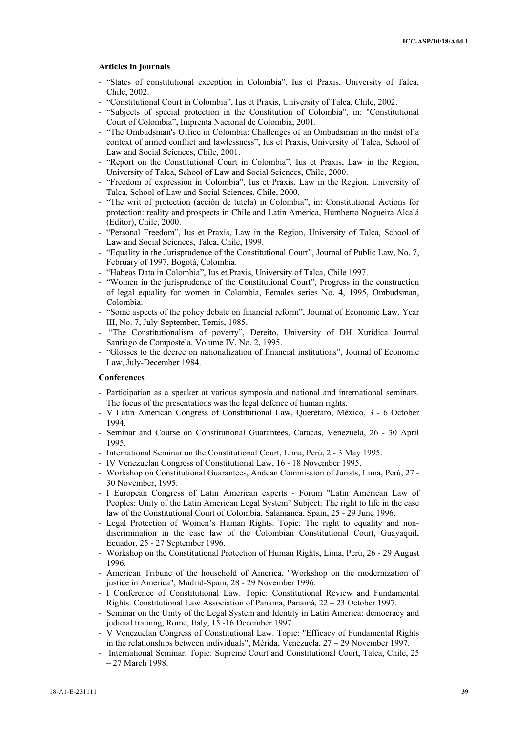**Articles in journals**

- "States of constitutional exception in Colombia", Ius et Praxis, University of Talca, Chile, 2002.
- "Constitutional Court in Colombia", Ius et Praxis, University of Talca, Chile, 2002.
- "Subjects of special protection in the Constitution of Colombia", in: "Constitutional Court of Colombia", Imprenta Nacional de Colombia, 2001.
- "The Ombudsman's Office in Colombia: Challenges of an Ombudsman in the midst of a context of armed conflict and lawlessness", Ius et Praxis, University of Talca, School of Law and Social Sciences, Chile, 2001.
- "Report on the Constitutional Court in Colombia", Ius et Praxis, Law in the Region, University of Talca, School of Law and Social Sciences, Chile, 2000.
- "Freedom of expression in Colombia", Ius et Praxis, Law in the Region, University of Talca, School of Law and Social Sciences, Chile, 2000.
- "The writ of protection (acción de tutela) in Colombia", in: Constitutional Actions for protection: reality and prospects in Chile and Latin America, Humberto Nogueira Alcalá (Editor), Chile, 2000.
- "Personal Freedom", Ius et Praxis, Law in the Region, University of Talca, School of Law and Social Sciences, Talca, Chile, 1999.
- "Equality in the Jurisprudence of the Constitutional Court", Journal of Public Law, No. 7, February of 1997, Bogotá, Colombia.
- "Habeas Data in Colombia", Ius et Praxis, University of Talca, Chile 1997.
- "Women in the jurisprudence of the Constitutional Court", Progress in the construction of legal equality for women in Colombia, Females series No. 4, 1995, Ombudsman, Colombia.
- "Some aspects of the policy debate on financial reform", Journal of Economic Law, Year III, No. 7, July-September, Temis, 1985.
- "The Constitutionalism of poverty", Dereito, University of DH Xurídica Journal Santiago de Compostela, Volume IV, No. 2, 1995.
- "Glosses to the decree on nationalization of financial institutions", Journal of Economic Law, July-December 1984.

**Conferences**

- Participation as a speaker at various symposia and national and international seminars. The focus of the presentations was the legal defence of human rights.
- V Latin American Congress of Constitutional Law, Querétaro, México, 3 - 6 October 1994.
- Seminar and Course on Constitutional Guarantees, Caracas, Venezuela, 26 - 30 April 1995.
- International Seminar on the Constitutional Court, Lima, Perú, 2 - 3 May 1995.
- IV Venezuelan Congress of Constitutional Law, 16 - 18 November 1995.
- Workshop on Constitutional Guarantees, Andean Commission of Jurists, Lima, Perú, 27 - 30 November, 1995.
- I European Congress of Latin American experts - Forum "Latin American Law of Peoples: Unity of the Latin American Legal System" Subject: The right to life in the case law of the Constitutional Court of Colombia, Salamanca, Spain, 25 - 29 June 1996.
- Legal Protection of Women's Human Rights. Topic: The right to equality and non-discrimination in the case law of the Colombian Constitutional Court, Guayaquil, Ecuador, 25 - 27 September 1996.
- Workshop on the Constitutional Protection of Human Rights, Lima, Perú, 26 - 29 August 1996.
- American Tribune of the household of America, "Workshop on the modernization of justice in America", Madrid-Spain, 28 - 29 November 1996.
- I Conference of Constitutional Law. Topic: Constitutional Review and Fundamental Rights. Constitutional Law Association of Panama, Panamá, 22 – 23 October 1997.
- Seminar on the Unity of the Legal System and Identity in Latin America: democracy and judicial training, Rome, Italy, 15 -16 December 1997.
- V Venezuelan Congress of Constitutional Law. Topic: "Efficacy of Fundamental Rights in the relationships between individuals", Mérida, Venezuela, 27 – 29 November 1997.
- International Seminar. Topic: Supreme Court and Constitutional Court, Talca, Chile, 25 – 27 March 1998.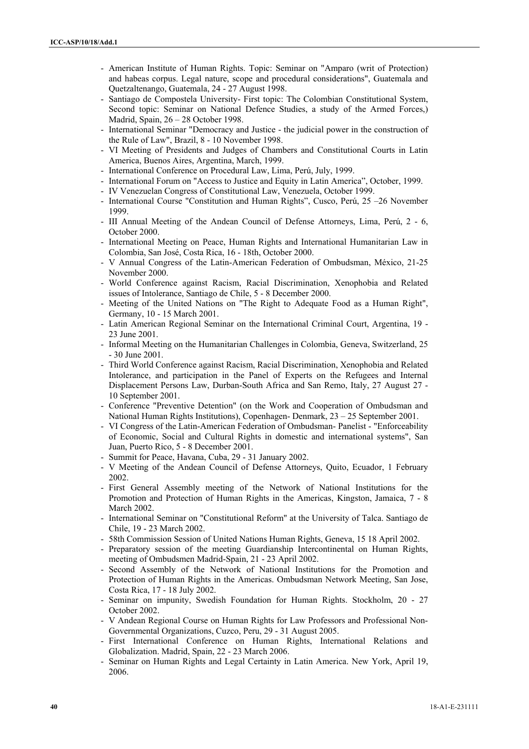- American Institute of Human Rights. Topic: Seminar on "Amparo (writ of Protection) and habeas corpus. Legal nature, scope and procedural considerations", Guatemala and Quetzaltenango, Guatemala, 24 - 27 August 1998.
- Santiago de Compostela University- First topic: The Colombian Constitutional System, Second topic: Seminar on National Defence Studies, a study of the Armed Forces,) Madrid, Spain, 26 – 28 October 1998.
- International Seminar "Democracy and Justice - the judicial power in the construction of the Rule of Law", Brazil, 8 - 10 November 1998.
- VI Meeting of Presidents and Judges of Chambers and Constitutional Courts in Latin America, Buenos Aires, Argentina, March, 1999.
- International Conference on Procedural Law, Lima, Perú, July, 1999.
- International Forum on "Access to Justice and Equity in Latin America", October, 1999.
- IV Venezuelan Congress of Constitutional Law, Venezuela, October 1999.
- International Course "Constitution and Human Rights", Cusco, Perú, 25 –26 November 1999.
- III Annual Meeting of the Andean Council of Defense Attorneys, Lima, Perú, 2 - 6, October 2000.
- International Meeting on Peace, Human Rights and International Humanitarian Law in Colombia, San José, Costa Rica, 16 - 18th, October 2000.
- V Annual Congress of the Latin-American Federation of Ombudsman, México, 21-25 November 2000.
- World Conference against Racism, Racial Discrimination, Xenophobia and Related issues of Intolerance, Santiago de Chile, 5 - 8 December 2000.
- Meeting of the United Nations on "The Right to Adequate Food as a Human Right", Germany, 10 - 15 March 2001.
- Latin American Regional Seminar on the International Criminal Court, Argentina, 19 - 23 June 2001.
- Informal Meeting on the Humanitarian Challenges in Colombia, Geneva, Switzerland, 25 - 30 June 2001.
- Third World Conference against Racism, Racial Discrimination, Xenophobia and Related Intolerance, and participation in the Panel of Experts on the Refugees and Internal Displacement Persons Law, Durban-South Africa and San Remo, Italy, 27 August 27 - 10 September 2001.
- Conference "Preventive Detention" (on the Work and Cooperation of Ombudsman and National Human Rights Institutions), Copenhagen- Denmark, 23 – 25 September 2001.
- VI Congress of the Latin-American Federation of Ombudsman- Panelist - "Enforceability of Economic, Social and Cultural Rights in domestic and international systems", San Juan, Puerto Rico, 5 - 8 December 2001.
- Summit for Peace, Havana, Cuba, 29 - 31 January 2002.
- V Meeting of the Andean Council of Defense Attorneys, Quito, Ecuador, 1 February 2002.
- First General Assembly meeting of the Network of National Institutions for the Promotion and Protection of Human Rights in the Americas, Kingston, Jamaica, 7 - 8 March 2002.
- International Seminar on "Constitutional Reform" at the University of Talca. Santiago de Chile, 19 - 23 March 2002.
- 58th Commission Session of United Nations Human Rights, Geneva, 15 18 April 2002.
- Preparatory session of the meeting Guardianship Intercontinental on Human Rights, meeting of Ombudsmen Madrid-Spain, 21 - 23 April 2002.
- Second Assembly of the Network of National Institutions for the Promotion and Protection of Human Rights in the Americas. Ombudsman Network Meeting, San Jose, Costa Rica, 17 - 18 July 2002.
- Seminar on impunity, Swedish Foundation for Human Rights. Stockholm, 20 - 27 October 2002.
- V Andean Regional Course on Human Rights for Law Professors and Professional Non-Governmental Organizations, Cuzco, Peru, 29 - 31 August 2005.
- First International Conference on Human Rights, International Relations and Globalization. Madrid, Spain, 22 - 23 March 2006.
- Seminar on Human Rights and Legal Certainty in Latin America. New York, April 19, 2006.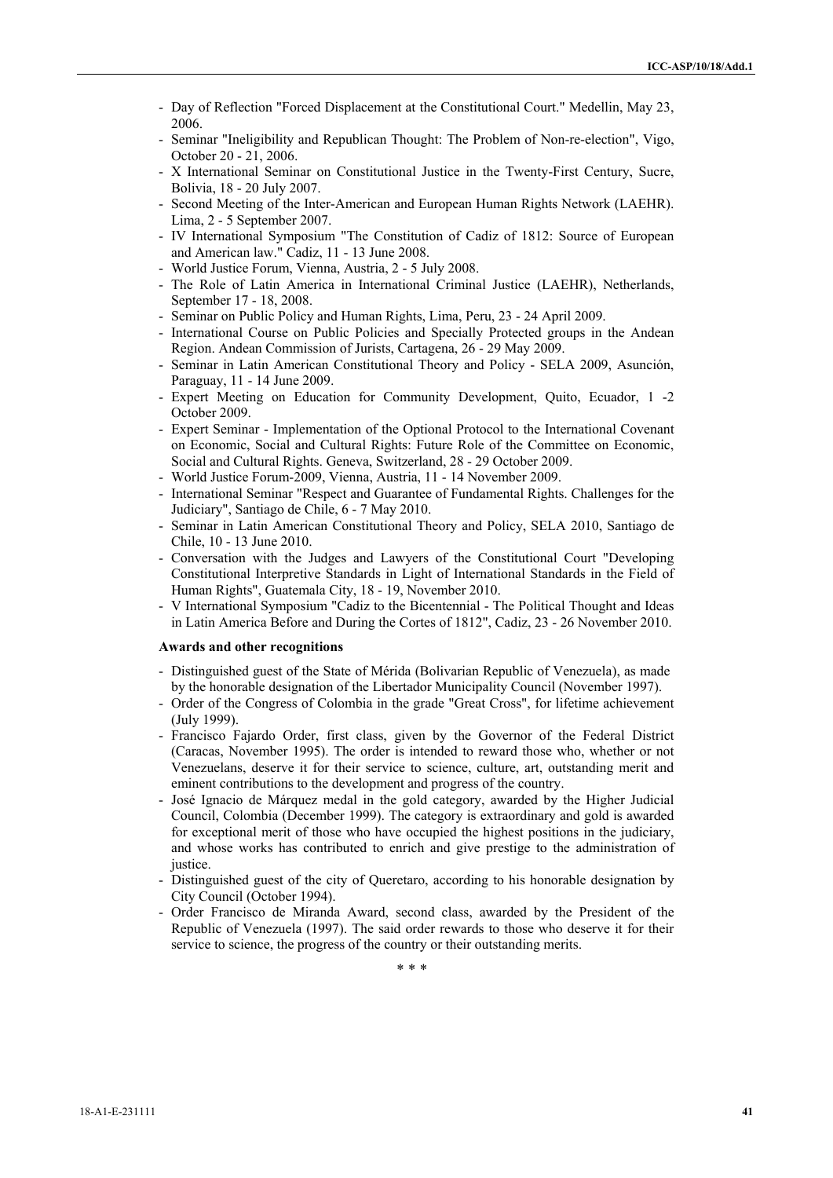- Day of Reflection "Forced Displacement at the Constitutional Court." Medellin, May 23, 2006.
- Seminar "Ineligibility and Republican Thought: The Problem of Non-re-election", Vigo, October 20 - 21, 2006.
- X International Seminar on Constitutional Justice in the Twenty-First Century, Sucre, Bolivia, 18 - 20 July 2007.
- Second Meeting of the Inter-American and European Human Rights Network (LAEHR). Lima, 2 - 5 September 2007.
- IV International Symposium "The Constitution of Cadiz of 1812: Source of European and American law." Cadiz, 11 - 13 June 2008.
- World Justice Forum, Vienna, Austria, 2 - 5 July 2008.
- The Role of Latin America in International Criminal Justice (LAEHR), Netherlands, September 17 - 18, 2008.
- Seminar on Public Policy and Human Rights, Lima, Peru, 23 - 24 April 2009.
- International Course on Public Policies and Specially Protected groups in the Andean Region. Andean Commission of Jurists, Cartagena, 26 - 29 May 2009.
- Seminar in Latin American Constitutional Theory and Policy - SELA 2009, Asunción, Paraguay, 11 - 14 June 2009.
- Expert Meeting on Education for Community Development, Quito, Ecuador, 1 -2 October 2009.
- Expert Seminar - Implementation of the Optional Protocol to the International Covenant on Economic, Social and Cultural Rights: Future Role of the Committee on Economic, Social and Cultural Rights. Geneva, Switzerland, 28 - 29 October 2009.
- World Justice Forum-2009, Vienna, Austria, 11 - 14 November 2009.
- International Seminar "Respect and Guarantee of Fundamental Rights. Challenges for the Judiciary", Santiago de Chile, 6 - 7 May 2010.
- Seminar in Latin American Constitutional Theory and Policy, SELA 2010, Santiago de Chile, 10 - 13 June 2010.
- Conversation with the Judges and Lawyers of the Constitutional Court "Developing Constitutional Interpretive Standards in Light of International Standards in the Field of Human Rights", Guatemala City, 18 - 19, November 2010.
- V International Symposium "Cadiz to the Bicentennial - The Political Thought and Ideas in Latin America Before and During the Cortes of 1812", Cadiz, 23 - 26 November 2010.

**Awards and other recognitions**

- Distinguished guest of the State of Mérida (Bolivarian Republic of Venezuela), as made by the honorable designation of the Libertador Municipality Council (November 1997).
- Order of the Congress of Colombia in the grade "Great Cross", for lifetime achievement (July 1999).
- Francisco Fajardo Order, first class, given by the Governor of the Federal District (Caracas, November 1995). The order is intended to reward those who, whether or not Venezuelans, deserve it for their service to science, culture, art, outstanding merit and eminent contributions to the development and progress of the country.
- José Ignacio de Márquez medal in the gold category, awarded by the Higher Judicial Council, Colombia (December 1999). The category is extraordinary and gold is awarded for exceptional merit of those who have occupied the highest positions in the judiciary, and whose works has contributed to enrich and give prestige to the administration of justice.
- Distinguished guest of the city of Queretaro, according to his honorable designation by City Council (October 1994).
- Order Francisco de Miranda Award, second class, awarded by the President of the Republic of Venezuela (1997). The said order rewards to those who deserve it for their service to science, the progress of the country or their outstanding merits.

\* \* \*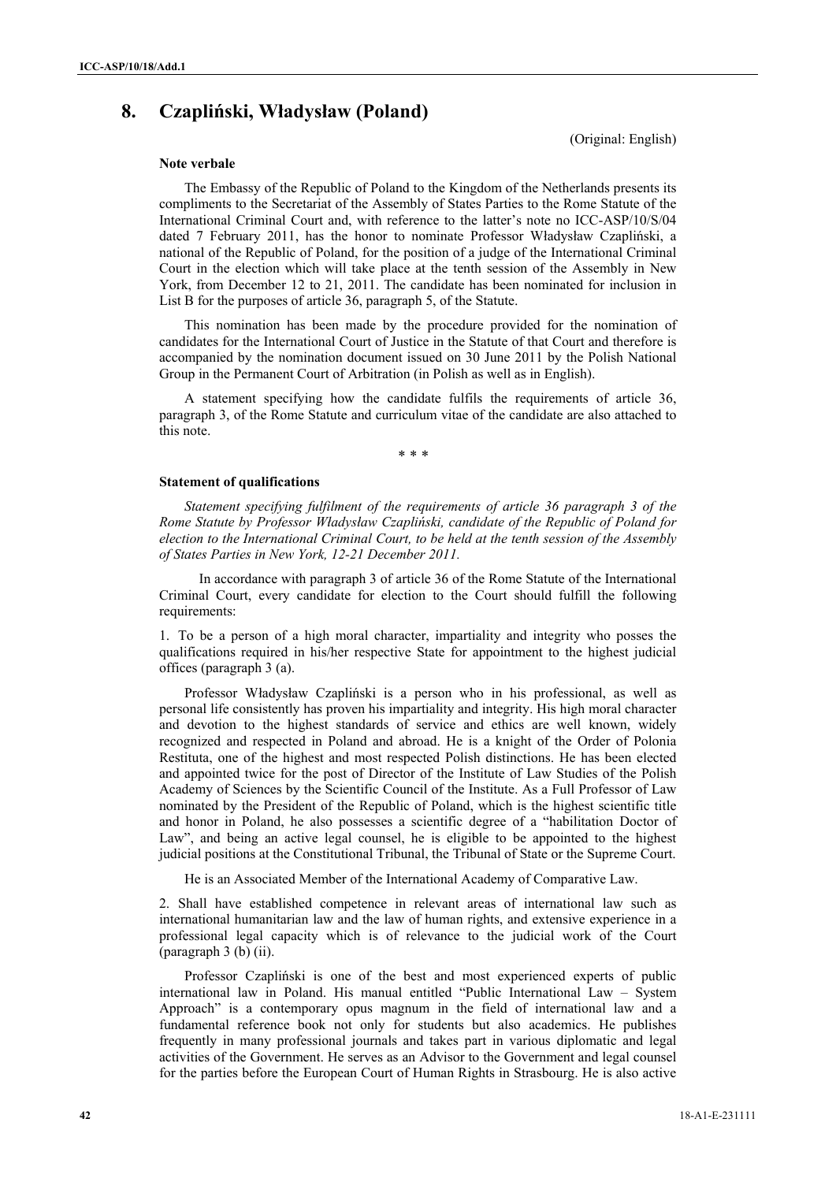# 8. Czapliński, Władysław (Poland)

(Original: English)

**Note verbale**

The Embassy of the Republic of Poland to the Kingdom of the Netherlands presents its compliments to the Secretariat of the Assembly of States Parties to the Rome Statute of the International Criminal Court and, with reference to the latter's note no ICC-ASP/10/S/04 dated 7 February 2011, has the honor to nominate Professor Władysław Czapliński, a national of the Republic of Poland, for the position of a judge of the International Criminal Court in the election which will take place at the tenth session of the Assembly in New York, from December 12 to 21, 2011. The candidate has been nominated for inclusion in List B for the purposes of article 36, paragraph 5, of the Statute.

This nomination has been made by the procedure provided for the nomination of candidates for the International Court of Justice in the Statute of that Court and therefore is accompanied by the nomination document issued on 30 June 2011 by the Polish National Group in the Permanent Court of Arbitration (in Polish as well as in English).

A statement specifying how the candidate fulfils the requirements of article 36, paragraph 3, of the Rome Statute and curriculum vitae of the candidate are also attached to this note.

\* \* \*

**Statement of qualifications**

*Statement specifying fulfilment of the requirements of article 36 paragraph 3 of the Rome Statute by Professor Władysław Czapliński, candidate of the Republic of Poland for election to the International Criminal Court, to be held at the tenth session of the Assembly of States Parties in New York, 12-21 December 2011.*

In accordance with paragraph 3 of article 36 of the Rome Statute of the International Criminal Court, every candidate for election to the Court should fulfill the following requirements:

1. To be a person of a high moral character, impartiality and integrity who posses the qualifications required in his/her respective State for appointment to the highest judicial offices (paragraph 3 (a).

Professor Władysław Czapliński is a person who in his professional, as well as personal life consistently has proven his impartiality and integrity. His high moral character and devotion to the highest standards of service and ethics are well known, widely recognized and respected in Poland and abroad. He is a knight of the Order of Polonia Restituta, one of the highest and most respected Polish distinctions. He has been elected and appointed twice for the post of Director of the Institute of Law Studies of the Polish Academy of Sciences by the Scientific Council of the Institute. As a Full Professor of Law nominated by the President of the Republic of Poland, which is the highest scientific title and honor in Poland, he also possesses a scientific degree of a "habilitation Doctor of Law", and being an active legal counsel, he is eligible to be appointed to the highest judicial positions at the Constitutional Tribunal, the Tribunal of State or the Supreme Court.

He is an Associated Member of the International Academy of Comparative Law.

2. Shall have established competence in relevant areas of international law such as international humanitarian law and the law of human rights, and extensive experience in a professional legal capacity which is of relevance to the judicial work of the Court (paragraph 3 (b) (ii).

Professor Czapliński is one of the best and most experienced experts of public international law in Poland. His manual entitled "Public International Law – System Approach" is a contemporary opus magnum in the field of international law and a fundamental reference book not only for students but also academics. He publishes frequently in many professional journals and takes part in various diplomatic and legal activities of the Government. He serves as an Advisor to the Government and legal counsel for the parties before the European Court of Human Rights in Strasbourg. He is also active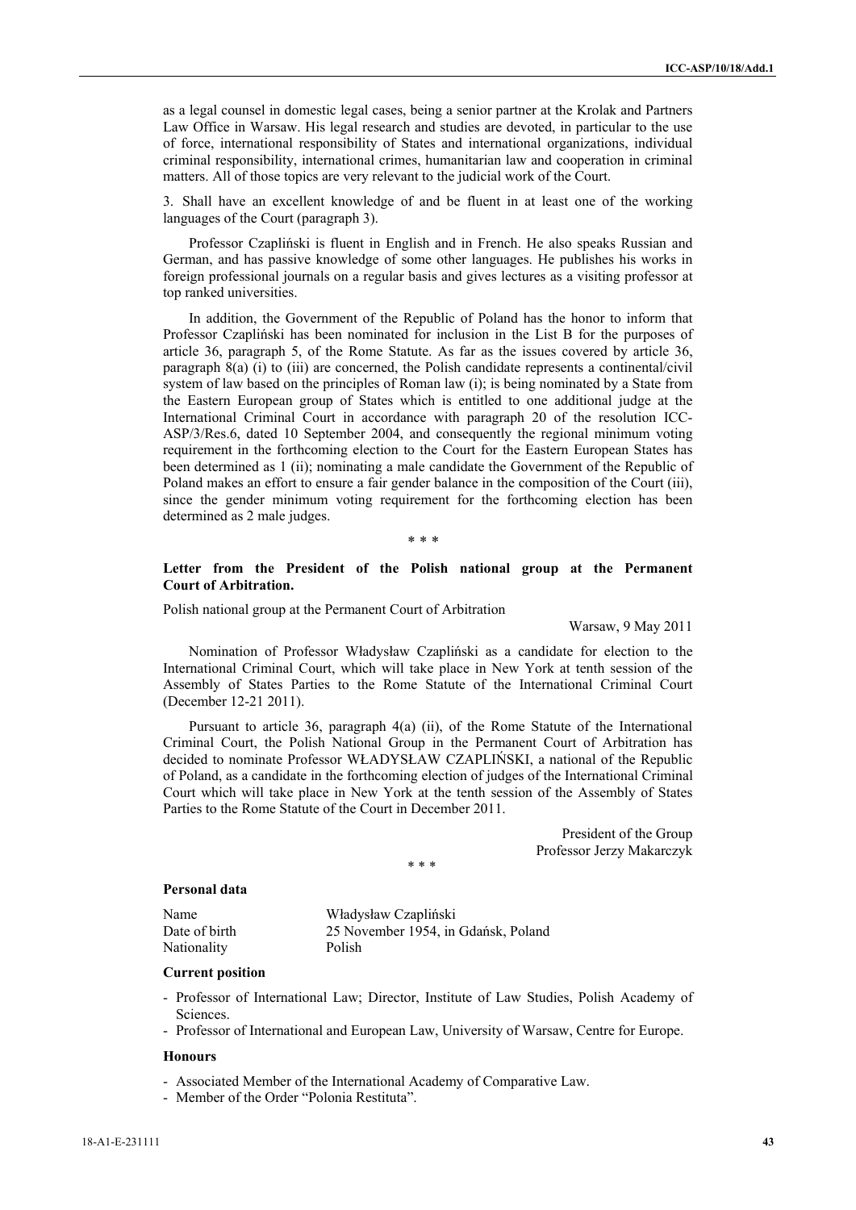as a legal counsel in domestic legal cases, being a senior partner at the Krolak and Partners Law Office in Warsaw. His legal research and studies are devoted, in particular to the use of force, international responsibility of States and international organizations, individual criminal responsibility, international crimes, humanitarian law and cooperation in criminal matters. All of those topics are very relevant to the judicial work of the Court.

3. Shall have an excellent knowledge of and be fluent in at least one of the working languages of the Court (paragraph 3).

Professor Czapliński is fluent in English and in French. He also speaks Russian and German, and has passive knowledge of some other languages. He publishes his works in foreign professional journals on a regular basis and gives lectures as a visiting professor at top ranked universities.

In addition, the Government of the Republic of Poland has the honor to inform that Professor Czapliński has been nominated for inclusion in the List B for the purposes of article 36, paragraph 5, of the Rome Statute. As far as the issues covered by article 36, paragraph 8(a) (i) to (iii) are concerned, the Polish candidate represents a continental/civil system of law based on the principles of Roman law (i); is being nominated by a State from the Eastern European group of States which is entitled to one additional judge at the International Criminal Court in accordance with paragraph 20 of the resolution ICC-ASP/3/Res.6, dated 10 September 2004, and consequently the regional minimum voting requirement in the forthcoming election to the Court for the Eastern European States has been determined as 1 (ii); nominating a male candidate the Government of the Republic of Poland makes an effort to ensure a fair gender balance in the composition of the Court (iii), since the gender minimum voting requirement for the forthcoming election has been determined as 2 male judges.

\* \* \*

**Letter from the President of the Polish national group at the Permanent Court of Arbitration.**

Polish national group at the Permanent Court of Arbitration

Warsaw, 9 May 2011

Nomination of Professor Władysław Czapliński as a candidate for election to the International Criminal Court, which will take place in New York at tenth session of the Assembly of States Parties to the Rome Statute of the International Criminal Court (December 12-21 2011).

Pursuant to article 36, paragraph 4(a) (ii), of the Rome Statute of the International Criminal Court, the Polish National Group in the Permanent Court of Arbitration has decided to nominate Professor WŁADYSŁAW CZAPLIŃSKI, a national of the Republic of Poland, as a candidate in the forthcoming election of judges of the International Criminal Court which will take place in New York at the tenth session of the Assembly of States Parties to the Rome Statute of the Court in December 2011.

President of the Group
Professor Jerzy Makarczyk

\* \* \*

**Personal data**

| | |
|---|---|
| Name | Władysław Czapliński |
| Date of birth | 25 November 1954, in Gdańsk, Poland |
| Nationality | Polish |

**Current position**

- Professor of International Law; Director, Institute of Law Studies, Polish Academy of Sciences.
- Professor of International and European Law, University of Warsaw, Centre for Europe.

**Honours**

- Associated Member of the International Academy of Comparative Law.
- Member of the Order "Polonia Restituta".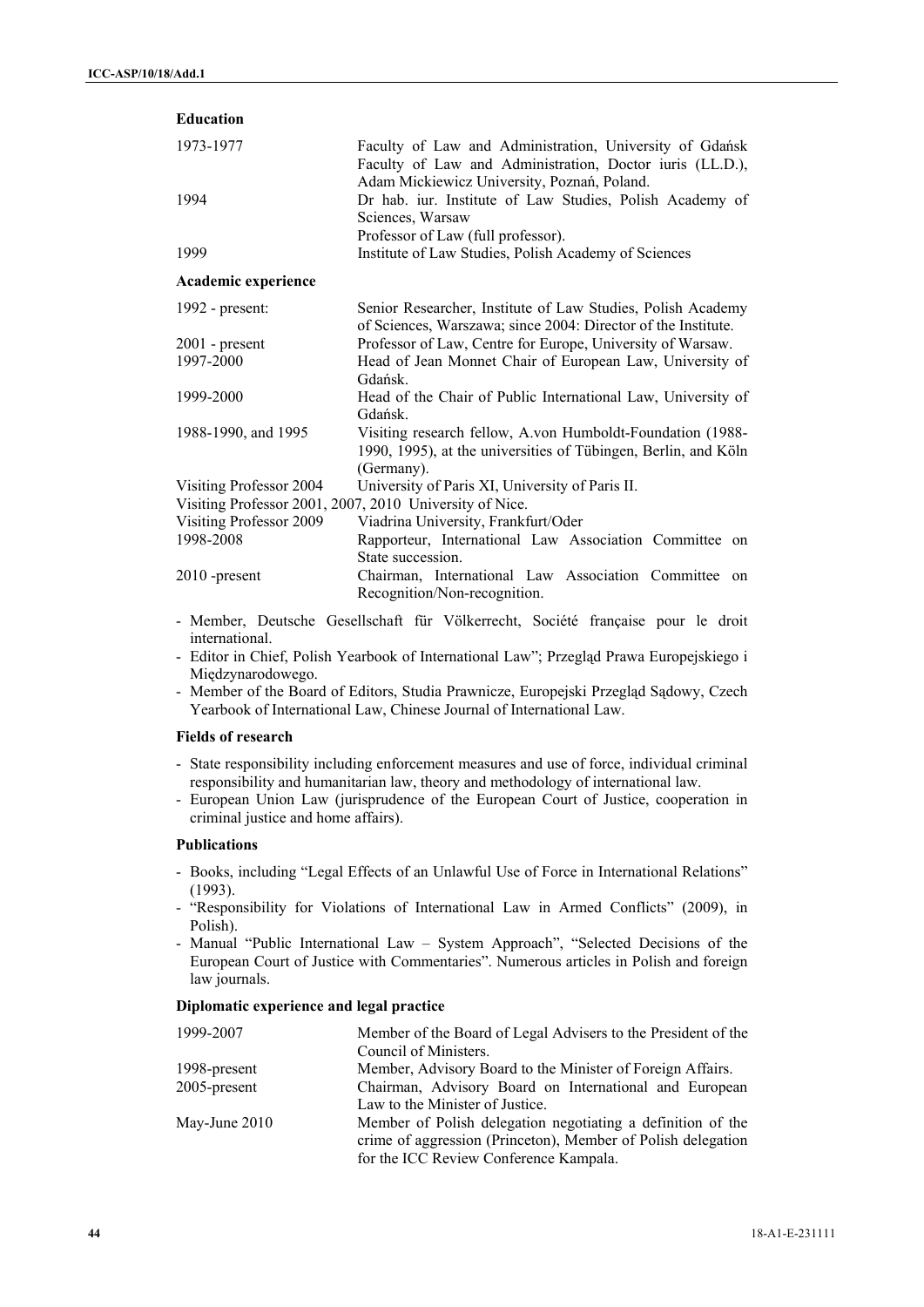**Education**

| | |
|---|---|
| 1973-1977 | Faculty of Law and Administration, University of Gdańsk Faculty of Law and Administration, Doctor iuris (LL.D.), Adam Mickiewicz University, Poznań, Poland. |
| 1994 | Dr hab. iur. Institute of Law Studies, Polish Academy of Sciences, Warsaw Professor of Law (full professor). |
| 1999 | Institute of Law Studies, Polish Academy of Sciences |

**Academic experience**

| | |
|---|---|
| 1992 - present: | Senior Researcher, Institute of Law Studies, Polish Academy of Sciences, Warszawa; since 2004: Director of the Institute. |
| 2001 - present | Professor of Law, Centre for Europe, University of Warsaw. |
| 1997-2000 | Head of Jean Monnet Chair of European Law, University of Gdańsk. |
| 1999-2000 | Head of the Chair of Public International Law, University of Gdańsk. |
| 1988-1990, and 1995 | Visiting research fellow, A.von Humboldt-Foundation (1988-1990, 1995), at the universities of Tübingen, Berlin, and Köln (Germany). |
| Visiting Professor 2004 | University of Paris XI, University of Paris II. |
| Visiting Professor 2001, 2007, 2010 | University of Nice. |
| Visiting Professor 2009 | Viadrina University, Frankfurt/Oder |
| 1998-2008 | Rapporteur, International Law Association Committee on State succession. |
| 2010 -present | Chairman, International Law Association Committee on Recognition/Non-recognition. |

- Member, Deutsche Gesellschaft für Völkerrecht, Société française pour le droit international.
- Editor in Chief, Polish Yearbook of International Law"; Przegląd Prawa Europejskiego i Międzynarodowego.
- Member of the Board of Editors, Studia Prawnicze, Europejski Przegląd Sądowy, Czech Yearbook of International Law, Chinese Journal of International Law.

**Fields of research**

- State responsibility including enforcement measures and use of force, individual criminal responsibility and humanitarian law, theory and methodology of international law.
- European Union Law (jurisprudence of the European Court of Justice, cooperation in criminal justice and home affairs).

**Publications**

- Books, including "Legal Effects of an Unlawful Use of Force in International Relations" (1993).
- "Responsibility for Violations of International Law in Armed Conflicts" (2009), in Polish).
- Manual "Public International Law – System Approach", "Selected Decisions of the European Court of Justice with Commentaries". Numerous articles in Polish and foreign law journals.

**Diplomatic experience and legal practice**

| | |
|---|---|
| 1999-2007 | Member of the Board of Legal Advisers to the President of the Council of Ministers. |
| 1998-present | Member, Advisory Board to the Minister of Foreign Affairs. |
| 2005-present | Chairman, Advisory Board on International and European Law to the Minister of Justice. |
| May-June 2010 | Member of Polish delegation negotiating a definition of the crime of aggression (Princeton), Member of Polish delegation for the ICC Review Conference Kampala. |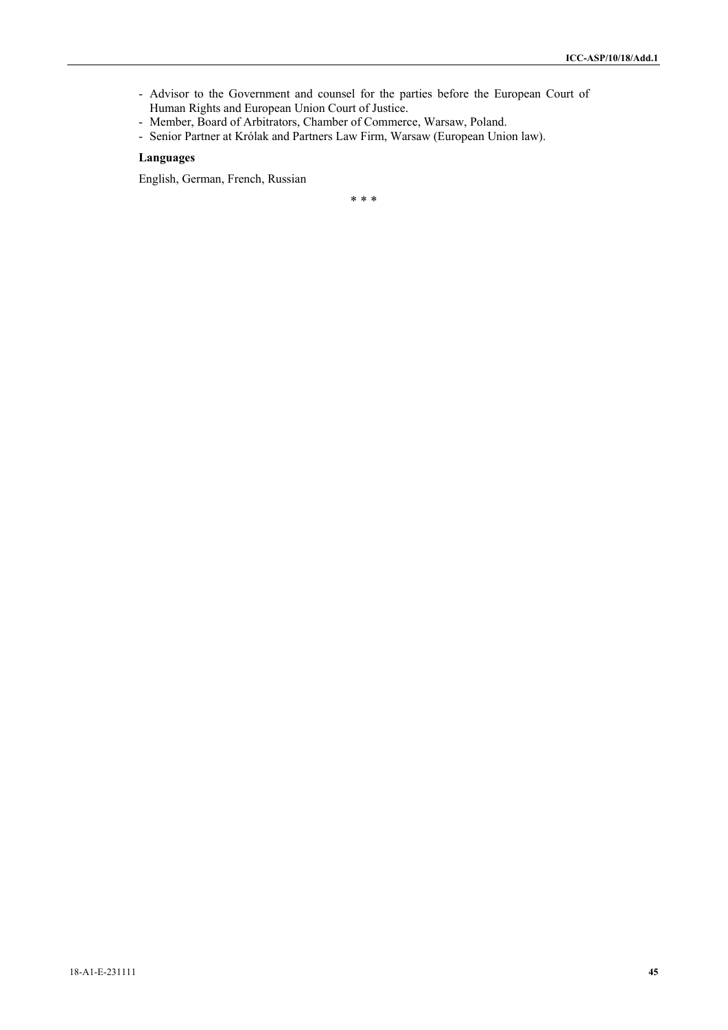- Advisor to the Government and counsel for the parties before the European Court of Human Rights and European Union Court of Justice.
- Member, Board of Arbitrators, Chamber of Commerce, Warsaw, Poland.
- Senior Partner at Królak and Partners Law Firm, Warsaw (European Union law).

**Languages**

English, German, French, Russian

\* \* \*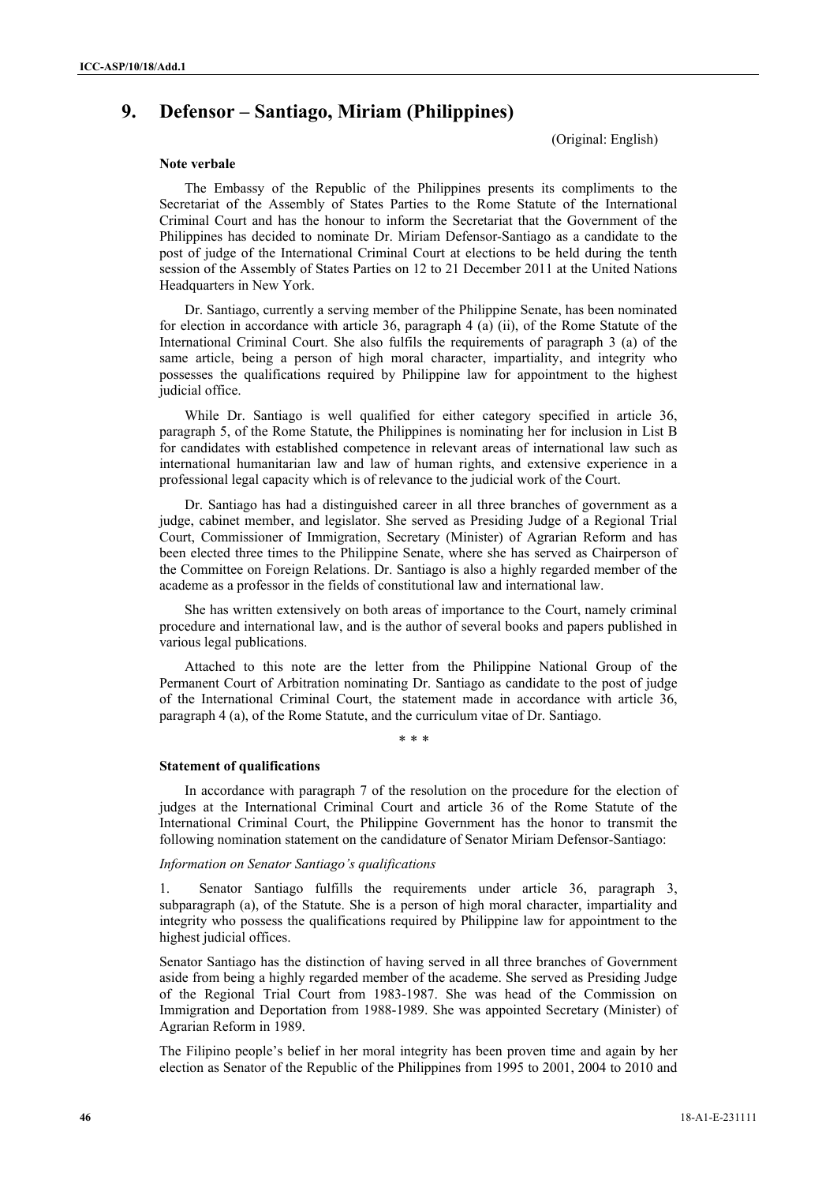# 9. Defensor – Santiago, Miriam (Philippines)

(Original: English)

**Note verbale**

The Embassy of the Republic of the Philippines presents its compliments to the Secretariat of the Assembly of States Parties to the Rome Statute of the International Criminal Court and has the honour to inform the Secretariat that the Government of the Philippines has decided to nominate Dr. Miriam Defensor-Santiago as a candidate to the post of judge of the International Criminal Court at elections to be held during the tenth session of the Assembly of States Parties on 12 to 21 December 2011 at the United Nations Headquarters in New York.

Dr. Santiago, currently a serving member of the Philippine Senate, has been nominated for election in accordance with article 36, paragraph 4 (a) (ii), of the Rome Statute of the International Criminal Court. She also fulfils the requirements of paragraph 3 (a) of the same article, being a person of high moral character, impartiality, and integrity who possesses the qualifications required by Philippine law for appointment to the highest judicial office.

While Dr. Santiago is well qualified for either category specified in article 36, paragraph 5, of the Rome Statute, the Philippines is nominating her for inclusion in List B for candidates with established competence in relevant areas of international law such as international humanitarian law and law of human rights, and extensive experience in a professional legal capacity which is of relevance to the judicial work of the Court.

Dr. Santiago has had a distinguished career in all three branches of government as a judge, cabinet member, and legislator. She served as Presiding Judge of a Regional Trial Court, Commissioner of Immigration, Secretary (Minister) of Agrarian Reform and has been elected three times to the Philippine Senate, where she has served as Chairperson of the Committee on Foreign Relations. Dr. Santiago is also a highly regarded member of the academe as a professor in the fields of constitutional law and international law.

She has written extensively on both areas of importance to the Court, namely criminal procedure and international law, and is the author of several books and papers published in various legal publications.

Attached to this note are the letter from the Philippine National Group of the Permanent Court of Arbitration nominating Dr. Santiago as candidate to the post of judge of the International Criminal Court, the statement made in accordance with article 36, paragraph 4 (a), of the Rome Statute, and the curriculum vitae of Dr. Santiago.

\* \* \*

**Statement of qualifications**

In accordance with paragraph 7 of the resolution on the procedure for the election of judges at the International Criminal Court and article 36 of the Rome Statute of the International Criminal Court, the Philippine Government has the honor to transmit the following nomination statement on the candidature of Senator Miriam Defensor-Santiago:

*Information on Senator Santiago's qualifications*

1. Senator Santiago fulfills the requirements under article 36, paragraph 3, subparagraph (a), of the Statute. She is a person of high moral character, impartiality and integrity who possess the qualifications required by Philippine law for appointment to the highest judicial offices.

Senator Santiago has the distinction of having served in all three branches of Government aside from being a highly regarded member of the academe. She served as Presiding Judge of the Regional Trial Court from 1983-1987. She was head of the Commission on Immigration and Deportation from 1988-1989. She was appointed Secretary (Minister) of Agrarian Reform in 1989.

The Filipino people's belief in her moral integrity has been proven time and again by her election as Senator of the Republic of the Philippines from 1995 to 2001, 2004 to 2010 and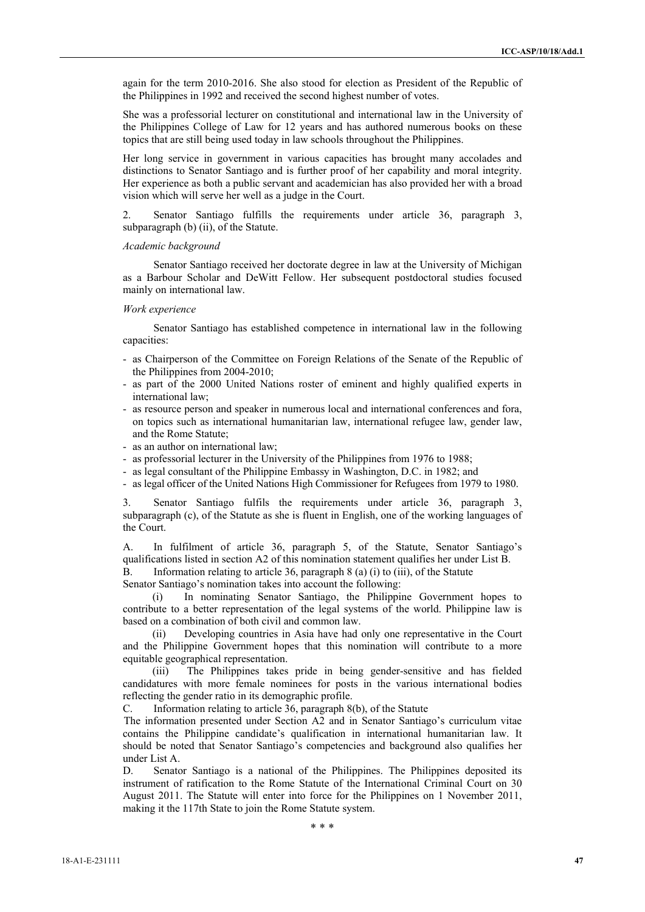again for the term 2010-2016. She also stood for election as President of the Republic of the Philippines in 1992 and received the second highest number of votes.

She was a professorial lecturer on constitutional and international law in the University of the Philippines College of Law for 12 years and has authored numerous books on these topics that are still being used today in law schools throughout the Philippines.

Her long service in government in various capacities has brought many accolades and distinctions to Senator Santiago and is further proof of her capability and moral integrity. Her experience as both a public servant and academician has also provided her with a broad vision which will serve her well as a judge in the Court.

2. Senator Santiago fulfills the requirements under article 36, paragraph 3, subparagraph (b) (ii), of the Statute.

*Academic background*

Senator Santiago received her doctorate degree in law at the University of Michigan as a Barbour Scholar and DeWitt Fellow. Her subsequent postdoctoral studies focused mainly on international law.

*Work experience*

Senator Santiago has established competence in international law in the following capacities:

- as Chairperson of the Committee on Foreign Relations of the Senate of the Republic of the Philippines from 2004-2010;
- as part of the 2000 United Nations roster of eminent and highly qualified experts in international law;
- as resource person and speaker in numerous local and international conferences and fora, on topics such as international humanitarian law, international refugee law, gender law, and the Rome Statute;
- as an author on international law;
- as professorial lecturer in the University of the Philippines from 1976 to 1988;
- as legal consultant of the Philippine Embassy in Washington, D.C. in 1982; and
- as legal officer of the United Nations High Commissioner for Refugees from 1979 to 1980.

3. Senator Santiago fulfils the requirements under article 36, paragraph 3, subparagraph (c), of the Statute as she is fluent in English, one of the working languages of the Court.

A. In fulfilment of article 36, paragraph 5, of the Statute, Senator Santiago's qualifications listed in section A2 of this nomination statement qualifies her under List B.

B. Information relating to article 36, paragraph 8 (a) (i) to (iii), of the Statute

Senator Santiago's nomination takes into account the following:

(i) In nominating Senator Santiago, the Philippine Government hopes to contribute to a better representation of the legal systems of the world. Philippine law is based on a combination of both civil and common law.

(ii) Developing countries in Asia have had only one representative in the Court and the Philippine Government hopes that this nomination will contribute to a more equitable geographical representation.

(iii) The Philippines takes pride in being gender-sensitive and has fielded candidatures with more female nominees for posts in the various international bodies reflecting the gender ratio in its demographic profile.

C. Information relating to article 36, paragraph 8(b), of the Statute

The information presented under Section A2 and in Senator Santiago's curriculum vitae contains the Philippine candidate's qualification in international humanitarian law. It should be noted that Senator Santiago's competencies and background also qualifies her under List A.

D. Senator Santiago is a national of the Philippines. The Philippines deposited its instrument of ratification to the Rome Statute of the International Criminal Court on 30 August 2011. The Statute will enter into force for the Philippines on 1 November 2011, making it the 117th State to join the Rome Statute system.

\* \* \*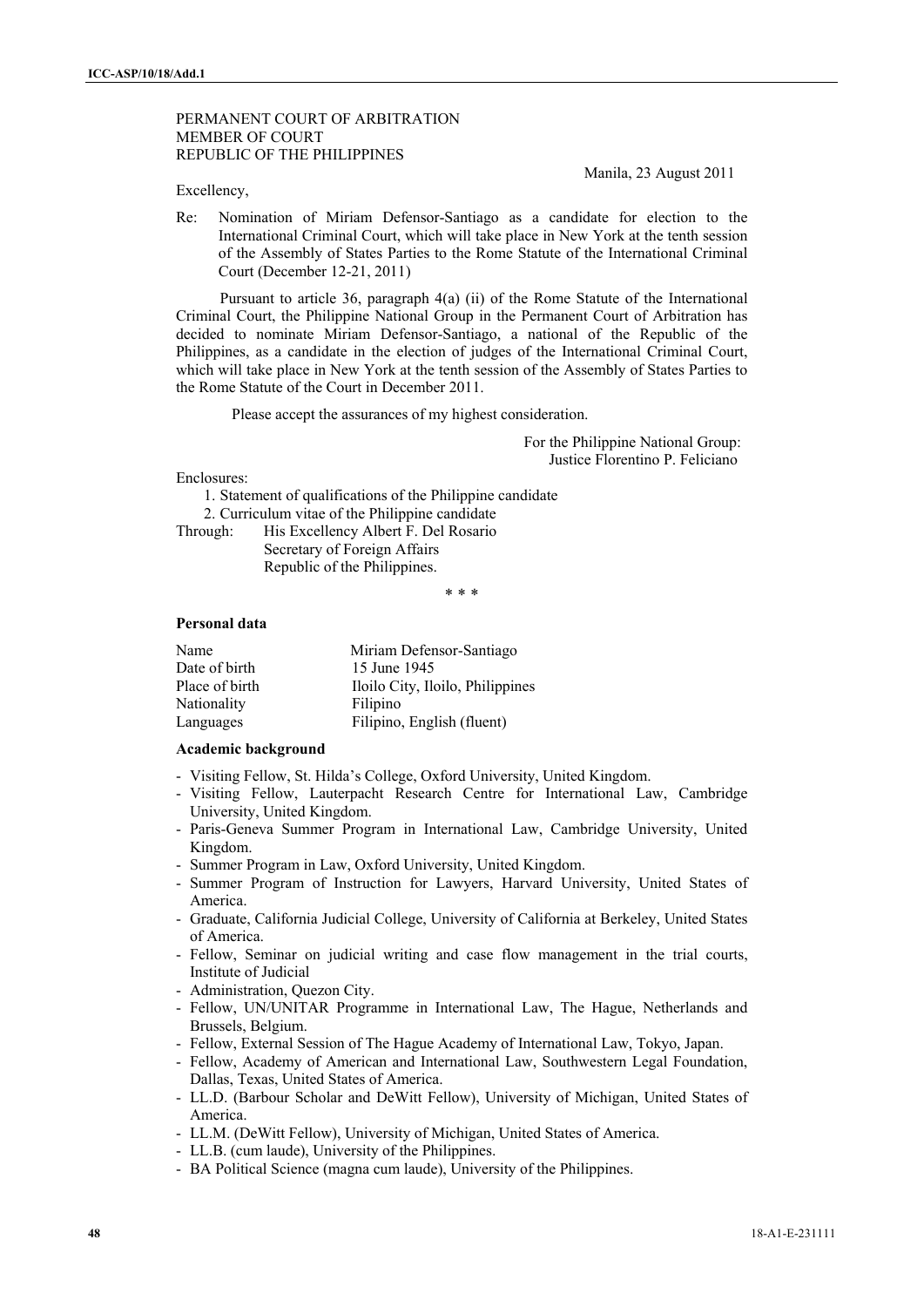PERMANENT COURT OF ARBITRATION
MEMBER OF COURT
REPUBLIC OF THE PHILIPPINES

Manila, 23 August 2011

Excellency,

Re: Nomination of Miriam Defensor-Santiago as a candidate for election to the International Criminal Court, which will take place in New York at the tenth session of the Assembly of States Parties to the Rome Statute of the International Criminal Court (December 12-21, 2011)

Pursuant to article 36, paragraph 4(a) (ii) of the Rome Statute of the International Criminal Court, the Philippine National Group in the Permanent Court of Arbitration has decided to nominate Miriam Defensor-Santiago, a national of the Republic of the Philippines, as a candidate in the election of judges of the International Criminal Court, which will take place in New York at the tenth session of the Assembly of States Parties to the Rome Statute of the Court in December 2011.

Please accept the assurances of my highest consideration.

For the Philippine National Group:
Justice Florentino P. Feliciano

Enclosures:

1. Statement of qualifications of the Philippine candidate
2. Curriculum vitae of the Philippine candidate

Through: His Excellency Albert F. Del Rosario
Secretary of Foreign Affairs
Republic of the Philippines.

\* \* \*

**Personal data**

| Name | Miriam Defensor-Santiago |
|---|---|
| Date of birth | 15 June 1945 |
| Place of birth | Iloilo City, Iloilo, Philippines |
| Nationality | Filipino |
| Languages | Filipino, English (fluent) |

**Academic background**

- Visiting Fellow, St. Hilda's College, Oxford University, United Kingdom.
- Visiting Fellow, Lauterpacht Research Centre for International Law, Cambridge University, United Kingdom.
- Paris-Geneva Summer Program in International Law, Cambridge University, United Kingdom.
- Summer Program in Law, Oxford University, United Kingdom.
- Summer Program of Instruction for Lawyers, Harvard University, United States of America.
- Graduate, California Judicial College, University of California at Berkeley, United States of America.
- Fellow, Seminar on judicial writing and case flow management in the trial courts, Institute of Judicial
- Administration, Quezon City.
- Fellow, UN/UNITAR Programme in International Law, The Hague, Netherlands and Brussels, Belgium.
- Fellow, External Session of The Hague Academy of International Law, Tokyo, Japan.
- Fellow, Academy of American and International Law, Southwestern Legal Foundation, Dallas, Texas, United States of America.
- LL.D. (Barbour Scholar and DeWitt Fellow), University of Michigan, United States of America.
- LL.M. (DeWitt Fellow), University of Michigan, United States of America.
- LL.B. (cum laude), University of the Philippines.
- BA Political Science (magna cum laude), University of the Philippines.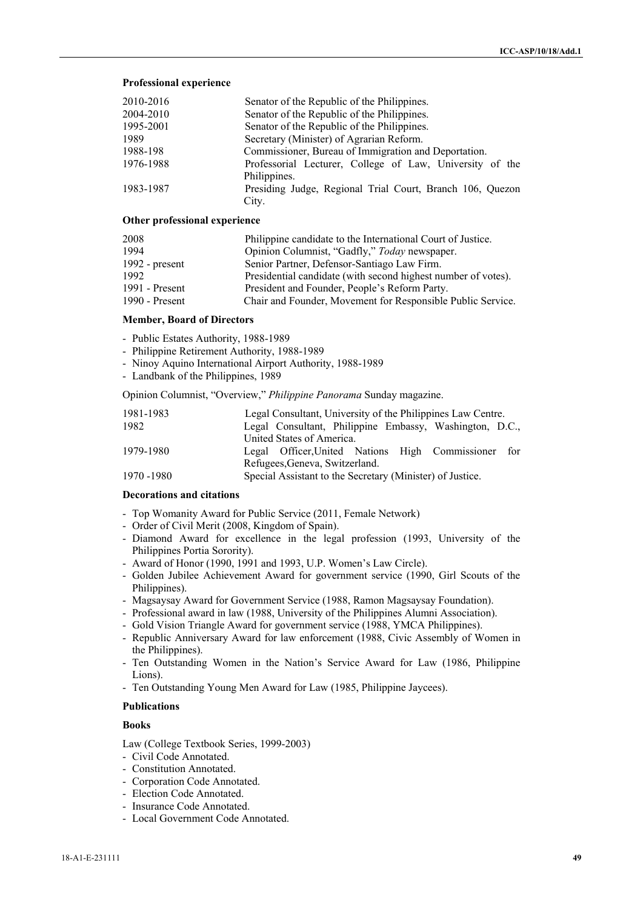**Professional experience**

| | |
|---|---|
| 2010-2016 | Senator of the Republic of the Philippines. |
| 2004-2010 | Senator of the Republic of the Philippines. |
| 1995-2001 | Senator of the Republic of the Philippines. |
| 1989 | Secretary (Minister) of Agrarian Reform. |
| 1988-198 | Commissioner, Bureau of Immigration and Deportation. |
| 1976-1988 | Professorial Lecturer, College of Law, University of the Philippines. |
| 1983-1987 | Presiding Judge, Regional Trial Court, Branch 106, Quezon City. |

**Other professional experience**

| | |
|---|---|
| 2008 | Philippine candidate to the International Court of Justice. |
| 1994 | Opinion Columnist, "Gadfly," *Today* newspaper. |
| 1992 - present | Senior Partner, Defensor-Santiago Law Firm. |
| 1992 | Presidential candidate (with second highest number of votes). |
| 1991 - Present | President and Founder, People's Reform Party. |
| 1990 - Present | Chair and Founder, Movement for Responsible Public Service. |

**Member, Board of Directors**

- Public Estates Authority, 1988-1989
- Philippine Retirement Authority, 1988-1989
- Ninoy Aquino International Airport Authority, 1988-1989
- Landbank of the Philippines, 1989

Opinion Columnist, "Overview," *Philippine Panorama* Sunday magazine.

| | |
|---|---|
| 1981-1983 | Legal Consultant, University of the Philippines Law Centre. |
| 1982 | Legal Consultant, Philippine Embassy, Washington, D.C., United States of America. |
| 1979-1980 | Legal Officer,United Nations High Commissioner for Refugees,Geneva, Switzerland. |
| 1970 -1980 | Special Assistant to the Secretary (Minister) of Justice. |

**Decorations and citations**

- Top Womanity Award for Public Service (2011, Female Network)
- Order of Civil Merit (2008, Kingdom of Spain).
- Diamond Award for excellence in the legal profession (1993, University of the Philippines Portia Sorority).
- Award of Honor (1990, 1991 and 1993, U.P. Women's Law Circle).
- Golden Jubilee Achievement Award for government service (1990, Girl Scouts of the Philippines).
- Magsaysay Award for Government Service (1988, Ramon Magsaysay Foundation).
- Professional award in law (1988, University of the Philippines Alumni Association).
- Gold Vision Triangle Award for government service (1988, YMCA Philippines).
- Republic Anniversary Award for law enforcement (1988, Civic Assembly of Women in the Philippines).
- Ten Outstanding Women in the Nation's Service Award for Law (1986, Philippine Lions).
- Ten Outstanding Young Men Award for Law (1985, Philippine Jaycees).

**Publications**

**Books**

Law (College Textbook Series, 1999-2003)

- Civil Code Annotated.
- Constitution Annotated.
- Corporation Code Annotated.
- Election Code Annotated.
- Insurance Code Annotated.
- Local Government Code Annotated.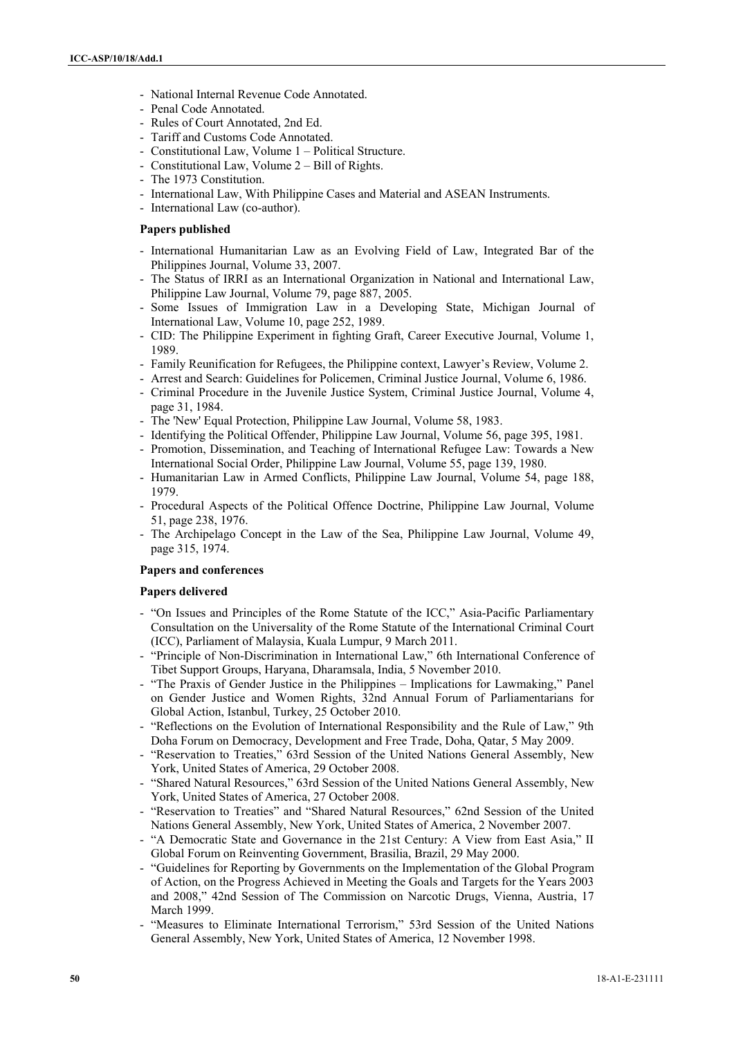- National Internal Revenue Code Annotated.
- Penal Code Annotated.
- Rules of Court Annotated, 2nd Ed.
- Tariff and Customs Code Annotated.
- Constitutional Law, Volume 1 – Political Structure.
- Constitutional Law, Volume 2 – Bill of Rights.
- The 1973 Constitution.
- International Law, With Philippine Cases and Material and ASEAN Instruments.
- International Law (co-author).

**Papers published**

- International Humanitarian Law as an Evolving Field of Law, Integrated Bar of the Philippines Journal, Volume 33, 2007.
- The Status of IRRI as an International Organization in National and International Law, Philippine Law Journal, Volume 79, page 887, 2005.
- Some Issues of Immigration Law in a Developing State, Michigan Journal of International Law, Volume 10, page 252, 1989.
- CID: The Philippine Experiment in fighting Graft, Career Executive Journal, Volume 1, 1989.
- Family Reunification for Refugees, the Philippine context, Lawyer's Review, Volume 2.
- Arrest and Search: Guidelines for Policemen, Criminal Justice Journal, Volume 6, 1986.
- Criminal Procedure in the Juvenile Justice System, Criminal Justice Journal, Volume 4, page 31, 1984.
- The 'New' Equal Protection, Philippine Law Journal, Volume 58, 1983.
- Identifying the Political Offender, Philippine Law Journal, Volume 56, page 395, 1981.
- Promotion, Dissemination, and Teaching of International Refugee Law: Towards a New International Social Order, Philippine Law Journal, Volume 55, page 139, 1980.
- Humanitarian Law in Armed Conflicts, Philippine Law Journal, Volume 54, page 188, 1979.
- Procedural Aspects of the Political Offence Doctrine, Philippine Law Journal, Volume 51, page 238, 1976.
- The Archipelago Concept in the Law of the Sea, Philippine Law Journal, Volume 49, page 315, 1974.

**Papers and conferences**

**Papers delivered**

- "On Issues and Principles of the Rome Statute of the ICC," Asia-Pacific Parliamentary Consultation on the Universality of the Rome Statute of the International Criminal Court (ICC), Parliament of Malaysia, Kuala Lumpur, 9 March 2011.
- "Principle of Non-Discrimination in International Law," 6th International Conference of Tibet Support Groups, Haryana, Dharamsala, India, 5 November 2010.
- "The Praxis of Gender Justice in the Philippines – Implications for Lawmaking," Panel on Gender Justice and Women Rights, 32nd Annual Forum of Parliamentarians for Global Action, Istanbul, Turkey, 25 October 2010.
- "Reflections on the Evolution of International Responsibility and the Rule of Law," 9th Doha Forum on Democracy, Development and Free Trade, Doha, Qatar, 5 May 2009.
- "Reservation to Treaties," 63rd Session of the United Nations General Assembly, New York, United States of America, 29 October 2008.
- "Shared Natural Resources," 63rd Session of the United Nations General Assembly, New York, United States of America, 27 October 2008.
- "Reservation to Treaties" and "Shared Natural Resources," 62nd Session of the United Nations General Assembly, New York, United States of America, 2 November 2007.
- "A Democratic State and Governance in the 21st Century: A View from East Asia," II Global Forum on Reinventing Government, Brasilia, Brazil, 29 May 2000.
- "Guidelines for Reporting by Governments on the Implementation of the Global Program of Action, on the Progress Achieved in Meeting the Goals and Targets for the Years 2003 and 2008," 42nd Session of The Commission on Narcotic Drugs, Vienna, Austria, 17 March 1999.
- "Measures to Eliminate International Terrorism," 53rd Session of the United Nations General Assembly, New York, United States of America, 12 November 1998.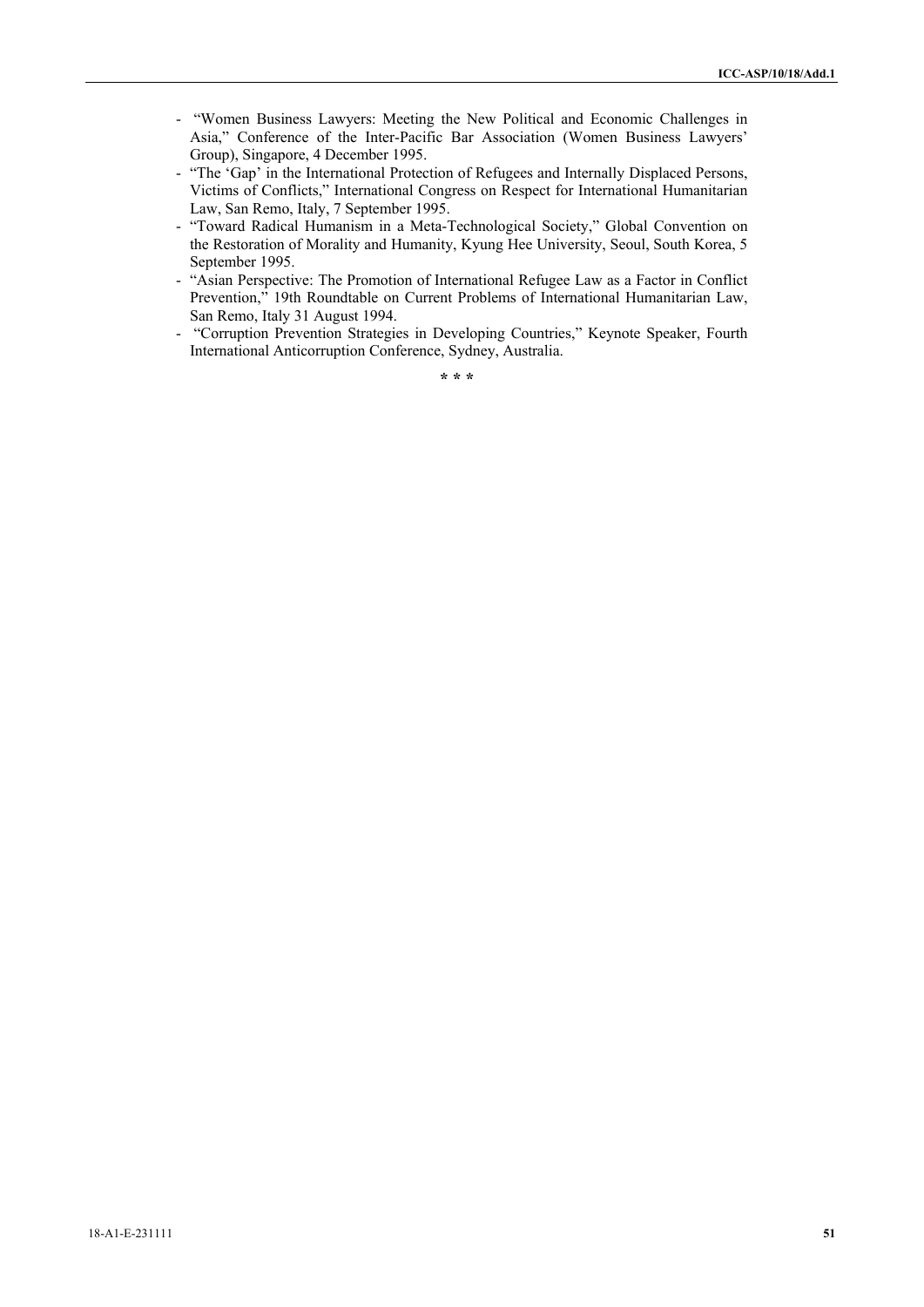- "Women Business Lawyers: Meeting the New Political and Economic Challenges in Asia," Conference of the Inter-Pacific Bar Association (Women Business Lawyers' Group), Singapore, 4 December 1995.
- "The 'Gap' in the International Protection of Refugees and Internally Displaced Persons, Victims of Conflicts," International Congress on Respect for International Humanitarian Law, San Remo, Italy, 7 September 1995.
- "Toward Radical Humanism in a Meta-Technological Society," Global Convention on the Restoration of Morality and Humanity, Kyung Hee University, Seoul, South Korea, 5 September 1995.
- "Asian Perspective: The Promotion of International Refugee Law as a Factor in Conflict Prevention," 19th Roundtable on Current Problems of International Humanitarian Law, San Remo, Italy 31 August 1994.
- "Corruption Prevention Strategies in Developing Countries," Keynote Speaker, Fourth International Anticorruption Conference, Sydney, Australia.

\* \* \*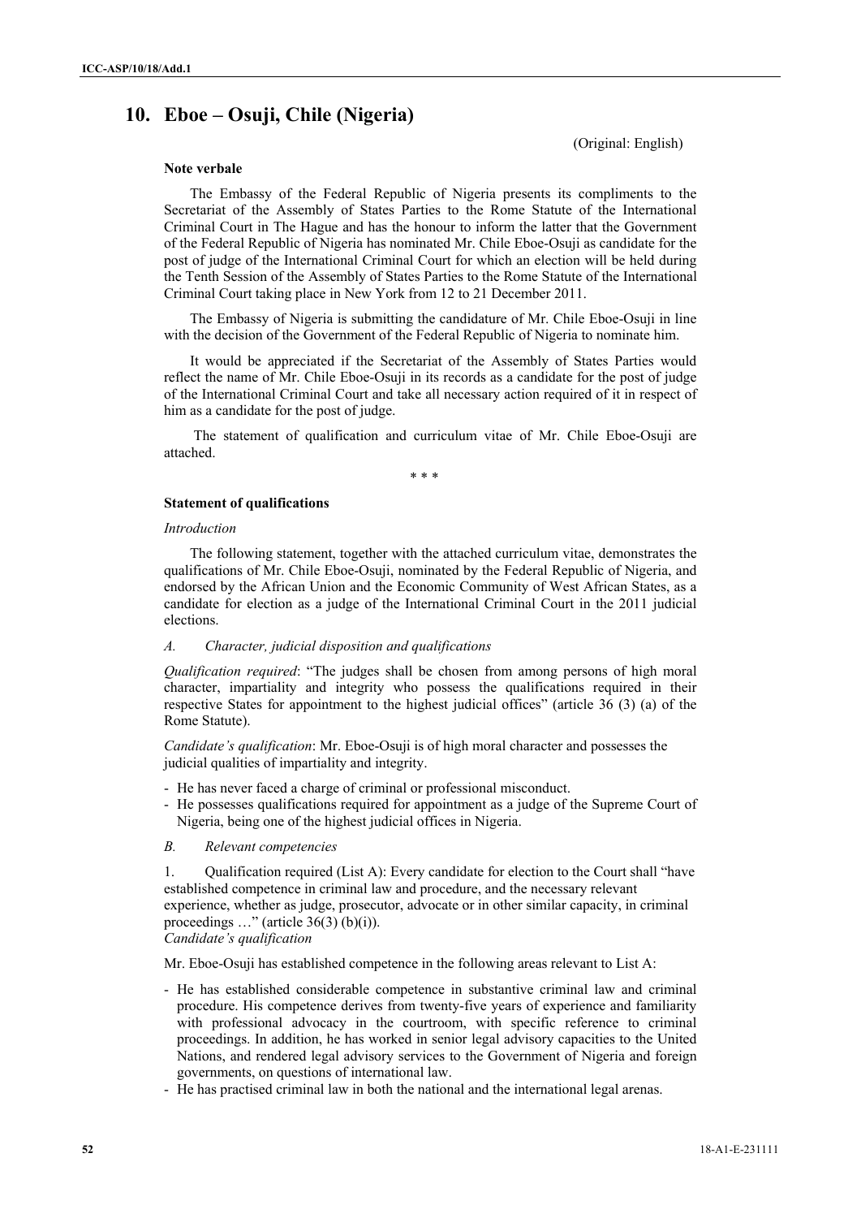## 10. Eboe – Osuji, Chile (Nigeria)

(Original: English)

**Note verbale**

The Embassy of the Federal Republic of Nigeria presents its compliments to the Secretariat of the Assembly of States Parties to the Rome Statute of the International Criminal Court in The Hague and has the honour to inform the latter that the Government of the Federal Republic of Nigeria has nominated Mr. Chile Eboe-Osuji as candidate for the post of judge of the International Criminal Court for which an election will be held during the Tenth Session of the Assembly of States Parties to the Rome Statute of the International Criminal Court taking place in New York from 12 to 21 December 2011.

The Embassy of Nigeria is submitting the candidature of Mr. Chile Eboe-Osuji in line with the decision of the Government of the Federal Republic of Nigeria to nominate him.

It would be appreciated if the Secretariat of the Assembly of States Parties would reflect the name of Mr. Chile Eboe-Osuji in its records as a candidate for the post of judge of the International Criminal Court and take all necessary action required of it in respect of him as a candidate for the post of judge.

The statement of qualification and curriculum vitae of Mr. Chile Eboe-Osuji are attached.

\* \* \*

**Statement of qualifications**

*Introduction*

The following statement, together with the attached curriculum vitae, demonstrates the qualifications of Mr. Chile Eboe-Osuji, nominated by the Federal Republic of Nigeria, and endorsed by the African Union and the Economic Community of West African States, as a candidate for election as a judge of the International Criminal Court in the 2011 judicial elections.

*A. Character, judicial disposition and qualifications*

*Qualification required*: "The judges shall be chosen from among persons of high moral character, impartiality and integrity who possess the qualifications required in their respective States for appointment to the highest judicial offices" (article 36 (3) (a) of the Rome Statute).

*Candidate's qualification*: Mr. Eboe-Osuji is of high moral character and possesses the judicial qualities of impartiality and integrity.

- He has never faced a charge of criminal or professional misconduct.
- He possesses qualifications required for appointment as a judge of the Supreme Court of Nigeria, being one of the highest judicial offices in Nigeria.

*B. Relevant competencies*

1. Qualification required (List A): Every candidate for election to the Court shall "have established competence in criminal law and procedure, and the necessary relevant experience, whether as judge, prosecutor, advocate or in other similar capacity, in criminal proceedings …" (article 36(3) (b)(i)).

*Candidate's qualification*

Mr. Eboe-Osuji has established competence in the following areas relevant to List A:

- He has established considerable competence in substantive criminal law and criminal procedure. His competence derives from twenty-five years of experience and familiarity with professional advocacy in the courtroom, with specific reference to criminal proceedings. In addition, he has worked in senior legal advisory capacities to the United Nations, and rendered legal advisory services to the Government of Nigeria and foreign governments, on questions of international law.
- He has practised criminal law in both the national and the international legal arenas.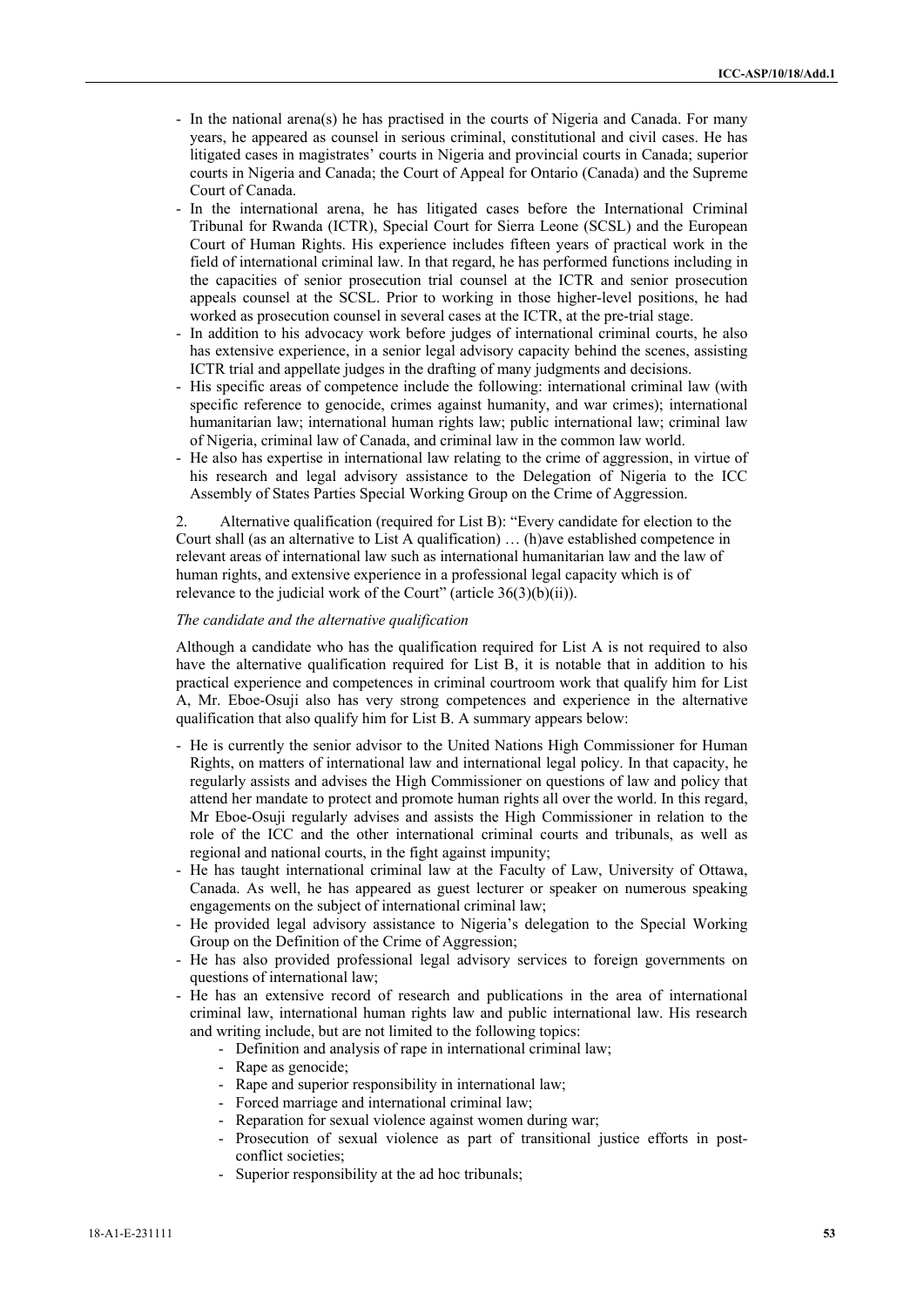- In the national arena(s) he has practised in the courts of Nigeria and Canada. For many years, he appeared as counsel in serious criminal, constitutional and civil cases. He has litigated cases in magistrates' courts in Nigeria and provincial courts in Canada; superior courts in Nigeria and Canada; the Court of Appeal for Ontario (Canada) and the Supreme Court of Canada.
- In the international arena, he has litigated cases before the International Criminal Tribunal for Rwanda (ICTR), Special Court for Sierra Leone (SCSL) and the European Court of Human Rights. His experience includes fifteen years of practical work in the field of international criminal law. In that regard, he has performed functions including in the capacities of senior prosecution trial counsel at the ICTR and senior prosecution appeals counsel at the SCSL. Prior to working in those higher-level positions, he had worked as prosecution counsel in several cases at the ICTR, at the pre-trial stage.
- In addition to his advocacy work before judges of international criminal courts, he also has extensive experience, in a senior legal advisory capacity behind the scenes, assisting ICTR trial and appellate judges in the drafting of many judgments and decisions.
- His specific areas of competence include the following: international criminal law (with specific reference to genocide, crimes against humanity, and war crimes); international humanitarian law; international human rights law; public international law; criminal law of Nigeria, criminal law of Canada, and criminal law in the common law world.
- He also has expertise in international law relating to the crime of aggression, in virtue of his research and legal advisory assistance to the Delegation of Nigeria to the ICC Assembly of States Parties Special Working Group on the Crime of Aggression.

2. Alternative qualification (required for List B): "Every candidate for election to the Court shall (as an alternative to List A qualification) … (h)ave established competence in relevant areas of international law such as international humanitarian law and the law of human rights, and extensive experience in a professional legal capacity which is of relevance to the judicial work of the Court" (article 36(3)(b)(ii)).

*The candidate and the alternative qualification*

Although a candidate who has the qualification required for List A is not required to also have the alternative qualification required for List B, it is notable that in addition to his practical experience and competences in criminal courtroom work that qualify him for List A, Mr. Eboe-Osuji also has very strong competences and experience in the alternative qualification that also qualify him for List B. A summary appears below:

- He is currently the senior advisor to the United Nations High Commissioner for Human Rights, on matters of international law and international legal policy. In that capacity, he regularly assists and advises the High Commissioner on questions of law and policy that attend her mandate to protect and promote human rights all over the world. In this regard, Mr Eboe-Osuji regularly advises and assists the High Commissioner in relation to the role of the ICC and the other international criminal courts and tribunals, as well as regional and national courts, in the fight against impunity;
- He has taught international criminal law at the Faculty of Law, University of Ottawa, Canada. As well, he has appeared as guest lecturer or speaker on numerous speaking engagements on the subject of international criminal law;
- He provided legal advisory assistance to Nigeria's delegation to the Special Working Group on the Definition of the Crime of Aggression;
- He has also provided professional legal advisory services to foreign governments on questions of international law;
- He has an extensive record of research and publications in the area of international criminal law, international human rights law and public international law. His research and writing include, but are not limited to the following topics:
  - Definition and analysis of rape in international criminal law;
  - Rape as genocide;
  - Rape and superior responsibility in international law;
  - Forced marriage and international criminal law;
  - Reparation for sexual violence against women during war;
  - Prosecution of sexual violence as part of transitional justice efforts in post-conflict societies;
  - Superior responsibility at the ad hoc tribunals;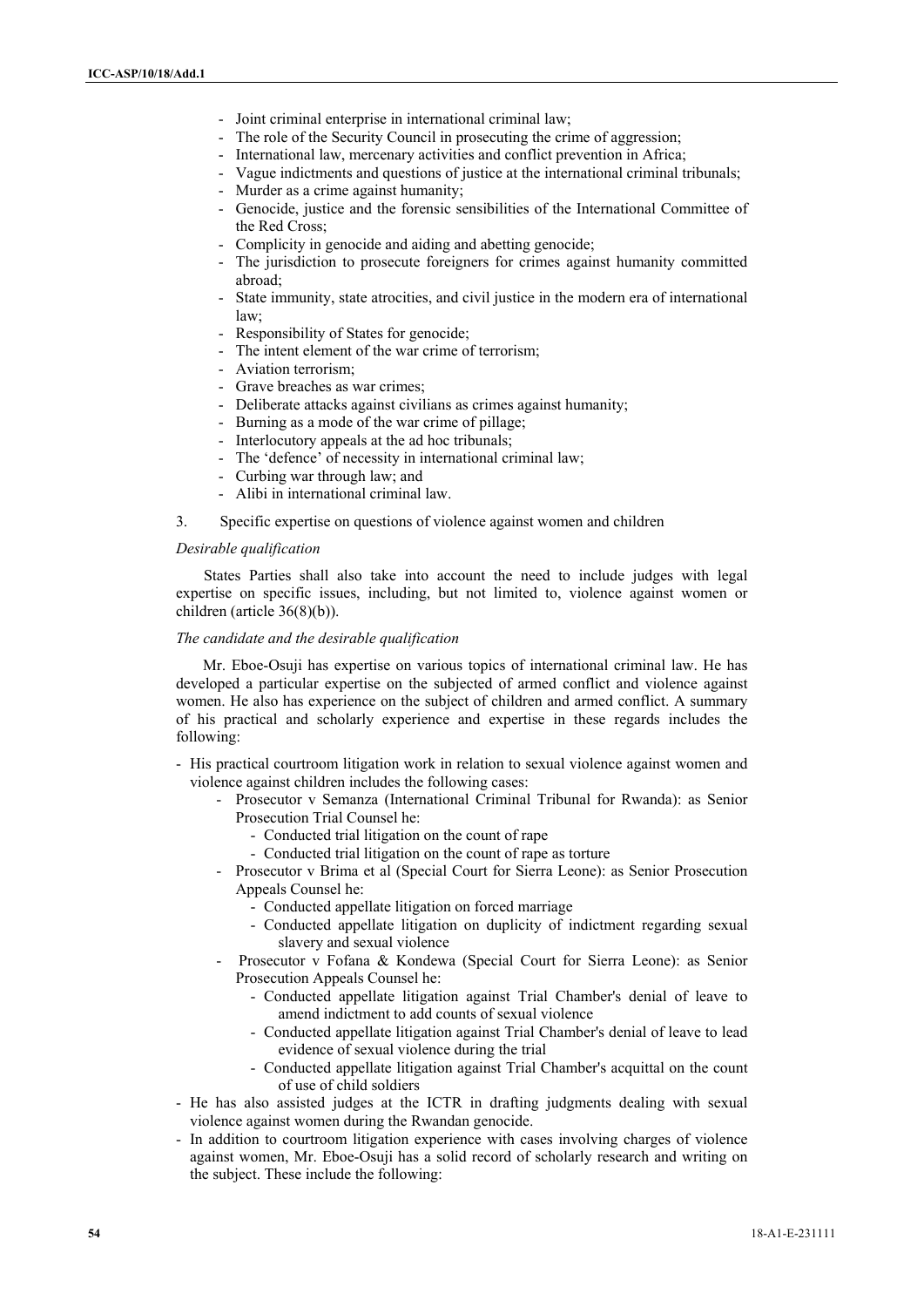- Joint criminal enterprise in international criminal law;
- The role of the Security Council in prosecuting the crime of aggression;
- International law, mercenary activities and conflict prevention in Africa;
- Vague indictments and questions of justice at the international criminal tribunals;
- Murder as a crime against humanity;
- Genocide, justice and the forensic sensibilities of the International Committee of the Red Cross;
- Complicity in genocide and aiding and abetting genocide;
- The jurisdiction to prosecute foreigners for crimes against humanity committed abroad;
- State immunity, state atrocities, and civil justice in the modern era of international law;
- Responsibility of States for genocide;
- The intent element of the war crime of terrorism;
- Aviation terrorism;
- Grave breaches as war crimes;
- Deliberate attacks against civilians as crimes against humanity;
- Burning as a mode of the war crime of pillage;
- Interlocutory appeals at the ad hoc tribunals;
- The 'defence' of necessity in international criminal law;
- Curbing war through law; and
- Alibi in international criminal law.

3. Specific expertise on questions of violence against women and children

*Desirable qualification*

States Parties shall also take into account the need to include judges with legal expertise on specific issues, including, but not limited to, violence against women or children (article 36(8)(b)).

*The candidate and the desirable qualification*

Mr. Eboe-Osuji has expertise on various topics of international criminal law. He has developed a particular expertise on the subjected of armed conflict and violence against women. He also has experience on the subject of children and armed conflict. A summary of his practical and scholarly experience and expertise in these regards includes the following:

- His practical courtroom litigation work in relation to sexual violence against women and violence against children includes the following cases:
  - Prosecutor v Semanza (International Criminal Tribunal for Rwanda): as Senior Prosecution Trial Counsel he:
    - Conducted trial litigation on the count of rape
    - Conducted trial litigation on the count of rape as torture
  - Prosecutor v Brima et al (Special Court for Sierra Leone): as Senior Prosecution Appeals Counsel he:
    - Conducted appellate litigation on forced marriage
    - Conducted appellate litigation on duplicity of indictment regarding sexual slavery and sexual violence
  - Prosecutor v Fofana & Kondewa (Special Court for Sierra Leone): as Senior Prosecution Appeals Counsel he:
    - Conducted appellate litigation against Trial Chamber's denial of leave to amend indictment to add counts of sexual violence
    - Conducted appellate litigation against Trial Chamber's denial of leave to lead evidence of sexual violence during the trial
    - Conducted appellate litigation against Trial Chamber's acquittal on the count of use of child soldiers
- He has also assisted judges at the ICTR in drafting judgments dealing with sexual violence against women during the Rwandan genocide.
- In addition to courtroom litigation experience with cases involving charges of violence against women, Mr. Eboe-Osuji has a solid record of scholarly research and writing on the subject. These include the following: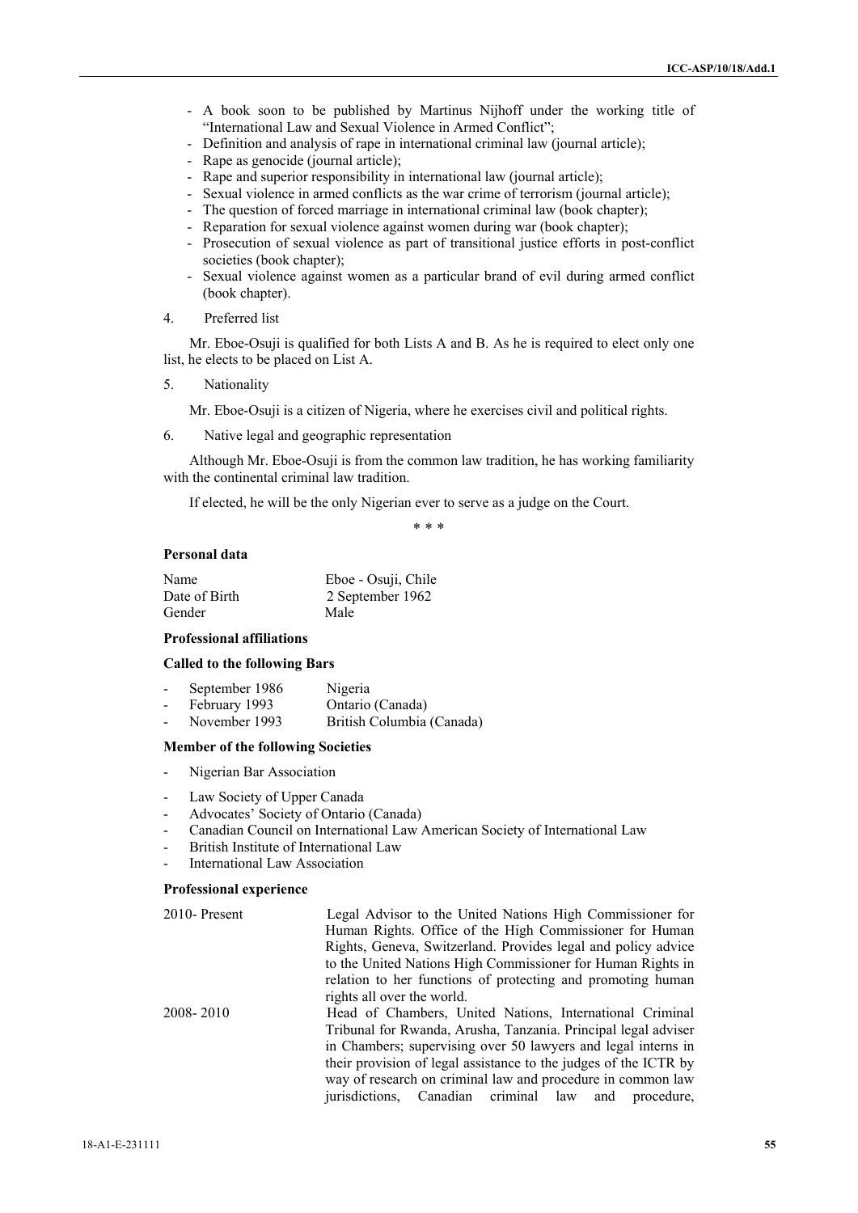- A book soon to be published by Martinus Nijhoff under the working title of "International Law and Sexual Violence in Armed Conflict";
- Definition and analysis of rape in international criminal law (journal article);
- Rape as genocide (journal article);
- Rape and superior responsibility in international law (journal article);
- Sexual violence in armed conflicts as the war crime of terrorism (journal article);
- The question of forced marriage in international criminal law (book chapter);
- Reparation for sexual violence against women during war (book chapter);
- Prosecution of sexual violence as part of transitional justice efforts in post-conflict societies (book chapter);
- Sexual violence against women as a particular brand of evil during armed conflict (book chapter).

4. Preferred list

Mr. Eboe-Osuji is qualified for both Lists A and B. As he is required to elect only one list, he elects to be placed on List A.

5. Nationality

Mr. Eboe-Osuji is a citizen of Nigeria, where he exercises civil and political rights.

6. Native legal and geographic representation

Although Mr. Eboe-Osuji is from the common law tradition, he has working familiarity with the continental criminal law tradition.

If elected, he will be the only Nigerian ever to serve as a judge on the Court.

\* \* \*

**Personal data**

| | |
|---|---|
| Name | Eboe - Osuji, Chile |
| Date of Birth | 2 September 1962 |
| Gender | Male |

**Professional affiliations**

**Called to the following Bars**

- September 1986 Nigeria
- February 1993 Ontario (Canada)
- November 1993 British Columbia (Canada)

**Member of the following Societies**

- Nigerian Bar Association
- Law Society of Upper Canada
- Advocates' Society of Ontario (Canada)
- Canadian Council on International Law American Society of International Law
- British Institute of International Law
- International Law Association

**Professional experience**

| | |
|---|---|
| 2010- Present | Legal Advisor to the United Nations High Commissioner for Human Rights. Office of the High Commissioner for Human Rights, Geneva, Switzerland. Provides legal and policy advice to the United Nations High Commissioner for Human Rights in relation to her functions of protecting and promoting human rights all over the world. |
| 2008- 2010 | Head of Chambers, United Nations, International Criminal Tribunal for Rwanda, Arusha, Tanzania. Principal legal adviser in Chambers; supervising over 50 lawyers and legal interns in their provision of legal assistance to the judges of the ICTR by way of research on criminal law and procedure in common law jurisdictions, Canadian criminal law and procedure, |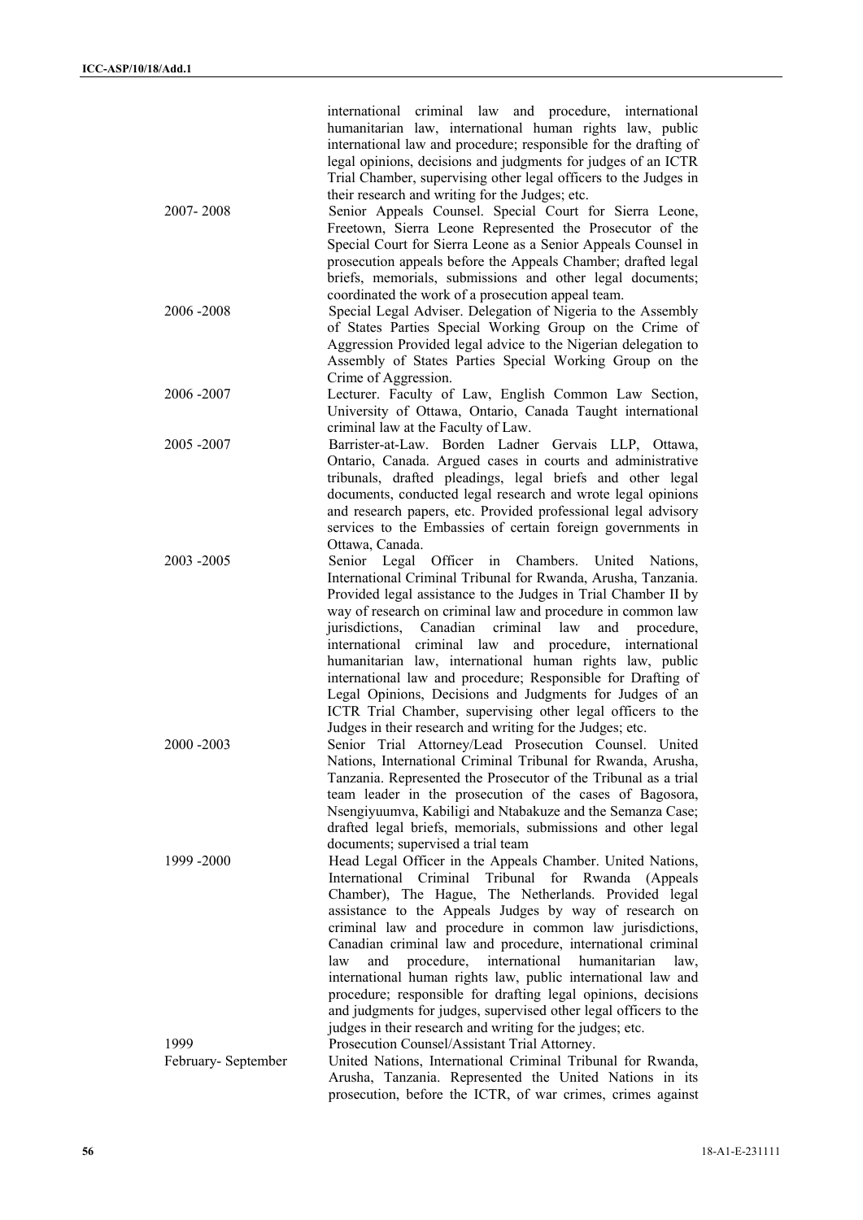| | |
|---|---|
| | international criminal law and procedure, international humanitarian law, international human rights law, public international law and procedure; responsible for the drafting of legal opinions, decisions and judgments for judges of an ICTR Trial Chamber, supervising other legal officers to the Judges in their research and writing for the Judges; etc. |
| 2007- 2008 | Senior Appeals Counsel. Special Court for Sierra Leone, Freetown, Sierra Leone Represented the Prosecutor of the Special Court for Sierra Leone as a Senior Appeals Counsel in prosecution appeals before the Appeals Chamber; drafted legal briefs, memorials, submissions and other legal documents; coordinated the work of a prosecution appeal team. |
| 2006 -2008 | Special Legal Adviser. Delegation of Nigeria to the Assembly of States Parties Special Working Group on the Crime of Aggression Provided legal advice to the Nigerian delegation to Assembly of States Parties Special Working Group on the Crime of Aggression. |
| 2006 -2007 | Lecturer. Faculty of Law, English Common Law Section, University of Ottawa, Ontario, Canada Taught international criminal law at the Faculty of Law. |
| 2005 -2007 | Barrister-at-Law. Borden Ladner Gervais LLP, Ottawa, Ontario, Canada. Argued cases in courts and administrative tribunals, drafted pleadings, legal briefs and other legal documents, conducted legal research and wrote legal opinions and research papers, etc. Provided professional legal advisory services to the Embassies of certain foreign governments in Ottawa, Canada. |
| 2003 -2005 | Senior Legal Officer in Chambers. United Nations, International Criminal Tribunal for Rwanda, Arusha, Tanzania. Provided legal assistance to the Judges in Trial Chamber II by way of research on criminal law and procedure in common law jurisdictions, Canadian criminal law and procedure, international criminal law and procedure, international humanitarian law, international human rights law, public international law and procedure; Responsible for Drafting of Legal Opinions, Decisions and Judgments for Judges of an ICTR Trial Chamber, supervising other legal officers to the Judges in their research and writing for the Judges; etc. |
| 2000 -2003 | Senior Trial Attorney/Lead Prosecution Counsel. United Nations, International Criminal Tribunal for Rwanda, Arusha, Tanzania. Represented the Prosecutor of the Tribunal as a trial team leader in the prosecution of the cases of Bagosora, Nsengiyuumva, Kabiligi and Ntabakuze and the Semanza Case; drafted legal briefs, memorials, submissions and other legal documents; supervised a trial team |
| 1999 -2000 | Head Legal Officer in the Appeals Chamber. United Nations, International Criminal Tribunal for Rwanda (Appeals Chamber), The Hague, The Netherlands. Provided legal assistance to the Appeals Judges by way of research on criminal law and procedure in common law jurisdictions, Canadian criminal law and procedure, international criminal law and procedure, international humanitarian law, international human rights law, public international law and procedure; responsible for drafting legal opinions, decisions and judgments for judges, supervised other legal officers to the judges in their research and writing for the judges; etc. |
| 1999<br>February- September | Prosecution Counsel/Assistant Trial Attorney.<br>United Nations, International Criminal Tribunal for Rwanda, Arusha, Tanzania. Represented the United Nations in its prosecution, before the ICTR, of war crimes, crimes against |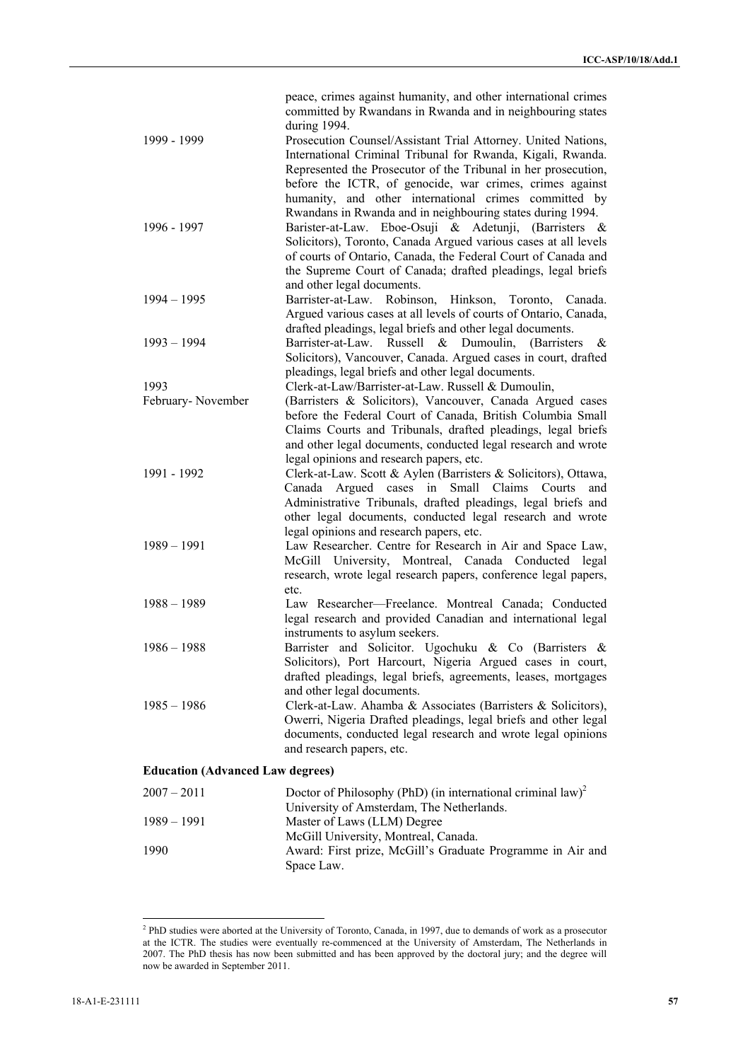| | |
|---|---|
| | peace, crimes against humanity, and other international crimes committed by Rwandans in Rwanda and in neighbouring states during 1994. |
| 1999 - 1999 | Prosecution Counsel/Assistant Trial Attorney. United Nations, International Criminal Tribunal for Rwanda, Kigali, Rwanda. Represented the Prosecutor of the Tribunal in her prosecution, before the ICTR, of genocide, war crimes, crimes against humanity, and other international crimes committed by Rwandans in Rwanda and in neighbouring states during 1994. |
| 1996 - 1997 | Barister-at-Law. Eboe-Osuji & Adetunji, (Barristers & Solicitors), Toronto, Canada Argued various cases at all levels of courts of Ontario, Canada, the Federal Court of Canada and the Supreme Court of Canada; drafted pleadings, legal briefs and other legal documents. |
| 1994 – 1995 | Barrister-at-Law. Robinson, Hinkson, Toronto, Canada. Argued various cases at all levels of courts of Ontario, Canada, drafted pleadings, legal briefs and other legal documents. |
| 1993 – 1994 | Barrister-at-Law. Russell & Dumoulin, (Barristers & Solicitors), Vancouver, Canada. Argued cases in court, drafted pleadings, legal briefs and other legal documents. |
| 1993 February- November | Clerk-at-Law/Barrister-at-Law. Russell & Dumoulin, (Barristers & Solicitors), Vancouver, Canada Argued cases before the Federal Court of Canada, British Columbia Small Claims Courts and Tribunals, drafted pleadings, legal briefs and other legal documents, conducted legal research and wrote legal opinions and research papers, etc. |
| 1991 - 1992 | Clerk-at-Law. Scott & Aylen (Barristers & Solicitors), Ottawa, Canada Argued cases in Small Claims Courts and Administrative Tribunals, drafted pleadings, legal briefs and other legal documents, conducted legal research and wrote legal opinions and research papers, etc. |
| 1989 – 1991 | Law Researcher. Centre for Research in Air and Space Law, McGill University, Montreal, Canada Conducted legal research, wrote legal research papers, conference legal papers, etc. |
| 1988 – 1989 | Law Researcher—Freelance. Montreal Canada; Conducted legal research and provided Canadian and international legal instruments to asylum seekers. |
| 1986 – 1988 | Barrister and Solicitor. Ugochuku & Co (Barristers & Solicitors), Port Harcourt, Nigeria Argued cases in court, drafted pleadings, legal briefs, agreements, leases, mortgages and other legal documents. |
| 1985 – 1986 | Clerk-at-Law. Ahamba & Associates (Barristers & Solicitors), Owerri, Nigeria Drafted pleadings, legal briefs and other legal documents, conducted legal research and wrote legal opinions and research papers, etc. |

**Education (Advanced Law degrees)**

| | |
|---|---|
| 2007 – 2011 | Doctor of Philosophy (PhD) (in international criminal law)[2] University of Amsterdam, The Netherlands. |
| 1989 – 1991 | Master of Laws (LLM) Degree McGill University, Montreal, Canada. |
| 1990 | Award: First prize, McGill's Graduate Programme in Air and Space Law. |

[2] PhD studies were aborted at the University of Toronto, Canada, in 1997, due to demands of work as a prosecutor at the ICTR. The studies were eventually re-commenced at the University of Amsterdam, The Netherlands in 2007. The PhD thesis has now been submitted and has been approved by the doctoral jury; and the degree will now be awarded in September 2011.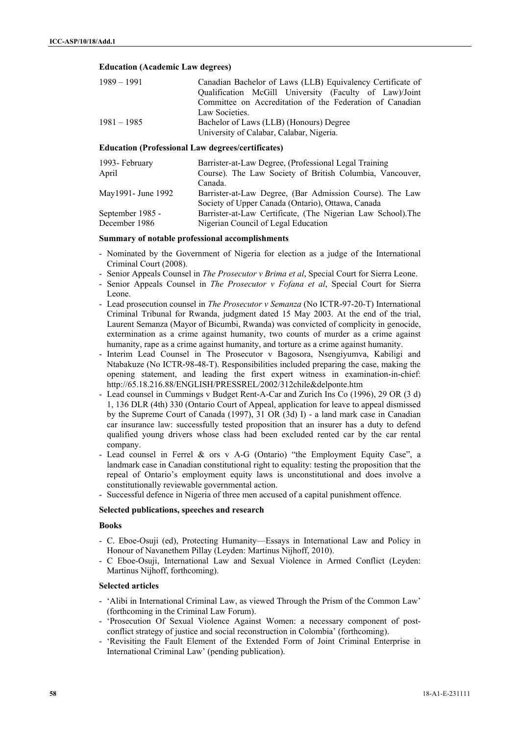**Education (Academic Law degrees)**

| | |
|---|---|
| 1989 – 1991 | Canadian Bachelor of Laws (LLB) Equivalency Certificate of Qualification McGill University (Faculty of Law)/Joint Committee on Accreditation of the Federation of Canadian Law Societies. |
| 1981 – 1985 | Bachelor of Laws (LLB) (Honours) Degree University of Calabar, Calabar, Nigeria. |

**Education (Professional Law degrees/certificates)**

| | |
|---|---|
| 1993- February April | Barrister-at-Law Degree, (Professional Legal Training Course). The Law Society of British Columbia, Vancouver, Canada. |
| May1991- June 1992 | Barrister-at-Law Degree, (Bar Admission Course). The Law Society of Upper Canada (Ontario), Ottawa, Canada |
| September 1985 - December 1986 | Barrister-at-Law Certificate, (The Nigerian Law School).The Nigerian Council of Legal Education |

**Summary of notable professional accomplishments**

- Nominated by the Government of Nigeria for election as a judge of the International Criminal Court (2008).
- Senior Appeals Counsel in *The Prosecutor v Brima et al*, Special Court for Sierra Leone.
- Senior Appeals Counsel in *The Prosecutor v Fofana et al*, Special Court for Sierra Leone.
- Lead prosecution counsel in *The Prosecutor v Semanza* (No ICTR-97-20-T) International Criminal Tribunal for Rwanda, judgment dated 15 May 2003. At the end of the trial, Laurent Semanza (Mayor of Bicumbi, Rwanda) was convicted of complicity in genocide, extermination as a crime against humanity, two counts of murder as a crime against humanity, rape as a crime against humanity, and torture as a crime against humanity.
- Interim Lead Counsel in The Prosecutor v Bagosora, Nsengiyumva, Kabiligi and Ntabakuze (No ICTR-98-48-T). Responsibilities included preparing the case, making the opening statement, and leading the first expert witness in examination-in-chief: http://65.18.216.88/ENGLISH/PRESSREL/2002/312chile&delponte.htm
- Lead counsel in Cummings v Budget Rent-A-Car and Zurich Ins Co (1996), 29 OR (3 d) 1, 136 DLR (4th) 330 (Ontario Court of Appeal, application for leave to appeal dismissed by the Supreme Court of Canada (1997), 31 OR (3d) I) - a land mark case in Canadian car insurance law: successfully tested proposition that an insurer has a duty to defend qualified young drivers whose class had been excluded rented car by the car rental company.
- Lead counsel in Ferrel & ors v A-G (Ontario) "the Employment Equity Case", a landmark case in Canadian constitutional right to equality: testing the proposition that the repeal of Ontario's employment equity laws is unconstitutional and does involve a constitutionally reviewable governmental action.
- Successful defence in Nigeria of three men accused of a capital punishment offence.

**Selected publications, speeches and research**

**Books**

- C. Eboe-Osuji (ed), Protecting Humanity—Essays in International Law and Policy in Honour of Navanethem Pillay (Leyden: Martinus Nijhoff, 2010).
- C Eboe-Osuji, International Law and Sexual Violence in Armed Conflict (Leyden: Martinus Nijhoff, forthcoming).

**Selected articles**

- 'Alibi in International Criminal Law, as viewed Through the Prism of the Common Law' (forthcoming in the Criminal Law Forum).
- 'Prosecution Of Sexual Violence Against Women: a necessary component of post-conflict strategy of justice and social reconstruction in Colombia' (forthcoming).
- 'Revisiting the Fault Element of the Extended Form of Joint Criminal Enterprise in International Criminal Law' (pending publication).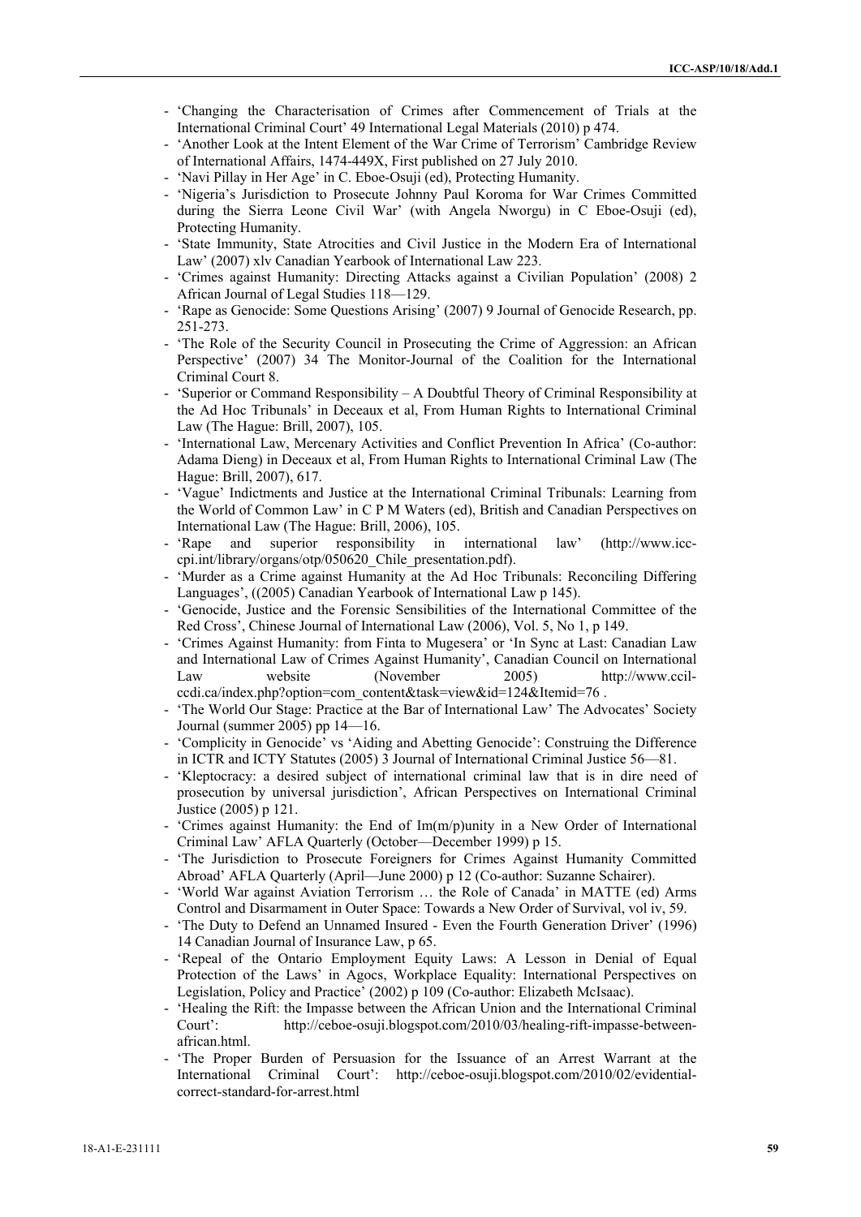- 'Changing the Characterisation of Crimes after Commencement of Trials at the International Criminal Court' 49 International Legal Materials (2010) p 474.
- 'Another Look at the Intent Element of the War Crime of Terrorism' Cambridge Review of International Affairs, 1474-449X, First published on 27 July 2010.
- 'Navi Pillay in Her Age' in C. Eboe-Osuji (ed), Protecting Humanity.
- 'Nigeria's Jurisdiction to Prosecute Johnny Paul Koroma for War Crimes Committed during the Sierra Leone Civil War' (with Angela Nworgu) in C Eboe-Osuji (ed), Protecting Humanity.
- 'State Immunity, State Atrocities and Civil Justice in the Modern Era of International Law' (2007) xlv Canadian Yearbook of International Law 223.
- 'Crimes against Humanity: Directing Attacks against a Civilian Population' (2008) 2 African Journal of Legal Studies 118—129.
- 'Rape as Genocide: Some Questions Arising' (2007) 9 Journal of Genocide Research, pp. 251-273.
- 'The Role of the Security Council in Prosecuting the Crime of Aggression: an African Perspective' (2007) 34 The Monitor-Journal of the Coalition for the International Criminal Court 8.
- 'Superior or Command Responsibility – A Doubtful Theory of Criminal Responsibility at the Ad Hoc Tribunals' in Deceaux et al, From Human Rights to International Criminal Law (The Hague: Brill, 2007), 105.
- 'International Law, Mercenary Activities and Conflict Prevention In Africa' (Co-author: Adama Dieng) in Deceaux et al, From Human Rights to International Criminal Law (The Hague: Brill, 2007), 617.
- 'Vague' Indictments and Justice at the International Criminal Tribunals: Learning from the World of Common Law' in C P M Waters (ed), British and Canadian Perspectives on International Law (The Hague: Brill, 2006), 105.
- 'Rape and superior responsibility in international law' (http://www.icc-cpi.int/library/organs/otp/050620_Chile_presentation.pdf).
- 'Murder as a Crime against Humanity at the Ad Hoc Tribunals: Reconciling Differing Languages', ((2005) Canadian Yearbook of International Law p 145).
- 'Genocide, Justice and the Forensic Sensibilities of the International Committee of the Red Cross', Chinese Journal of International Law (2006), Vol. 5, No 1, p 149.
- 'Crimes Against Humanity: from Finta to Mugesera' or 'In Sync at Last: Canadian Law and International Law of Crimes Against Humanity', Canadian Council on International Law website (November 2005) http://www.ccil-ccdi.ca/index.php?option=com_content&task=view&id=124&Itemid=76 .
- 'The World Our Stage: Practice at the Bar of International Law' The Advocates' Society Journal (summer 2005) pp 14—16.
- 'Complicity in Genocide' vs 'Aiding and Abetting Genocide': Construing the Difference in ICTR and ICTY Statutes (2005) 3 Journal of International Criminal Justice 56—81.
- 'Kleptocracy: a desired subject of international criminal law that is in dire need of prosecution by universal jurisdiction', African Perspectives on International Criminal Justice (2005) p 121.
- 'Crimes against Humanity: the End of Im(m/p)unity in a New Order of International Criminal Law' AFLA Quarterly (October—December 1999) p 15.
- 'The Jurisdiction to Prosecute Foreigners for Crimes Against Humanity Committed Abroad' AFLA Quarterly (April—June 2000) p 12 (Co-author: Suzanne Schairer).
- 'World War against Aviation Terrorism … the Role of Canada' in MATTE (ed) Arms Control and Disarmament in Outer Space: Towards a New Order of Survival, vol iv, 59.
- 'The Duty to Defend an Unnamed Insured - Even the Fourth Generation Driver' (1996) 14 Canadian Journal of Insurance Law, p 65.
- 'Repeal of the Ontario Employment Equity Laws: A Lesson in Denial of Equal Protection of the Laws' in Agocs, Workplace Equality: International Perspectives on Legislation, Policy and Practice' (2002) p 109 (Co-author: Elizabeth McIsaac).
- 'Healing the Rift: the Impasse between the African Union and the International Criminal Court': http://ceboe-osuji.blogspot.com/2010/03/healing-rift-impasse-between-african.html.
- 'The Proper Burden of Persuasion for the Issuance of an Arrest Warrant at the International Criminal Court': http://ceboe-osuji.blogspot.com/2010/02/evidential-correct-standard-for-arrest.html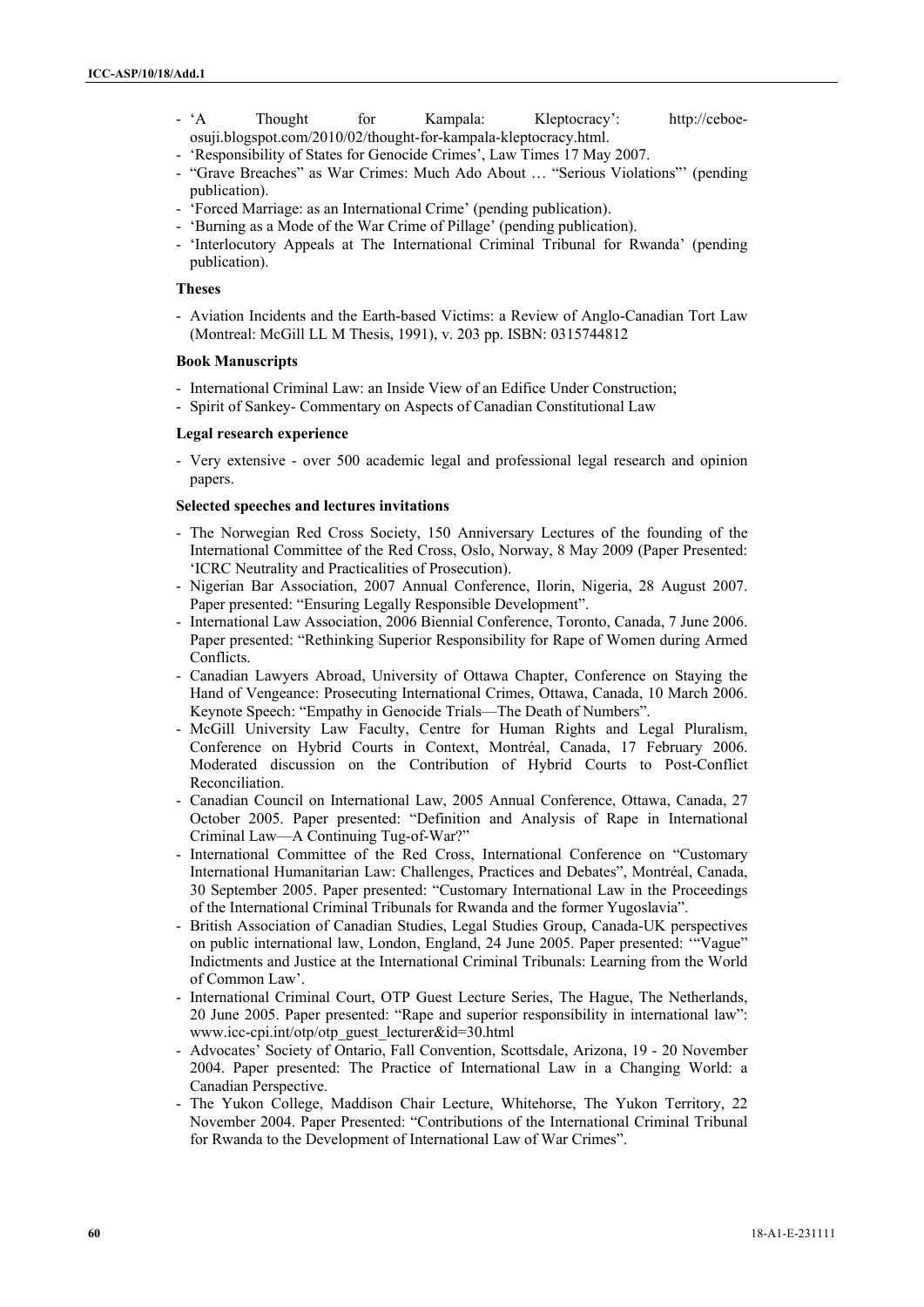- 'A Thought for Kampala: Kleptocracy': http://ceboe-osuji.blogspot.com/2010/02/thought-for-kampala-kleptocracy.html.
- 'Responsibility of States for Genocide Crimes', Law Times 17 May 2007.
- "Grave Breaches" as War Crimes: Much Ado About … "Serious Violations"' (pending publication).
- 'Forced Marriage: as an International Crime' (pending publication).
- 'Burning as a Mode of the War Crime of Pillage' (pending publication).
- 'Interlocutory Appeals at The International Criminal Tribunal for Rwanda' (pending publication).

#### Theses

- Aviation Incidents and the Earth-based Victims: a Review of Anglo-Canadian Tort Law (Montreal: McGill LL M Thesis, 1991), v. 203 pp. ISBN: 0315744812

#### Book Manuscripts

- International Criminal Law: an Inside View of an Edifice Under Construction;
- Spirit of Sankey- Commentary on Aspects of Canadian Constitutional Law

#### Legal research experience

- Very extensive - over 500 academic legal and professional legal research and opinion papers.

#### Selected speeches and lectures invitations

- The Norwegian Red Cross Society, 150 Anniversary Lectures of the founding of the International Committee of the Red Cross, Oslo, Norway, 8 May 2009 (Paper Presented: 'ICRC Neutrality and Practicalities of Prosecution).
- Nigerian Bar Association, 2007 Annual Conference, Ilorin, Nigeria, 28 August 2007. Paper presented: "Ensuring Legally Responsible Development".
- International Law Association, 2006 Biennial Conference, Toronto, Canada, 7 June 2006. Paper presented: "Rethinking Superior Responsibility for Rape of Women during Armed Conflicts.
- Canadian Lawyers Abroad, University of Ottawa Chapter, Conference on Staying the Hand of Vengeance: Prosecuting International Crimes, Ottawa, Canada, 10 March 2006. Keynote Speech: "Empathy in Genocide Trials—The Death of Numbers".
- McGill University Law Faculty, Centre for Human Rights and Legal Pluralism, Conference on Hybrid Courts in Context, Montréal, Canada, 17 February 2006. Moderated discussion on the Contribution of Hybrid Courts to Post-Conflict Reconciliation.
- Canadian Council on International Law, 2005 Annual Conference, Ottawa, Canada, 27 October 2005. Paper presented: "Definition and Analysis of Rape in International Criminal Law—A Continuing Tug-of-War?"
- International Committee of the Red Cross, International Conference on "Customary International Humanitarian Law: Challenges, Practices and Debates", Montréal, Canada, 30 September 2005. Paper presented: "Customary International Law in the Proceedings of the International Criminal Tribunals for Rwanda and the former Yugoslavia".
- British Association of Canadian Studies, Legal Studies Group, Canada-UK perspectives on public international law, London, England, 24 June 2005. Paper presented: '"Vague" Indictments and Justice at the International Criminal Tribunals: Learning from the World of Common Law'.
- International Criminal Court, OTP Guest Lecture Series, The Hague, The Netherlands, 20 June 2005. Paper presented: "Rape and superior responsibility in international law": www.icc-cpi.int/otp/otp_guest_lecturer&id=30.html
- Advocates' Society of Ontario, Fall Convention, Scottsdale, Arizona, 19 - 20 November 2004. Paper presented: The Practice of International Law in a Changing World: a Canadian Perspective.
- The Yukon College, Maddison Chair Lecture, Whitehorse, The Yukon Territory, 22 November 2004. Paper Presented: "Contributions of the International Criminal Tribunal for Rwanda to the Development of International Law of War Crimes".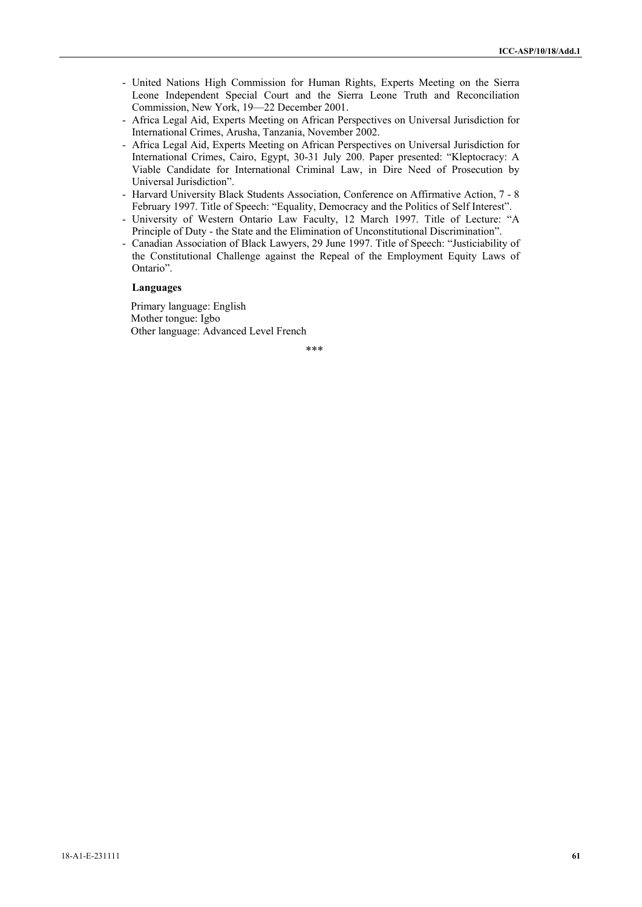- United Nations High Commission for Human Rights, Experts Meeting on the Sierra Leone Independent Special Court and the Sierra Leone Truth and Reconciliation Commission, New York, 19—22 December 2001.
- Africa Legal Aid, Experts Meeting on African Perspectives on Universal Jurisdiction for International Crimes, Arusha, Tanzania, November 2002.
- Africa Legal Aid, Experts Meeting on African Perspectives on Universal Jurisdiction for International Crimes, Cairo, Egypt, 30-31 July 200. Paper presented: "Kleptocracy: A Viable Candidate for International Criminal Law, in Dire Need of Prosecution by Universal Jurisdiction".
- Harvard University Black Students Association, Conference on Affirmative Action, 7 - 8 February 1997. Title of Speech: "Equality, Democracy and the Politics of Self Interest".
- University of Western Ontario Law Faculty, 12 March 1997. Title of Lecture: "A Principle of Duty - the State and the Elimination of Unconstitutional Discrimination".
- Canadian Association of Black Lawyers, 29 June 1997. Title of Speech: "Justiciability of the Constitutional Challenge against the Repeal of the Employment Equity Laws of Ontario".

**Languages**

Primary language: English
Mother tongue: Igbo
Other language: Advanced Level French

***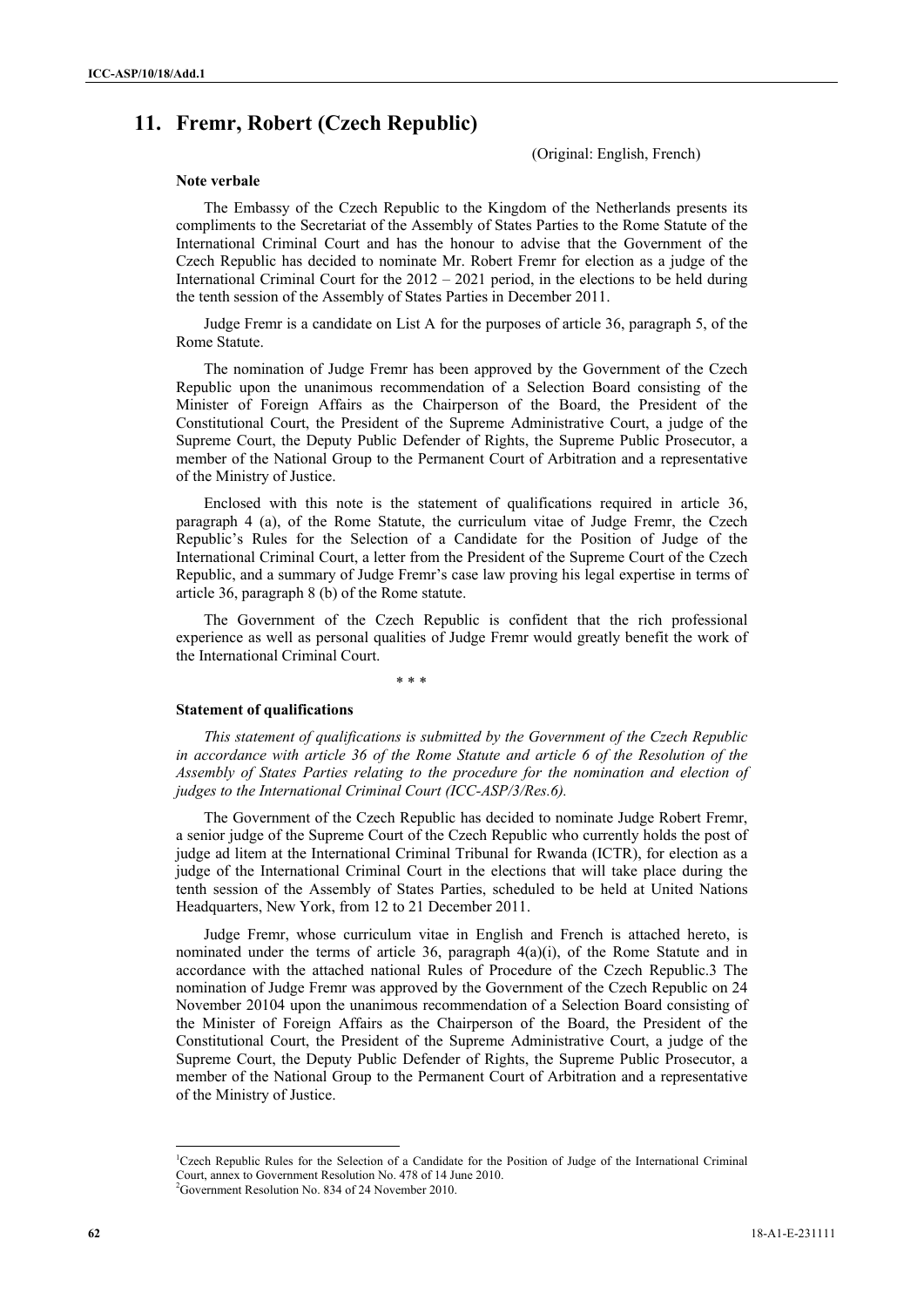# 11. Fremr, Robert (Czech Republic)

(Original: English, French)

**Note verbale**

The Embassy of the Czech Republic to the Kingdom of the Netherlands presents its compliments to the Secretariat of the Assembly of States Parties to the Rome Statute of the International Criminal Court and has the honour to advise that the Government of the Czech Republic has decided to nominate Mr. Robert Fremr for election as a judge of the International Criminal Court for the 2012 – 2021 period, in the elections to be held during the tenth session of the Assembly of States Parties in December 2011.

Judge Fremr is a candidate on List A for the purposes of article 36, paragraph 5, of the Rome Statute.

The nomination of Judge Fremr has been approved by the Government of the Czech Republic upon the unanimous recommendation of a Selection Board consisting of the Minister of Foreign Affairs as the Chairperson of the Board, the President of the Constitutional Court, the President of the Supreme Administrative Court, a judge of the Supreme Court, the Deputy Public Defender of Rights, the Supreme Public Prosecutor, a member of the National Group to the Permanent Court of Arbitration and a representative of the Ministry of Justice.

Enclosed with this note is the statement of qualifications required in article 36, paragraph 4 (a), of the Rome Statute, the curriculum vitae of Judge Fremr, the Czech Republic's Rules for the Selection of a Candidate for the Position of Judge of the International Criminal Court, a letter from the President of the Supreme Court of the Czech Republic, and a summary of Judge Fremr's case law proving his legal expertise in terms of article 36, paragraph 8 (b) of the Rome statute.

The Government of the Czech Republic is confident that the rich professional experience as well as personal qualities of Judge Fremr would greatly benefit the work of the International Criminal Court.

\* \* \*

**Statement of qualifications**

*This statement of qualifications is submitted by the Government of the Czech Republic in accordance with article 36 of the Rome Statute and article 6 of the Resolution of the Assembly of States Parties relating to the procedure for the nomination and election of judges to the International Criminal Court (ICC-ASP/3/Res.6).*

The Government of the Czech Republic has decided to nominate Judge Robert Fremr, a senior judge of the Supreme Court of the Czech Republic who currently holds the post of judge ad litem at the International Criminal Tribunal for Rwanda (ICTR), for election as a judge of the International Criminal Court in the elections that will take place during the tenth session of the Assembly of States Parties, scheduled to be held at United Nations Headquarters, New York, from 12 to 21 December 2011.

Judge Fremr, whose curriculum vitae in English and French is attached hereto, is nominated under the terms of article 36, paragraph 4(a)(i), of the Rome Statute and in accordance with the attached national Rules of Procedure of the Czech Republic.3 The nomination of Judge Fremr was approved by the Government of the Czech Republic on 24 November 20104 upon the unanimous recommendation of a Selection Board consisting of the Minister of Foreign Affairs as the Chairperson of the Board, the President of the Constitutional Court, the President of the Supreme Administrative Court, a judge of the Supreme Court, the Deputy Public Defender of Rights, the Supreme Public Prosecutor, a member of the National Group to the Permanent Court of Arbitration and a representative of the Ministry of Justice.

---

[1]Czech Republic Rules for the Selection of a Candidate for the Position of Judge of the International Criminal Court, annex to Government Resolution No. 478 of 14 June 2010.

[2]Government Resolution No. 834 of 24 November 2010.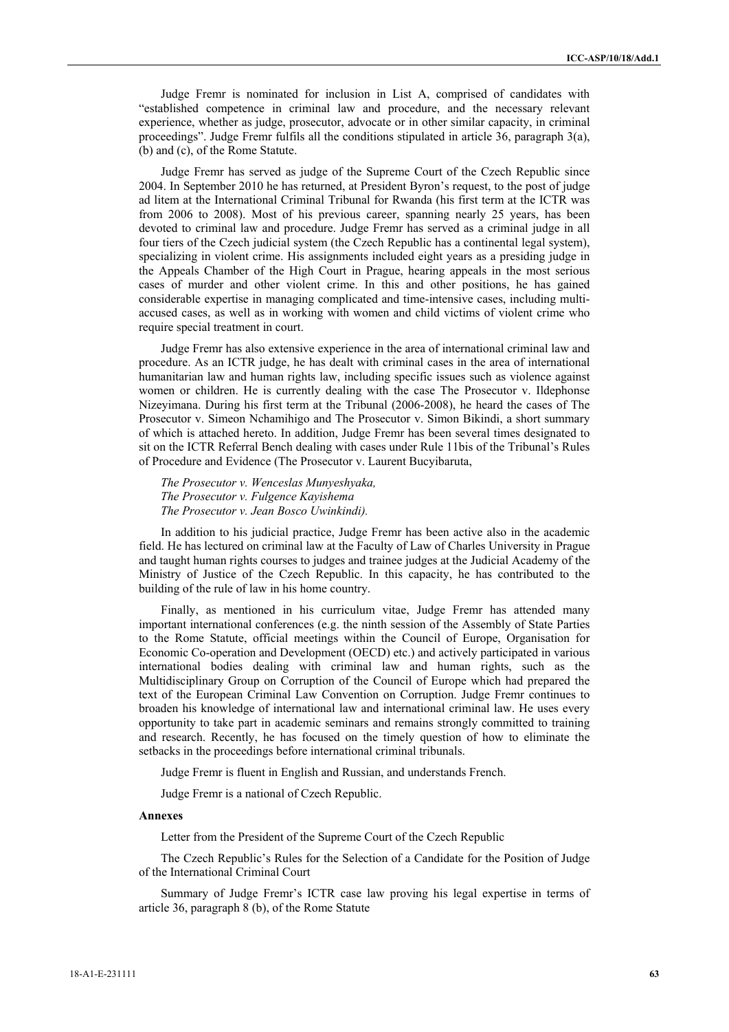Judge Fremr is nominated for inclusion in List A, comprised of candidates with "established competence in criminal law and procedure, and the necessary relevant experience, whether as judge, prosecutor, advocate or in other similar capacity, in criminal proceedings". Judge Fremr fulfils all the conditions stipulated in article 36, paragraph 3(a), (b) and (c), of the Rome Statute.

Judge Fremr has served as judge of the Supreme Court of the Czech Republic since 2004. In September 2010 he has returned, at President Byron's request, to the post of judge ad litem at the International Criminal Tribunal for Rwanda (his first term at the ICTR was from 2006 to 2008). Most of his previous career, spanning nearly 25 years, has been devoted to criminal law and procedure. Judge Fremr has served as a criminal judge in all four tiers of the Czech judicial system (the Czech Republic has a continental legal system), specializing in violent crime. His assignments included eight years as a presiding judge in the Appeals Chamber of the High Court in Prague, hearing appeals in the most serious cases of murder and other violent crime. In this and other positions, he has gained considerable expertise in managing complicated and time-intensive cases, including multi-accused cases, as well as in working with women and child victims of violent crime who require special treatment in court.

Judge Fremr has also extensive experience in the area of international criminal law and procedure. As an ICTR judge, he has dealt with criminal cases in the area of international humanitarian law and human rights law, including specific issues such as violence against women or children. He is currently dealing with the case The Prosecutor v. Ildephonse Nizeyimana. During his first term at the Tribunal (2006-2008), he heard the cases of The Prosecutor v. Simeon Nchamihigo and The Prosecutor v. Simon Bikindi, a short summary of which is attached hereto. In addition, Judge Fremr has been several times designated to sit on the ICTR Referral Bench dealing with cases under Rule 11bis of the Tribunal's Rules of Procedure and Evidence (The Prosecutor v. Laurent Bucyibaruta,

*The Prosecutor v. Wenceslas Munyeshyaka,*
*The Prosecutor v. Fulgence Kayishema*
*The Prosecutor v. Jean Bosco Uwinkindi).*

In addition to his judicial practice, Judge Fremr has been active also in the academic field. He has lectured on criminal law at the Faculty of Law of Charles University in Prague and taught human rights courses to judges and trainee judges at the Judicial Academy of the Ministry of Justice of the Czech Republic. In this capacity, he has contributed to the building of the rule of law in his home country.

Finally, as mentioned in his curriculum vitae, Judge Fremr has attended many important international conferences (e.g. the ninth session of the Assembly of State Parties to the Rome Statute, official meetings within the Council of Europe, Organisation for Economic Co-operation and Development (OECD) etc.) and actively participated in various international bodies dealing with criminal law and human rights, such as the Multidisciplinary Group on Corruption of the Council of Europe which had prepared the text of the European Criminal Law Convention on Corruption. Judge Fremr continues to broaden his knowledge of international law and international criminal law. He uses every opportunity to take part in academic seminars and remains strongly committed to training and research. Recently, he has focused on the timely question of how to eliminate the setbacks in the proceedings before international criminal tribunals.

Judge Fremr is fluent in English and Russian, and understands French.

Judge Fremr is a national of Czech Republic.

**Annexes**

Letter from the President of the Supreme Court of the Czech Republic

The Czech Republic's Rules for the Selection of a Candidate for the Position of Judge of the International Criminal Court

Summary of Judge Fremr's ICTR case law proving his legal expertise in terms of article 36, paragraph 8 (b), of the Rome Statute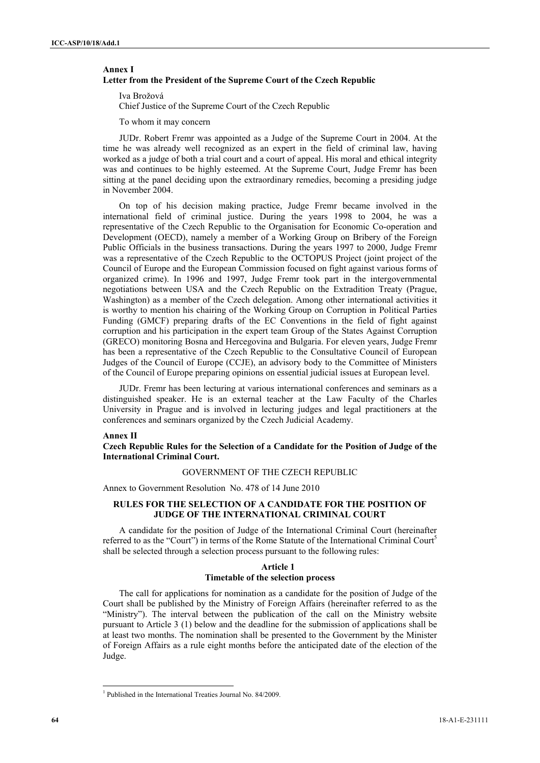## Annex I
### Letter from the President of the Supreme Court of the Czech Republic

Iva Brožová
Chief Justice of the Supreme Court of the Czech Republic

To whom it may concern

JUDr. Robert Fremr was appointed as a Judge of the Supreme Court in 2004. At the time he was already well recognized as an expert in the field of criminal law, having worked as a judge of both a trial court and a court of appeal. His moral and ethical integrity was and continues to be highly esteemed. At the Supreme Court, Judge Fremr has been sitting at the panel deciding upon the extraordinary remedies, becoming a presiding judge in November 2004.

On top of his decision making practice, Judge Fremr became involved in the international field of criminal justice. During the years 1998 to 2004, he was a representative of the Czech Republic to the Organisation for Economic Co-operation and Development (OECD), namely a member of a Working Group on Bribery of the Foreign Public Officials in the business transactions. During the years 1997 to 2000, Judge Fremr was a representative of the Czech Republic to the OCTOPUS Project (joint project of the Council of Europe and the European Commission focused on fight against various forms of organized crime). In 1996 and 1997, Judge Fremr took part in the intergovernmental negotiations between USA and the Czech Republic on the Extradition Treaty (Prague, Washington) as a member of the Czech delegation. Among other international activities it is worthy to mention his chairing of the Working Group on Corruption in Political Parties Funding (GMCF) preparing drafts of the EC Conventions in the field of fight against corruption and his participation in the expert team Group of the States Against Corruption (GRECO) monitoring Bosna and Hercegovina and Bulgaria. For eleven years, Judge Fremr has been a representative of the Czech Republic to the Consultative Council of European Judges of the Council of Europe (CCJE), an advisory body to the Committee of Ministers of the Council of Europe preparing opinions on essential judicial issues at European level.

JUDr. Fremr has been lecturing at various international conferences and seminars as a distinguished speaker. He is an external teacher at the Law Faculty of the Charles University in Prague and is involved in lecturing judges and legal practitioners at the conferences and seminars organized by the Czech Judicial Academy.

## Annex II
### Czech Republic Rules for the Selection of a Candidate for the Position of Judge of the International Criminal Court.

GOVERNMENT OF THE CZECH REPUBLIC

Annex to Government Resolution No. 478 of 14 June 2010

**RULES FOR THE SELECTION OF A CANDIDATE FOR THE POSITION OF JUDGE OF THE INTERNATIONAL CRIMINAL COURT**

A candidate for the position of Judge of the International Criminal Court (hereinafter referred to as the "Court") in terms of the Rome Statute of the International Criminal Court[5] shall be selected through a selection process pursuant to the following rules:

**Article 1**
**Timetable of the selection process**

The call for applications for nomination as a candidate for the position of Judge of the Court shall be published by the Ministry of Foreign Affairs (hereinafter referred to as the "Ministry"). The interval between the publication of the call on the Ministry website pursuant to Article 3 (1) below and the deadline for the submission of applications shall be at least two months. The nomination shall be presented to the Government by the Minister of Foreign Affairs as a rule eight months before the anticipated date of the election of the Judge.

[1] Published in the International Treaties Journal No. 84/2009.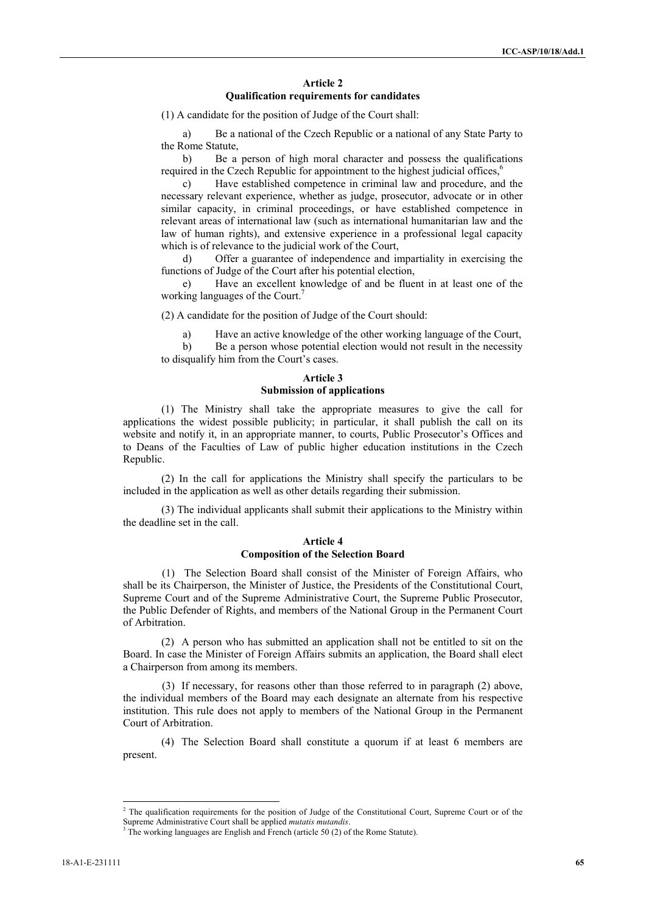**Article 2**
**Qualification requirements for candidates**

(1) A candidate for the position of Judge of the Court shall:

a) Be a national of the Czech Republic or a national of any State Party to the Rome Statute,

b) Be a person of high moral character and possess the qualifications required in the Czech Republic for appointment to the highest judicial offices,[6]

c) Have established competence in criminal law and procedure, and the necessary relevant experience, whether as judge, prosecutor, advocate or in other similar capacity, in criminal proceedings, or have established competence in relevant areas of international law (such as international humanitarian law and the law of human rights), and extensive experience in a professional legal capacity which is of relevance to the judicial work of the Court,

d) Offer a guarantee of independence and impartiality in exercising the functions of Judge of the Court after his potential election,

e) Have an excellent knowledge of and be fluent in at least one of the working languages of the Court.[7]

(2) A candidate for the position of Judge of the Court should:

a) Have an active knowledge of the other working language of the Court,

b) Be a person whose potential election would not result in the necessity to disqualify him from the Court's cases.

**Article 3**
**Submission of applications**

(1) The Ministry shall take the appropriate measures to give the call for applications the widest possible publicity; in particular, it shall publish the call on its website and notify it, in an appropriate manner, to courts, Public Prosecutor's Offices and to Deans of the Faculties of Law of public higher education institutions in the Czech Republic.

(2) In the call for applications the Ministry shall specify the particulars to be included in the application as well as other details regarding their submission.

(3) The individual applicants shall submit their applications to the Ministry within the deadline set in the call.

**Article 4**
**Composition of the Selection Board**

(1) The Selection Board shall consist of the Minister of Foreign Affairs, who shall be its Chairperson, the Minister of Justice, the Presidents of the Constitutional Court, Supreme Court and of the Supreme Administrative Court, the Supreme Public Prosecutor, the Public Defender of Rights, and members of the National Group in the Permanent Court of Arbitration.

(2) A person who has submitted an application shall not be entitled to sit on the Board. In case the Minister of Foreign Affairs submits an application, the Board shall elect a Chairperson from among its members.

(3) If necessary, for reasons other than those referred to in paragraph (2) above, the individual members of the Board may each designate an alternate from his respective institution. This rule does not apply to members of the National Group in the Permanent Court of Arbitration.

(4) The Selection Board shall constitute a quorum if at least 6 members are present.

---

[2] The qualification requirements for the position of Judge of the Constitutional Court, Supreme Court or of the Supreme Administrative Court shall be applied *mutatis mutandis*.

[3] The working languages are English and French (article 50 (2) of the Rome Statute).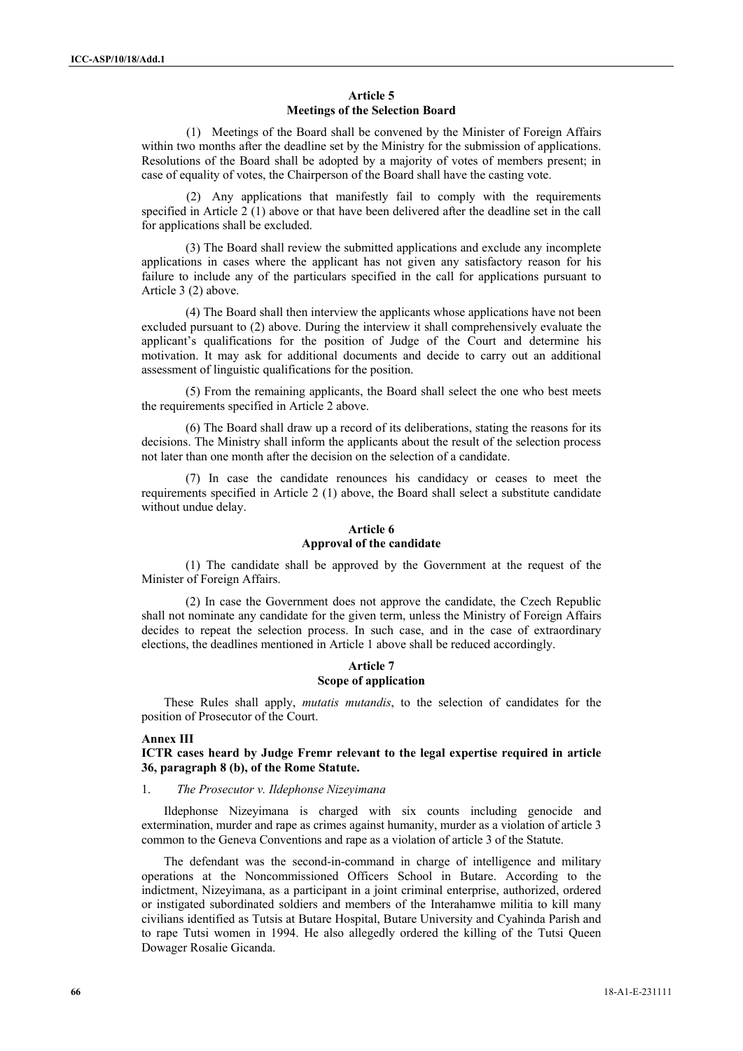### Article 5
### Meetings of the Selection Board

(1) Meetings of the Board shall be convened by the Minister of Foreign Affairs within two months after the deadline set by the Ministry for the submission of applications. Resolutions of the Board shall be adopted by a majority of votes of members present; in case of equality of votes, the Chairperson of the Board shall have the casting vote.

(2) Any applications that manifestly fail to comply with the requirements specified in Article 2 (1) above or that have been delivered after the deadline set in the call for applications shall be excluded.

(3) The Board shall review the submitted applications and exclude any incomplete applications in cases where the applicant has not given any satisfactory reason for his failure to include any of the particulars specified in the call for applications pursuant to Article 3 (2) above.

(4) The Board shall then interview the applicants whose applications have not been excluded pursuant to (2) above. During the interview it shall comprehensively evaluate the applicant's qualifications for the position of Judge of the Court and determine his motivation. It may ask for additional documents and decide to carry out an additional assessment of linguistic qualifications for the position.

(5) From the remaining applicants, the Board shall select the one who best meets the requirements specified in Article 2 above.

(6) The Board shall draw up a record of its deliberations, stating the reasons for its decisions. The Ministry shall inform the applicants about the result of the selection process not later than one month after the decision on the selection of a candidate.

(7) In case the candidate renounces his candidacy or ceases to meet the requirements specified in Article 2 (1) above, the Board shall select a substitute candidate without undue delay.

### Article 6
### Approval of the candidate

(1) The candidate shall be approved by the Government at the request of the Minister of Foreign Affairs.

(2) In case the Government does not approve the candidate, the Czech Republic shall not nominate any candidate for the given term, unless the Ministry of Foreign Affairs decides to repeat the selection process. In such case, and in the case of extraordinary elections, the deadlines mentioned in Article 1 above shall be reduced accordingly.

### Article 7
### Scope of application

These Rules shall apply, *mutatis mutandis*, to the selection of candidates for the position of Prosecutor of the Court.

## Annex III
## ICTR cases heard by Judge Fremr relevant to the legal expertise required in article 36, paragraph 8 (b), of the Rome Statute.

1. *The Prosecutor v. Ildephonse Nizeyimana*

Ildephonse Nizeyimana is charged with six counts including genocide and extermination, murder and rape as crimes against humanity, murder as a violation of article 3 common to the Geneva Conventions and rape as a violation of article 3 of the Statute.

The defendant was the second-in-command in charge of intelligence and military operations at the Noncommissioned Officers School in Butare. According to the indictment, Nizeyimana, as a participant in a joint criminal enterprise, authorized, ordered or instigated subordinated soldiers and members of the Interahamwe militia to kill many civilians identified as Tutsis at Butare Hospital, Butare University and Cyahinda Parish and to rape Tutsi women in 1994. He also allegedly ordered the killing of the Tutsi Queen Dowager Rosalie Gicanda.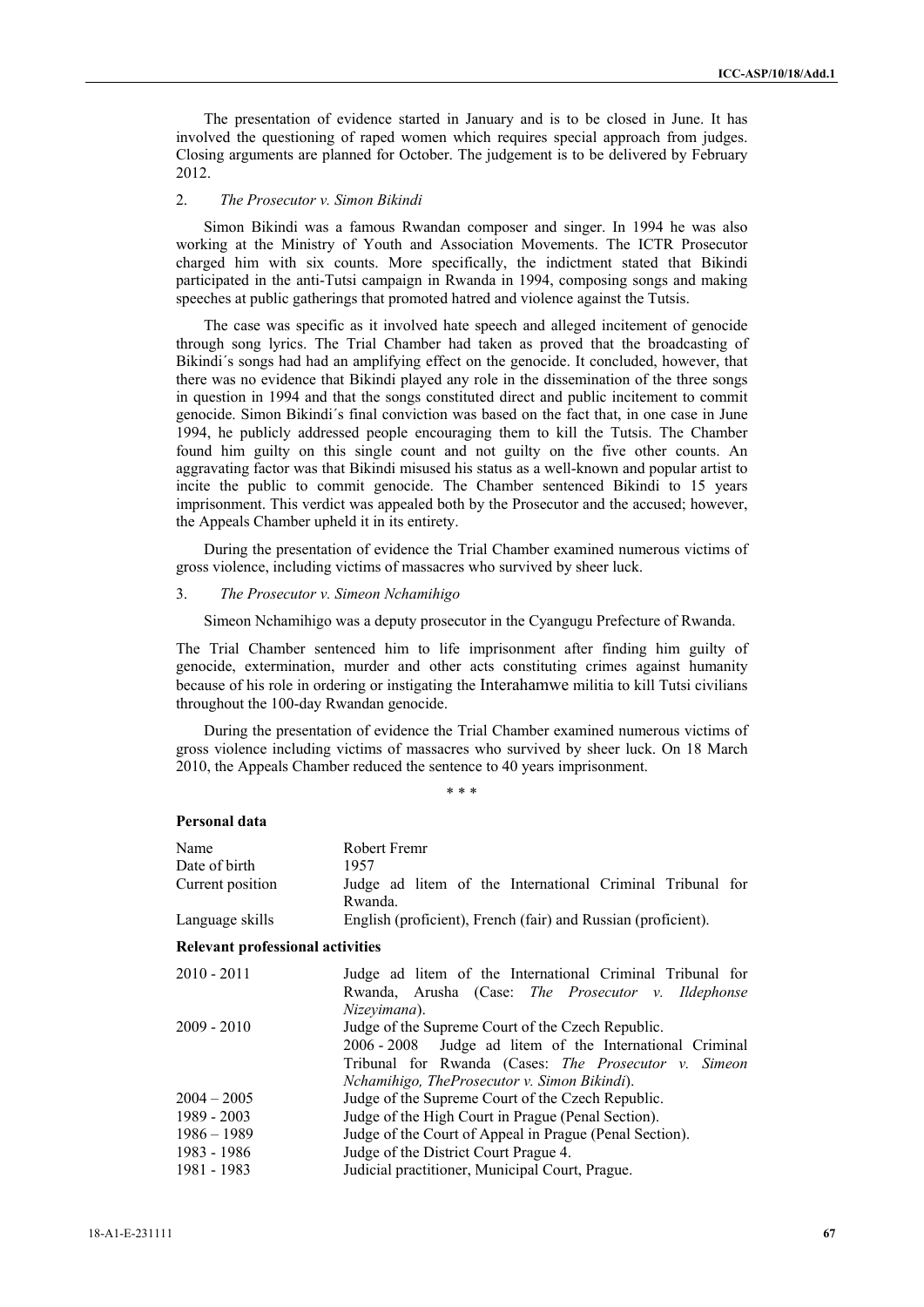The presentation of evidence started in January and is to be closed in June. It has involved the questioning of raped women which requires special approach from judges. Closing arguments are planned for October. The judgement is to be delivered by February 2012.

2. *The Prosecutor v. Simon Bikindi*

Simon Bikindi was a famous Rwandan composer and singer. In 1994 he was also working at the Ministry of Youth and Association Movements. The ICTR Prosecutor charged him with six counts. More specifically, the indictment stated that Bikindi participated in the anti-Tutsi campaign in Rwanda in 1994, composing songs and making speeches at public gatherings that promoted hatred and violence against the Tutsis.

The case was specific as it involved hate speech and alleged incitement of genocide through song lyrics. The Trial Chamber had taken as proved that the broadcasting of Bikindi´s songs had had an amplifying effect on the genocide. It concluded, however, that there was no evidence that Bikindi played any role in the dissemination of the three songs in question in 1994 and that the songs constituted direct and public incitement to commit genocide. Simon Bikindi´s final conviction was based on the fact that, in one case in June 1994, he publicly addressed people encouraging them to kill the Tutsis. The Chamber found him guilty on this single count and not guilty on the five other counts. An aggravating factor was that Bikindi misused his status as a well-known and popular artist to incite the public to commit genocide. The Chamber sentenced Bikindi to 15 years imprisonment. This verdict was appealed both by the Prosecutor and the accused; however, the Appeals Chamber upheld it in its entirety.

During the presentation of evidence the Trial Chamber examined numerous victims of gross violence, including victims of massacres who survived by sheer luck.

3. *The Prosecutor v. Simeon Nchamihigo*

Simeon Nchamihigo was a deputy prosecutor in the Cyangugu Prefecture of Rwanda.

The Trial Chamber sentenced him to life imprisonment after finding him guilty of genocide, extermination, murder and other acts constituting crimes against humanity because of his role in ordering or instigating the Interahamwe militia to kill Tutsi civilians throughout the 100-day Rwandan genocide.

During the presentation of evidence the Trial Chamber examined numerous victims of gross violence including victims of massacres who survived by sheer luck. On 18 March 2010, the Appeals Chamber reduced the sentence to 40 years imprisonment.

\* \* \*

**Personal data**

| | |
|---|---|
| Name | Robert Fremr |
| Date of birth | 1957 |
| Current position | Judge ad litem of the International Criminal Tribunal for Rwanda. |
| Language skills | English (proficient), French (fair) and Russian (proficient). |

**Relevant professional activities**

| | |
|---|---|
| 2010 - 2011 | Judge ad litem of the International Criminal Tribunal for Rwanda, Arusha (Case: *The Prosecutor v. Ildephonse Nizeyimana*). |
| 2009 - 2010 | Judge of the Supreme Court of the Czech Republic. |
| 2006 - 2008 | Judge ad litem of the International Criminal Tribunal for Rwanda (Cases: *The Prosecutor v. Simeon Nchamihigo, TheProsecutor v. Simon Bikindi*). |
| 2004 – 2005 | Judge of the Supreme Court of the Czech Republic. |
| 1989 - 2003 | Judge of the High Court in Prague (Penal Section). |
| 1986 – 1989 | Judge of the Court of Appeal in Prague (Penal Section). |
| 1983 - 1986 | Judge of the District Court Prague 4. |
| 1981 - 1983 | Judicial practitioner, Municipal Court, Prague. |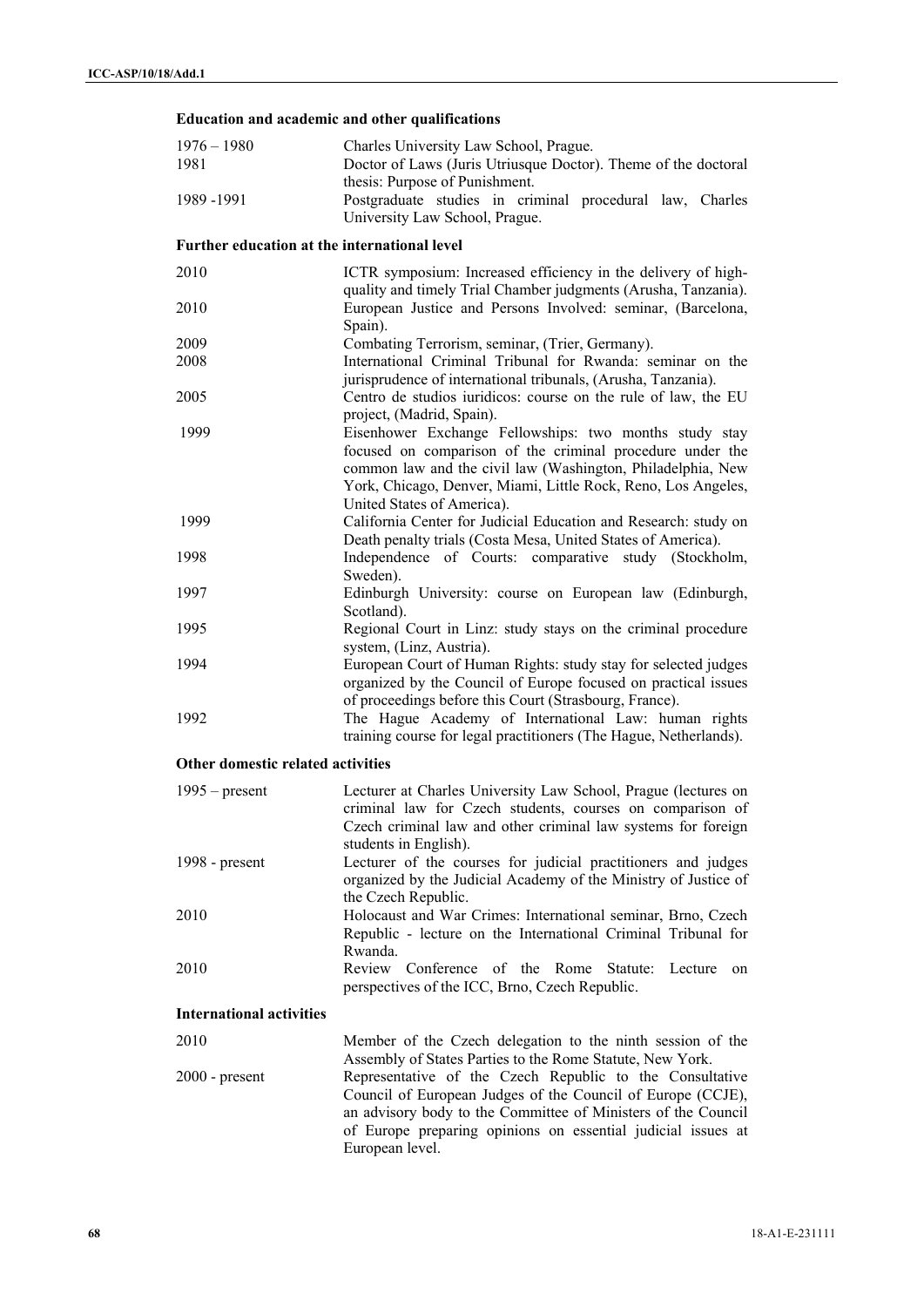### Education and academic and other qualifications

| | |
|---|---|
| 1976 – 1980 | Charles University Law School, Prague. |
| 1981 | Doctor of Laws (Juris Utriusque Doctor). Theme of the doctoral thesis: Purpose of Punishment. |
| 1989 -1991 | Postgraduate studies in criminal procedural law, Charles University Law School, Prague. |

### Further education at the international level

| | |
|---|---|
| 2010 | ICTR symposium: Increased efficiency in the delivery of high-quality and timely Trial Chamber judgments (Arusha, Tanzania). |
| 2010 | European Justice and Persons Involved: seminar, (Barcelona, Spain). |
| 2009 | Combating Terrorism, seminar, (Trier, Germany). |
| 2008 | International Criminal Tribunal for Rwanda: seminar on the jurisprudence of international tribunals, (Arusha, Tanzania). |
| 2005 | Centro de studios iuridicos: course on the rule of law, the EU project, (Madrid, Spain). |
| 1999 | Eisenhower Exchange Fellowships: two months study stay focused on comparison of the criminal procedure under the common law and the civil law (Washington, Philadelphia, New York, Chicago, Denver, Miami, Little Rock, Reno, Los Angeles, United States of America). |
| 1999 | California Center for Judicial Education and Research: study on Death penalty trials (Costa Mesa, United States of America). |
| 1998 | Independence of Courts: comparative study (Stockholm, Sweden). |
| 1997 | Edinburgh University: course on European law (Edinburgh, Scotland). |
| 1995 | Regional Court in Linz: study stays on the criminal procedure system, (Linz, Austria). |
| 1994 | European Court of Human Rights: study stay for selected judges organized by the Council of Europe focused on practical issues of proceedings before this Court (Strasbourg, France). |
| 1992 | The Hague Academy of International Law: human rights training course for legal practitioners (The Hague, Netherlands). |

### Other domestic related activities

| | |
|---|---|
| 1995 – present | Lecturer at Charles University Law School, Prague (lectures on criminal law for Czech students, courses on comparison of Czech criminal law and other criminal law systems for foreign students in English). |
| 1998 - present | Lecturer of the courses for judicial practitioners and judges organized by the Judicial Academy of the Ministry of Justice of the Czech Republic. |
| 2010 | Holocaust and War Crimes: International seminar, Brno, Czech Republic - lecture on the International Criminal Tribunal for Rwanda. |
| 2010 | Review Conference of the Rome Statute: Lecture on perspectives of the ICC, Brno, Czech Republic. |

### International activities

| | |
|---|---|
| 2010 | Member of the Czech delegation to the ninth session of the Assembly of States Parties to the Rome Statute, New York. |
| 2000 - present | Representative of the Czech Republic to the Consultative Council of European Judges of the Council of Europe (CCJE), an advisory body to the Committee of Ministers of the Council of Europe preparing opinions on essential judicial issues at European level. |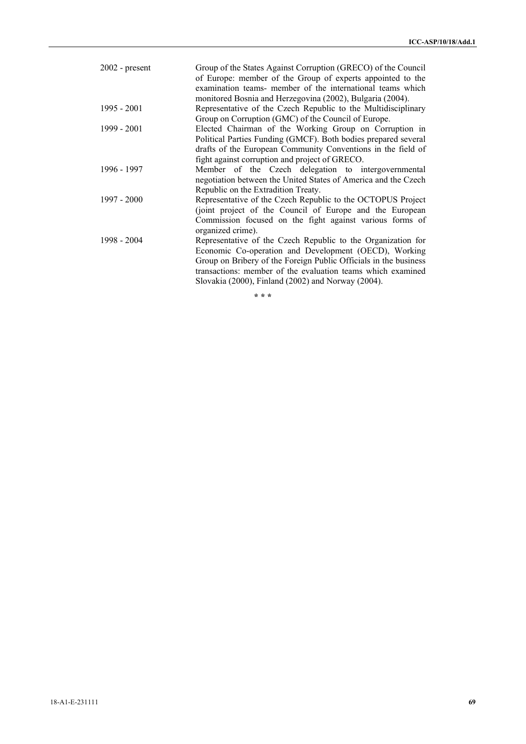| | |
|---|---|
| 2002 - present | Group of the States Against Corruption (GRECO) of the Council of Europe: member of the Group of experts appointed to the examination teams- member of the international teams which monitored Bosnia and Herzegovina (2002), Bulgaria (2004). |
| 1995 - 2001 | Representative of the Czech Republic to the Multidisciplinary Group on Corruption (GMC) of the Council of Europe. |
| 1999 - 2001 | Elected Chairman of the Working Group on Corruption in Political Parties Funding (GMCF). Both bodies prepared several drafts of the European Community Conventions in the field of fight against corruption and project of GRECO. |
| 1996 - 1997 | Member of the Czech delegation to intergovernmental negotiation between the United States of America and the Czech Republic on the Extradition Treaty. |
| 1997 - 2000 | Representative of the Czech Republic to the OCTOPUS Project (joint project of the Council of Europe and the European Commission focused on the fight against various forms of organized crime). |
| 1998 - 2004 | Representative of the Czech Republic to the Organization for Economic Co-operation and Development (OECD), Working Group on Bribery of the Foreign Public Officials in the business transactions: member of the evaluation teams which examined Slovakia (2000), Finland (2002) and Norway (2004). |

\* \* \*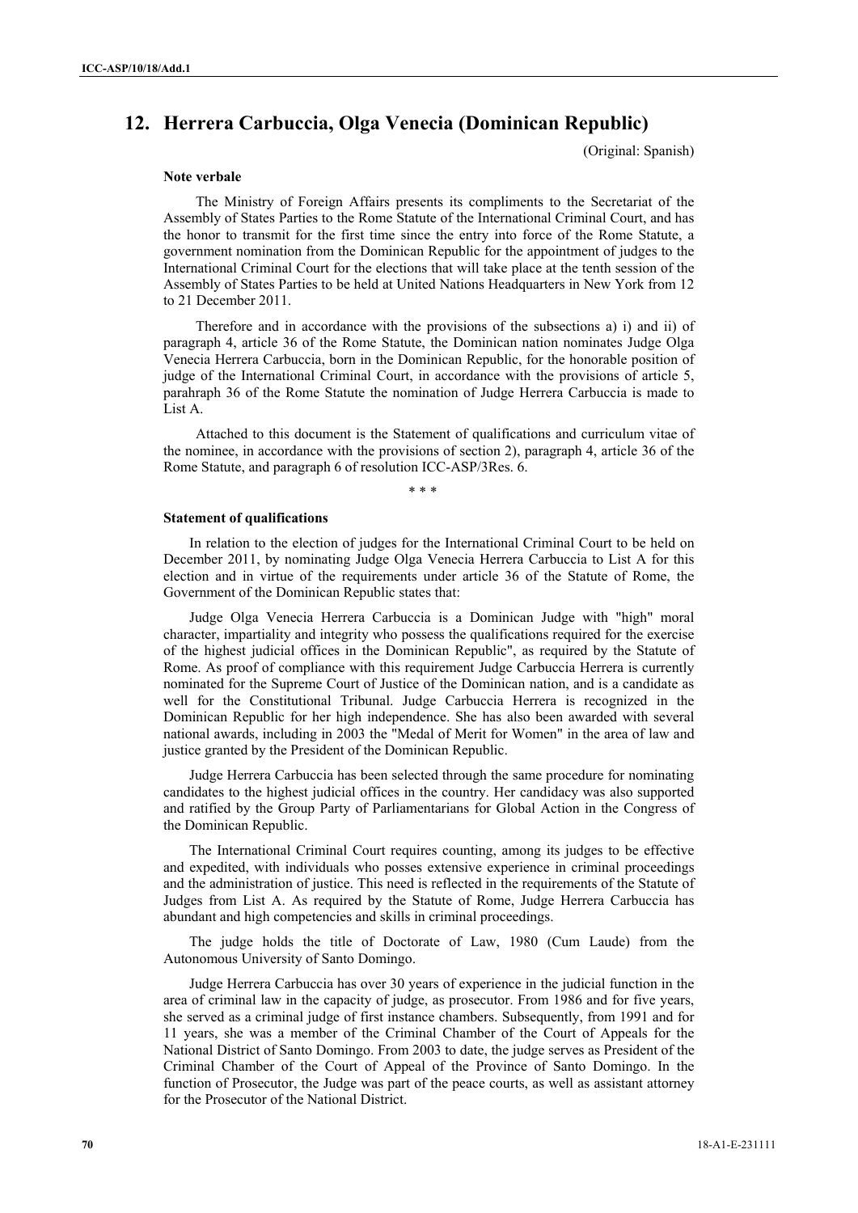## 12. Herrera Carbuccia, Olga Venecia (Dominican Republic)

(Original: Spanish)

**Note verbale**

The Ministry of Foreign Affairs presents its compliments to the Secretariat of the Assembly of States Parties to the Rome Statute of the International Criminal Court, and has the honor to transmit for the first time since the entry into force of the Rome Statute, a government nomination from the Dominican Republic for the appointment of judges to the International Criminal Court for the elections that will take place at the tenth session of the Assembly of States Parties to be held at United Nations Headquarters in New York from 12 to 21 December 2011.

Therefore and in accordance with the provisions of the subsections a) i) and ii) of paragraph 4, article 36 of the Rome Statute, the Dominican nation nominates Judge Olga Venecia Herrera Carbuccia, born in the Dominican Republic, for the honorable position of judge of the International Criminal Court, in accordance with the provisions of article 5, parahraph 36 of the Rome Statute the nomination of Judge Herrera Carbuccia is made to List A.

Attached to this document is the Statement of qualifications and curriculum vitae of the nominee, in accordance with the provisions of section 2), paragraph 4, article 36 of the Rome Statute, and paragraph 6 of resolution ICC-ASP/3Res. 6.

\* \* \*

**Statement of qualifications**

In relation to the election of judges for the International Criminal Court to be held on December 2011, by nominating Judge Olga Venecia Herrera Carbuccia to List A for this election and in virtue of the requirements under article 36 of the Statute of Rome, the Government of the Dominican Republic states that:

Judge Olga Venecia Herrera Carbuccia is a Dominican Judge with "high" moral character, impartiality and integrity who possess the qualifications required for the exercise of the highest judicial offices in the Dominican Republic", as required by the Statute of Rome. As proof of compliance with this requirement Judge Carbuccia Herrera is currently nominated for the Supreme Court of Justice of the Dominican nation, and is a candidate as well for the Constitutional Tribunal. Judge Carbuccia Herrera is recognized in the Dominican Republic for her high independence. She has also been awarded with several national awards, including in 2003 the "Medal of Merit for Women" in the area of law and justice granted by the President of the Dominican Republic.

Judge Herrera Carbuccia has been selected through the same procedure for nominating candidates to the highest judicial offices in the country. Her candidacy was also supported and ratified by the Group Party of Parliamentarians for Global Action in the Congress of the Dominican Republic.

The International Criminal Court requires counting, among its judges to be effective and expedited, with individuals who posses extensive experience in criminal proceedings and the administration of justice. This need is reflected in the requirements of the Statute of Judges from List A. As required by the Statute of Rome, Judge Herrera Carbuccia has abundant and high competencies and skills in criminal proceedings.

The judge holds the title of Doctorate of Law, 1980 (Cum Laude) from the Autonomous University of Santo Domingo.

Judge Herrera Carbuccia has over 30 years of experience in the judicial function in the area of criminal law in the capacity of judge, as prosecutor. From 1986 and for five years, she served as a criminal judge of first instance chambers. Subsequently, from 1991 and for 11 years, she was a member of the Criminal Chamber of the Court of Appeals for the National District of Santo Domingo. From 2003 to date, the judge serves as President of the Criminal Chamber of the Court of Appeal of the Province of Santo Domingo. In the function of Prosecutor, the Judge was part of the peace courts, as well as assistant attorney for the Prosecutor of the National District.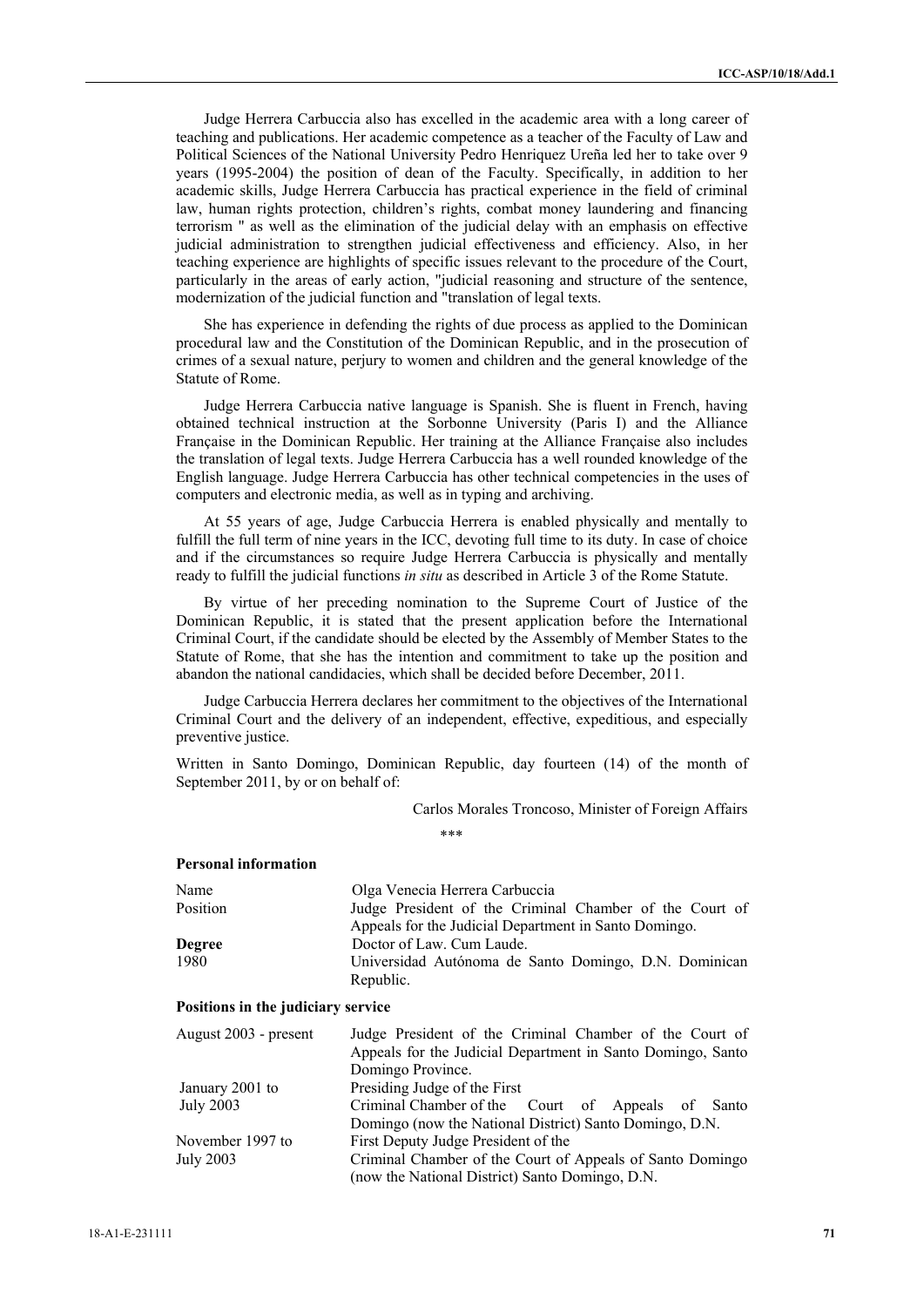Judge Herrera Carbuccia also has excelled in the academic area with a long career of teaching and publications. Her academic competence as a teacher of the Faculty of Law and Political Sciences of the National University Pedro Henriquez Ureña led her to take over 9 years (1995-2004) the position of dean of the Faculty. Specifically, in addition to her academic skills, Judge Herrera Carbuccia has practical experience in the field of criminal law, human rights protection, children's rights, combat money laundering and financing terrorism " as well as the elimination of the judicial delay with an emphasis on effective judicial administration to strengthen judicial effectiveness and efficiency. Also, in her teaching experience are highlights of specific issues relevant to the procedure of the Court, particularly in the areas of early action, "judicial reasoning and structure of the sentence, modernization of the judicial function and "translation of legal texts.

She has experience in defending the rights of due process as applied to the Dominican procedural law and the Constitution of the Dominican Republic, and in the prosecution of crimes of a sexual nature, perjury to women and children and the general knowledge of the Statute of Rome.

Judge Herrera Carbuccia native language is Spanish. She is fluent in French, having obtained technical instruction at the Sorbonne University (Paris I) and the Alliance Française in the Dominican Republic. Her training at the Alliance Française also includes the translation of legal texts. Judge Herrera Carbuccia has a well rounded knowledge of the English language. Judge Herrera Carbuccia has other technical competencies in the uses of computers and electronic media, as well as in typing and archiving.

At 55 years of age, Judge Carbuccia Herrera is enabled physically and mentally to fulfill the full term of nine years in the ICC, devoting full time to its duty. In case of choice and if the circumstances so require Judge Herrera Carbuccia is physically and mentally ready to fulfill the judicial functions *in situ* as described in Article 3 of the Rome Statute.

By virtue of her preceding nomination to the Supreme Court of Justice of the Dominican Republic, it is stated that the present application before the International Criminal Court, if the candidate should be elected by the Assembly of Member States to the Statute of Rome, that she has the intention and commitment to take up the position and abandon the national candidacies, which shall be decided before December, 2011.

Judge Carbuccia Herrera declares her commitment to the objectives of the International Criminal Court and the delivery of an independent, effective, expeditious, and especially preventive justice.

Written in Santo Domingo, Dominican Republic, day fourteen (14) of the month of September 2011, by or on behalf of:

Carlos Morales Troncoso, Minister of Foreign Affairs

\*\*\*

**Personal information**

| | |
|---|---|
| Name | Olga Venecia Herrera Carbuccia |
| Position | Judge President of the Criminal Chamber of the Court of Appeals for the Judicial Department in Santo Domingo. |
| **Degree** | Doctor of Law. Cum Laude. |
| 1980 | Universidad Autónoma de Santo Domingo, D.N. Dominican Republic. |

**Positions in the judiciary service**

| | |
|---|---|
| August 2003 - present | Judge President of the Criminal Chamber of the Court of Appeals for the Judicial Department in Santo Domingo, Santo Domingo Province. |
| January 2001 to July 2003 | Presiding Judge of the First Criminal Chamber of the Court of Appeals of Santo Domingo (now the National District) Santo Domingo, D.N. |
| November 1997 to July 2003 | First Deputy Judge President of the Criminal Chamber of the Court of Appeals of Santo Domingo (now the National District) Santo Domingo, D.N. |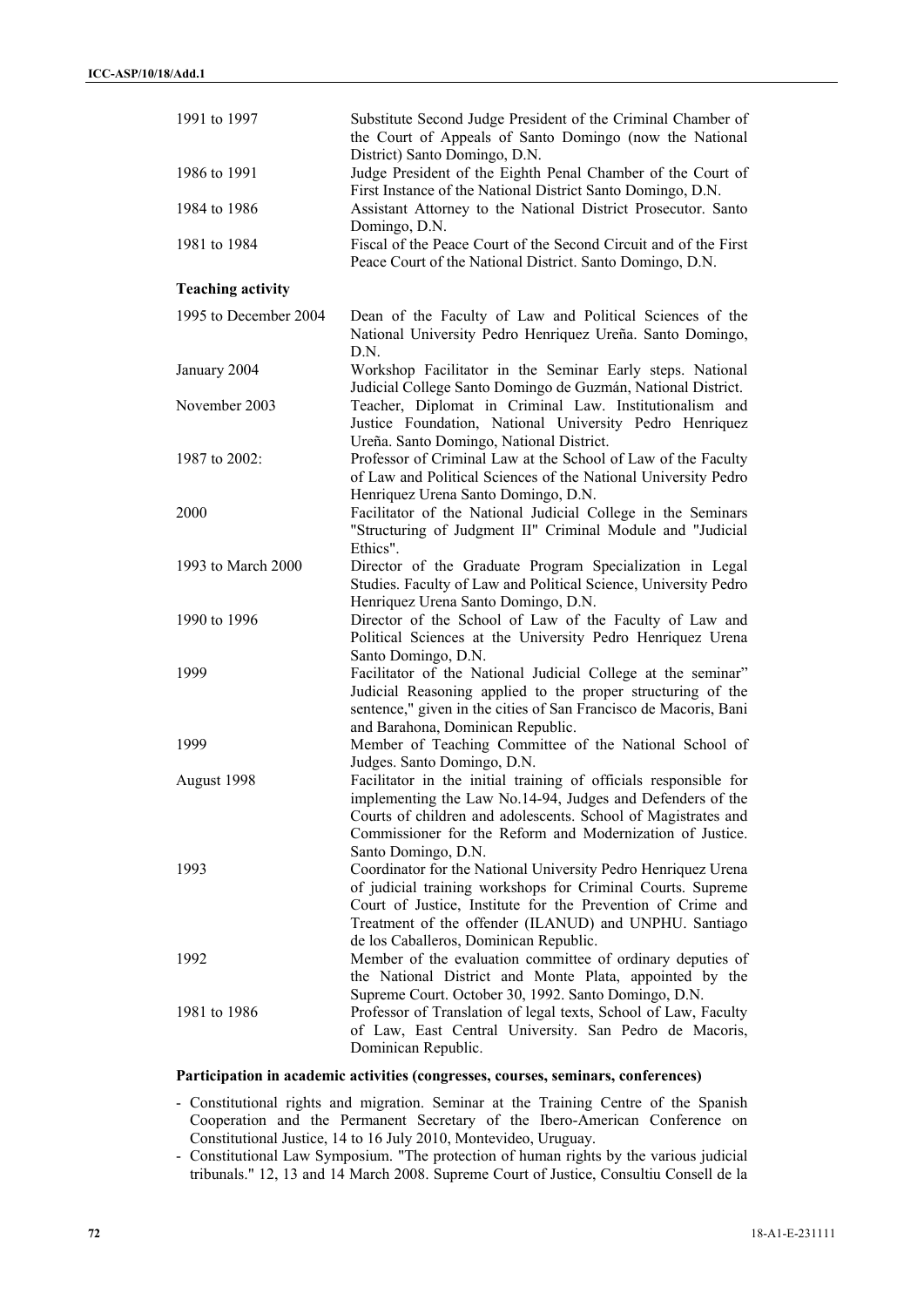| | |
|---|---|
| 1991 to 1997 | Substitute Second Judge President of the Criminal Chamber of the Court of Appeals of Santo Domingo (now the National District) Santo Domingo, D.N. |
| 1986 to 1991 | Judge President of the Eighth Penal Chamber of the Court of First Instance of the National District Santo Domingo, D.N. |
| 1984 to 1986 | Assistant Attorney to the National District Prosecutor. Santo Domingo, D.N. |
| 1981 to 1984 | Fiscal of the Peace Court of the Second Circuit and of the First Peace Court of the National District. Santo Domingo, D.N. |

**Teaching activity**

| | |
|---|---|
| 1995 to December 2004 | Dean of the Faculty of Law and Political Sciences of the National University Pedro Henriquez Ureña. Santo Domingo, D.N. |
| January 2004 | Workshop Facilitator in the Seminar Early steps. National Judicial College Santo Domingo de Guzmán, National District. |
| November 2003 | Teacher, Diplomat in Criminal Law. Institutionalism and Justice Foundation, National University Pedro Henriquez Ureña. Santo Domingo, National District. |
| 1987 to 2002: | Professor of Criminal Law at the School of Law of the Faculty of Law and Political Sciences of the National University Pedro Henriquez Urena Santo Domingo, D.N. |
| 2000 | Facilitator of the National Judicial College in the Seminars "Structuring of Judgment II" Criminal Module and "Judicial Ethics". |
| 1993 to March 2000 | Director of the Graduate Program Specialization in Legal Studies. Faculty of Law and Political Science, University Pedro Henriquez Urena Santo Domingo, D.N. |
| 1990 to 1996 | Director of the School of Law of the Faculty of Law and Political Sciences at the University Pedro Henriquez Urena Santo Domingo, D.N. |
| 1999 | Facilitator of the National Judicial College at the seminar" Judicial Reasoning applied to the proper structuring of the sentence," given in the cities of San Francisco de Macoris, Bani and Barahona, Dominican Republic. |
| 1999 | Member of Teaching Committee of the National School of Judges. Santo Domingo, D.N. |
| August 1998 | Facilitator in the initial training of officials responsible for implementing the Law No.14-94, Judges and Defenders of the Courts of children and adolescents. School of Magistrates and Commissioner for the Reform and Modernization of Justice. Santo Domingo, D.N. |
| 1993 | Coordinator for the National University Pedro Henriquez Urena of judicial training workshops for Criminal Courts. Supreme Court of Justice, Institute for the Prevention of Crime and Treatment of the offender (ILANUD) and UNPHU. Santiago de los Caballeros, Dominican Republic. |
| 1992 | Member of the evaluation committee of ordinary deputies of the National District and Monte Plata, appointed by the Supreme Court. October 30, 1992. Santo Domingo, D.N. |
| 1981 to 1986 | Professor of Translation of legal texts, School of Law, Faculty of Law, East Central University. San Pedro de Macoris, Dominican Republic. |

**Participation in academic activities (congresses, courses, seminars, conferences)**

- Constitutional rights and migration. Seminar at the Training Centre of the Spanish Cooperation and the Permanent Secretary of the Ibero-American Conference on Constitutional Justice, 14 to 16 July 2010, Montevideo, Uruguay.
- Constitutional Law Symposium. "The protection of human rights by the various judicial tribunals." 12, 13 and 14 March 2008. Supreme Court of Justice, Consultiu Consell de la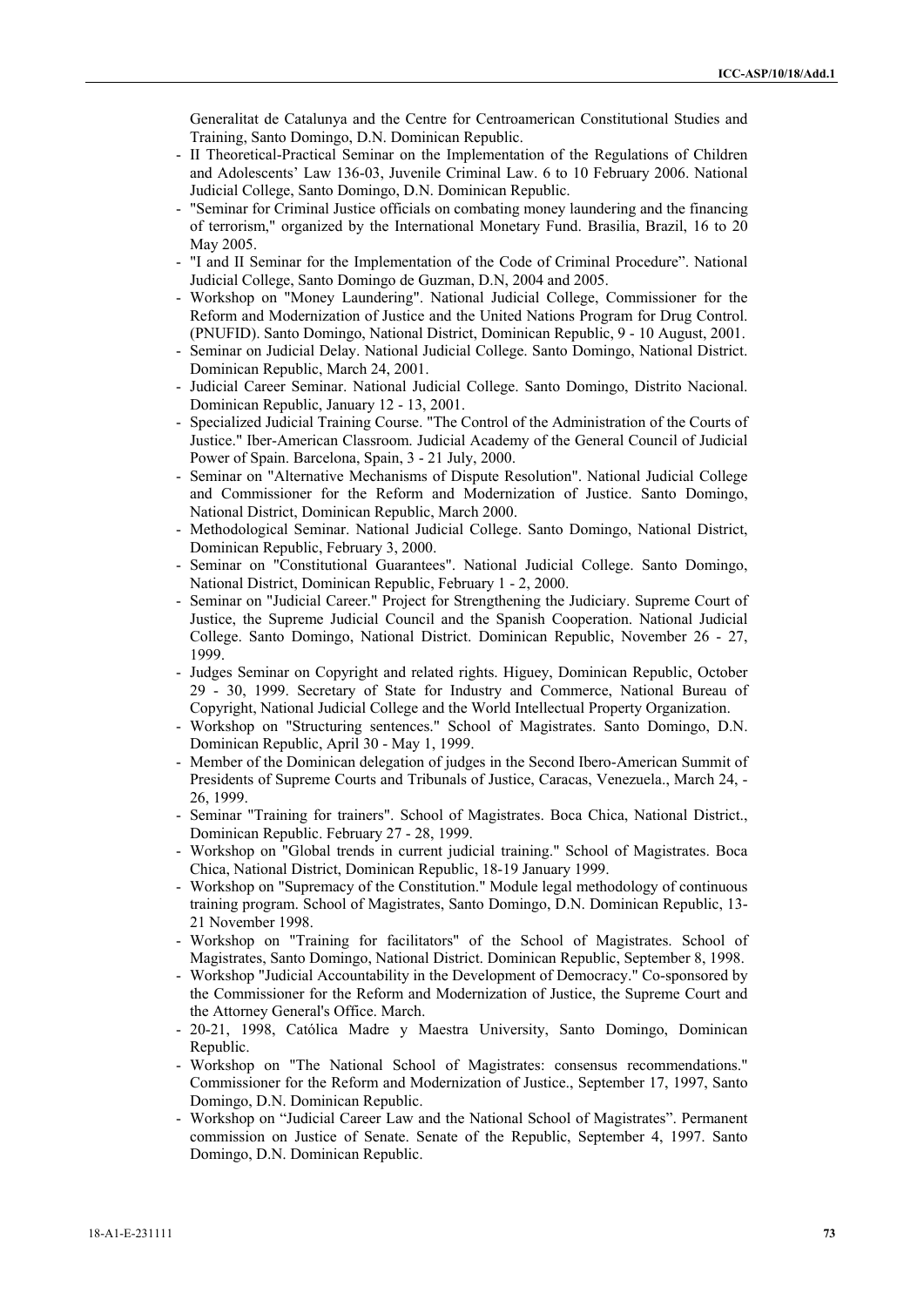Generalitat de Catalunya and the Centre for Centroamerican Constitutional Studies and Training, Santo Domingo, D.N. Dominican Republic.

- II Theoretical-Practical Seminar on the Implementation of the Regulations of Children and Adolescents' Law 136-03, Juvenile Criminal Law. 6 to 10 February 2006. National Judicial College, Santo Domingo, D.N. Dominican Republic.
- "Seminar for Criminal Justice officials on combating money laundering and the financing of terrorism," organized by the International Monetary Fund. Brasilia, Brazil, 16 to 20 May 2005.
- "I and II Seminar for the Implementation of the Code of Criminal Procedure". National Judicial College, Santo Domingo de Guzman, D.N, 2004 and 2005.
- Workshop on "Money Laundering". National Judicial College, Commissioner for the Reform and Modernization of Justice and the United Nations Program for Drug Control. (PNUFID). Santo Domingo, National District, Dominican Republic, 9 - 10 August, 2001.
- Seminar on Judicial Delay. National Judicial College. Santo Domingo, National District. Dominican Republic, March 24, 2001.
- Judicial Career Seminar. National Judicial College. Santo Domingo, Distrito Nacional. Dominican Republic, January 12 - 13, 2001.
- Specialized Judicial Training Course. "The Control of the Administration of the Courts of Justice." Iber-American Classroom. Judicial Academy of the General Council of Judicial Power of Spain. Barcelona, Spain, 3 - 21 July, 2000.
- Seminar on "Alternative Mechanisms of Dispute Resolution". National Judicial College and Commissioner for the Reform and Modernization of Justice. Santo Domingo, National District, Dominican Republic, March 2000.
- Methodological Seminar. National Judicial College. Santo Domingo, National District, Dominican Republic, February 3, 2000.
- Seminar on "Constitutional Guarantees". National Judicial College. Santo Domingo, National District, Dominican Republic, February 1 - 2, 2000.
- Seminar on "Judicial Career." Project for Strengthening the Judiciary. Supreme Court of Justice, the Supreme Judicial Council and the Spanish Cooperation. National Judicial College. Santo Domingo, National District. Dominican Republic, November 26 - 27, 1999.
- Judges Seminar on Copyright and related rights. Higuey, Dominican Republic, October 29 - 30, 1999. Secretary of State for Industry and Commerce, National Bureau of Copyright, National Judicial College and the World Intellectual Property Organization.
- Workshop on "Structuring sentences." School of Magistrates. Santo Domingo, D.N. Dominican Republic, April 30 - May 1, 1999.
- Member of the Dominican delegation of judges in the Second Ibero-American Summit of Presidents of Supreme Courts and Tribunals of Justice, Caracas, Venezuela., March 24, - 26, 1999.
- Seminar "Training for trainers". School of Magistrates. Boca Chica, National District., Dominican Republic. February 27 - 28, 1999.
- Workshop on "Global trends in current judicial training." School of Magistrates. Boca Chica, National District, Dominican Republic, 18-19 January 1999.
- Workshop on "Supremacy of the Constitution." Module legal methodology of continuous training program. School of Magistrates, Santo Domingo, D.N. Dominican Republic, 13-21 November 1998.
- Workshop on "Training for facilitators" of the School of Magistrates. School of Magistrates, Santo Domingo, National District. Dominican Republic, September 8, 1998.
- Workshop "Judicial Accountability in the Development of Democracy." Co-sponsored by the Commissioner for the Reform and Modernization of Justice, the Supreme Court and the Attorney General's Office. March.
- 20-21, 1998, Católica Madre y Maestra University, Santo Domingo, Dominican Republic.
- Workshop on "The National School of Magistrates: consensus recommendations." Commissioner for the Reform and Modernization of Justice., September 17, 1997, Santo Domingo, D.N. Dominican Republic.
- Workshop on "Judicial Career Law and the National School of Magistrates". Permanent commission on Justice of Senate. Senate of the Republic, September 4, 1997. Santo Domingo, D.N. Dominican Republic.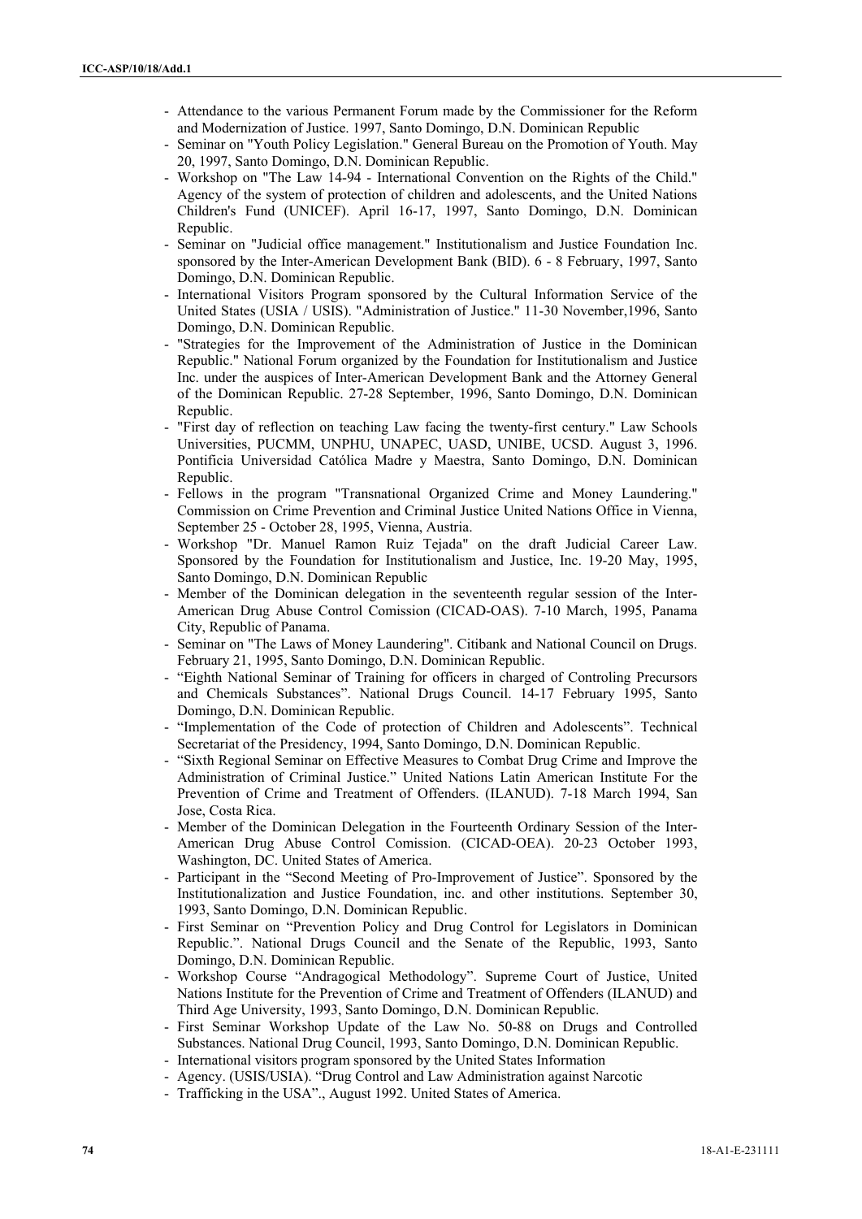- Attendance to the various Permanent Forum made by the Commissioner for the Reform and Modernization of Justice. 1997, Santo Domingo, D.N. Dominican Republic
- Seminar on "Youth Policy Legislation." General Bureau on the Promotion of Youth. May 20, 1997, Santo Domingo, D.N. Dominican Republic.
- Workshop on "The Law 14-94 - International Convention on the Rights of the Child." Agency of the system of protection of children and adolescents, and the United Nations Children's Fund (UNICEF). April 16-17, 1997, Santo Domingo, D.N. Dominican Republic.
- Seminar on "Judicial office management." Institutionalism and Justice Foundation Inc. sponsored by the Inter-American Development Bank (BID). 6 - 8 February, 1997, Santo Domingo, D.N. Dominican Republic.
- International Visitors Program sponsored by the Cultural Information Service of the United States (USIA / USIS). "Administration of Justice." 11-30 November,1996, Santo Domingo, D.N. Dominican Republic.
- "Strategies for the Improvement of the Administration of Justice in the Dominican Republic." National Forum organized by the Foundation for Institutionalism and Justice Inc. under the auspices of Inter-American Development Bank and the Attorney General of the Dominican Republic. 27-28 September, 1996, Santo Domingo, D.N. Dominican Republic.
- "First day of reflection on teaching Law facing the twenty-first century." Law Schools Universities, PUCMM, UNPHU, UNAPEC, UASD, UNIBE, UCSD. August 3, 1996. Pontificia Universidad Católica Madre y Maestra, Santo Domingo, D.N. Dominican Republic.
- Fellows in the program "Transnational Organized Crime and Money Laundering." Commission on Crime Prevention and Criminal Justice United Nations Office in Vienna, September 25 - October 28, 1995, Vienna, Austria.
- Workshop "Dr. Manuel Ramon Ruiz Tejada" on the draft Judicial Career Law. Sponsored by the Foundation for Institutionalism and Justice, Inc. 19-20 May, 1995, Santo Domingo, D.N. Dominican Republic
- Member of the Dominican delegation in the seventeenth regular session of the Inter-American Drug Abuse Control Comission (CICAD-OAS). 7-10 March, 1995, Panama City, Republic of Panama.
- Seminar on "The Laws of Money Laundering". Citibank and National Council on Drugs. February 21, 1995, Santo Domingo, D.N. Dominican Republic.
- "Eighth National Seminar of Training for officers in charged of Controling Precursors and Chemicals Substances". National Drugs Council. 14-17 February 1995, Santo Domingo, D.N. Dominican Republic.
- "Implementation of the Code of protection of Children and Adolescents". Technical Secretariat of the Presidency, 1994, Santo Domingo, D.N. Dominican Republic.
- "Sixth Regional Seminar on Effective Measures to Combat Drug Crime and Improve the Administration of Criminal Justice." United Nations Latin American Institute For the Prevention of Crime and Treatment of Offenders. (ILANUD). 7-18 March 1994, San Jose, Costa Rica.
- Member of the Dominican Delegation in the Fourteenth Ordinary Session of the Inter-American Drug Abuse Control Comission. (CICAD-OEA). 20-23 October 1993, Washington, DC. United States of America.
- Participant in the "Second Meeting of Pro-Improvement of Justice". Sponsored by the Institutionalization and Justice Foundation, inc. and other institutions. September 30, 1993, Santo Domingo, D.N. Dominican Republic.
- First Seminar on "Prevention Policy and Drug Control for Legislators in Dominican Republic.". National Drugs Council and the Senate of the Republic, 1993, Santo Domingo, D.N. Dominican Republic.
- Workshop Course "Andragogical Methodology". Supreme Court of Justice, United Nations Institute for the Prevention of Crime and Treatment of Offenders (ILANUD) and Third Age University, 1993, Santo Domingo, D.N. Dominican Republic.
- First Seminar Workshop Update of the Law No. 50-88 on Drugs and Controlled Substances. National Drug Council, 1993, Santo Domingo, D.N. Dominican Republic.
- International visitors program sponsored by the United States Information
- Agency. (USIS/USIA). "Drug Control and Law Administration against Narcotic
- Trafficking in the USA"., August 1992. United States of America.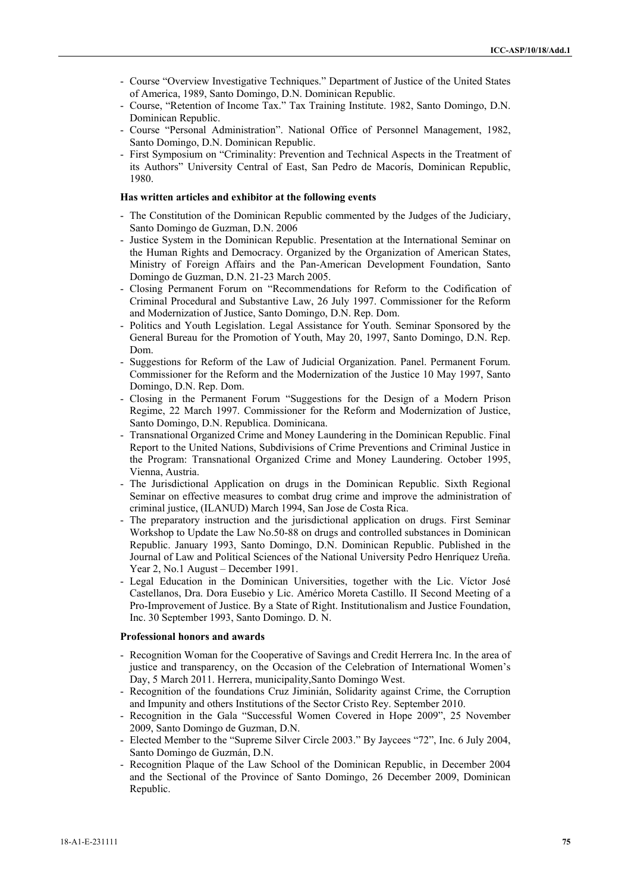- Course "Overview Investigative Techniques." Department of Justice of the United States of America, 1989, Santo Domingo, D.N. Dominican Republic.
- Course, "Retention of Income Tax." Tax Training Institute. 1982, Santo Domingo, D.N. Dominican Republic.
- Course "Personal Administration". National Office of Personnel Management, 1982, Santo Domingo, D.N. Dominican Republic.
- First Symposium on "Criminality: Prevention and Technical Aspects in the Treatment of its Authors" University Central of East, San Pedro de Macorís, Dominican Republic, 1980.

**Has written articles and exhibitor at the following events**

- The Constitution of the Dominican Republic commented by the Judges of the Judiciary, Santo Domingo de Guzman, D.N. 2006
- Justice System in the Dominican Republic. Presentation at the International Seminar on the Human Rights and Democracy. Organized by the Organization of American States, Ministry of Foreign Affairs and the Pan-American Development Foundation, Santo Domingo de Guzman, D.N. 21-23 March 2005.
- Closing Permanent Forum on "Recommendations for Reform to the Codification of Criminal Procedural and Substantive Law, 26 July 1997. Commissioner for the Reform and Modernization of Justice, Santo Domingo, D.N. Rep. Dom.
- Politics and Youth Legislation. Legal Assistance for Youth. Seminar Sponsored by the General Bureau for the Promotion of Youth, May 20, 1997, Santo Domingo, D.N. Rep. Dom.
- Suggestions for Reform of the Law of Judicial Organization. Panel. Permanent Forum. Commissioner for the Reform and the Modernization of the Justice 10 May 1997, Santo Domingo, D.N. Rep. Dom.
- Closing in the Permanent Forum "Suggestions for the Design of a Modern Prison Regime, 22 March 1997. Commissioner for the Reform and Modernization of Justice, Santo Domingo, D.N. Republica. Dominicana.
- Transnational Organized Crime and Money Laundering in the Dominican Republic. Final Report to the United Nations, Subdivisions of Crime Preventions and Criminal Justice in the Program: Transnational Organized Crime and Money Laundering. October 1995, Vienna, Austria.
- The Jurisdictional Application on drugs in the Dominican Republic. Sixth Regional Seminar on effective measures to combat drug crime and improve the administration of criminal justice, (ILANUD) March 1994, San Jose de Costa Rica.
- The preparatory instruction and the jurisdictional application on drugs. First Seminar Workshop to Update the Law No.50-88 on drugs and controlled substances in Dominican Republic. January 1993, Santo Domingo, D.N. Dominican Republic. Published in the Journal of Law and Political Sciences of the National University Pedro Henríquez Ureña. Year 2, No.1 August – December 1991.
- Legal Education in the Dominican Universities, together with the Lic. Víctor José Castellanos, Dra. Dora Eusebio y Lic. Américo Moreta Castillo. II Second Meeting of a Pro-Improvement of Justice. By a State of Right. Institutionalism and Justice Foundation, Inc. 30 September 1993, Santo Domingo. D. N.

**Professional honors and awards**

- Recognition Woman for the Cooperative of Savings and Credit Herrera Inc. In the area of justice and transparency, on the Occasion of the Celebration of International Women's Day, 5 March 2011. Herrera, municipality,Santo Domingo West.
- Recognition of the foundations Cruz Jiminián, Solidarity against Crime, the Corruption and Impunity and others Institutions of the Sector Cristo Rey. September 2010.
- Recognition in the Gala "Successful Women Covered in Hope 2009", 25 November 2009, Santo Domingo de Guzman, D.N.
- Elected Member to the "Supreme Silver Circle 2003." By Jaycees "72", Inc. 6 July 2004, Santo Domingo de Guzmán, D.N.
- Recognition Plaque of the Law School of the Dominican Republic, in December 2004 and the Sectional of the Province of Santo Domingo, 26 December 2009, Dominican Republic.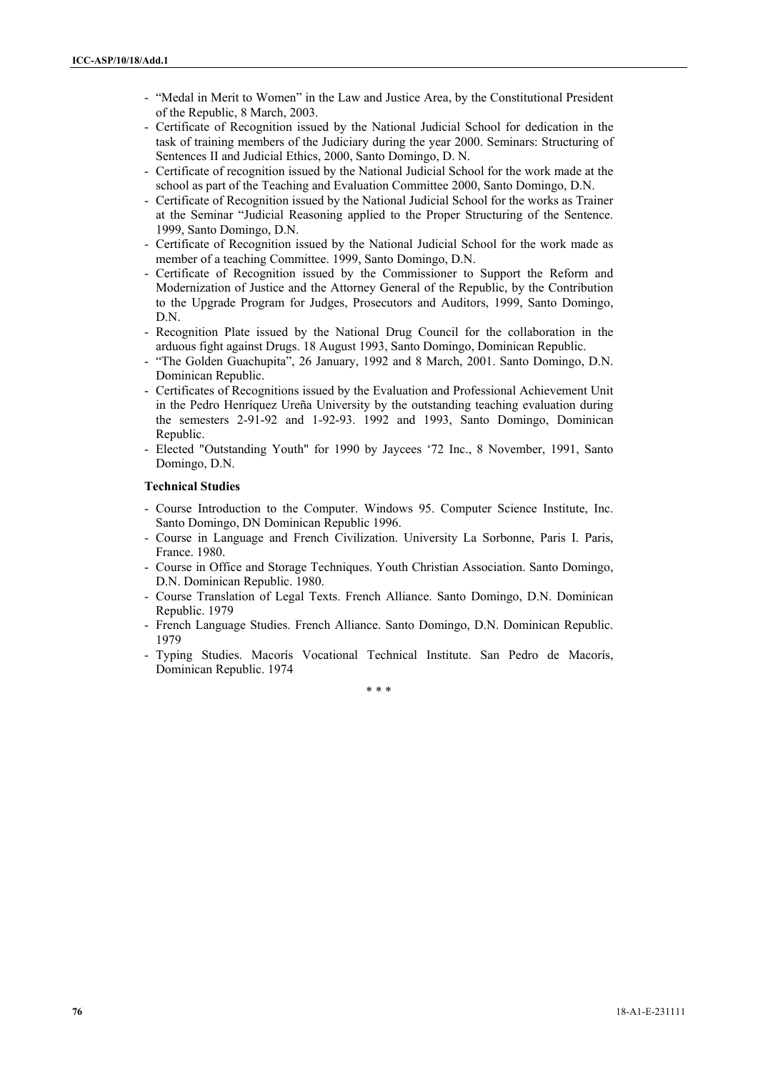- "Medal in Merit to Women" in the Law and Justice Area, by the Constitutional President of the Republic, 8 March, 2003.
- Certificate of Recognition issued by the National Judicial School for dedication in the task of training members of the Judiciary during the year 2000. Seminars: Structuring of Sentences II and Judicial Ethics, 2000, Santo Domingo, D. N.
- Certificate of recognition issued by the National Judicial School for the work made at the school as part of the Teaching and Evaluation Committee 2000, Santo Domingo, D.N.
- Certificate of Recognition issued by the National Judicial School for the works as Trainer at the Seminar "Judicial Reasoning applied to the Proper Structuring of the Sentence. 1999, Santo Domingo, D.N.
- Certificate of Recognition issued by the National Judicial School for the work made as member of a teaching Committee. 1999, Santo Domingo, D.N.
- Certificate of Recognition issued by the Commissioner to Support the Reform and Modernization of Justice and the Attorney General of the Republic, by the Contribution to the Upgrade Program for Judges, Prosecutors and Auditors, 1999, Santo Domingo, D.N.
- Recognition Plate issued by the National Drug Council for the collaboration in the arduous fight against Drugs. 18 August 1993, Santo Domingo, Dominican Republic.
- "The Golden Guachupita", 26 January, 1992 and 8 March, 2001. Santo Domingo, D.N. Dominican Republic.
- Certificates of Recognitions issued by the Evaluation and Professional Achievement Unit in the Pedro Henríquez Ureña University by the outstanding teaching evaluation during the semesters 2-91-92 and 1-92-93. 1992 and 1993, Santo Domingo, Dominican Republic.
- Elected "Outstanding Youth" for 1990 by Jaycees '72 Inc., 8 November, 1991, Santo Domingo, D.N.

**Technical Studies**

- Course Introduction to the Computer. Windows 95. Computer Science Institute, Inc. Santo Domingo, DN Dominican Republic 1996.
- Course in Language and French Civilization. University La Sorbonne, Paris I. Paris, France. 1980.
- Course in Office and Storage Techniques. Youth Christian Association. Santo Domingo, D.N. Dominican Republic. 1980.
- Course Translation of Legal Texts. French Alliance. Santo Domingo, D.N. Dominican Republic. 1979
- French Language Studies. French Alliance. Santo Domingo, D.N. Dominican Republic. 1979
- Typing Studies. Macorís Vocational Technical Institute. San Pedro de Macorís, Dominican Republic. 1974

\* \* \*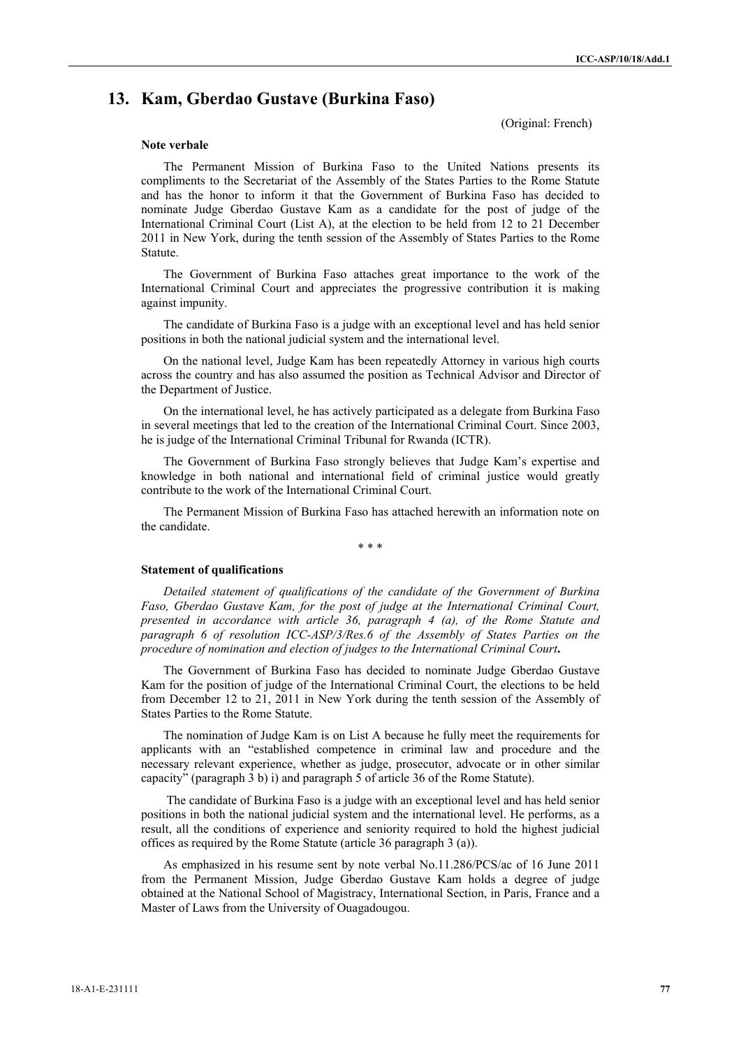## 13. Kam, Gberdao Gustave (Burkina Faso)

(Original: French)

**Note verbale**

The Permanent Mission of Burkina Faso to the United Nations presents its compliments to the Secretariat of the Assembly of the States Parties to the Rome Statute and has the honor to inform it that the Government of Burkina Faso has decided to nominate Judge Gberdao Gustave Kam as a candidate for the post of judge of the International Criminal Court (List A), at the election to be held from 12 to 21 December 2011 in New York, during the tenth session of the Assembly of States Parties to the Rome Statute.

The Government of Burkina Faso attaches great importance to the work of the International Criminal Court and appreciates the progressive contribution it is making against impunity.

The candidate of Burkina Faso is a judge with an exceptional level and has held senior positions in both the national judicial system and the international level.

On the national level, Judge Kam has been repeatedly Attorney in various high courts across the country and has also assumed the position as Technical Advisor and Director of the Department of Justice.

On the international level, he has actively participated as a delegate from Burkina Faso in several meetings that led to the creation of the International Criminal Court. Since 2003, he is judge of the International Criminal Tribunal for Rwanda (ICTR).

The Government of Burkina Faso strongly believes that Judge Kam's expertise and knowledge in both national and international field of criminal justice would greatly contribute to the work of the International Criminal Court.

The Permanent Mission of Burkina Faso has attached herewith an information note on the candidate.

\* \* \*

**Statement of qualifications**

*Detailed statement of qualifications of the candidate of the Government of Burkina Faso, Gberdao Gustave Kam, for the post of judge at the International Criminal Court, presented in accordance with article 36, paragraph 4 (a), of the Rome Statute and paragraph 6 of resolution ICC-ASP/3/Res.6 of the Assembly of States Parties on the procedure of nomination and election of judges to the International Criminal Court***.**

The Government of Burkina Faso has decided to nominate Judge Gberdao Gustave Kam for the position of judge of the International Criminal Court, the elections to be held from December 12 to 21, 2011 in New York during the tenth session of the Assembly of States Parties to the Rome Statute.

The nomination of Judge Kam is on List A because he fully meet the requirements for applicants with an "established competence in criminal law and procedure and the necessary relevant experience, whether as judge, prosecutor, advocate or in other similar capacity" (paragraph 3 b) i) and paragraph 5 of article 36 of the Rome Statute).

The candidate of Burkina Faso is a judge with an exceptional level and has held senior positions in both the national judicial system and the international level. He performs, as a result, all the conditions of experience and seniority required to hold the highest judicial offices as required by the Rome Statute (article 36 paragraph 3 (a)).

As emphasized in his resume sent by note verbal No.11.286/PCS/ac of 16 June 2011 from the Permanent Mission, Judge Gberdao Gustave Kam holds a degree of judge obtained at the National School of Magistracy, International Section, in Paris, France and a Master of Laws from the University of Ouagadougou.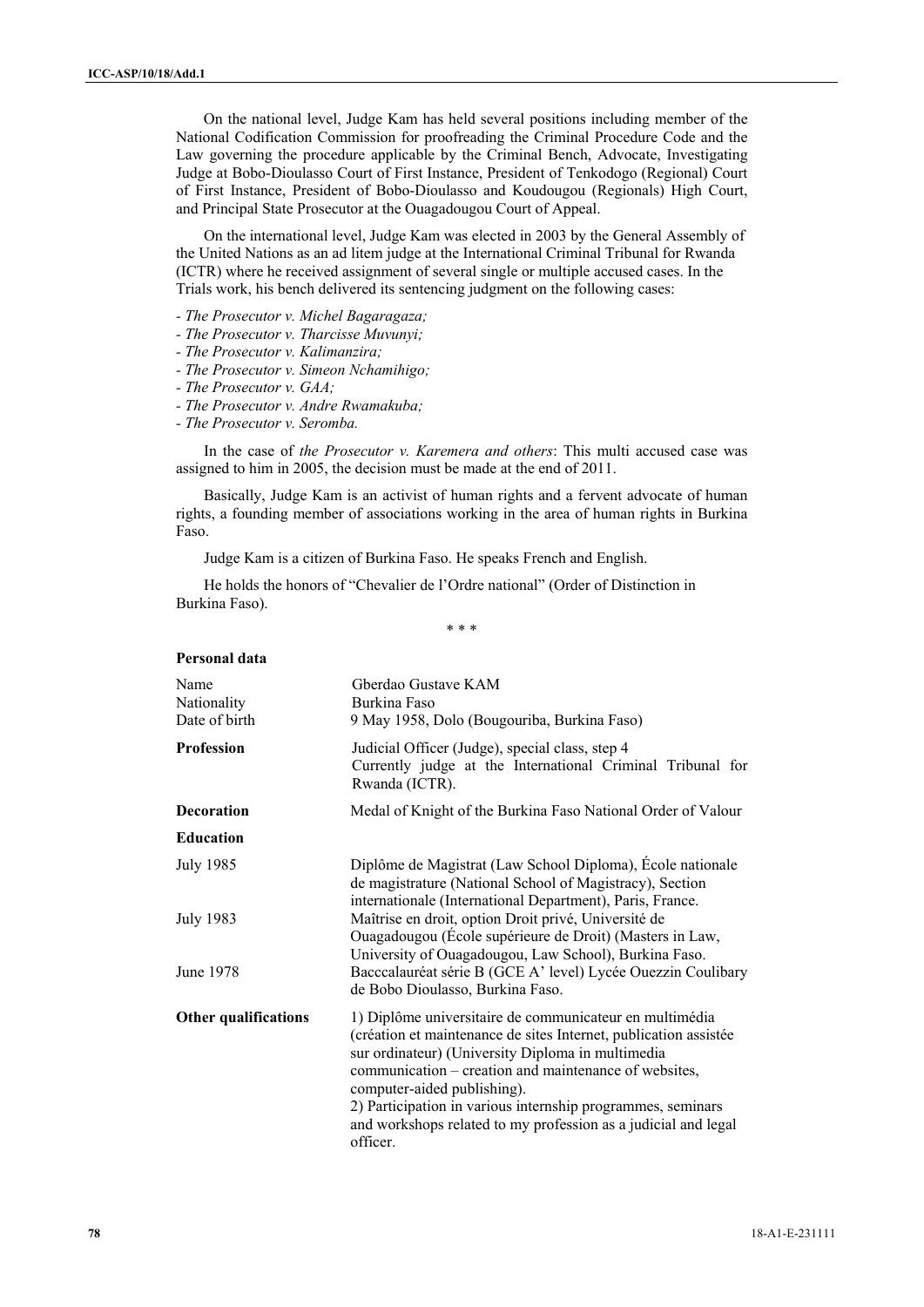On the national level, Judge Kam has held several positions including member of the National Codification Commission for proofreading the Criminal Procedure Code and the Law governing the procedure applicable by the Criminal Bench, Advocate, Investigating Judge at Bobo-Dioulasso Court of First Instance, President of Tenkodogo (Regional) Court of First Instance, President of Bobo-Dioulasso and Koudougou (Regionals) High Court, and Principal State Prosecutor at the Ouagadougou Court of Appeal.

On the international level, Judge Kam was elected in 2003 by the General Assembly of the United Nations as an ad litem judge at the International Criminal Tribunal for Rwanda (ICTR) where he received assignment of several single or multiple accused cases. In the Trials work, his bench delivered its sentencing judgment on the following cases:

- *The Prosecutor v. Michel Bagaragaza;*
- *The Prosecutor v. Tharcisse Muvunyi;*
- *The Prosecutor v. Kalimanzira;*
- *The Prosecutor v. Simeon Nchamihigo;*
- *The Prosecutor v. GAA;*
- *The Prosecutor v. Andre Rwamakuba;*
- *The Prosecutor v. Seromba.*

In the case of *the Prosecutor v. Karemera and others*: This multi accused case was assigned to him in 2005, the decision must be made at the end of 2011.

Basically, Judge Kam is an activist of human rights and a fervent advocate of human rights, a founding member of associations working in the area of human rights in Burkina Faso.

Judge Kam is a citizen of Burkina Faso. He speaks French and English.

He holds the honors of "Chevalier de l'Ordre national" (Order of Distinction in Burkina Faso).

\* \* \*

**Personal data**

| | |
|---|---|
| Name | Gberdao Gustave KAM |
| Nationality | Burkina Faso |
| Date of birth | 9 May 1958, Dolo (Bougouriba, Burkina Faso) |
| **Profession** | Judicial Officer (Judge), special class, step 4<br>Currently judge at the International Criminal Tribunal for Rwanda (ICTR). |
| **Decoration** | Medal of Knight of the Burkina Faso National Order of Valour |
| **Education** | |
| July 1985 | Diplôme de Magistrat (Law School Diploma), École nationale de magistrature (National School of Magistracy), Section internationale (International Department), Paris, France. |
| July 1983 | Maîtrise en droit, option Droit privé, Université de Ouagadougou (École supérieure de Droit) (Masters in Law, University of Ouagadougou, Law School), Burkina Faso. |
| June 1978 | Bacccalauréat série B (GCE A' level) Lycée Ouezzin Coulibary de Bobo Dioulasso, Burkina Faso. |
| **Other qualifications** | 1) Diplôme universitaire de communicateur en multimédia (création et maintenance de sites Internet, publication assistée sur ordinateur) (University Diploma in multimedia communication – creation and maintenance of websites, computer-aided publishing).<br>2) Participation in various internship programmes, seminars and workshops related to my profession as a judicial and legal officer. |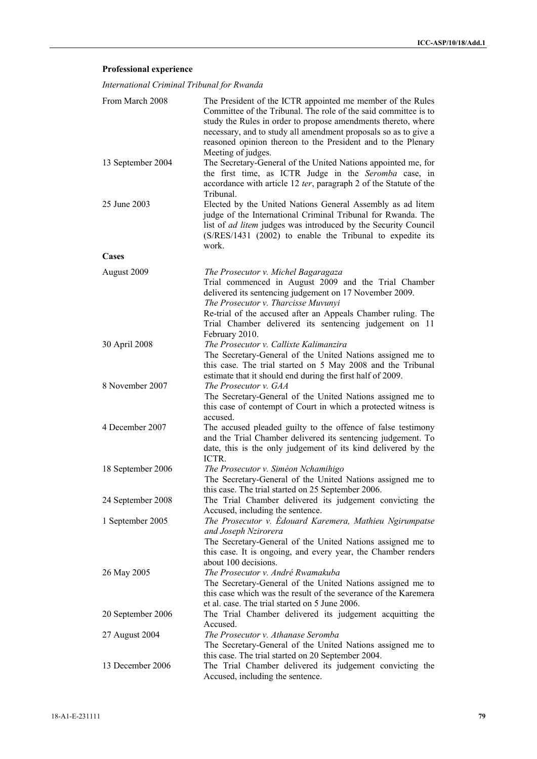**Professional experience**

*International Criminal Tribunal for Rwanda*

| | |
|---|---|
| From March 2008 | The President of the ICTR appointed me member of the Rules Committee of the Tribunal. The role of the said committee is to study the Rules in order to propose amendments thereto, where necessary, and to study all amendment proposals so as to give a reasoned opinion thereon to the President and to the Plenary Meeting of judges. |
| 13 September 2004 | The Secretary-General of the United Nations appointed me, for the first time, as ICTR Judge in the *Seromba* case, in accordance with article 12 *ter*, paragraph 2 of the Statute of the Tribunal. |
| 25 June 2003 | Elected by the United Nations General Assembly as ad litem judge of the International Criminal Tribunal for Rwanda. The list of *ad litem* judges was introduced by the Security Council (S/RES/1431 (2002) to enable the Tribunal to expedite its work. |

**Cases**

| | |
|---|---|
| August 2009 | *The Prosecutor v. Michel Bagaragaza*<br>Trial commenced in August 2009 and the Trial Chamber delivered its sentencing judgement on 17 November 2009.<br>*The Prosecutor v. Tharcisse Muvunyi*<br>Re-trial of the accused after an Appeals Chamber ruling. The Trial Chamber delivered its sentencing judgement on 11 February 2010. |
| 30 April 2008 | *The Prosecutor v. Callixte Kalimanzira*<br>The Secretary-General of the United Nations assigned me to this case. The trial started on 5 May 2008 and the Tribunal estimate that it should end during the first half of 2009. |
| 8 November 2007 | *The Prosecutor v. GAA*<br>The Secretary-General of the United Nations assigned me to this case of contempt of Court in which a protected witness is accused. |
| 4 December 2007 | The accused pleaded guilty to the offence of false testimony and the Trial Chamber delivered its sentencing judgement. To date, this is the only judgement of its kind delivered by the ICTR. |
| 18 September 2006 | *The Prosecutor v. Siméon Nchamihigo*<br>The Secretary-General of the United Nations assigned me to this case. The trial started on 25 September 2006. |
| 24 September 2008 | The Trial Chamber delivered its judgement convicting the Accused, including the sentence. |
| 1 September 2005 | *The Prosecutor v. Édouard Karemera, Mathieu Ngirumpatse and Joseph Nzirorera*<br>The Secretary-General of the United Nations assigned me to this case. It is ongoing, and every year, the Chamber renders about 100 decisions. |
| 26 May 2005 | *The Prosecutor v. André Rwamakuba*<br>The Secretary-General of the United Nations assigned me to this case which was the result of the severance of the Karemera et al. case. The trial started on 5 June 2006. |
| 20 September 2006 | The Trial Chamber delivered its judgement acquitting the Accused. |
| 27 August 2004 | *The Prosecutor v. Athanase Seromba*<br>The Secretary-General of the United Nations assigned me to this case. The trial started on 20 September 2004. |
| 13 December 2006 | The Trial Chamber delivered its judgement convicting the Accused, including the sentence. |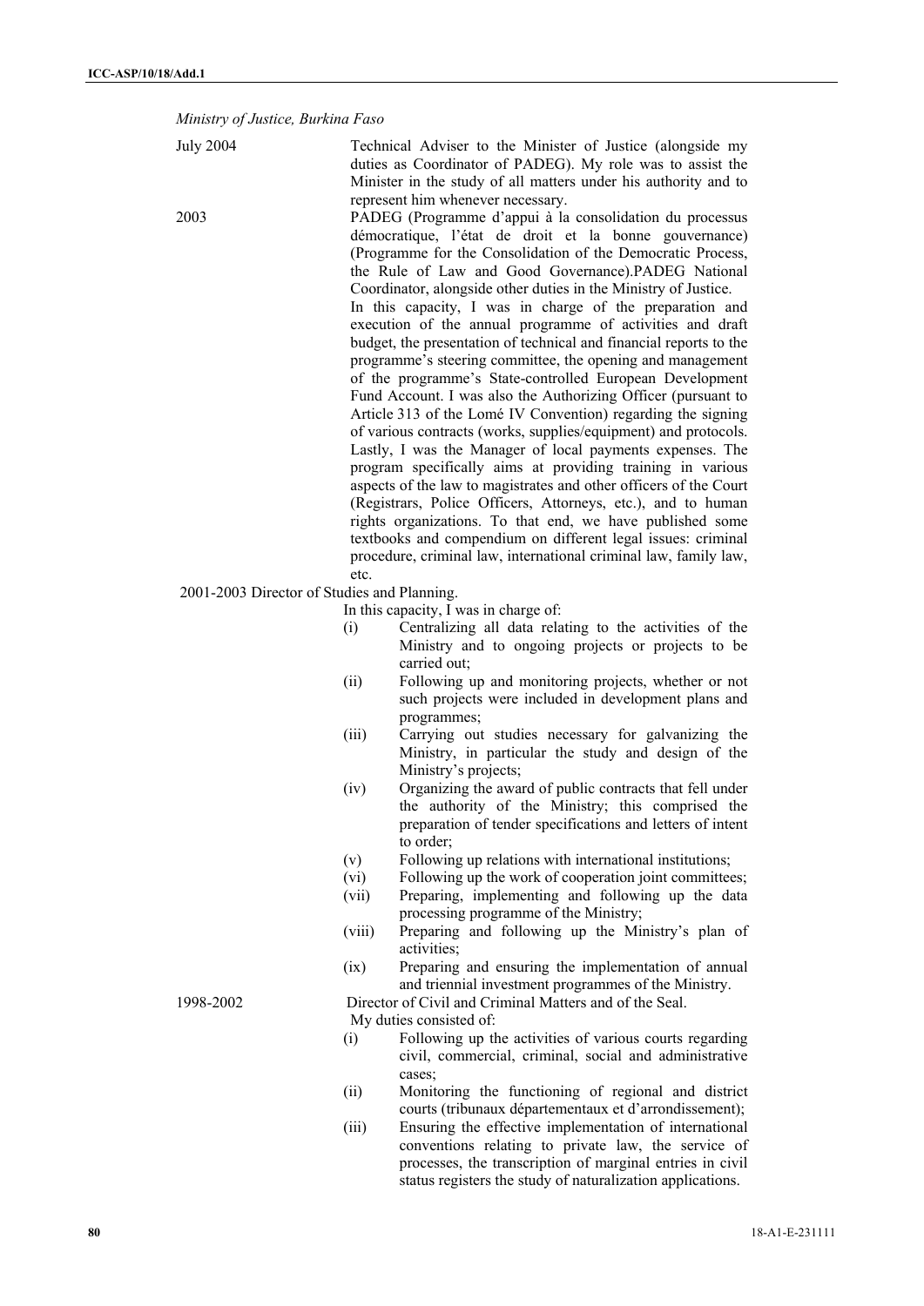*Ministry of Justice, Burkina Faso*

July 2004 Technical Adviser to the Minister of Justice (alongside my duties as Coordinator of PADEG). My role was to assist the Minister in the study of all matters under his authority and to represent him whenever necessary.

2003 PADEG (Programme d'appui à la consolidation du processus démocratique, l'état de droit et la bonne gouvernance) (Programme for the Consolidation of the Democratic Process, the Rule of Law and Good Governance).PADEG National Coordinator, alongside other duties in the Ministry of Justice.

In this capacity, I was in charge of the preparation and execution of the annual programme of activities and draft budget, the presentation of technical and financial reports to the programme's steering committee, the opening and management of the programme's State-controlled European Development Fund Account. I was also the Authorizing Officer (pursuant to Article 313 of the Lomé IV Convention) regarding the signing of various contracts (works, supplies/equipment) and protocols. Lastly, I was the Manager of local payments expenses. The program specifically aims at providing training in various aspects of the law to magistrates and other officers of the Court (Registrars, Police Officers, Attorneys, etc.), and to human rights organizations. To that end, we have published some textbooks and compendium on different legal issues: criminal procedure, criminal law, international criminal law, family law, etc.

2001-2003 Director of Studies and Planning.

In this capacity, I was in charge of:

(i) Centralizing all data relating to the activities of the Ministry and to ongoing projects or projects to be carried out;
(ii) Following up and monitoring projects, whether or not such projects were included in development plans and programmes;
(iii) Carrying out studies necessary for galvanizing the Ministry, in particular the study and design of the Ministry's projects;
(iv) Organizing the award of public contracts that fell under the authority of the Ministry; this comprised the preparation of tender specifications and letters of intent to order;
(v) Following up relations with international institutions;
(vi) Following up the work of cooperation joint committees;
(vii) Preparing, implementing and following up the data processing programme of the Ministry;
(viii) Preparing and following up the Ministry's plan of activities;
(ix) Preparing and ensuring the implementation of annual and triennial investment programmes of the Ministry.

1998-2002 Director of Civil and Criminal Matters and of the Seal.

My duties consisted of:

(i) Following up the activities of various courts regarding civil, commercial, criminal, social and administrative cases;
(ii) Monitoring the functioning of regional and district courts (tribunaux départementaux et d'arrondissement);
(iii) Ensuring the effective implementation of international conventions relating to private law, the service of processes, the transcription of marginal entries in civil status registers the study of naturalization applications.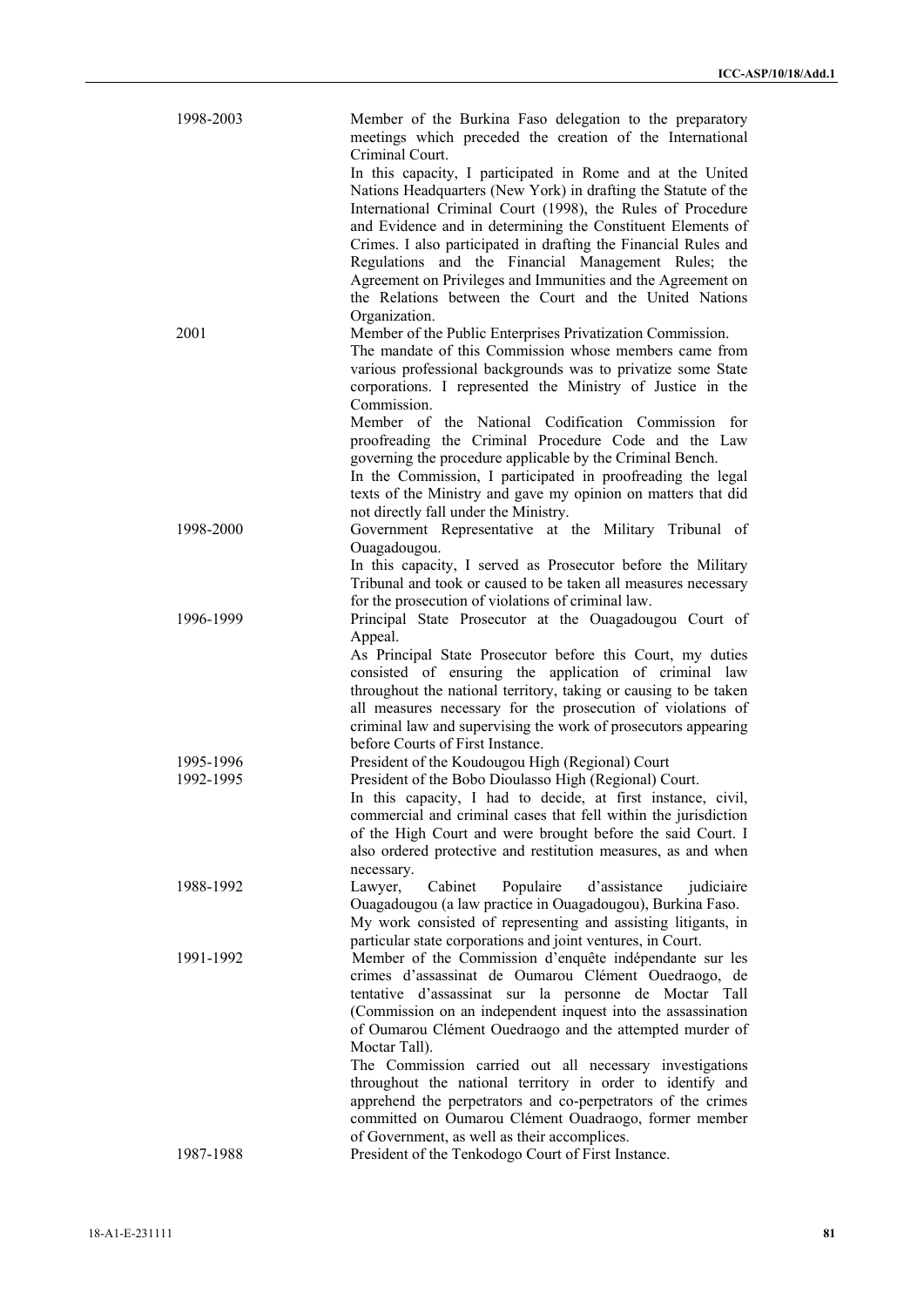| | |
|---|---|
| 1998-2003 | Member of the Burkina Faso delegation to the preparatory meetings which preceded the creation of the International Criminal Court.<br>In this capacity, I participated in Rome and at the United Nations Headquarters (New York) in drafting the Statute of the International Criminal Court (1998), the Rules of Procedure and Evidence and in determining the Constituent Elements of Crimes. I also participated in drafting the Financial Rules and Regulations and the Financial Management Rules; the Agreement on Privileges and Immunities and the Agreement on the Relations between the Court and the United Nations Organization. |
| 2001 | Member of the Public Enterprises Privatization Commission.<br>The mandate of this Commission whose members came from various professional backgrounds was to privatize some State corporations. I represented the Ministry of Justice in the Commission.<br>Member of the National Codification Commission for proofreading the Criminal Procedure Code and the Law governing the procedure applicable by the Criminal Bench.<br>In the Commission, I participated in proofreading the legal texts of the Ministry and gave my opinion on matters that did not directly fall under the Ministry. |
| 1998-2000 | Government Representative at the Military Tribunal of Ouagadougou.<br>In this capacity, I served as Prosecutor before the Military Tribunal and took or caused to be taken all measures necessary for the prosecution of violations of criminal law. |
| 1996-1999 | Principal State Prosecutor at the Ouagadougou Court of Appeal.<br>As Principal State Prosecutor before this Court, my duties consisted of ensuring the application of criminal law throughout the national territory, taking or causing to be taken all measures necessary for the prosecution of violations of criminal law and supervising the work of prosecutors appearing before Courts of First Instance. |
| 1995-1996 | President of the Koudougou High (Regional) Court |
| 1992-1995 | President of the Bobo Dioulasso High (Regional) Court.<br>In this capacity, I had to decide, at first instance, civil, commercial and criminal cases that fell within the jurisdiction of the High Court and were brought before the said Court. I also ordered protective and restitution measures, as and when necessary. |
| 1988-1992 | Lawyer, Cabinet Populaire d'assistance judiciaire Ouagadougou (a law practice in Ouagadougou), Burkina Faso.<br>My work consisted of representing and assisting litigants, in particular state corporations and joint ventures, in Court. |
| 1991-1992 | Member of the Commission d'enquête indépendante sur les crimes d'assassinat de Oumarou Clément Ouedraogo, de tentative d'assassinat sur la personne de Moctar Tall (Commission on an independent inquest into the assassination of Oumarou Clément Ouedraogo and the attempted murder of Moctar Tall).<br>The Commission carried out all necessary investigations throughout the national territory in order to identify and apprehend the perpetrators and co-perpetrators of the crimes committed on Oumarou Clément Ouadraogo, former member of Government, as well as their accomplices. |
| 1987-1988 | President of the Tenkodogo Court of First Instance. |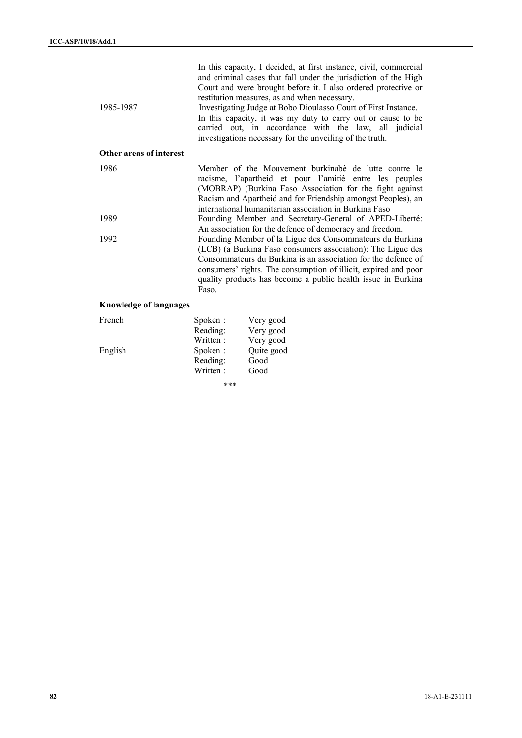In this capacity, I decided, at first instance, civil, commercial and criminal cases that fall under the jurisdiction of the High Court and were brought before it. I also ordered protective or restitution measures, as and when necessary.

| | |
|---|---|
| 1985-1987 | Investigating Judge at Bobo Dioulasso Court of First Instance. In this capacity, it was my duty to carry out or cause to be carried out, in accordance with the law, all judicial investigations necessary for the unveiling of the truth. |

**Other areas of interest**

| | |
|---|---|
| 1986 | Member of the Mouvement burkinabè de lutte contre le racisme, l'apartheid et pour l'amitié entre les peuples (MOBRAP) (Burkina Faso Association for the fight against Racism and Apartheid and for Friendship amongst Peoples), an international humanitarian association in Burkina Faso |
| 1989 | Founding Member and Secretary-General of APED-Liberté: An association for the defence of democracy and freedom. |
| 1992 | Founding Member of la Ligue des Consommateurs du Burkina (LCB) (a Burkina Faso consumers association): The Ligue des Consommateurs du Burkina is an association for the defence of consumers' rights. The consumption of illicit, expired and poor quality products has become a public health issue in Burkina Faso. |

**Knowledge of languages**

| | | |
|---|---|---|
| French | Spoken : | Very good |
| | Reading: | Very good |
| | Written : | Very good |
| English | Spoken : | Quite good |
| | Reading: | Good |
| | Written : | Good |

\*\*\*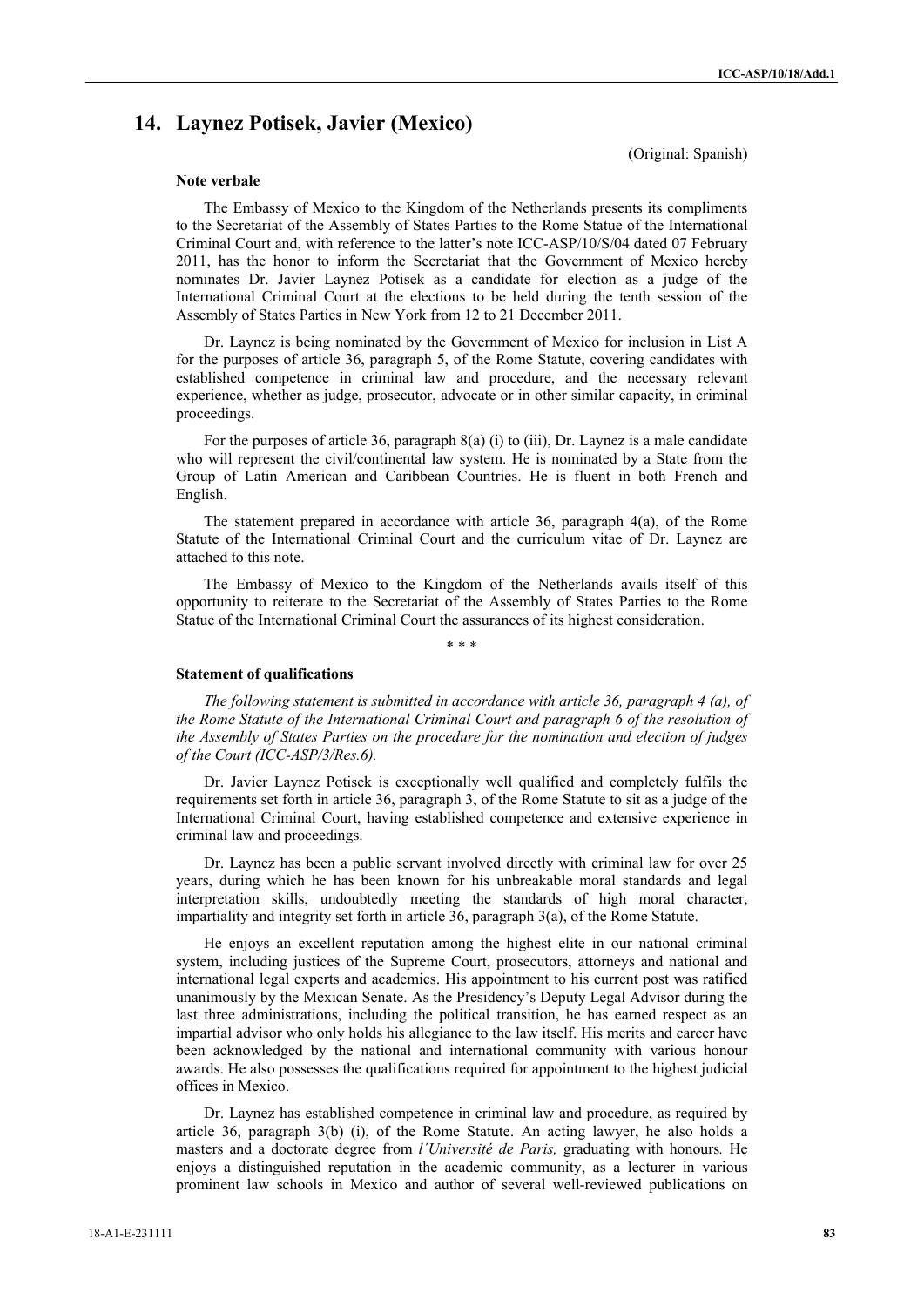## 14. Laynez Potisek, Javier (Mexico)

(Original: Spanish)

**Note verbale**

The Embassy of Mexico to the Kingdom of the Netherlands presents its compliments to the Secretariat of the Assembly of States Parties to the Rome Statue of the International Criminal Court and, with reference to the latter's note ICC-ASP/10/S/04 dated 07 February 2011, has the honor to inform the Secretariat that the Government of Mexico hereby nominates Dr. Javier Laynez Potisek as a candidate for election as a judge of the International Criminal Court at the elections to be held during the tenth session of the Assembly of States Parties in New York from 12 to 21 December 2011.

Dr. Laynez is being nominated by the Government of Mexico for inclusion in List A for the purposes of article 36, paragraph 5, of the Rome Statute, covering candidates with established competence in criminal law and procedure, and the necessary relevant experience, whether as judge, prosecutor, advocate or in other similar capacity, in criminal proceedings.

For the purposes of article 36, paragraph 8(a) (i) to (iii), Dr. Laynez is a male candidate who will represent the civil/continental law system. He is nominated by a State from the Group of Latin American and Caribbean Countries. He is fluent in both French and English.

The statement prepared in accordance with article 36, paragraph 4(a), of the Rome Statute of the International Criminal Court and the curriculum vitae of Dr. Laynez are attached to this note.

The Embassy of Mexico to the Kingdom of the Netherlands avails itself of this opportunity to reiterate to the Secretariat of the Assembly of States Parties to the Rome Statue of the International Criminal Court the assurances of its highest consideration.

\* \* \*

**Statement of qualifications**

*The following statement is submitted in accordance with article 36, paragraph 4 (a), of the Rome Statute of the International Criminal Court and paragraph 6 of the resolution of the Assembly of States Parties on the procedure for the nomination and election of judges of the Court (ICC-ASP/3/Res.6).*

Dr. Javier Laynez Potisek is exceptionally well qualified and completely fulfils the requirements set forth in article 36, paragraph 3, of the Rome Statute to sit as a judge of the International Criminal Court, having established competence and extensive experience in criminal law and proceedings.

Dr. Laynez has been a public servant involved directly with criminal law for over 25 years, during which he has been known for his unbreakable moral standards and legal interpretation skills, undoubtedly meeting the standards of high moral character, impartiality and integrity set forth in article 36, paragraph 3(a), of the Rome Statute.

He enjoys an excellent reputation among the highest elite in our national criminal system, including justices of the Supreme Court, prosecutors, attorneys and national and international legal experts and academics. His appointment to his current post was ratified unanimously by the Mexican Senate. As the Presidency's Deputy Legal Advisor during the last three administrations, including the political transition, he has earned respect as an impartial advisor who only holds his allegiance to the law itself. His merits and career have been acknowledged by the national and international community with various honour awards. He also possesses the qualifications required for appointment to the highest judicial offices in Mexico.

Dr. Laynez has established competence in criminal law and procedure, as required by article 36, paragraph 3(b) (i), of the Rome Statute. An acting lawyer, he also holds a masters and a doctorate degree from *l'Université de Paris,* graduating with honours*.* He enjoys a distinguished reputation in the academic community, as a lecturer in various prominent law schools in Mexico and author of several well-reviewed publications on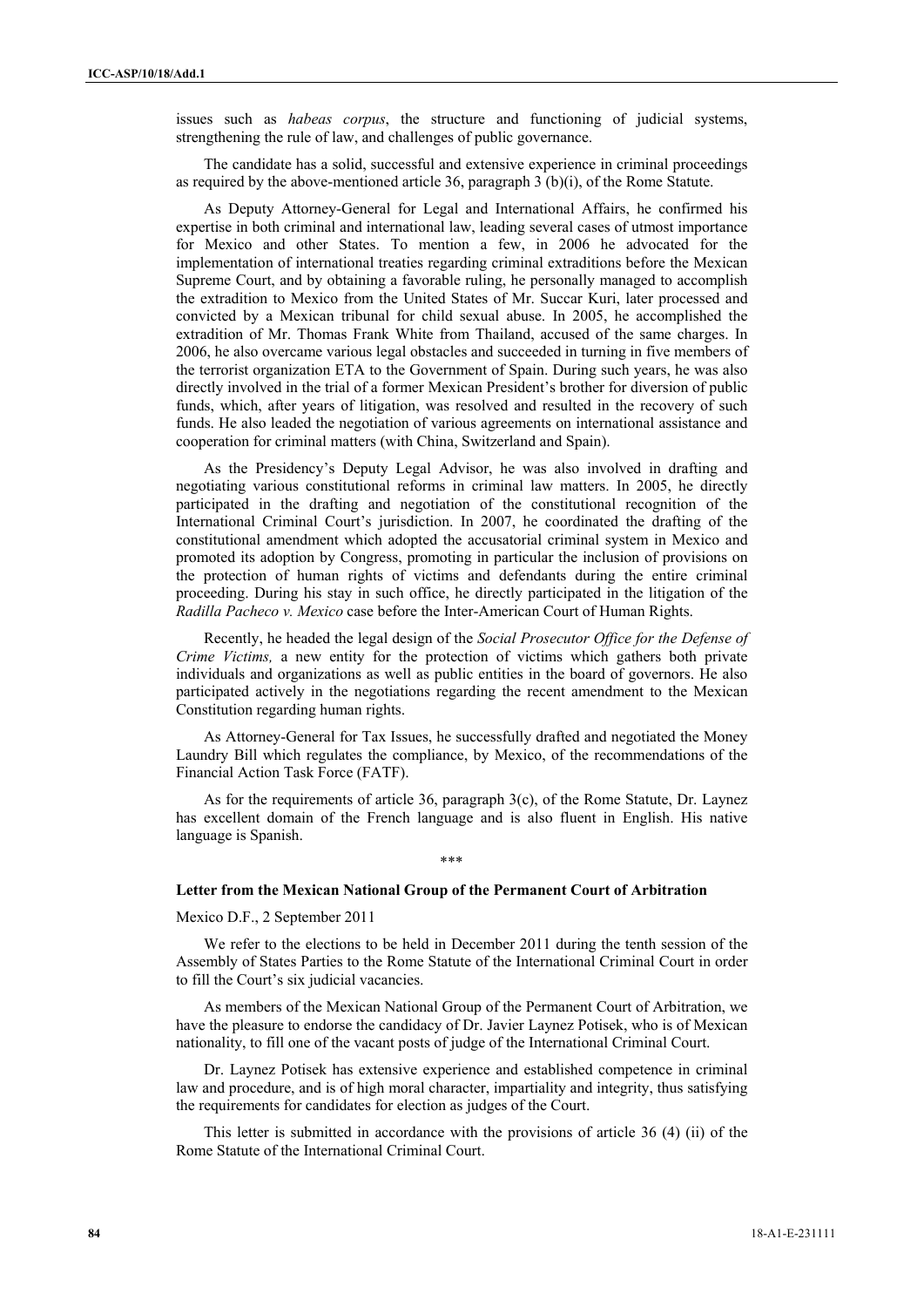issues such as *habeas corpus*, the structure and functioning of judicial systems, strengthening the rule of law, and challenges of public governance.

The candidate has a solid, successful and extensive experience in criminal proceedings as required by the above-mentioned article 36, paragraph 3 (b)(i), of the Rome Statute.

As Deputy Attorney-General for Legal and International Affairs, he confirmed his expertise in both criminal and international law, leading several cases of utmost importance for Mexico and other States. To mention a few, in 2006 he advocated for the implementation of international treaties regarding criminal extraditions before the Mexican Supreme Court, and by obtaining a favorable ruling, he personally managed to accomplish the extradition to Mexico from the United States of Mr. Succar Kuri, later processed and convicted by a Mexican tribunal for child sexual abuse. In 2005, he accomplished the extradition of Mr. Thomas Frank White from Thailand, accused of the same charges. In 2006, he also overcame various legal obstacles and succeeded in turning in five members of the terrorist organization ETA to the Government of Spain. During such years, he was also directly involved in the trial of a former Mexican President's brother for diversion of public funds, which, after years of litigation, was resolved and resulted in the recovery of such funds. He also leaded the negotiation of various agreements on international assistance and cooperation for criminal matters (with China, Switzerland and Spain).

As the Presidency's Deputy Legal Advisor, he was also involved in drafting and negotiating various constitutional reforms in criminal law matters. In 2005, he directly participated in the drafting and negotiation of the constitutional recognition of the International Criminal Court's jurisdiction. In 2007, he coordinated the drafting of the constitutional amendment which adopted the accusatorial criminal system in Mexico and promoted its adoption by Congress, promoting in particular the inclusion of provisions on the protection of human rights of victims and defendants during the entire criminal proceeding. During his stay in such office, he directly participated in the litigation of the *Radilla Pacheco v. Mexico* case before the Inter-American Court of Human Rights.

Recently, he headed the legal design of the *Social Prosecutor Office for the Defense of Crime Victims,* a new entity for the protection of victims which gathers both private individuals and organizations as well as public entities in the board of governors. He also participated actively in the negotiations regarding the recent amendment to the Mexican Constitution regarding human rights.

As Attorney-General for Tax Issues, he successfully drafted and negotiated the Money Laundry Bill which regulates the compliance, by Mexico, of the recommendations of the Financial Action Task Force (FATF).

As for the requirements of article 36, paragraph 3(c), of the Rome Statute, Dr. Laynez has excellent domain of the French language and is also fluent in English. His native language is Spanish.

\*\*\*

### Letter from the Mexican National Group of the Permanent Court of Arbitration

Mexico D.F., 2 September 2011

We refer to the elections to be held in December 2011 during the tenth session of the Assembly of States Parties to the Rome Statute of the International Criminal Court in order to fill the Court's six judicial vacancies.

As members of the Mexican National Group of the Permanent Court of Arbitration, we have the pleasure to endorse the candidacy of Dr. Javier Laynez Potisek, who is of Mexican nationality, to fill one of the vacant posts of judge of the International Criminal Court.

Dr. Laynez Potisek has extensive experience and established competence in criminal law and procedure, and is of high moral character, impartiality and integrity, thus satisfying the requirements for candidates for election as judges of the Court.

This letter is submitted in accordance with the provisions of article 36 (4) (ii) of the Rome Statute of the International Criminal Court.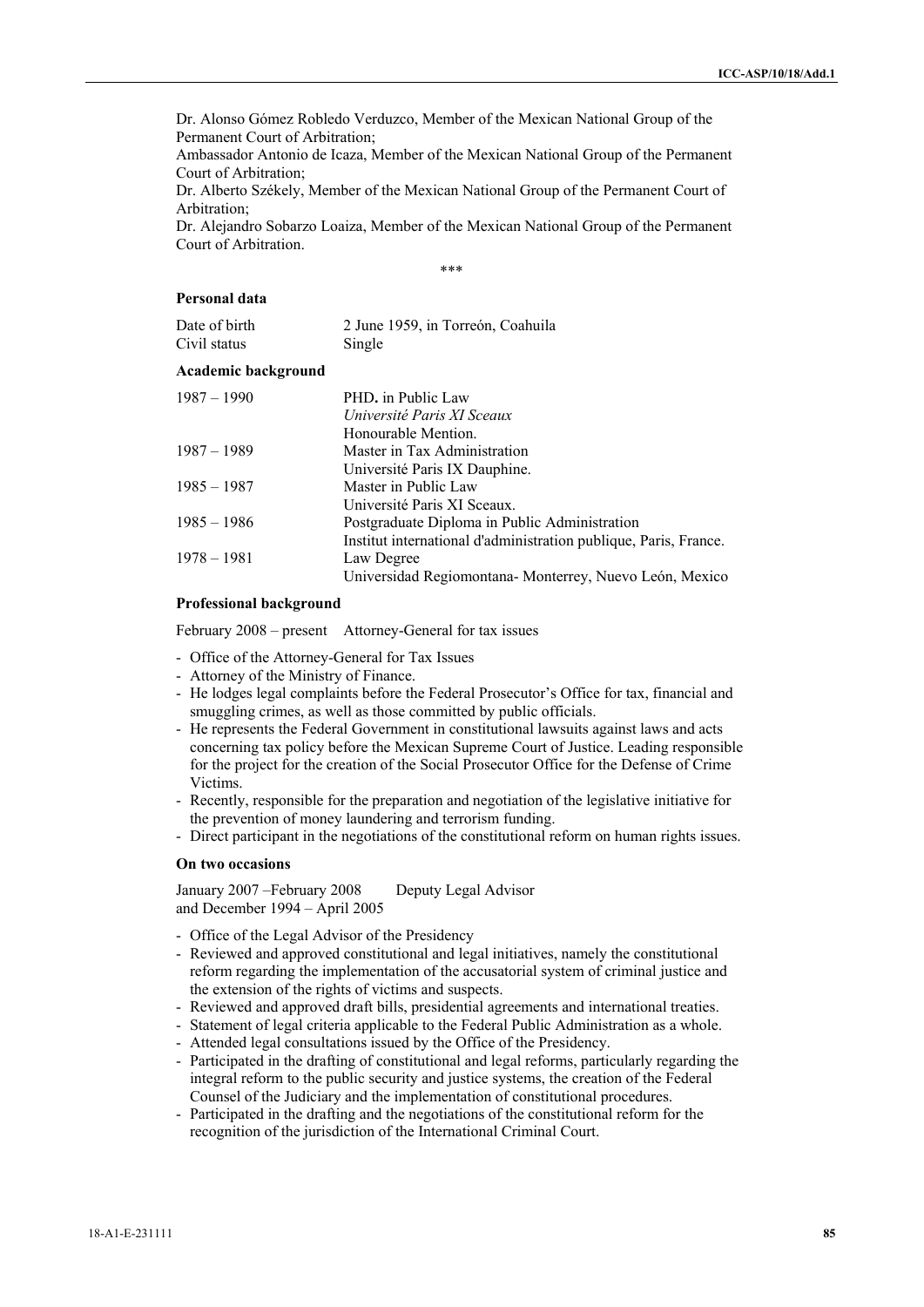Dr. Alonso Gómez Robledo Verduzco, Member of the Mexican National Group of the Permanent Court of Arbitration;
Ambassador Antonio de Icaza, Member of the Mexican National Group of the Permanent Court of Arbitration;
Dr. Alberto Székely, Member of the Mexican National Group of the Permanent Court of Arbitration;
Dr. Alejandro Sobarzo Loaiza, Member of the Mexican National Group of the Permanent Court of Arbitration.

\*\*\*

**Personal data**

| | |
|---|---|
| Date of birth | 2 June 1959, in Torreón, Coahuila |
| Civil status | Single |

**Academic background**

| | |
|---|---|
| 1987 – 1990 | PHD**.** in Public Law<br>*Université Paris XI Sceaux*<br>Honourable Mention. |
| 1987 – 1989 | Master in Tax Administration<br>Université Paris IX Dauphine. |
| 1985 – 1987 | Master in Public Law<br>Université Paris XI Sceaux. |
| 1985 – 1986 | Postgraduate Diploma in Public Administration<br>Institut international d'administration publique, Paris, France. |
| 1978 – 1981 | Law Degree<br>Universidad Regiomontana- Monterrey, Nuevo León, Mexico |

**Professional background**

February 2008 – present Attorney-General for tax issues

- Office of the Attorney-General for Tax Issues
- Attorney of the Ministry of Finance.
- He lodges legal complaints before the Federal Prosecutor's Office for tax, financial and smuggling crimes, as well as those committed by public officials.
- He represents the Federal Government in constitutional lawsuits against laws and acts concerning tax policy before the Mexican Supreme Court of Justice. Leading responsible for the project for the creation of the Social Prosecutor Office for the Defense of Crime Victims.
- Recently, responsible for the preparation and negotiation of the legislative initiative for the prevention of money laundering and terrorism funding.
- Direct participant in the negotiations of the constitutional reform on human rights issues.

**On two occasions**

January 2007 –February 2008 Deputy Legal Advisor
and December 1994 – April 2005

- Office of the Legal Advisor of the Presidency
- Reviewed and approved constitutional and legal initiatives, namely the constitutional reform regarding the implementation of the accusatorial system of criminal justice and the extension of the rights of victims and suspects.
- Reviewed and approved draft bills, presidential agreements and international treaties.
- Statement of legal criteria applicable to the Federal Public Administration as a whole.
- Attended legal consultations issued by the Office of the Presidency.
- Participated in the drafting of constitutional and legal reforms, particularly regarding the integral reform to the public security and justice systems, the creation of the Federal Counsel of the Judiciary and the implementation of constitutional procedures.
- Participated in the drafting and the negotiations of the constitutional reform for the recognition of the jurisdiction of the International Criminal Court.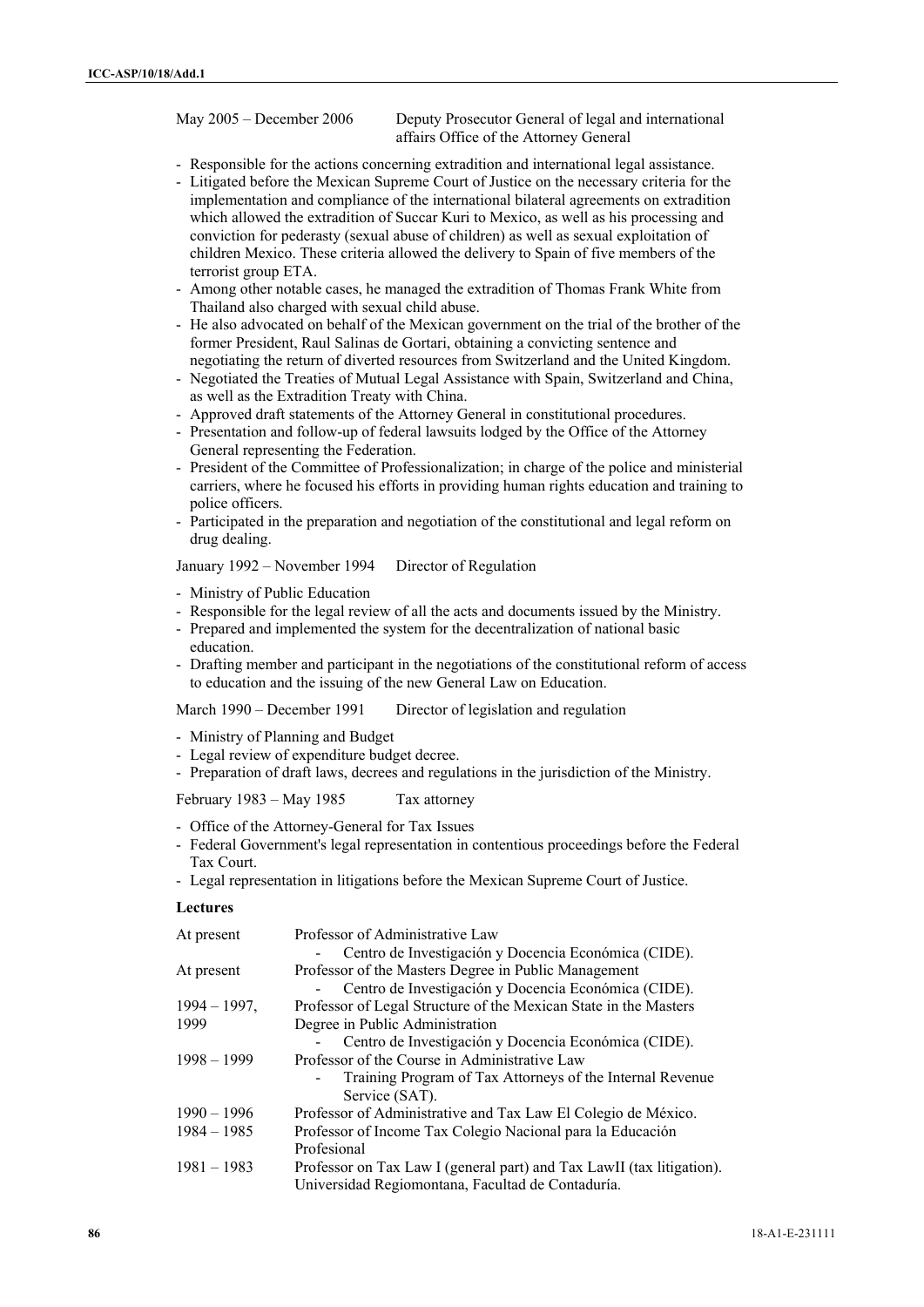May 2005 – December 2006 Deputy Prosecutor General of legal and international affairs Office of the Attorney General

- Responsible for the actions concerning extradition and international legal assistance.
- Litigated before the Mexican Supreme Court of Justice on the necessary criteria for the implementation and compliance of the international bilateral agreements on extradition which allowed the extradition of Succar Kuri to Mexico, as well as his processing and conviction for pederasty (sexual abuse of children) as well as sexual exploitation of children Mexico. These criteria allowed the delivery to Spain of five members of the terrorist group ETA.
- Among other notable cases, he managed the extradition of Thomas Frank White from Thailand also charged with sexual child abuse.
- He also advocated on behalf of the Mexican government on the trial of the brother of the former President, Raul Salinas de Gortari, obtaining a convicting sentence and negotiating the return of diverted resources from Switzerland and the United Kingdom.
- Negotiated the Treaties of Mutual Legal Assistance with Spain, Switzerland and China, as well as the Extradition Treaty with China.
- Approved draft statements of the Attorney General in constitutional procedures.
- Presentation and follow-up of federal lawsuits lodged by the Office of the Attorney General representing the Federation.
- President of the Committee of Professionalization; in charge of the police and ministerial carriers, where he focused his efforts in providing human rights education and training to police officers.
- Participated in the preparation and negotiation of the constitutional and legal reform on drug dealing.

January 1992 – November 1994 Director of Regulation

- Ministry of Public Education
- Responsible for the legal review of all the acts and documents issued by the Ministry.
- Prepared and implemented the system for the decentralization of national basic education.
- Drafting member and participant in the negotiations of the constitutional reform of access to education and the issuing of the new General Law on Education.

March 1990 – December 1991 Director of legislation and regulation

- Ministry of Planning and Budget
- Legal review of expenditure budget decree.
- Preparation of draft laws, decrees and regulations in the jurisdiction of the Ministry.

February 1983 – May 1985 Tax attorney

- Office of the Attorney-General for Tax Issues
- Federal Government's legal representation in contentious proceedings before the Federal Tax Court.
- Legal representation in litigations before the Mexican Supreme Court of Justice.

**Lectures**

| | |
|---|---|
| At present | Professor of Administrative Law<br>- Centro de Investigación y Docencia Económica (CIDE). |
| At present | Professor of the Masters Degree in Public Management<br>- Centro de Investigación y Docencia Económica (CIDE). |
| 1994 – 1997, 1999 | Professor of Legal Structure of the Mexican State in the Masters Degree in Public Administration<br>- Centro de Investigación y Docencia Económica (CIDE). |
| 1998 – 1999 | Professor of the Course in Administrative Law<br>- Training Program of Tax Attorneys of the Internal Revenue Service (SAT). |
| 1990 – 1996 | Professor of Administrative and Tax Law El Colegio de México. |
| 1984 – 1985 | Professor of Income Tax Colegio Nacional para la Educación Profesional |
| 1981 – 1983 | Professor on Tax Law I (general part) and Tax LawII (tax litigation). Universidad Regiomontana, Facultad de Contaduría. |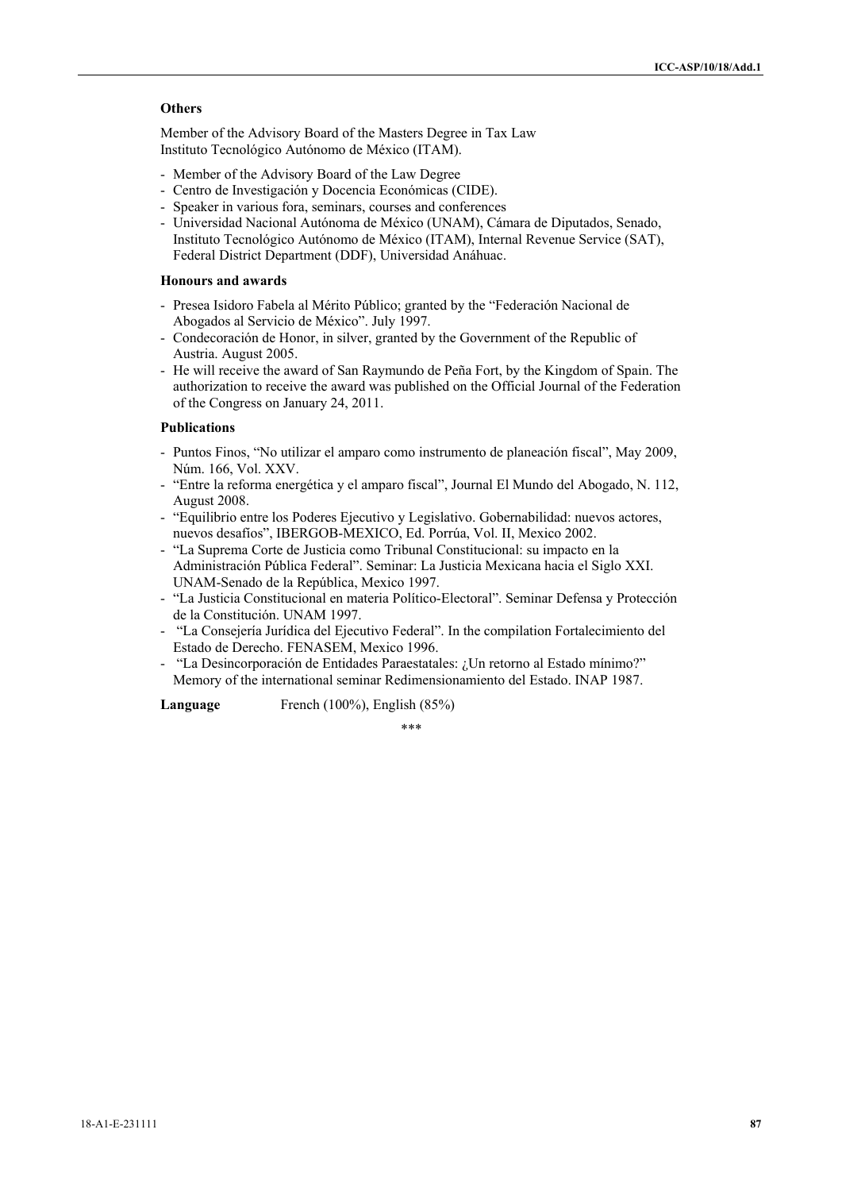**Others**

Member of the Advisory Board of the Masters Degree in Tax Law
Instituto Tecnológico Autónomo de México (ITAM).

- Member of the Advisory Board of the Law Degree
- Centro de Investigación y Docencia Económicas (CIDE).
- Speaker in various fora, seminars, courses and conferences
- Universidad Nacional Autónoma de México (UNAM), Cámara de Diputados, Senado, Instituto Tecnológico Autónomo de México (ITAM), Internal Revenue Service (SAT), Federal District Department (DDF), Universidad Anáhuac.

**Honours and awards**

- Presea Isidoro Fabela al Mérito Público; granted by the "Federación Nacional de Abogados al Servicio de México". July 1997.
- Condecoración de Honor, in silver, granted by the Government of the Republic of Austria. August 2005.
- He will receive the award of San Raymundo de Peña Fort, by the Kingdom of Spain. The authorization to receive the award was published on the Official Journal of the Federation of the Congress on January 24, 2011.

**Publications**

- Puntos Finos, "No utilizar el amparo como instrumento de planeación fiscal", May 2009, Núm. 166, Vol. XXV.
- "Entre la reforma energética y el amparo fiscal", Journal El Mundo del Abogado, N. 112, August 2008.
- "Equilibrio entre los Poderes Ejecutivo y Legislativo. Gobernabilidad: nuevos actores, nuevos desafíos", IBERGOB-MEXICO, Ed. Porrúa, Vol. II, Mexico 2002.
- "La Suprema Corte de Justicia como Tribunal Constitucional: su impacto en la Administración Pública Federal". Seminar: La Justicia Mexicana hacia el Siglo XXI. UNAM-Senado de la República, Mexico 1997.
- "La Justicia Constitucional en materia Político-Electoral". Seminar Defensa y Protección de la Constitución. UNAM 1997.
- "La Consejería Jurídica del Ejecutivo Federal". In the compilation Fortalecimiento del Estado de Derecho. FENASEM, Mexico 1996.
- "La Desincorporación de Entidades Paraestatales: ¿Un retorno al Estado mínimo?" Memory of the international seminar Redimensionamiento del Estado. INAP 1987.

**Language** French (100%), English (85%)

\*\*\*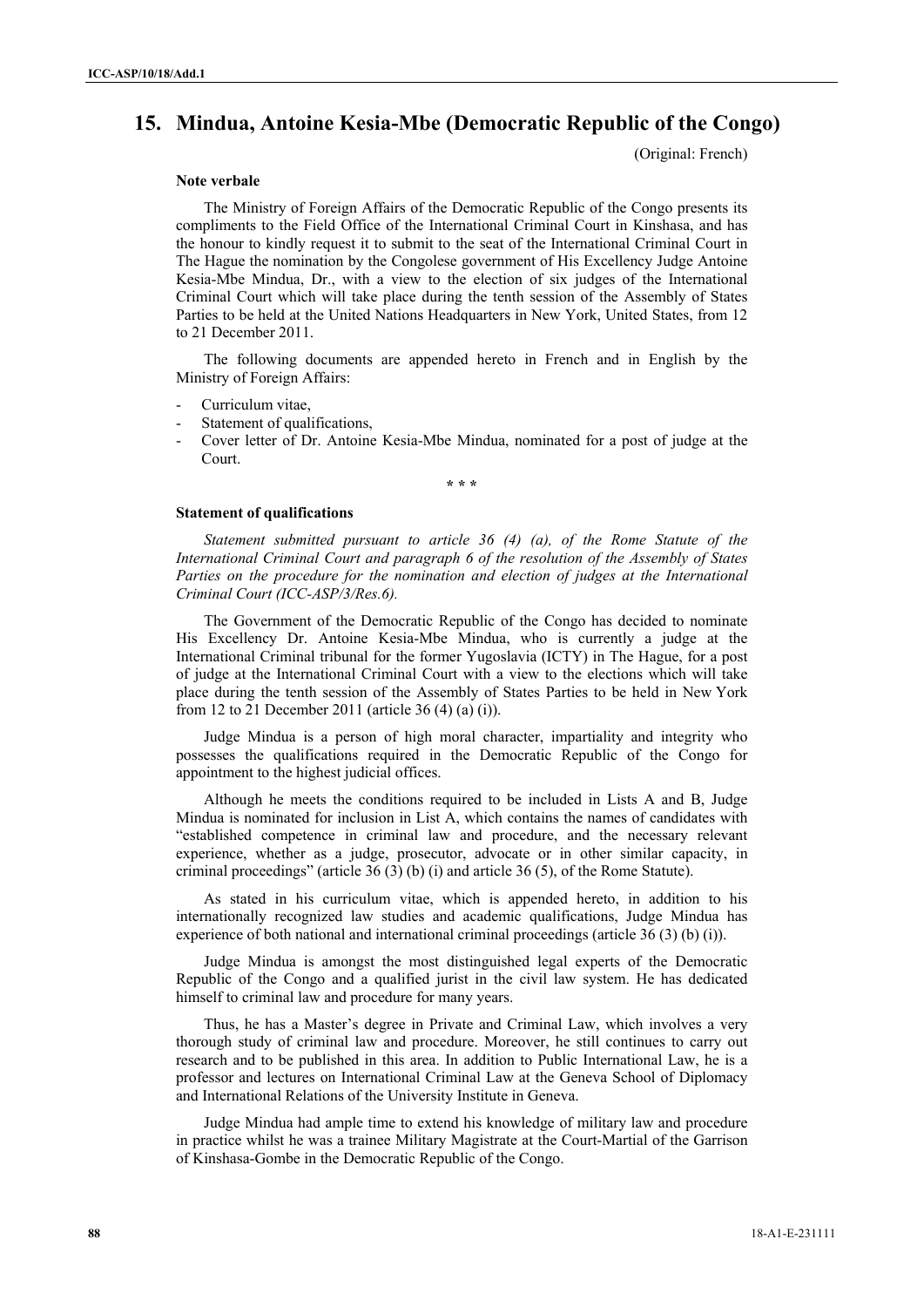## 15. Mindua, Antoine Kesia-Mbe (Democratic Republic of the Congo)

(Original: French)

### Note verbale

The Ministry of Foreign Affairs of the Democratic Republic of the Congo presents its compliments to the Field Office of the International Criminal Court in Kinshasa, and has the honour to kindly request it to submit to the seat of the International Criminal Court in The Hague the nomination by the Congolese government of His Excellency Judge Antoine Kesia-Mbe Mindua, Dr., with a view to the election of six judges of the International Criminal Court which will take place during the tenth session of the Assembly of States Parties to be held at the United Nations Headquarters in New York, United States, from 12 to 21 December 2011.

The following documents are appended hereto in French and in English by the Ministry of Foreign Affairs:

- Curriculum vitae,
- Statement of qualifications,
- Cover letter of Dr. Antoine Kesia-Mbe Mindua, nominated for a post of judge at the Court.

\* \* \*

### Statement of qualifications

*Statement submitted pursuant to article 36 (4) (a), of the Rome Statute of the International Criminal Court and paragraph 6 of the resolution of the Assembly of States Parties on the procedure for the nomination and election of judges at the International Criminal Court (ICC-ASP/3/Res.6).*

The Government of the Democratic Republic of the Congo has decided to nominate His Excellency Dr. Antoine Kesia-Mbe Mindua, who is currently a judge at the International Criminal tribunal for the former Yugoslavia (ICTY) in The Hague, for a post of judge at the International Criminal Court with a view to the elections which will take place during the tenth session of the Assembly of States Parties to be held in New York from 12 to 21 December 2011 (article 36 (4) (a) (i)).

Judge Mindua is a person of high moral character, impartiality and integrity who possesses the qualifications required in the Democratic Republic of the Congo for appointment to the highest judicial offices.

Although he meets the conditions required to be included in Lists A and B, Judge Mindua is nominated for inclusion in List A, which contains the names of candidates with "established competence in criminal law and procedure, and the necessary relevant experience, whether as a judge, prosecutor, advocate or in other similar capacity, in criminal proceedings" (article 36 (3) (b) (i) and article 36 (5), of the Rome Statute).

As stated in his curriculum vitae, which is appended hereto, in addition to his internationally recognized law studies and academic qualifications, Judge Mindua has experience of both national and international criminal proceedings (article 36 (3) (b) (i)).

Judge Mindua is amongst the most distinguished legal experts of the Democratic Republic of the Congo and a qualified jurist in the civil law system. He has dedicated himself to criminal law and procedure for many years.

Thus, he has a Master's degree in Private and Criminal Law, which involves a very thorough study of criminal law and procedure. Moreover, he still continues to carry out research and to be published in this area. In addition to Public International Law, he is a professor and lectures on International Criminal Law at the Geneva School of Diplomacy and International Relations of the University Institute in Geneva.

Judge Mindua had ample time to extend his knowledge of military law and procedure in practice whilst he was a trainee Military Magistrate at the Court-Martial of the Garrison of Kinshasa-Gombe in the Democratic Republic of the Congo.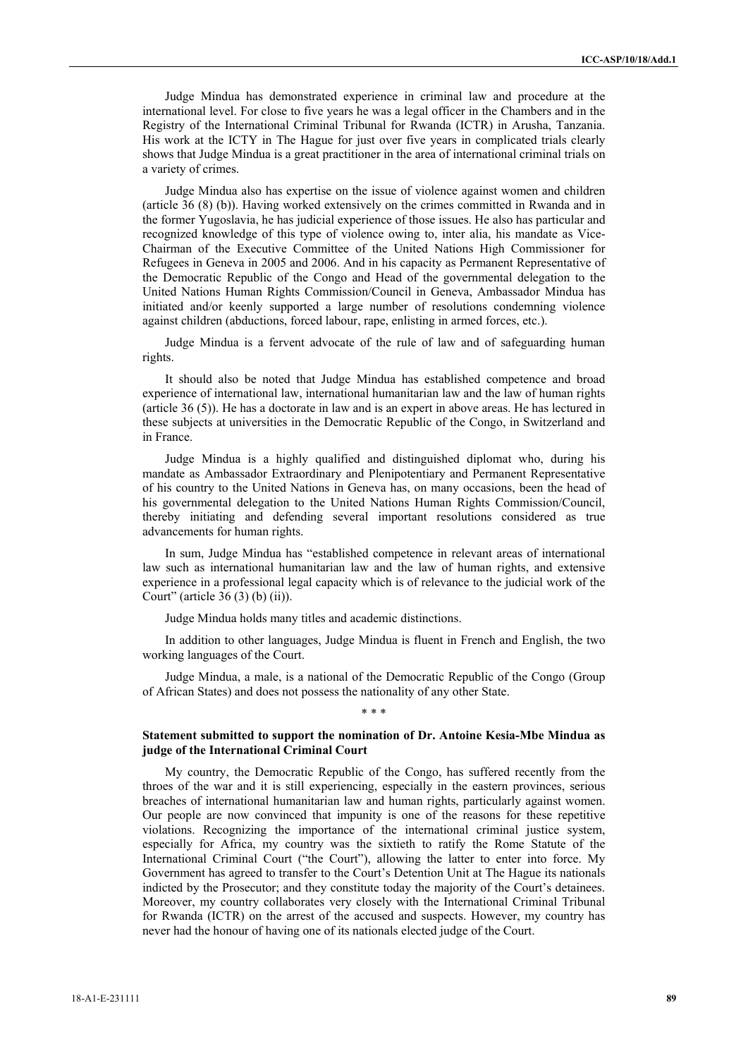Judge Mindua has demonstrated experience in criminal law and procedure at the international level. For close to five years he was a legal officer in the Chambers and in the Registry of the International Criminal Tribunal for Rwanda (ICTR) in Arusha, Tanzania. His work at the ICTY in The Hague for just over five years in complicated trials clearly shows that Judge Mindua is a great practitioner in the area of international criminal trials on a variety of crimes.

Judge Mindua also has expertise on the issue of violence against women and children (article 36 (8) (b)). Having worked extensively on the crimes committed in Rwanda and in the former Yugoslavia, he has judicial experience of those issues. He also has particular and recognized knowledge of this type of violence owing to, inter alia, his mandate as Vice-Chairman of the Executive Committee of the United Nations High Commissioner for Refugees in Geneva in 2005 and 2006. And in his capacity as Permanent Representative of the Democratic Republic of the Congo and Head of the governmental delegation to the United Nations Human Rights Commission/Council in Geneva, Ambassador Mindua has initiated and/or keenly supported a large number of resolutions condemning violence against children (abductions, forced labour, rape, enlisting in armed forces, etc.).

Judge Mindua is a fervent advocate of the rule of law and of safeguarding human rights.

It should also be noted that Judge Mindua has established competence and broad experience of international law, international humanitarian law and the law of human rights (article 36 (5)). He has a doctorate in law and is an expert in above areas. He has lectured in these subjects at universities in the Democratic Republic of the Congo, in Switzerland and in France.

Judge Mindua is a highly qualified and distinguished diplomat who, during his mandate as Ambassador Extraordinary and Plenipotentiary and Permanent Representative of his country to the United Nations in Geneva has, on many occasions, been the head of his governmental delegation to the United Nations Human Rights Commission/Council, thereby initiating and defending several important resolutions considered as true advancements for human rights.

In sum, Judge Mindua has "established competence in relevant areas of international law such as international humanitarian law and the law of human rights, and extensive experience in a professional legal capacity which is of relevance to the judicial work of the Court" (article 36 (3) (b) (ii)).

Judge Mindua holds many titles and academic distinctions.

In addition to other languages, Judge Mindua is fluent in French and English, the two working languages of the Court.

Judge Mindua, a male, is a national of the Democratic Republic of the Congo (Group of African States) and does not possess the nationality of any other State.

\* \* \*

**Statement submitted to support the nomination of Dr. Antoine Kesia-Mbe Mindua as judge of the International Criminal Court**

My country, the Democratic Republic of the Congo, has suffered recently from the throes of the war and it is still experiencing, especially in the eastern provinces, serious breaches of international humanitarian law and human rights, particularly against women. Our people are now convinced that impunity is one of the reasons for these repetitive violations. Recognizing the importance of the international criminal justice system, especially for Africa, my country was the sixtieth to ratify the Rome Statute of the International Criminal Court ("the Court"), allowing the latter to enter into force. My Government has agreed to transfer to the Court's Detention Unit at The Hague its nationals indicted by the Prosecutor; and they constitute today the majority of the Court's detainees. Moreover, my country collaborates very closely with the International Criminal Tribunal for Rwanda (ICTR) on the arrest of the accused and suspects. However, my country has never had the honour of having one of its nationals elected judge of the Court.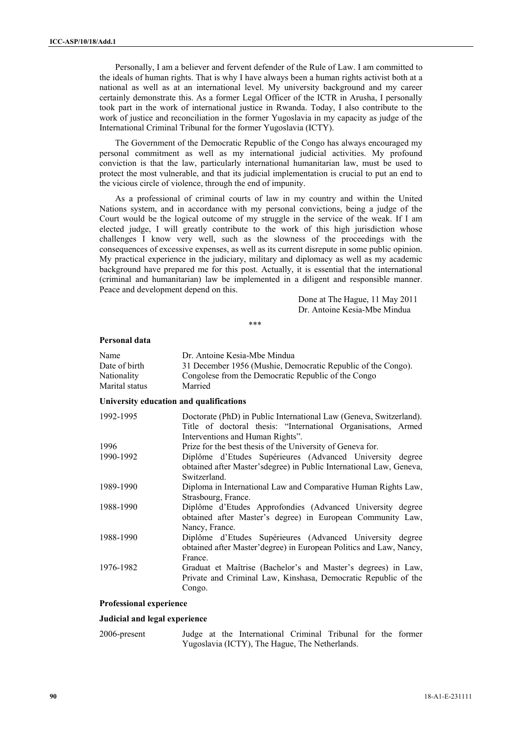Personally, I am a believer and fervent defender of the Rule of Law. I am committed to the ideals of human rights. That is why I have always been a human rights activist both at a national as well as at an international level. My university background and my career certainly demonstrate this. As a former Legal Officer of the ICTR in Arusha, I personally took part in the work of international justice in Rwanda. Today, I also contribute to the work of justice and reconciliation in the former Yugoslavia in my capacity as judge of the International Criminal Tribunal for the former Yugoslavia (ICTY).

The Government of the Democratic Republic of the Congo has always encouraged my personal commitment as well as my international judicial activities. My profound conviction is that the law, particularly international humanitarian law, must be used to protect the most vulnerable, and that its judicial implementation is crucial to put an end to the vicious circle of violence, through the end of impunity.

As a professional of criminal courts of law in my country and within the United Nations system, and in accordance with my personal convictions, being a judge of the Court would be the logical outcome of my struggle in the service of the weak. If I am elected judge, I will greatly contribute to the work of this high jurisdiction whose challenges I know very well, such as the slowness of the proceedings with the consequences of excessive expenses, as well as its current disrepute in some public opinion. My practical experience in the judiciary, military and diplomacy as well as my academic background have prepared me for this post. Actually, it is essential that the international (criminal and humanitarian) law be implemented in a diligent and responsible manner. Peace and development depend on this.

Done at The Hague, 11 May 2011
Dr. Antoine Kesia-Mbe Mindua

\*\*\*

**Personal data**

| | |
|---|---|
| Name | Dr. Antoine Kesia-Mbe Mindua |
| Date of birth | 31 December 1956 (Mushie, Democratic Republic of the Congo). |
| Nationality | Congolese from the Democratic Republic of the Congo |
| Marital status | Married |

**University education and qualifications**

| | |
|---|---|
| 1992-1995 | Doctorate (PhD) in Public International Law (Geneva, Switzerland). Title of doctoral thesis: "International Organisations, Armed Interventions and Human Rights". |
| 1996 | Prize for the best thesis of the University of Geneva for. |
| 1990-1992 | Diplôme d'Etudes Supérieures (Advanced University degree obtained after Master'sdegree) in Public International Law, Geneva, Switzerland. |
| 1989-1990 | Diploma in International Law and Comparative Human Rights Law, Strasbourg, France. |
| 1988-1990 | Diplôme d'Etudes Approfondies (Advanced University degree obtained after Master's degree) in European Community Law, Nancy, France. |
| 1988-1990 | Diplôme d'Etudes Supérieures (Advanced University degree obtained after Master'degree) in European Politics and Law, Nancy, France. |
| 1976-1982 | Graduat et Maîtrise (Bachelor's and Master's degrees) in Law, Private and Criminal Law, Kinshasa, Democratic Republic of the Congo. |

**Professional experience**

**Judicial and legal experience**

| | |
|---|---|
| 2006-present | Judge at the International Criminal Tribunal for the former Yugoslavia (ICTY), The Hague, The Netherlands. |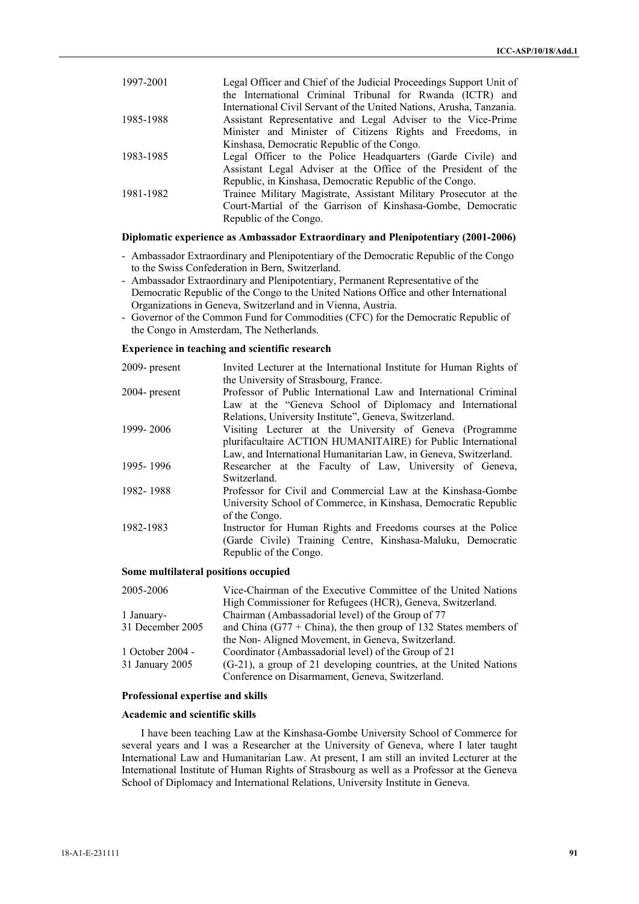| | |
|---|---|
| 1997-2001 | Legal Officer and Chief of the Judicial Proceedings Support Unit of the International Criminal Tribunal for Rwanda (ICTR) and International Civil Servant of the United Nations, Arusha, Tanzania. |
| 1985-1988 | Assistant Representative and Legal Adviser to the Vice-Prime Minister and Minister of Citizens Rights and Freedoms, in Kinshasa, Democratic Republic of the Congo. |
| 1983-1985 | Legal Officer to the Police Headquarters (Garde Civile) and Assistant Legal Adviser at the Office of the President of the Republic, in Kinshasa, Democratic Republic of the Congo. |
| 1981-1982 | Trainee Military Magistrate, Assistant Military Prosecutor at the Court-Martial of the Garrison of Kinshasa-Gombe, Democratic Republic of the Congo. |

**Diplomatic experience as Ambassador Extraordinary and Plenipotentiary (2001-2006)**

- Ambassador Extraordinary and Plenipotentiary of the Democratic Republic of the Congo to the Swiss Confederation in Bern, Switzerland.
- Ambassador Extraordinary and Plenipotentiary, Permanent Representative of the Democratic Republic of the Congo to the United Nations Office and other International Organizations in Geneva, Switzerland and in Vienna, Austria.
- Governor of the Common Fund for Commodities (CFC) for the Democratic Republic of the Congo in Amsterdam, The Netherlands.

**Experience in teaching and scientific research**

| | |
|---|---|
| 2009- present | Invited Lecturer at the International Institute for Human Rights of the University of Strasbourg, France. |
| 2004- present | Professor of Public International Law and International Criminal Law at the "Geneva School of Diplomacy and International Relations, University Institute", Geneva, Switzerland. |
| 1999- 2006 | Visiting Lecturer at the University of Geneva (Programme plurifacultaire ACTION HUMANITAIRE) for Public International Law, and International Humanitarian Law, in Geneva, Switzerland. |
| 1995- 1996 | Researcher at the Faculty of Law, University of Geneva, Switzerland. |
| 1982- 1988 | Professor for Civil and Commercial Law at the Kinshasa-Gombe University School of Commerce, in Kinshasa, Democratic Republic of the Congo. |
| 1982-1983 | Instructor for Human Rights and Freedoms courses at the Police (Garde Civile) Training Centre, Kinshasa-Maluku, Democratic Republic of the Congo. |

**Some multilateral positions occupied**

| | |
|---|---|
| 2005-2006 | Vice-Chairman of the Executive Committee of the United Nations High Commissioner for Refugees (HCR), Geneva, Switzerland. |
| 1 January-31 December 2005 | Chairman (Ambassadorial level) of the Group of 77 and China (G77 + China), the then group of 132 States members of the Non- Aligned Movement, in Geneva, Switzerland. |
| 1 October 2004 - 31 January 2005 | Coordinator (Ambassadorial level) of the Group of 21 (G-21), a group of 21 developing countries, at the United Nations Conference on Disarmament, Geneva, Switzerland. |

**Professional expertise and skills**

**Academic and scientific skills**

I have been teaching Law at the Kinshasa-Gombe University School of Commerce for several years and I was a Researcher at the University of Geneva, where I later taught International Law and Humanitarian Law. At present, I am still an invited Lecturer at the International Institute of Human Rights of Strasbourg as well as a Professor at the Geneva School of Diplomacy and International Relations, University Institute in Geneva.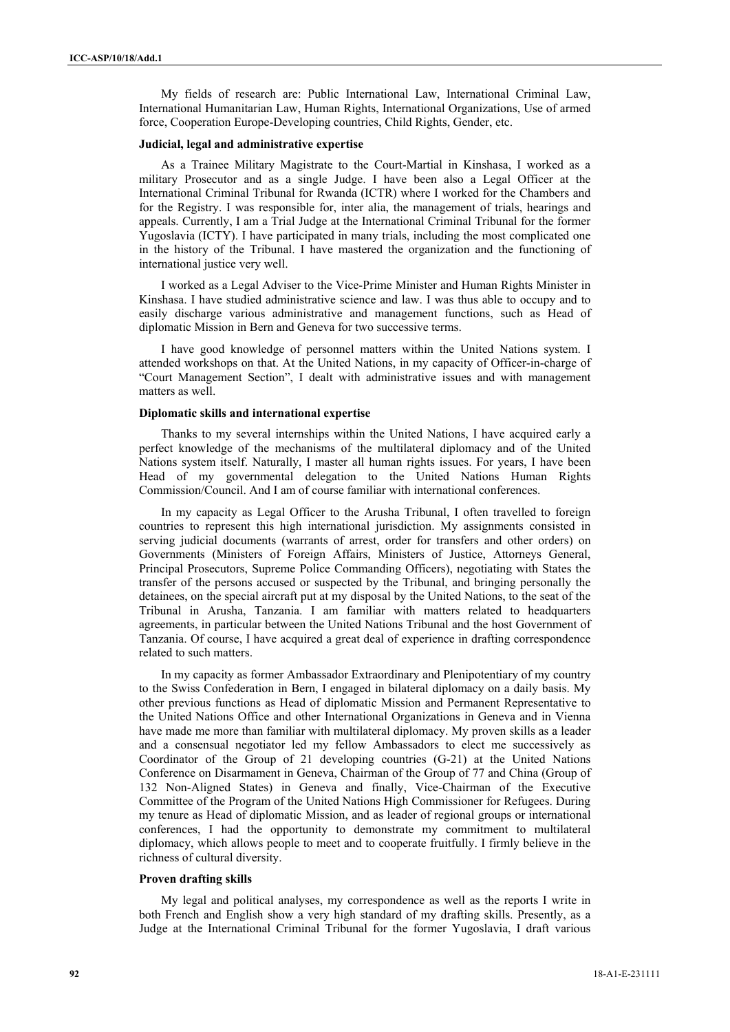My fields of research are: Public International Law, International Criminal Law, International Humanitarian Law, Human Rights, International Organizations, Use of armed force, Cooperation Europe-Developing countries, Child Rights, Gender, etc.

**Judicial, legal and administrative expertise**

As a Trainee Military Magistrate to the Court-Martial in Kinshasa, I worked as a military Prosecutor and as a single Judge. I have been also a Legal Officer at the International Criminal Tribunal for Rwanda (ICTR) where I worked for the Chambers and for the Registry. I was responsible for, inter alia, the management of trials, hearings and appeals. Currently, I am a Trial Judge at the International Criminal Tribunal for the former Yugoslavia (ICTY). I have participated in many trials, including the most complicated one in the history of the Tribunal. I have mastered the organization and the functioning of international justice very well.

I worked as a Legal Adviser to the Vice-Prime Minister and Human Rights Minister in Kinshasa. I have studied administrative science and law. I was thus able to occupy and to easily discharge various administrative and management functions, such as Head of diplomatic Mission in Bern and Geneva for two successive terms.

I have good knowledge of personnel matters within the United Nations system. I attended workshops on that. At the United Nations, in my capacity of Officer-in-charge of "Court Management Section", I dealt with administrative issues and with management matters as well.

**Diplomatic skills and international expertise**

Thanks to my several internships within the United Nations, I have acquired early a perfect knowledge of the mechanisms of the multilateral diplomacy and of the United Nations system itself. Naturally, I master all human rights issues. For years, I have been Head of my governmental delegation to the United Nations Human Rights Commission/Council. And I am of course familiar with international conferences.

In my capacity as Legal Officer to the Arusha Tribunal, I often travelled to foreign countries to represent this high international jurisdiction. My assignments consisted in serving judicial documents (warrants of arrest, order for transfers and other orders) on Governments (Ministers of Foreign Affairs, Ministers of Justice, Attorneys General, Principal Prosecutors, Supreme Police Commanding Officers), negotiating with States the transfer of the persons accused or suspected by the Tribunal, and bringing personally the detainees, on the special aircraft put at my disposal by the United Nations, to the seat of the Tribunal in Arusha, Tanzania. I am familiar with matters related to headquarters agreements, in particular between the United Nations Tribunal and the host Government of Tanzania. Of course, I have acquired a great deal of experience in drafting correspondence related to such matters.

In my capacity as former Ambassador Extraordinary and Plenipotentiary of my country to the Swiss Confederation in Bern, I engaged in bilateral diplomacy on a daily basis. My other previous functions as Head of diplomatic Mission and Permanent Representative to the United Nations Office and other International Organizations in Geneva and in Vienna have made me more than familiar with multilateral diplomacy. My proven skills as a leader and a consensual negotiator led my fellow Ambassadors to elect me successively as Coordinator of the Group of 21 developing countries (G-21) at the United Nations Conference on Disarmament in Geneva, Chairman of the Group of 77 and China (Group of 132 Non-Aligned States) in Geneva and finally, Vice-Chairman of the Executive Committee of the Program of the United Nations High Commissioner for Refugees. During my tenure as Head of diplomatic Mission, and as leader of regional groups or international conferences, I had the opportunity to demonstrate my commitment to multilateral diplomacy, which allows people to meet and to cooperate fruitfully. I firmly believe in the richness of cultural diversity.

**Proven drafting skills**

My legal and political analyses, my correspondence as well as the reports I write in both French and English show a very high standard of my drafting skills. Presently, as a Judge at the International Criminal Tribunal for the former Yugoslavia, I draft various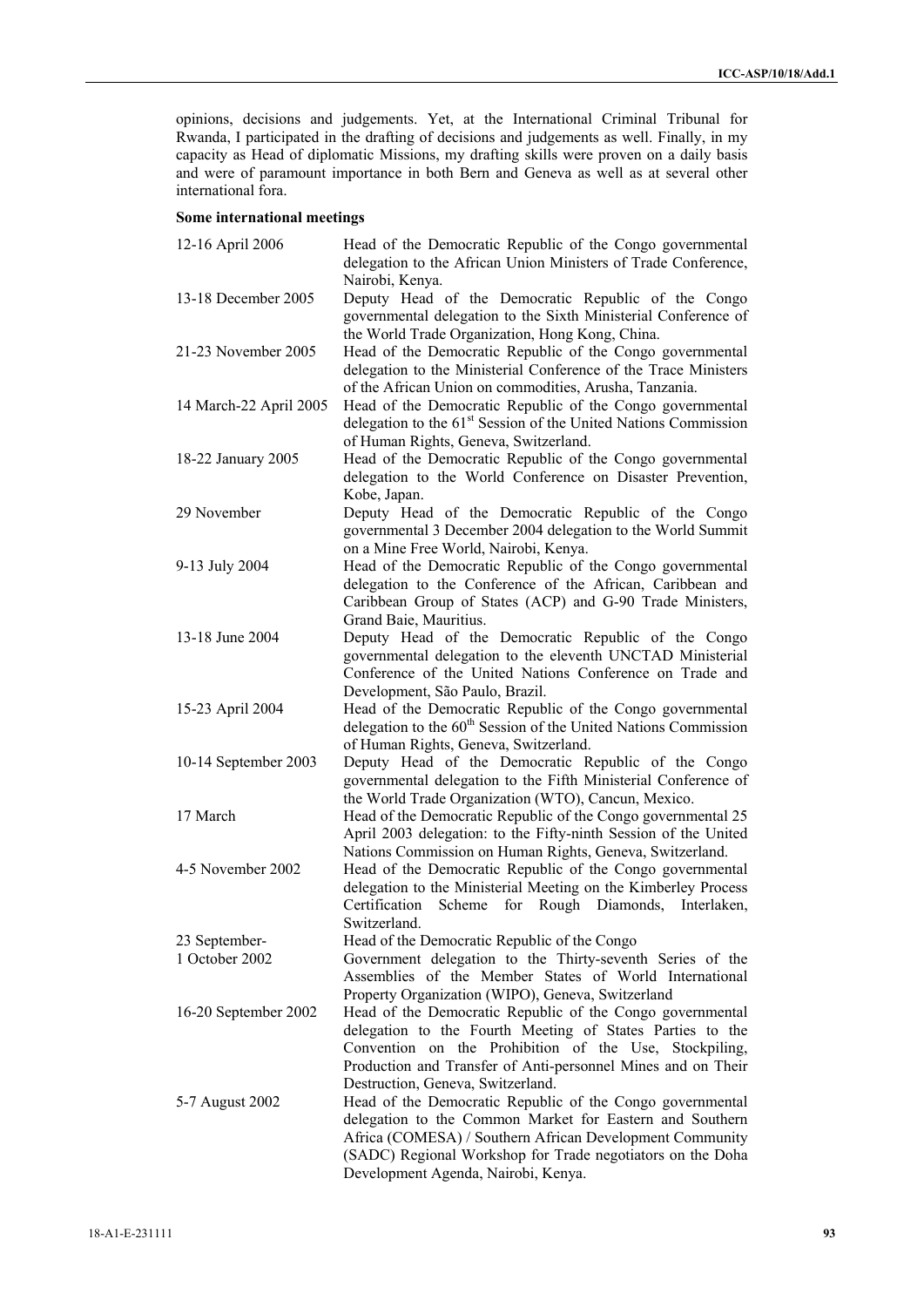opinions, decisions and judgements. Yet, at the International Criminal Tribunal for Rwanda, I participated in the drafting of decisions and judgements as well. Finally, in my capacity as Head of diplomatic Missions, my drafting skills were proven on a daily basis and were of paramount importance in both Bern and Geneva as well as at several other international fora.

**Some international meetings**

| | |
|---|---|
| 12-16 April 2006 | Head of the Democratic Republic of the Congo governmental delegation to the African Union Ministers of Trade Conference, Nairobi, Kenya. |
| 13-18 December 2005 | Deputy Head of the Democratic Republic of the Congo governmental delegation to the Sixth Ministerial Conference of the World Trade Organization, Hong Kong, China. |
| 21-23 November 2005 | Head of the Democratic Republic of the Congo governmental delegation to the Ministerial Conference of the Trace Ministers of the African Union on commodities, Arusha, Tanzania. |
| 14 March-22 April 2005 | Head of the Democratic Republic of the Congo governmental delegation to the 61st Session of the United Nations Commission of Human Rights, Geneva, Switzerland. |
| 18-22 January 2005 | Head of the Democratic Republic of the Congo governmental delegation to the World Conference on Disaster Prevention, Kobe, Japan. |
| 29 November | Deputy Head of the Democratic Republic of the Congo governmental 3 December 2004 delegation to the World Summit on a Mine Free World, Nairobi, Kenya. |
| 9-13 July 2004 | Head of the Democratic Republic of the Congo governmental delegation to the Conference of the African, Caribbean and Caribbean Group of States (ACP) and G-90 Trade Ministers, Grand Baie, Mauritius. |
| 13-18 June 2004 | Deputy Head of the Democratic Republic of the Congo governmental delegation to the eleventh UNCTAD Ministerial Conference of the United Nations Conference on Trade and Development, São Paulo, Brazil. |
| 15-23 April 2004 | Head of the Democratic Republic of the Congo governmental delegation to the 60th Session of the United Nations Commission of Human Rights, Geneva, Switzerland. |
| 10-14 September 2003 | Deputy Head of the Democratic Republic of the Congo governmental delegation to the Fifth Ministerial Conference of the World Trade Organization (WTO), Cancun, Mexico. |
| 17 March | Head of the Democratic Republic of the Congo governmental 25 April 2003 delegation: to the Fifty-ninth Session of the United Nations Commission on Human Rights, Geneva, Switzerland. |
| 4-5 November 2002 | Head of the Democratic Republic of the Congo governmental delegation to the Ministerial Meeting on the Kimberley Process Certification Scheme for Rough Diamonds, Interlaken, Switzerland. |
| 23 September-1 October 2002 | Head of the Democratic Republic of the Congo Government delegation to the Thirty-seventh Series of the Assemblies of the Member States of World International Property Organization (WIPO), Geneva, Switzerland |
| 16-20 September 2002 | Head of the Democratic Republic of the Congo governmental delegation to the Fourth Meeting of States Parties to the Convention on the Prohibition of the Use, Stockpiling, Production and Transfer of Anti-personnel Mines and on Their Destruction, Geneva, Switzerland. |
| 5-7 August 2002 | Head of the Democratic Republic of the Congo governmental delegation to the Common Market for Eastern and Southern Africa (COMESA) / Southern African Development Community (SADC) Regional Workshop for Trade negotiators on the Doha Development Agenda, Nairobi, Kenya. |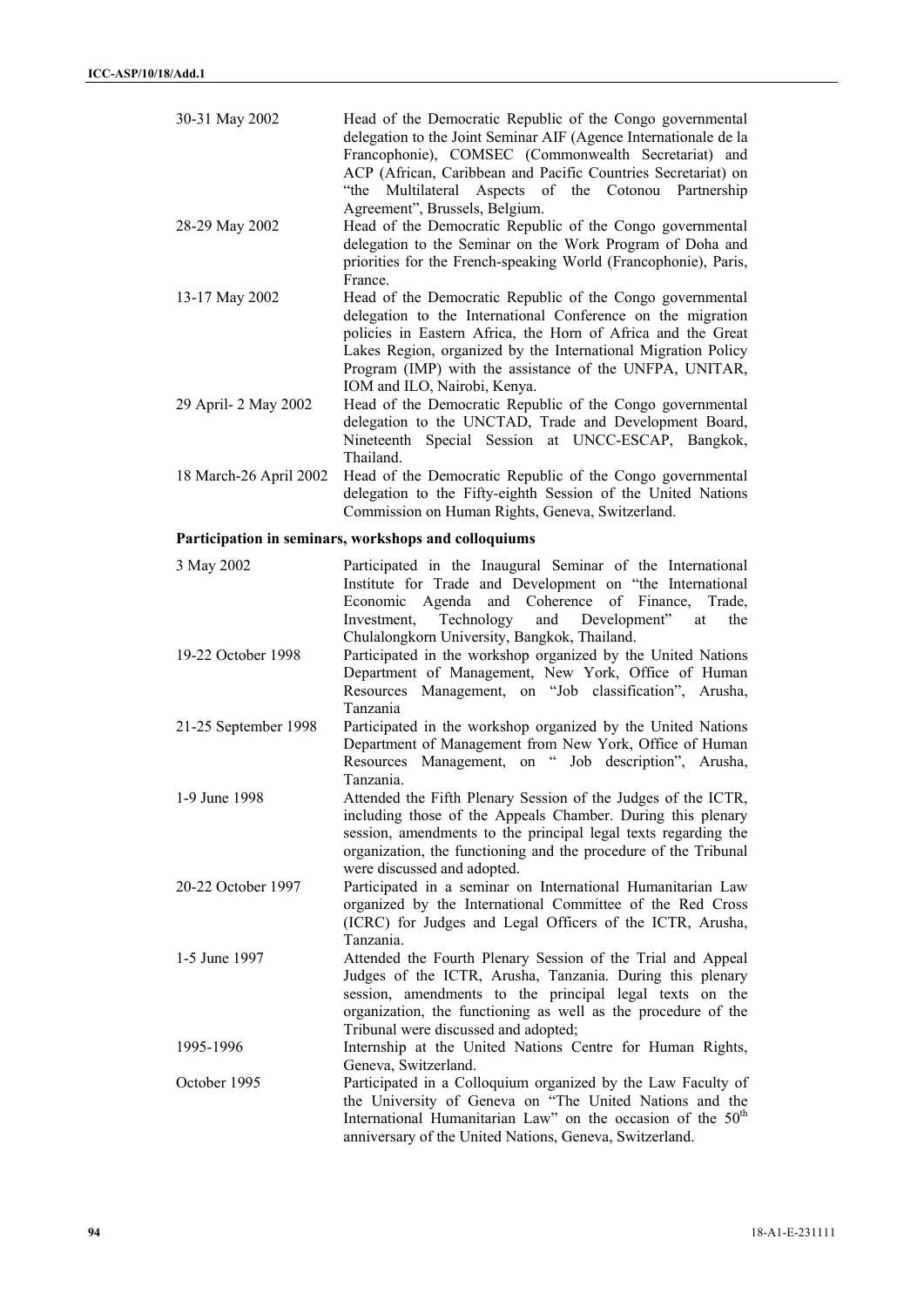| | |
|---|---|
| 30-31 May 2002 | Head of the Democratic Republic of the Congo governmental delegation to the Joint Seminar AIF (Agence Internationale de la Francophonie), COMSEC (Commonwealth Secretariat) and ACP (African, Caribbean and Pacific Countries Secretariat) on "the Multilateral Aspects of the Cotonou Partnership Agreement", Brussels, Belgium. |
| 28-29 May 2002 | Head of the Democratic Republic of the Congo governmental delegation to the Seminar on the Work Program of Doha and priorities for the French-speaking World (Francophonie), Paris, France. |
| 13-17 May 2002 | Head of the Democratic Republic of the Congo governmental delegation to the International Conference on the migration policies in Eastern Africa, the Horn of Africa and the Great Lakes Region, organized by the International Migration Policy Program (IMP) with the assistance of the UNFPA, UNITAR, IOM and ILO, Nairobi, Kenya. |
| 29 April- 2 May 2002 | Head of the Democratic Republic of the Congo governmental delegation to the UNCTAD, Trade and Development Board, Nineteenth Special Session at UNCC-ESCAP, Bangkok, Thailand. |
| 18 March-26 April 2002 | Head of the Democratic Republic of the Congo governmental delegation to the Fifty-eighth Session of the United Nations Commission on Human Rights, Geneva, Switzerland. |

**Participation in seminars, workshops and colloquiums**

| | |
|---|---|
| 3 May 2002 | Participated in the Inaugural Seminar of the International Institute for Trade and Development on "the International Economic Agenda and Coherence of Finance, Trade, Investment, Technology and Development" at the Chulalongkorn University, Bangkok, Thailand. |
| 19-22 October 1998 | Participated in the workshop organized by the United Nations Department of Management, New York, Office of Human Resources Management, on "Job classification", Arusha, Tanzania |
| 21-25 September 1998 | Participated in the workshop organized by the United Nations Department of Management from New York, Office of Human Resources Management, on " Job description", Arusha, Tanzania. |
| 1-9 June 1998 | Attended the Fifth Plenary Session of the Judges of the ICTR, including those of the Appeals Chamber. During this plenary session, amendments to the principal legal texts regarding the organization, the functioning and the procedure of the Tribunal were discussed and adopted. |
| 20-22 October 1997 | Participated in a seminar on International Humanitarian Law organized by the International Committee of the Red Cross (ICRC) for Judges and Legal Officers of the ICTR, Arusha, Tanzania. |
| 1-5 June 1997 | Attended the Fourth Plenary Session of the Trial and Appeal Judges of the ICTR, Arusha, Tanzania. During this plenary session, amendments to the principal legal texts on the organization, the functioning as well as the procedure of the Tribunal were discussed and adopted; |
| 1995-1996 | Internship at the United Nations Centre for Human Rights, Geneva, Switzerland. |
| October 1995 | Participated in a Colloquium organized by the Law Faculty of the University of Geneva on "The United Nations and the International Humanitarian Law" on the occasion of the 50th anniversary of the United Nations, Geneva, Switzerland. |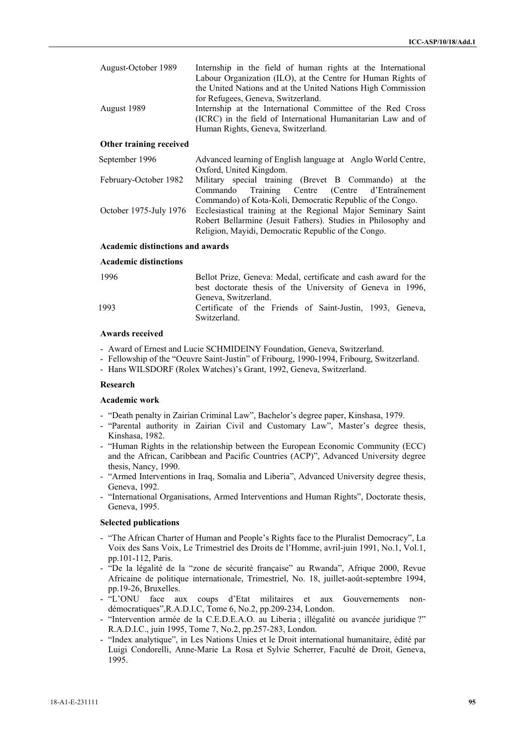| | |
|---|---|
| August-October 1989 | Internship in the field of human rights at the International Labour Organization (ILO), at the Centre for Human Rights of the United Nations and at the United Nations High Commission for Refugees, Geneva, Switzerland. |
| August 1989 | Internship at the International Committee of the Red Cross (ICRC) in the field of International Humanitarian Law and of Human Rights, Geneva, Switzerland. |

**Other training received**

| | |
|---|---|
| September 1996 | Advanced learning of English language at Anglo World Centre, Oxford, United Kingdom. |
| February-October 1982 | Military special training (Brevet B Commando) at the Commando Training Centre (Centre d'Entraînement Commando) of Kota-Koli, Democratic Republic of the Congo. |
| October 1975-July 1976 | Ecclesiastical training at the Regional Major Seminary Saint Robert Bellarmine (Jesuit Fathers). Studies in Philosophy and Religion, Mayidi, Democratic Republic of the Congo. |

**Academic distinctions and awards**

**Academic distinctions**

| | |
|---|---|
| 1996 | Bellot Prize, Geneva: Medal, certificate and cash award for the best doctorate thesis of the University of Geneva in 1996, Geneva, Switzerland. |
| 1993 | Certificate of the Friends of Saint-Justin, 1993, Geneva, Switzerland. |

**Awards received**

- Award of Ernest and Lucie SCHMIDEINY Foundation, Geneva, Switzerland.
- Fellowship of the "Oeuvre Saint-Justin" of Fribourg, 1990-1994, Fribourg, Switzerland.
- Hans WILSDORF (Rolex Watches)'s Grant, 1992, Geneva, Switzerland.

**Research**

**Academic work**

- "Death penalty in Zairian Criminal Law", Bachelor's degree paper, Kinshasa, 1979.
- "Parental authority in Zairian Civil and Customary Law", Master's degree thesis, Kinshasa, 1982.
- "Human Rights in the relationship between the European Economic Community (ECC) and the African, Caribbean and Pacific Countries (ACP)", Advanced University degree thesis, Nancy, 1990.
- "Armed Interventions in Iraq, Somalia and Liberia", Advanced University degree thesis, Geneva, 1992.
- "International Organisations, Armed Interventions and Human Rights", Doctorate thesis, Geneva, 1995.

**Selected publications**

- "The African Charter of Human and People's Rights face to the Pluralist Democracy", La Voix des Sans Voix, Le Trimestriel des Droits de l'Homme, avril-juin 1991, No.1, Vol.1, pp.101-112, Paris.
- "De la légalité de la "zone de sécurité française" au Rwanda", Afrique 2000, Revue Africaine de politique internationale, Trimestriel, No. 18, juillet-août-septembre 1994, pp.19-26, Bruxelles.
- "L'ONU face aux coups d'Etat militaires et aux Gouvernements non-démocratiques",R.A.D.I.C, Tome 6, No.2, pp.209-234, London.
- "Intervention armée de la C.E.D.E.A.O. au Liberia ; illégalité ou avancée juridique ?" R.A.D.I.C., juin 1995, Tome 7, No.2, pp.257-283, London.
- "Index analytique", in Les Nations Unies et le Droit international humanitaire, édité par Luigi Condorelli, Anne-Marie La Rosa et Sylvie Scherrer, Faculté de Droit, Geneva, 1995.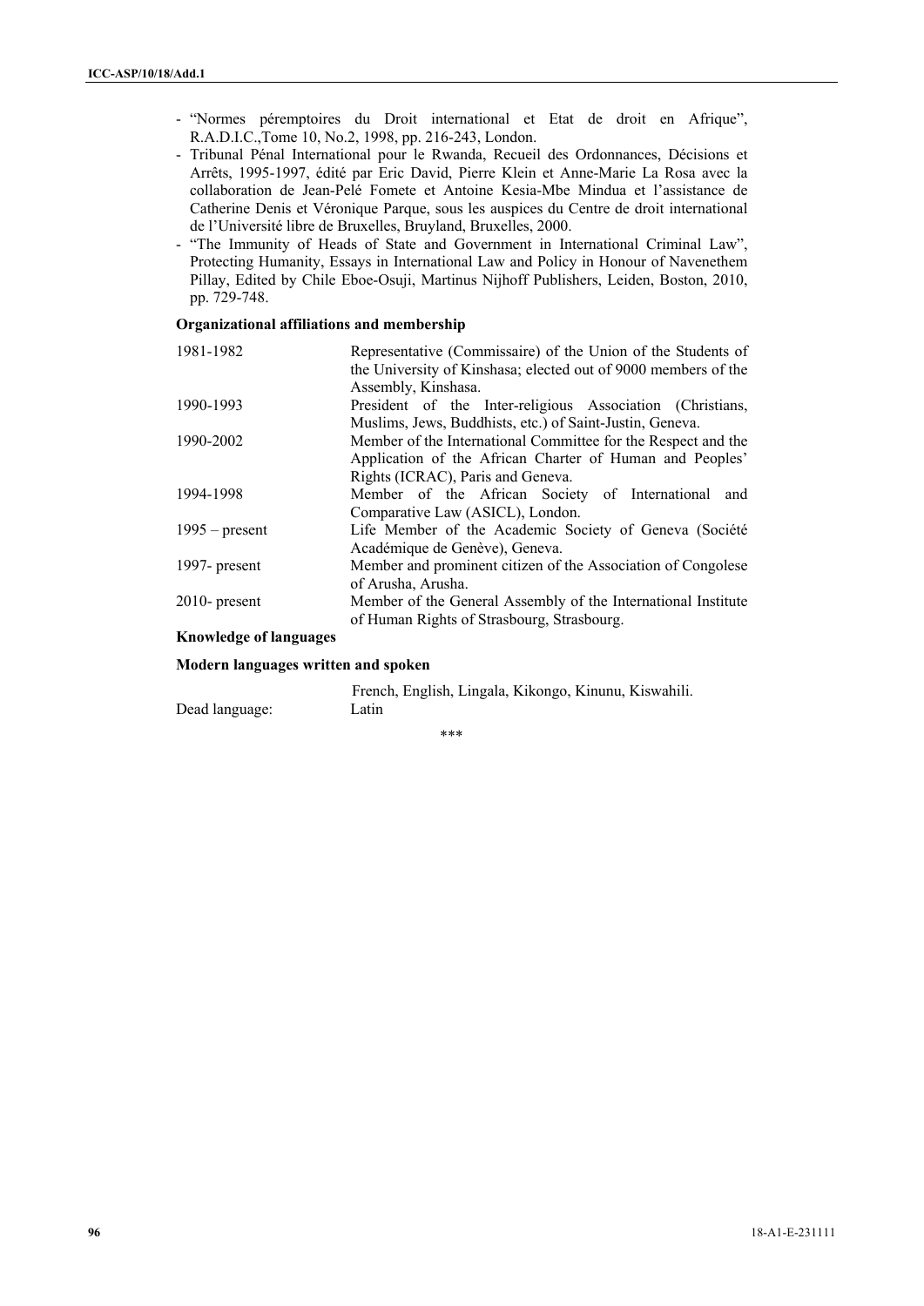- "Normes péremptoires du Droit international et Etat de droit en Afrique", R.A.D.I.C.,Tome 10, No.2, 1998, pp. 216-243, London.
- Tribunal Pénal International pour le Rwanda, Recueil des Ordonnances, Décisions et Arrêts, 1995-1997, édité par Eric David, Pierre Klein et Anne-Marie La Rosa avec la collaboration de Jean-Pelé Fomete et Antoine Kesia-Mbe Mindua et l'assistance de Catherine Denis et Véronique Parque, sous les auspices du Centre de droit international de l'Université libre de Bruxelles, Bruyland, Bruxelles, 2000.
- "The Immunity of Heads of State and Government in International Criminal Law", Protecting Humanity, Essays in International Law and Policy in Honour of Navenethem Pillay, Edited by Chile Eboe-Osuji, Martinus Nijhoff Publishers, Leiden, Boston, 2010, pp. 729-748.

**Organizational affiliations and membership**

| | |
|---|---|
| 1981-1982 | Representative (Commissaire) of the Union of the Students of the University of Kinshasa; elected out of 9000 members of the Assembly, Kinshasa. |
| 1990-1993 | President of the Inter-religious Association (Christians, Muslims, Jews, Buddhists, etc.) of Saint-Justin, Geneva. |
| 1990-2002 | Member of the International Committee for the Respect and the Application of the African Charter of Human and Peoples' Rights (ICRAC), Paris and Geneva. |
| 1994-1998 | Member of the African Society of International and Comparative Law (ASICL), London. |
| 1995 – present | Life Member of the Academic Society of Geneva (Société Académique de Genève), Geneva. |
| 1997- present | Member and prominent citizen of the Association of Congolese of Arusha, Arusha. |
| 2010- present | Member of the General Assembly of the International Institute of Human Rights of Strasbourg, Strasbourg. |

**Knowledge of languages**

**Modern languages written and spoken**

French, English, Lingala, Kikongo, Kinunu, Kiswahili.

Dead language: Latin

\*\*\*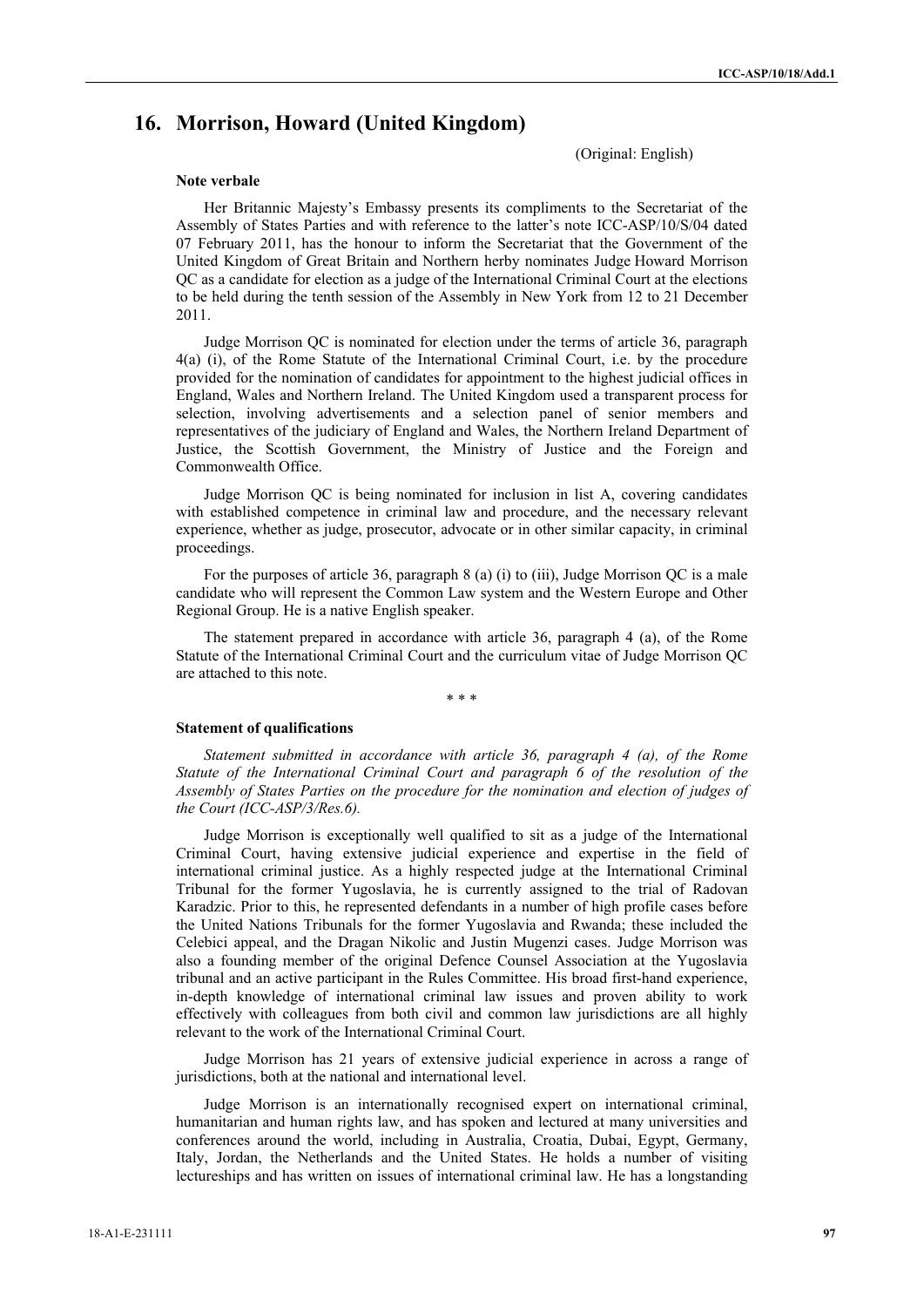## 16. Morrison, Howard (United Kingdom)

(Original: English)

### Note verbale

Her Britannic Majesty's Embassy presents its compliments to the Secretariat of the Assembly of States Parties and with reference to the latter's note ICC-ASP/10/S/04 dated 07 February 2011, has the honour to inform the Secretariat that the Government of the United Kingdom of Great Britain and Northern herby nominates Judge Howard Morrison QC as a candidate for election as a judge of the International Criminal Court at the elections to be held during the tenth session of the Assembly in New York from 12 to 21 December 2011.

Judge Morrison QC is nominated for election under the terms of article 36, paragraph 4(a) (i), of the Rome Statute of the International Criminal Court, i.e. by the procedure provided for the nomination of candidates for appointment to the highest judicial offices in England, Wales and Northern Ireland. The United Kingdom used a transparent process for selection, involving advertisements and a selection panel of senior members and representatives of the judiciary of England and Wales, the Northern Ireland Department of Justice, the Scottish Government, the Ministry of Justice and the Foreign and Commonwealth Office.

Judge Morrison QC is being nominated for inclusion in list A, covering candidates with established competence in criminal law and procedure, and the necessary relevant experience, whether as judge, prosecutor, advocate or in other similar capacity, in criminal proceedings.

For the purposes of article 36, paragraph 8 (a) (i) to (iii), Judge Morrison QC is a male candidate who will represent the Common Law system and the Western Europe and Other Regional Group. He is a native English speaker.

The statement prepared in accordance with article 36, paragraph 4 (a), of the Rome Statute of the International Criminal Court and the curriculum vitae of Judge Morrison QC are attached to this note.

\* \* \*

### Statement of qualifications

*Statement submitted in accordance with article 36, paragraph 4 (a), of the Rome Statute of the International Criminal Court and paragraph 6 of the resolution of the Assembly of States Parties on the procedure for the nomination and election of judges of the Court (ICC-ASP/3/Res.6).*

Judge Morrison is exceptionally well qualified to sit as a judge of the International Criminal Court, having extensive judicial experience and expertise in the field of international criminal justice. As a highly respected judge at the International Criminal Tribunal for the former Yugoslavia, he is currently assigned to the trial of Radovan Karadzic. Prior to this, he represented defendants in a number of high profile cases before the United Nations Tribunals for the former Yugoslavia and Rwanda; these included the Celebici appeal, and the Dragan Nikolic and Justin Mugenzi cases. Judge Morrison was also a founding member of the original Defence Counsel Association at the Yugoslavia tribunal and an active participant in the Rules Committee. His broad first-hand experience, in-depth knowledge of international criminal law issues and proven ability to work effectively with colleagues from both civil and common law jurisdictions are all highly relevant to the work of the International Criminal Court.

Judge Morrison has 21 years of extensive judicial experience in across a range of jurisdictions, both at the national and international level.

Judge Morrison is an internationally recognised expert on international criminal, humanitarian and human rights law, and has spoken and lectured at many universities and conferences around the world, including in Australia, Croatia, Dubai, Egypt, Germany, Italy, Jordan, the Netherlands and the United States. He holds a number of visiting lectureships and has written on issues of international criminal law. He has a longstanding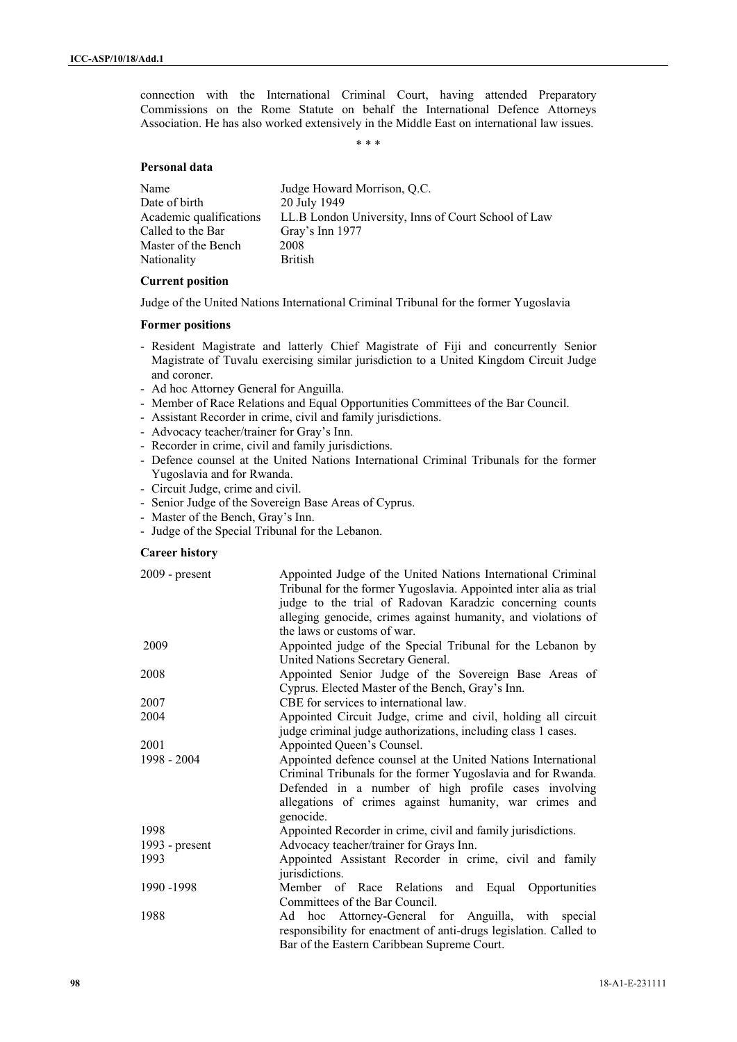connection with the International Criminal Court, having attended Preparatory Commissions on the Rome Statute on behalf the International Defence Attorneys Association. He has also worked extensively in the Middle East on international law issues.

\* \* \*

### Personal data

| | |
|---|---|
| Name | Judge Howard Morrison, Q.C. |
| Date of birth | 20 July 1949 |
| Academic qualifications | LL.B London University, Inns of Court School of Law |
| Called to the Bar | Gray's Inn 1977 |
| Master of the Bench | 2008 |
| Nationality | British |

### Current position

Judge of the United Nations International Criminal Tribunal for the former Yugoslavia

### Former positions

- Resident Magistrate and latterly Chief Magistrate of Fiji and concurrently Senior Magistrate of Tuvalu exercising similar jurisdiction to a United Kingdom Circuit Judge and coroner.
- Ad hoc Attorney General for Anguilla.
- Member of Race Relations and Equal Opportunities Committees of the Bar Council.
- Assistant Recorder in crime, civil and family jurisdictions.
- Advocacy teacher/trainer for Gray's Inn.
- Recorder in crime, civil and family jurisdictions.
- Defence counsel at the United Nations International Criminal Tribunals for the former Yugoslavia and for Rwanda.
- Circuit Judge, crime and civil.
- Senior Judge of the Sovereign Base Areas of Cyprus.
- Master of the Bench, Gray's Inn.
- Judge of the Special Tribunal for the Lebanon.

### Career history

| | |
|---|---|
| 2009 - present | Appointed Judge of the United Nations International Criminal Tribunal for the former Yugoslavia. Appointed inter alia as trial judge to the trial of Radovan Karadzic concerning counts alleging genocide, crimes against humanity, and violations of the laws or customs of war. |
| 2009 | Appointed judge of the Special Tribunal for the Lebanon by United Nations Secretary General. |
| 2008 | Appointed Senior Judge of the Sovereign Base Areas of Cyprus. Elected Master of the Bench, Gray's Inn. |
| 2007 | CBE for services to international law. |
| 2004 | Appointed Circuit Judge, crime and civil, holding all circuit judge criminal judge authorizations, including class 1 cases. |
| 2001 | Appointed Queen's Counsel. |
| 1998 - 2004 | Appointed defence counsel at the United Nations International Criminal Tribunals for the former Yugoslavia and for Rwanda. Defended in a number of high profile cases involving allegations of crimes against humanity, war crimes and genocide. |
| 1998 | Appointed Recorder in crime, civil and family jurisdictions. |
| 1993 - present | Advocacy teacher/trainer for Grays Inn. |
| 1993 | Appointed Assistant Recorder in crime, civil and family jurisdictions. |
| 1990 -1998 | Member of Race Relations and Equal Opportunities Committees of the Bar Council. |
| 1988 | Ad hoc Attorney-General for Anguilla, with special responsibility for enactment of anti-drugs legislation. Called to Bar of the Eastern Caribbean Supreme Court. |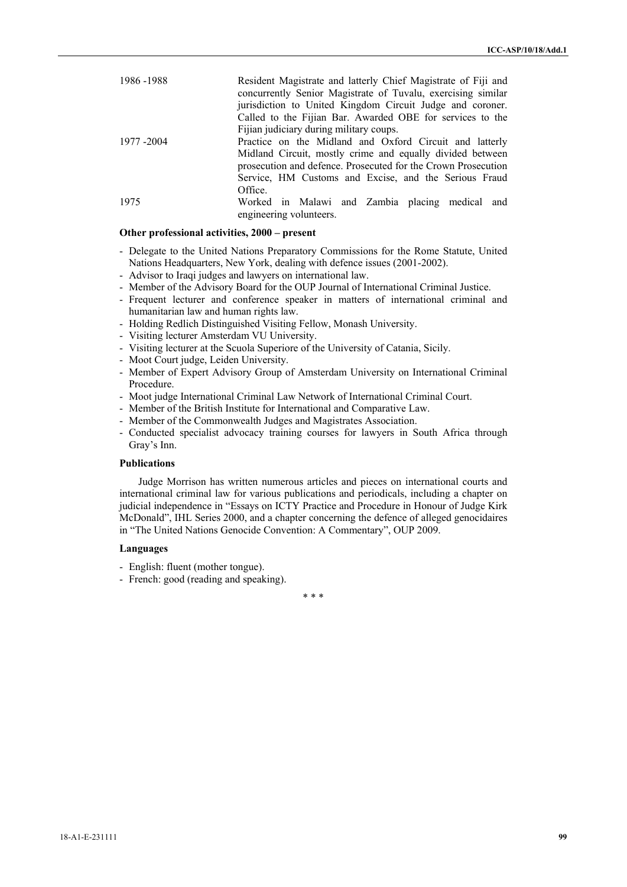| | |
|---|---|
| 1986 -1988 | Resident Magistrate and latterly Chief Magistrate of Fiji and concurrently Senior Magistrate of Tuvalu, exercising similar jurisdiction to United Kingdom Circuit Judge and coroner. Called to the Fijian Bar. Awarded OBE for services to the Fijian judiciary during military coups. |
| 1977 -2004 | Practice on the Midland and Oxford Circuit and latterly Midland Circuit, mostly crime and equally divided between prosecution and defence. Prosecuted for the Crown Prosecution Service, HM Customs and Excise, and the Serious Fraud Office. |
| 1975 | Worked in Malawi and Zambia placing medical and engineering volunteers. |

**Other professional activities, 2000 – present**

- Delegate to the United Nations Preparatory Commissions for the Rome Statute, United Nations Headquarters, New York, dealing with defence issues (2001-2002).
- Advisor to Iraqi judges and lawyers on international law.
- Member of the Advisory Board for the OUP Journal of International Criminal Justice.
- Frequent lecturer and conference speaker in matters of international criminal and humanitarian law and human rights law.
- Holding Redlich Distinguished Visiting Fellow, Monash University.
- Visiting lecturer Amsterdam VU University.
- Visiting lecturer at the Scuola Superiore of the University of Catania, Sicily.
- Moot Court judge, Leiden University.
- Member of Expert Advisory Group of Amsterdam University on International Criminal Procedure.
- Moot judge International Criminal Law Network of International Criminal Court.
- Member of the British Institute for International and Comparative Law.
- Member of the Commonwealth Judges and Magistrates Association.
- Conducted specialist advocacy training courses for lawyers in South Africa through Gray's Inn.

**Publications**

Judge Morrison has written numerous articles and pieces on international courts and international criminal law for various publications and periodicals, including a chapter on judicial independence in "Essays on ICTY Practice and Procedure in Honour of Judge Kirk McDonald", IHL Series 2000, and a chapter concerning the defence of alleged genocidaires in "The United Nations Genocide Convention: A Commentary", OUP 2009.

**Languages**

- English: fluent (mother tongue).
- French: good (reading and speaking).

\* \* \*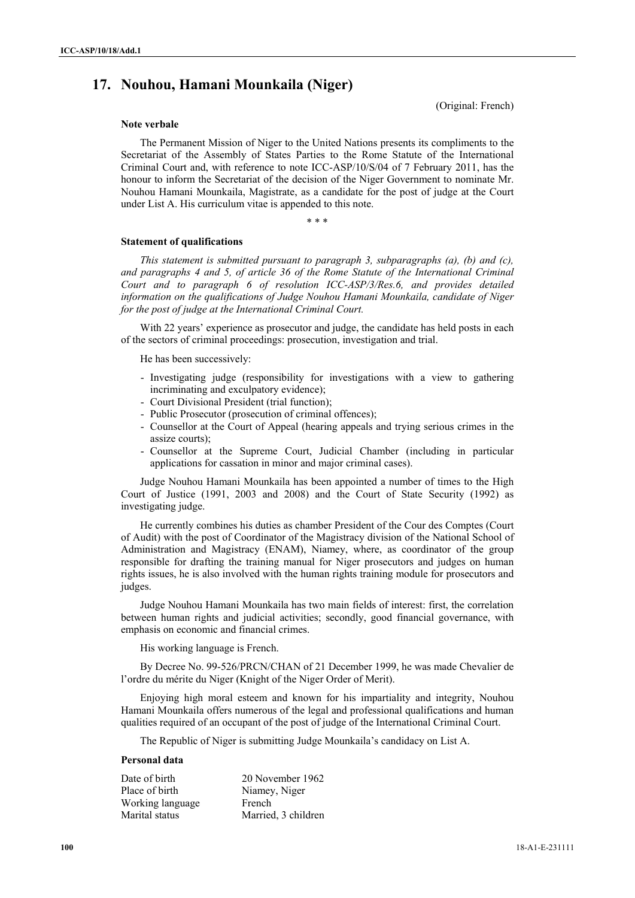## 17. Nouhou, Hamani Mounkaila (Niger)

(Original: French)

### Note verbale

The Permanent Mission of Niger to the United Nations presents its compliments to the Secretariat of the Assembly of States Parties to the Rome Statute of the International Criminal Court and, with reference to note ICC-ASP/10/S/04 of 7 February 2011, has the honour to inform the Secretariat of the decision of the Niger Government to nominate Mr. Nouhou Hamani Mounkaila, Magistrate, as a candidate for the post of judge at the Court under List A. His curriculum vitae is appended to this note.

\* \* \*

### Statement of qualifications

*This statement is submitted pursuant to paragraph 3, subparagraphs (a), (b) and (c), and paragraphs 4 and 5, of article 36 of the Rome Statute of the International Criminal Court and to paragraph 6 of resolution ICC-ASP/3/Res.6, and provides detailed information on the qualifications of Judge Nouhou Hamani Mounkaila, candidate of Niger for the post of judge at the International Criminal Court.*

With 22 years' experience as prosecutor and judge, the candidate has held posts in each of the sectors of criminal proceedings: prosecution, investigation and trial.

He has been successively:

- Investigating judge (responsibility for investigations with a view to gathering incriminating and exculpatory evidence);
- Court Divisional President (trial function);
- Public Prosecutor (prosecution of criminal offences);
- Counsellor at the Court of Appeal (hearing appeals and trying serious crimes in the assize courts);
- Counsellor at the Supreme Court, Judicial Chamber (including in particular applications for cassation in minor and major criminal cases).

Judge Nouhou Hamani Mounkaila has been appointed a number of times to the High Court of Justice (1991, 2003 and 2008) and the Court of State Security (1992) as investigating judge.

He currently combines his duties as chamber President of the Cour des Comptes (Court of Audit) with the post of Coordinator of the Magistracy division of the National School of Administration and Magistracy (ENAM), Niamey, where, as coordinator of the group responsible for drafting the training manual for Niger prosecutors and judges on human rights issues, he is also involved with the human rights training module for prosecutors and judges.

Judge Nouhou Hamani Mounkaila has two main fields of interest: first, the correlation between human rights and judicial activities; secondly, good financial governance, with emphasis on economic and financial crimes.

His working language is French.

By Decree No. 99-526/PRCN/CHAN of 21 December 1999, he was made Chevalier de l'ordre du mérite du Niger (Knight of the Niger Order of Merit).

Enjoying high moral esteem and known for his impartiality and integrity, Nouhou Hamani Mounkaila offers numerous of the legal and professional qualifications and human qualities required of an occupant of the post of judge of the International Criminal Court.

The Republic of Niger is submitting Judge Mounkaila's candidacy on List A.

### Personal data

| | |
|---|---|
| Date of birth | 20 November 1962 |
| Place of birth | Niamey, Niger |
| Working language | French |
| Marital status | Married, 3 children |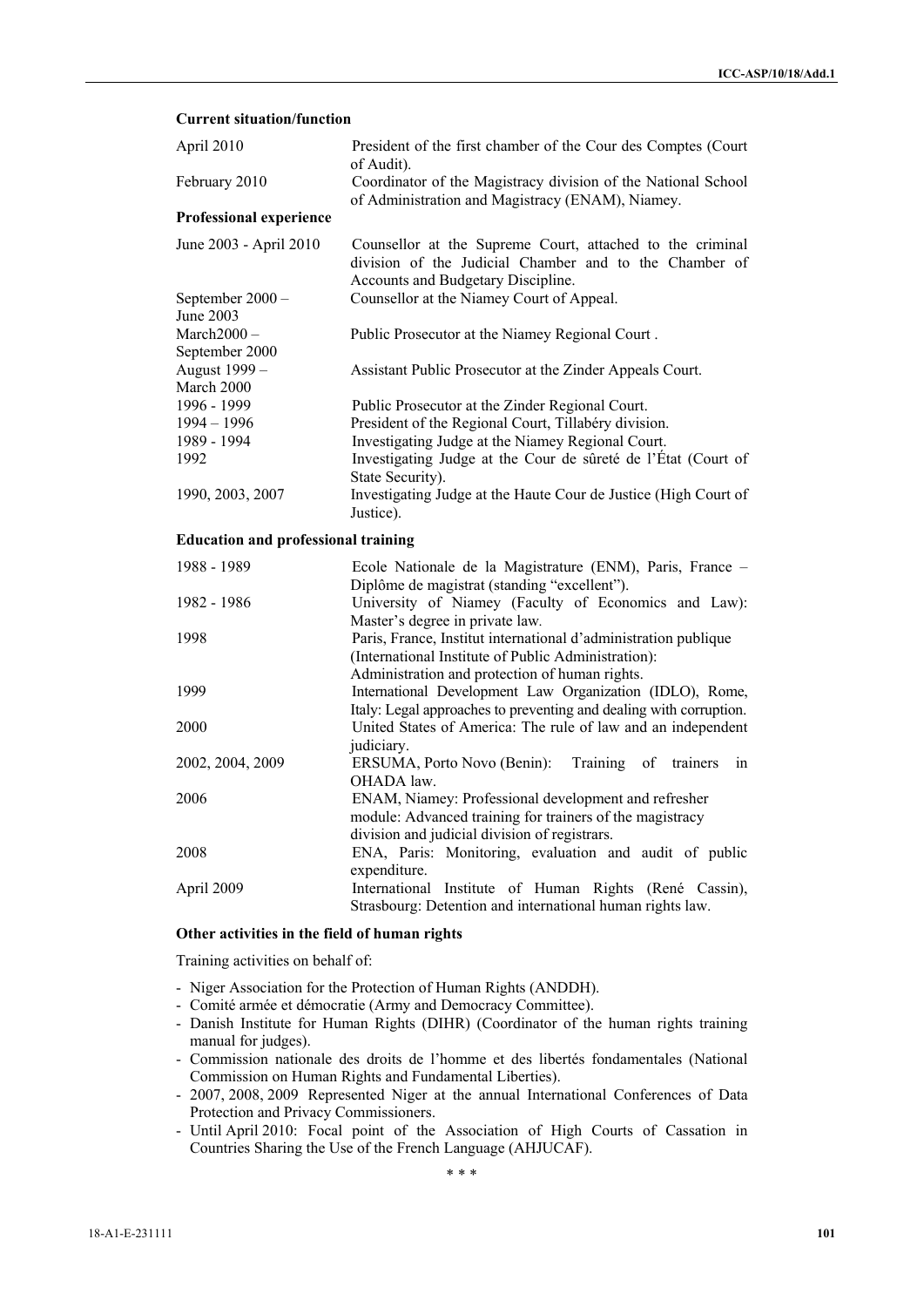#### Current situation/function

| | |
|---|---|
| April 2010 | President of the first chamber of the Cour des Comptes (Court of Audit). |
| February 2010 | Coordinator of the Magistracy division of the National School of Administration and Magistracy (ENAM), Niamey. |

#### Professional experience

| | |
|---|---|
| June 2003 - April 2010 | Counsellor at the Supreme Court, attached to the criminal division of the Judicial Chamber and to the Chamber of Accounts and Budgetary Discipline. |
| September 2000 – June 2003 | Counsellor at the Niamey Court of Appeal. |
| March2000 – September 2000 | Public Prosecutor at the Niamey Regional Court . |
| August 1999 – March 2000 | Assistant Public Prosecutor at the Zinder Appeals Court. |
| 1996 - 1999 | Public Prosecutor at the Zinder Regional Court. |
| 1994 – 1996 | President of the Regional Court, Tillabéry division. |
| 1989 - 1994 | Investigating Judge at the Niamey Regional Court. |
| 1992 | Investigating Judge at the Cour de sûreté de l'État (Court of State Security). |
| 1990, 2003, 2007 | Investigating Judge at the Haute Cour de Justice (High Court of Justice). |

#### Education and professional training

| | |
|---|---|
| 1988 - 1989 | Ecole Nationale de la Magistrature (ENM), Paris, France – Diplôme de magistrat (standing "excellent"). |
| 1982 - 1986 | University of Niamey (Faculty of Economics and Law): Master's degree in private law. |
| 1998 | Paris, France, Institut international d'administration publique (International Institute of Public Administration): Administration and protection of human rights. |
| 1999 | International Development Law Organization (IDLO), Rome, Italy: Legal approaches to preventing and dealing with corruption. |
| 2000 | United States of America: The rule of law and an independent judiciary. |
| 2002, 2004, 2009 | ERSUMA, Porto Novo (Benin): Training of trainers in OHADA law. |
| 2006 | ENAM, Niamey: Professional development and refresher module: Advanced training for trainers of the magistracy division and judicial division of registrars. |
| 2008 | ENA, Paris: Monitoring, evaluation and audit of public expenditure. |
| April 2009 | International Institute of Human Rights (René Cassin), Strasbourg: Detention and international human rights law. |

#### Other activities in the field of human rights

Training activities on behalf of:

- Niger Association for the Protection of Human Rights (ANDDH).
- Comité armée et démocratie (Army and Democracy Committee).
- Danish Institute for Human Rights (DIHR) (Coordinator of the human rights training manual for judges).
- Commission nationale des droits de l'homme et des libertés fondamentales (National Commission on Human Rights and Fundamental Liberties).
- 2007, 2008, 2009 Represented Niger at the annual International Conferences of Data Protection and Privacy Commissioners.
- Until April 2010: Focal point of the Association of High Courts of Cassation in Countries Sharing the Use of the French Language (AHJUCAF).

\* \* \*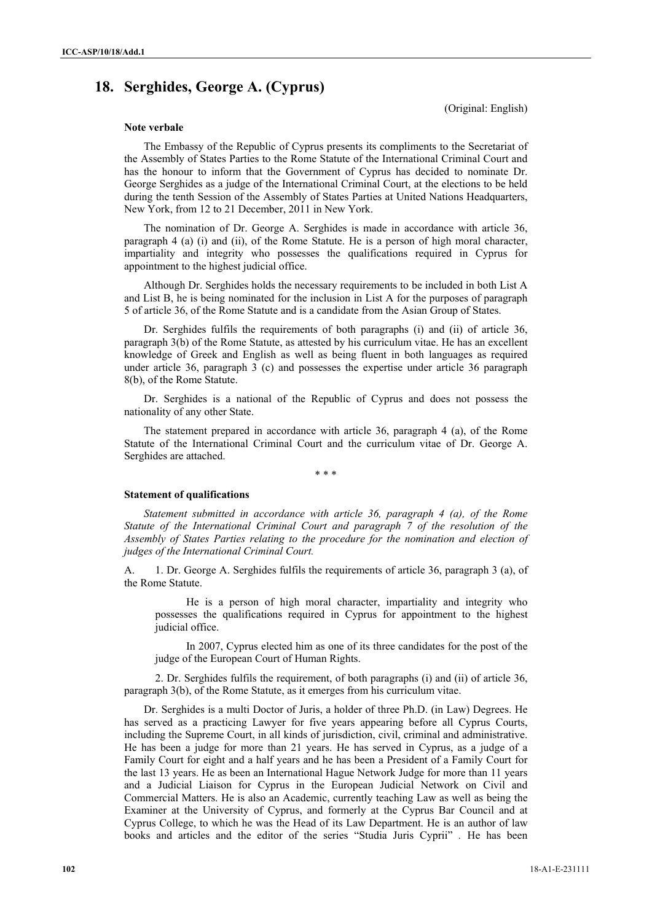## 18. Serghides, George A. (Cyprus)

(Original: English)

**Note verbale**

The Embassy of the Republic of Cyprus presents its compliments to the Secretariat of the Assembly of States Parties to the Rome Statute of the International Criminal Court and has the honour to inform that the Government of Cyprus has decided to nominate Dr. George Serghides as a judge of the International Criminal Court, at the elections to be held during the tenth Session of the Assembly of States Parties at United Nations Headquarters, New York, from 12 to 21 December, 2011 in New York.

The nomination of Dr. George A. Serghides is made in accordance with article 36, paragraph 4 (a) (i) and (ii), of the Rome Statute. He is a person of high moral character, impartiality and integrity who possesses the qualifications required in Cyprus for appointment to the highest judicial office.

Although Dr. Serghides holds the necessary requirements to be included in both List A and List B, he is being nominated for the inclusion in List A for the purposes of paragraph 5 of article 36, of the Rome Statute and is a candidate from the Asian Group of States.

Dr. Serghides fulfils the requirements of both paragraphs (i) and (ii) of article 36, paragraph 3(b) of the Rome Statute, as attested by his curriculum vitae. He has an excellent knowledge of Greek and English as well as being fluent in both languages as required under article 36, paragraph 3 (c) and possesses the expertise under article 36 paragraph 8(b), of the Rome Statute.

Dr. Serghides is a national of the Republic of Cyprus and does not possess the nationality of any other State.

The statement prepared in accordance with article 36, paragraph 4 (a), of the Rome Statute of the International Criminal Court and the curriculum vitae of Dr. George A. Serghides are attached.

\* \* \*

**Statement of qualifications**

*Statement submitted in accordance with article 36, paragraph 4 (a), of the Rome Statute of the International Criminal Court and paragraph 7 of the resolution of the Assembly of States Parties relating to the procedure for the nomination and election of judges of the International Criminal Court.*

A. 1. Dr. George A. Serghides fulfils the requirements of article 36, paragraph 3 (a), of the Rome Statute.

> He is a person of high moral character, impartiality and integrity who possesses the qualifications required in Cyprus for appointment to the highest judicial office.
>
> In 2007, Cyprus elected him as one of its three candidates for the post of the judge of the European Court of Human Rights.

2. Dr. Serghides fulfils the requirement, of both paragraphs (i) and (ii) of article 36, paragraph 3(b), of the Rome Statute, as it emerges from his curriculum vitae.

Dr. Serghides is a multi Doctor of Juris, a holder of three Ph.D. (in Law) Degrees. He has served as a practicing Lawyer for five years appearing before all Cyprus Courts, including the Supreme Court, in all kinds of jurisdiction, civil, criminal and administrative. He has been a judge for more than 21 years. He has served in Cyprus, as a judge of a Family Court for eight and a half years and he has been a President of a Family Court for the last 13 years. He as been an International Hague Network Judge for more than 11 years and a Judicial Liaison for Cyprus in the European Judicial Network on Civil and Commercial Matters. He is also an Academic, currently teaching Law as well as being the Examiner at the University of Cyprus, and formerly at the Cyprus Bar Council and at Cyprus College, to which he was the Head of its Law Department. He is an author of law books and articles and the editor of the series "Studia Juris Cyprii" . He has been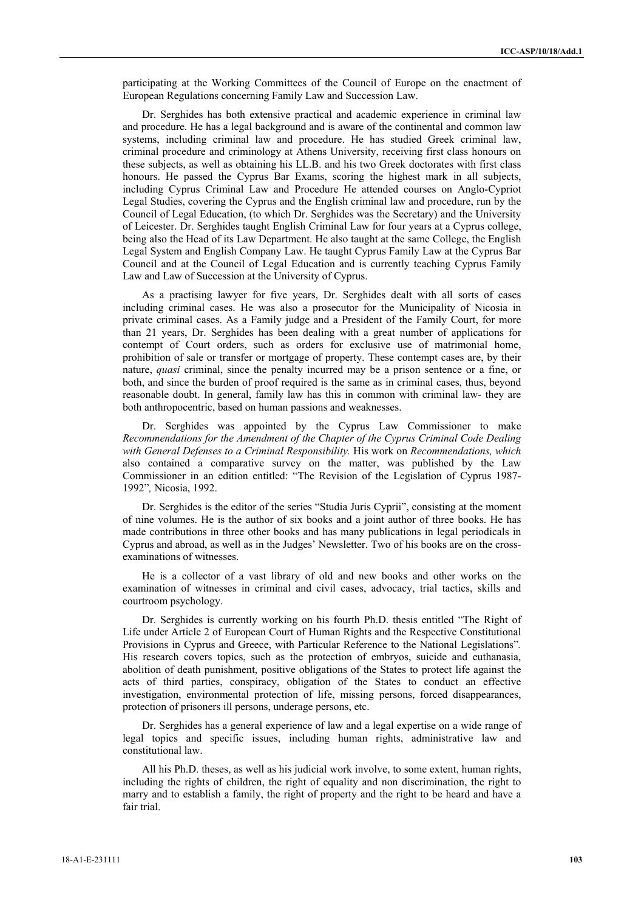participating at the Working Committees of the Council of Europe on the enactment of European Regulations concerning Family Law and Succession Law.

Dr. Serghides has both extensive practical and academic experience in criminal law and procedure. He has a legal background and is aware of the continental and common law systems, including criminal law and procedure. He has studied Greek criminal law, criminal procedure and criminology at Athens University, receiving first class honours on these subjects, as well as obtaining his LL.B. and his two Greek doctorates with first class honours. He passed the Cyprus Bar Exams, scoring the highest mark in all subjects, including Cyprus Criminal Law and Procedure He attended courses on Anglo-Cypriot Legal Studies, covering the Cyprus and the English criminal law and procedure, run by the Council of Legal Education, (to which Dr. Serghides was the Secretary) and the University of Leicester. Dr. Serghides taught English Criminal Law for four years at a Cyprus college, being also the Head of its Law Department. He also taught at the same College, the English Legal System and English Company Law. He taught Cyprus Family Law at the Cyprus Bar Council and at the Council of Legal Education and is currently teaching Cyprus Family Law and Law of Succession at the University of Cyprus.

As a practising lawyer for five years, Dr. Serghides dealt with all sorts of cases including criminal cases. He was also a prosecutor for the Municipality of Nicosia in private criminal cases. As a Family judge and a President of the Family Court, for more than 21 years, Dr. Serghides has been dealing with a great number of applications for contempt of Court orders, such as orders for exclusive use of matrimonial home, prohibition of sale or transfer or mortgage of property. These contempt cases are, by their nature, *quasi* criminal, since the penalty incurred may be a prison sentence or a fine, or both, and since the burden of proof required is the same as in criminal cases, thus, beyond reasonable doubt. In general, family law has this in common with criminal law- they are both anthropocentric, based on human passions and weaknesses.

Dr. Serghides was appointed by the Cyprus Law Commissioner to make *Recommendations for the Amendment of the Chapter of the Cyprus Criminal Code Dealing with General Defenses to a Criminal Responsibility.* His work on *Recommendations, which* also contained a comparative survey on the matter, was published by the Law Commissioner in an edition entitled: "The Revision of the Legislation of Cyprus 1987-1992"*,* Nicosia, 1992.

Dr. Serghides is the editor of the series "Studia Juris Cyprii", consisting at the moment of nine volumes. He is the author of six books and a joint author of three books. He has made contributions in three other books and has many publications in legal periodicals in Cyprus and abroad, as well as in the Judges' Newsletter. Two of his books are on the cross-examinations of witnesses.

He is a collector of a vast library of old and new books and other works on the examination of witnesses in criminal and civil cases, advocacy, trial tactics, skills and courtroom psychology.

Dr. Serghides is currently working on his fourth Ph.D. thesis entitled "The Right of Life under Article 2 of European Court of Human Rights and the Respective Constitutional Provisions in Cyprus and Greece, with Particular Reference to the National Legislations"*.* His research covers topics, such as the protection of embryos, suicide and euthanasia, abolition of death punishment, positive obligations of the States to protect life against the acts of third parties, conspiracy, obligation of the States to conduct an effective investigation, environmental protection of life, missing persons, forced disappearances, protection of prisoners ill persons, underage persons, etc.

Dr. Serghides has a general experience of law and a legal expertise on a wide range of legal topics and specific issues, including human rights, administrative law and constitutional law.

All his Ph.D. theses, as well as his judicial work involve, to some extent, human rights, including the rights of children, the right of equality and non discrimination, the right to marry and to establish a family, the right of property and the right to be heard and have a fair trial.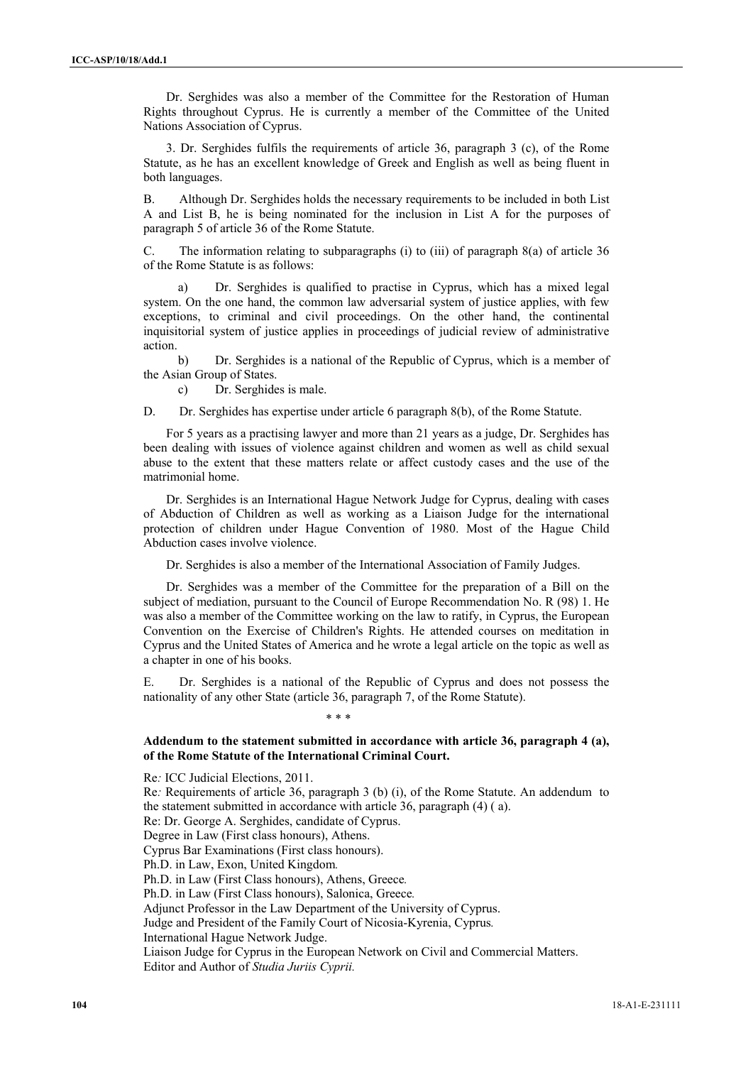Dr. Serghides was also a member of the Committee for the Restoration of Human Rights throughout Cyprus. He is currently a member of the Committee of the United Nations Association of Cyprus.

3. Dr. Serghides fulfils the requirements of article 36, paragraph 3 (c), of the Rome Statute, as he has an excellent knowledge of Greek and English as well as being fluent in both languages.

B. Although Dr. Serghides holds the necessary requirements to be included in both List A and List B, he is being nominated for the inclusion in List A for the purposes of paragraph 5 of article 36 of the Rome Statute.

C. The information relating to subparagraphs (i) to (iii) of paragraph 8(a) of article 36 of the Rome Statute is as follows:

a) Dr. Serghides is qualified to practise in Cyprus, which has a mixed legal system. On the one hand, the common law adversarial system of justice applies, with few exceptions, to criminal and civil proceedings. On the other hand, the continental inquisitorial system of justice applies in proceedings of judicial review of administrative action.

b) Dr. Serghides is a national of the Republic of Cyprus, which is a member of the Asian Group of States.

c) Dr. Serghides is male.

D. Dr. Serghides has expertise under article 6 paragraph 8(b), of the Rome Statute.

For 5 years as a practising lawyer and more than 21 years as a judge, Dr. Serghides has been dealing with issues of violence against children and women as well as child sexual abuse to the extent that these matters relate or affect custody cases and the use of the matrimonial home.

Dr. Serghides is an International Hague Network Judge for Cyprus, dealing with cases of Abduction of Children as well as working as a Liaison Judge for the international protection of children under Hague Convention of 1980. Most of the Hague Child Abduction cases involve violence.

Dr. Serghides is also a member of the International Association of Family Judges.

Dr. Serghides was a member of the Committee for the preparation of a Bill on the subject of mediation, pursuant to the Council of Europe Recommendation No. R (98) 1. He was also a member of the Committee working on the law to ratify, in Cyprus, the European Convention on the Exercise of Children's Rights. He attended courses on meditation in Cyprus and the United States of America and he wrote a legal article on the topic as well as a chapter in one of his books.

E. Dr. Serghides is a national of the Republic of Cyprus and does not possess the nationality of any other State (article 36, paragraph 7, of the Rome Statute).

\* \* \*

**Addendum to the statement submitted in accordance with article 36, paragraph 4 (a), of the Rome Statute of the International Criminal Court.**

Re*:* ICC Judicial Elections, 2011.

Re*:* Requirements of article 36, paragraph 3 (b) (i), of the Rome Statute. An addendum to the statement submitted in accordance with article 36, paragraph (4) ( a).

Re: Dr. George A. Serghides, candidate of Cyprus.

Degree in Law (First class honours), Athens.

Cyprus Bar Examinations (First class honours).

Ph.D. in Law, Exon, United Kingdom*.*

Ph.D. in Law (First Class honours), Athens, Greece*.*

Ph.D. in Law (First Class honours), Salonica, Greece*.*

Adjunct Professor in the Law Department of the University of Cyprus.

Judge and President of the Family Court of Nicosia-Kyrenia, Cyprus*.*

International Hague Network Judge.

Liaison Judge for Cyprus in the European Network on Civil and Commercial Matters.

Editor and Author of *Studia Juriis Cyprii.*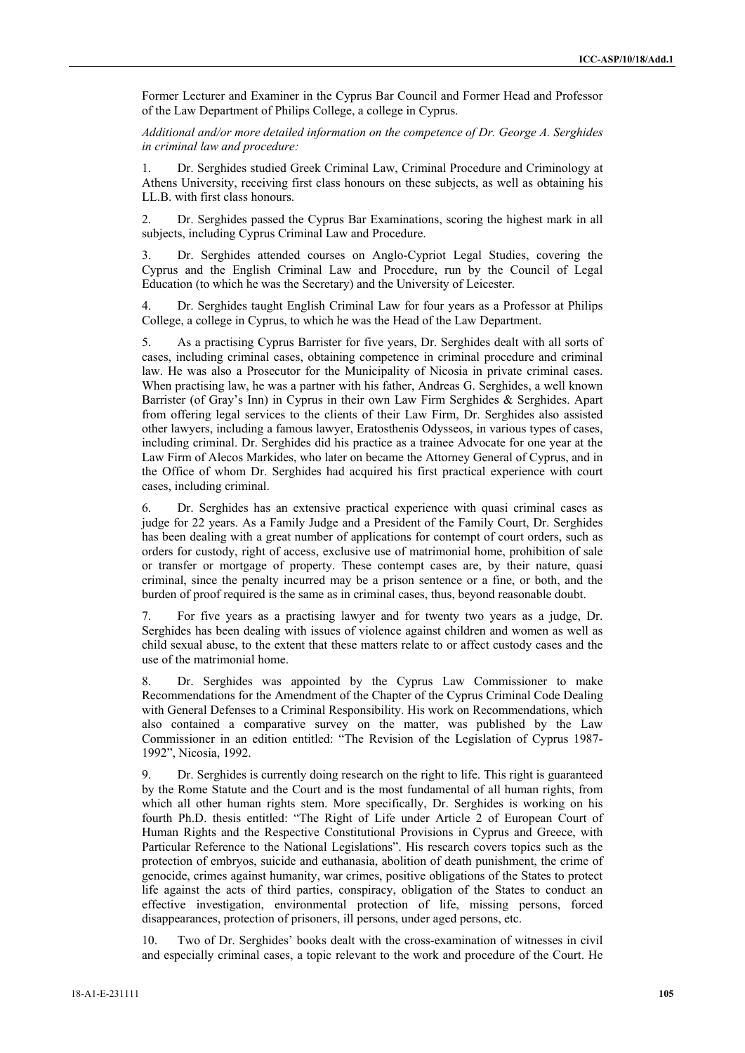Former Lecturer and Examiner in the Cyprus Bar Council and Former Head and Professor of the Law Department of Philips College, a college in Cyprus.

*Additional and/or more detailed information on the competence of Dr. George A. Serghides in criminal law and procedure:*

1. Dr. Serghides studied Greek Criminal Law, Criminal Procedure and Criminology at Athens University, receiving first class honours on these subjects, as well as obtaining his LL.B. with first class honours.

2. Dr. Serghides passed the Cyprus Bar Examinations, scoring the highest mark in all subjects, including Cyprus Criminal Law and Procedure.

3. Dr. Serghides attended courses on Anglo-Cypriot Legal Studies, covering the Cyprus and the English Criminal Law and Procedure, run by the Council of Legal Education (to which he was the Secretary) and the University of Leicester.

4. Dr. Serghides taught English Criminal Law for four years as a Professor at Philips College, a college in Cyprus, to which he was the Head of the Law Department.

5. As a practising Cyprus Barrister for five years, Dr. Serghides dealt with all sorts of cases, including criminal cases, obtaining competence in criminal procedure and criminal law. He was also a Prosecutor for the Municipality of Nicosia in private criminal cases. When practising law, he was a partner with his father, Andreas G. Serghides, a well known Barrister (of Gray's Inn) in Cyprus in their own Law Firm Serghides & Serghides. Apart from offering legal services to the clients of their Law Firm, Dr. Serghides also assisted other lawyers, including a famous lawyer, Eratosthenis Odysseos, in various types of cases, including criminal. Dr. Serghides did his practice as a trainee Advocate for one year at the Law Firm of Alecos Markides, who later on became the Attorney General of Cyprus, and in the Office of whom Dr. Serghides had acquired his first practical experience with court cases, including criminal.

6. Dr. Serghides has an extensive practical experience with quasi criminal cases as judge for 22 years. As a Family Judge and a President of the Family Court, Dr. Serghides has been dealing with a great number of applications for contempt of court orders, such as orders for custody, right of access, exclusive use of matrimonial home, prohibition of sale or transfer or mortgage of property. These contempt cases are, by their nature, quasi criminal, since the penalty incurred may be a prison sentence or a fine, or both, and the burden of proof required is the same as in criminal cases, thus, beyond reasonable doubt.

7. For five years as a practising lawyer and for twenty two years as a judge, Dr. Serghides has been dealing with issues of violence against children and women as well as child sexual abuse, to the extent that these matters relate to or affect custody cases and the use of the matrimonial home.

8. Dr. Serghides was appointed by the Cyprus Law Commissioner to make Recommendations for the Amendment of the Chapter of the Cyprus Criminal Code Dealing with General Defenses to a Criminal Responsibility. His work on Recommendations, which also contained a comparative survey on the matter, was published by the Law Commissioner in an edition entitled: "The Revision of the Legislation of Cyprus 1987-1992", Nicosia, 1992.

9. Dr. Serghides is currently doing research on the right to life. This right is guaranteed by the Rome Statute and the Court and is the most fundamental of all human rights, from which all other human rights stem. More specifically, Dr. Serghides is working on his fourth Ph.D. thesis entitled: "The Right of Life under Article 2 of European Court of Human Rights and the Respective Constitutional Provisions in Cyprus and Greece, with Particular Reference to the National Legislations". His research covers topics such as the protection of embryos, suicide and euthanasia, abolition of death punishment, the crime of genocide, crimes against humanity, war crimes, positive obligations of the States to protect life against the acts of third parties, conspiracy, obligation of the States to conduct an effective investigation, environmental protection of life, missing persons, forced disappearances, protection of prisoners, ill persons, under aged persons, etc.

10. Two of Dr. Serghides' books dealt with the cross-examination of witnesses in civil and especially criminal cases, a topic relevant to the work and procedure of the Court. He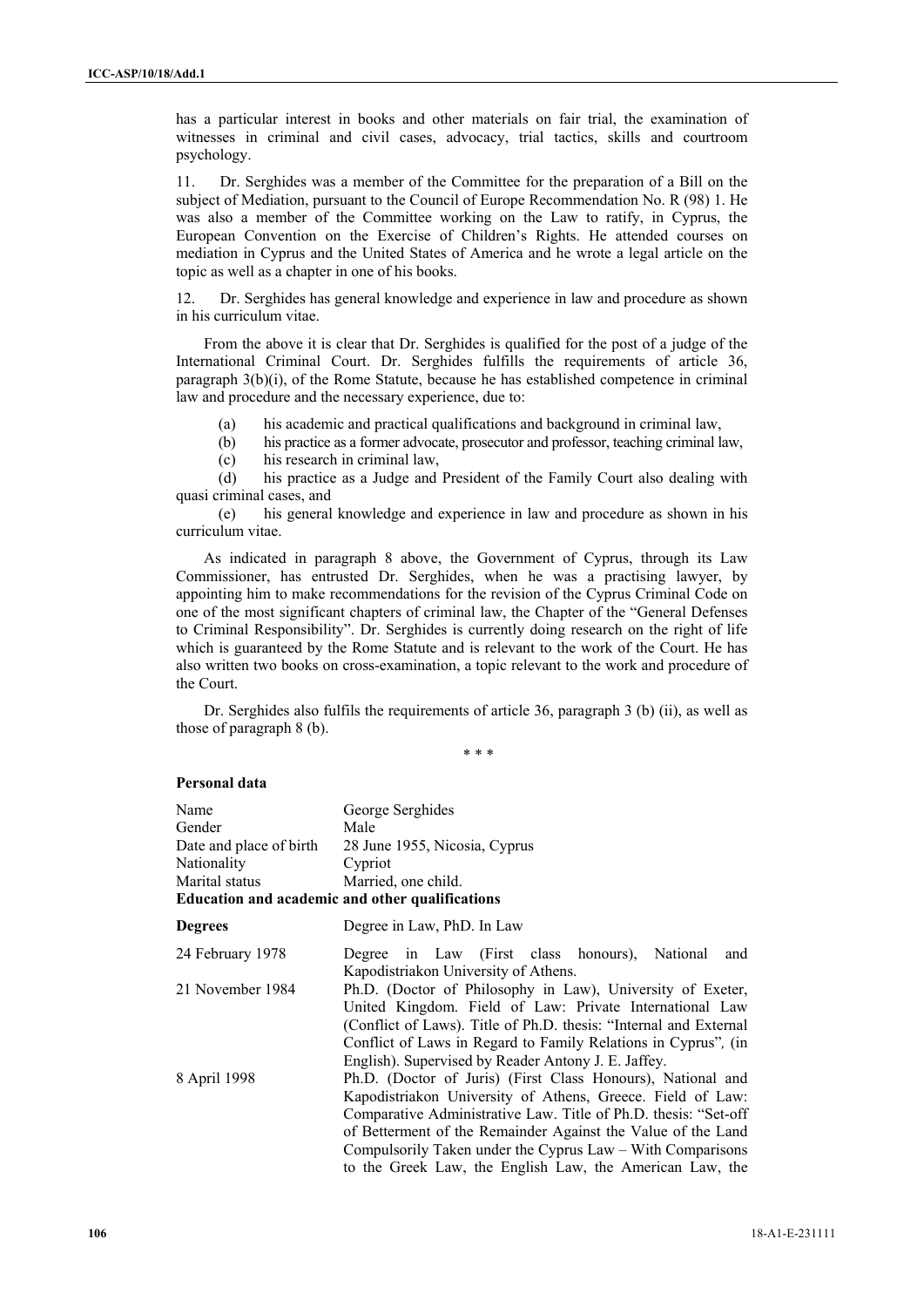has a particular interest in books and other materials on fair trial, the examination of witnesses in criminal and civil cases, advocacy, trial tactics, skills and courtroom psychology.

11. Dr. Serghides was a member of the Committee for the preparation of a Bill on the subject of Mediation, pursuant to the Council of Europe Recommendation No. R (98) 1. He was also a member of the Committee working on the Law to ratify, in Cyprus, the European Convention on the Exercise of Children's Rights. He attended courses on mediation in Cyprus and the United States of America and he wrote a legal article on the topic as well as a chapter in one of his books.

12. Dr. Serghides has general knowledge and experience in law and procedure as shown in his curriculum vitae.

From the above it is clear that Dr. Serghides is qualified for the post of a judge of the International Criminal Court. Dr. Serghides fulfills the requirements of article 36, paragraph 3(b)(i), of the Rome Statute, because he has established competence in criminal law and procedure and the necessary experience, due to:

(a) his academic and practical qualifications and background in criminal law,

(b) his practice as a former advocate, prosecutor and professor, teaching criminal law,

(c) his research in criminal law,

(d) his practice as a Judge and President of the Family Court also dealing with quasi criminal cases, and

(e) his general knowledge and experience in law and procedure as shown in his curriculum vitae.

As indicated in paragraph 8 above, the Government of Cyprus, through its Law Commissioner, has entrusted Dr. Serghides, when he was a practising lawyer, by appointing him to make recommendations for the revision of the Cyprus Criminal Code on one of the most significant chapters of criminal law, the Chapter of the "General Defenses to Criminal Responsibility". Dr. Serghides is currently doing research on the right of life which is guaranteed by the Rome Statute and is relevant to the work of the Court. He has also written two books on cross-examination, a topic relevant to the work and procedure of the Court.

Dr. Serghides also fulfils the requirements of article 36, paragraph 3 (b) (ii), as well as those of paragraph 8 (b).

\* \* \*

**Personal data**

| | |
|---|---|
| Name | George Serghides |
| Gender | Male |
| Date and place of birth | 28 June 1955, Nicosia, Cyprus |
| Nationality | Cypriot |
| Marital status | Married, one child. |

**Education and academic and other qualifications**

| | |
|---|---|
| **Degrees** | Degree in Law, PhD. In Law |
| 24 February 1978 | Degree in Law (First class honours), National and Kapodistriakon University of Athens. |
| 21 November 1984 | Ph.D. (Doctor of Philosophy in Law), University of Exeter, United Kingdom. Field of Law: Private International Law (Conflict of Laws). Title of Ph.D. thesis: "Internal and External Conflict of Laws in Regard to Family Relations in Cyprus", (in English). Supervised by Reader Antony J. E. Jaffey. |
| 8 April 1998 | Ph.D. (Doctor of Juris) (First Class Honours), National and Kapodistriakon University of Athens, Greece. Field of Law: Comparative Administrative Law. Title of Ph.D. thesis: "Set-off of Betterment of the Remainder Against the Value of the Land Compulsorily Taken under the Cyprus Law – With Comparisons to the Greek Law, the English Law, the American Law, the |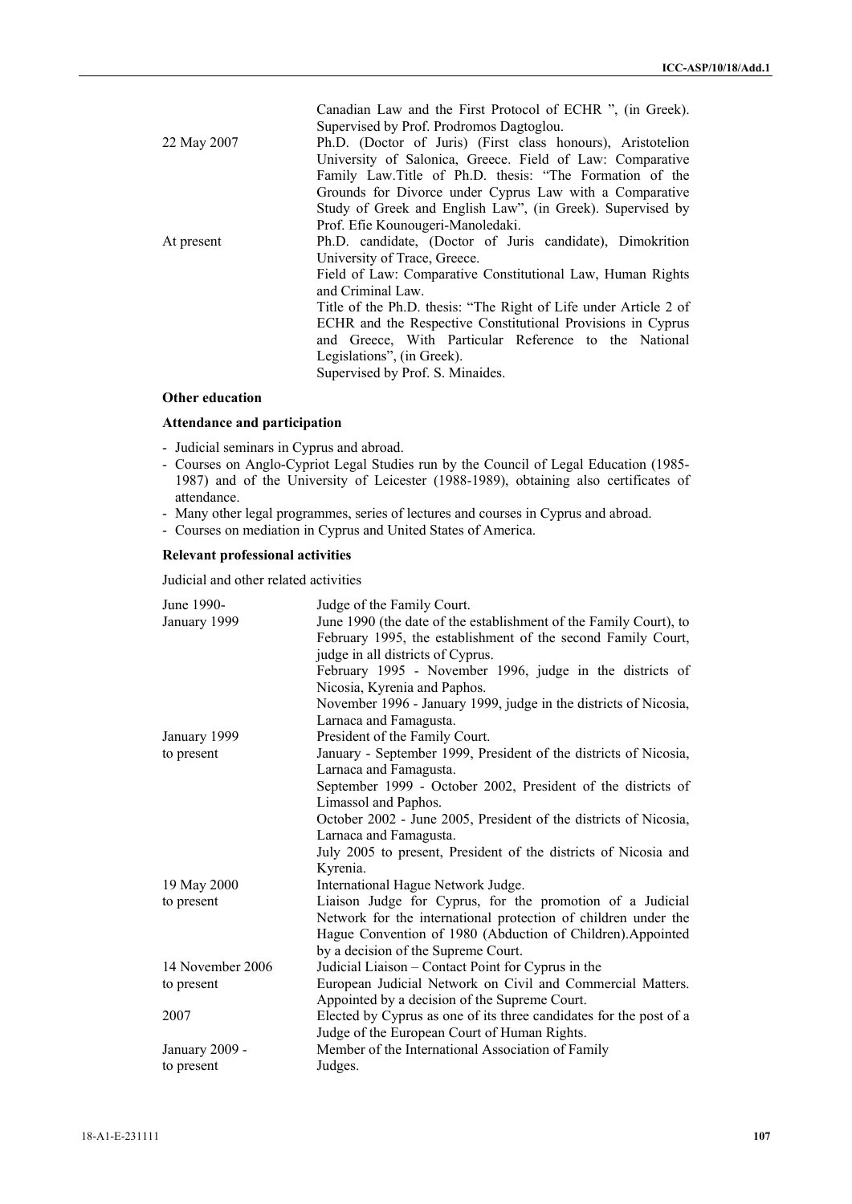| | |
|---|---|
| | Canadian Law and the First Protocol of ECHR ", (in Greek). Supervised by Prof. Prodromos Dagtoglou. |
| 22 May 2007 | Ph.D. (Doctor of Juris) (First class honours), Aristotelion University of Salonica, Greece. Field of Law: Comparative Family Law.Title of Ph.D. thesis: "The Formation of the Grounds for Divorce under Cyprus Law with a Comparative Study of Greek and English Law", (in Greek). Supervised by Prof. Efie Kounougeri-Manoledaki. |
| At present | Ph.D. candidate, (Doctor of Juris candidate), Dimokrition University of Trace, Greece. Field of Law: Comparative Constitutional Law, Human Rights and Criminal Law. Title of the Ph.D. thesis: "The Right of Life under Article 2 of ECHR and the Respective Constitutional Provisions in Cyprus and Greece, With Particular Reference to the National Legislations", (in Greek). Supervised by Prof. S. Minaides. |

**Other education**

**Attendance and participation**

- Judicial seminars in Cyprus and abroad.
- Courses on Anglo-Cypriot Legal Studies run by the Council of Legal Education (1985-1987) and of the University of Leicester (1988-1989), obtaining also certificates of attendance.
- Many other legal programmes, series of lectures and courses in Cyprus and abroad.
- Courses on mediation in Cyprus and United States of America.

**Relevant professional activities**

Judicial and other related activities

| | |
|---|---|
| June 1990- January 1999 | Judge of the Family Court. June 1990 (the date of the establishment of the Family Court), to February 1995, the establishment of the second Family Court, judge in all districts of Cyprus. February 1995 - November 1996, judge in the districts of Nicosia, Kyrenia and Paphos. November 1996 - January 1999, judge in the districts of Nicosia, Larnaca and Famagusta. |
| January 1999 to present | President of the Family Court. January - September 1999, President of the districts of Nicosia, Larnaca and Famagusta. September 1999 - October 2002, President of the districts of Limassol and Paphos. October 2002 - June 2005, President of the districts of Nicosia, Larnaca and Famagusta. July 2005 to present, President of the districts of Nicosia and Kyrenia. |
| 19 May 2000 to present | International Hague Network Judge. Liaison Judge for Cyprus, for the promotion of a Judicial Network for the international protection of children under the Hague Convention of 1980 (Abduction of Children).Appointed by a decision of the Supreme Court. |
| 14 November 2006 to present | Judicial Liaison – Contact Point for Cyprus in the European Judicial Network on Civil and Commercial Matters. Appointed by a decision of the Supreme Court. |
| 2007 | Elected by Cyprus as one of its three candidates for the post of a Judge of the European Court of Human Rights. |
| January 2009 - to present | Member of the International Association of Family Judges. |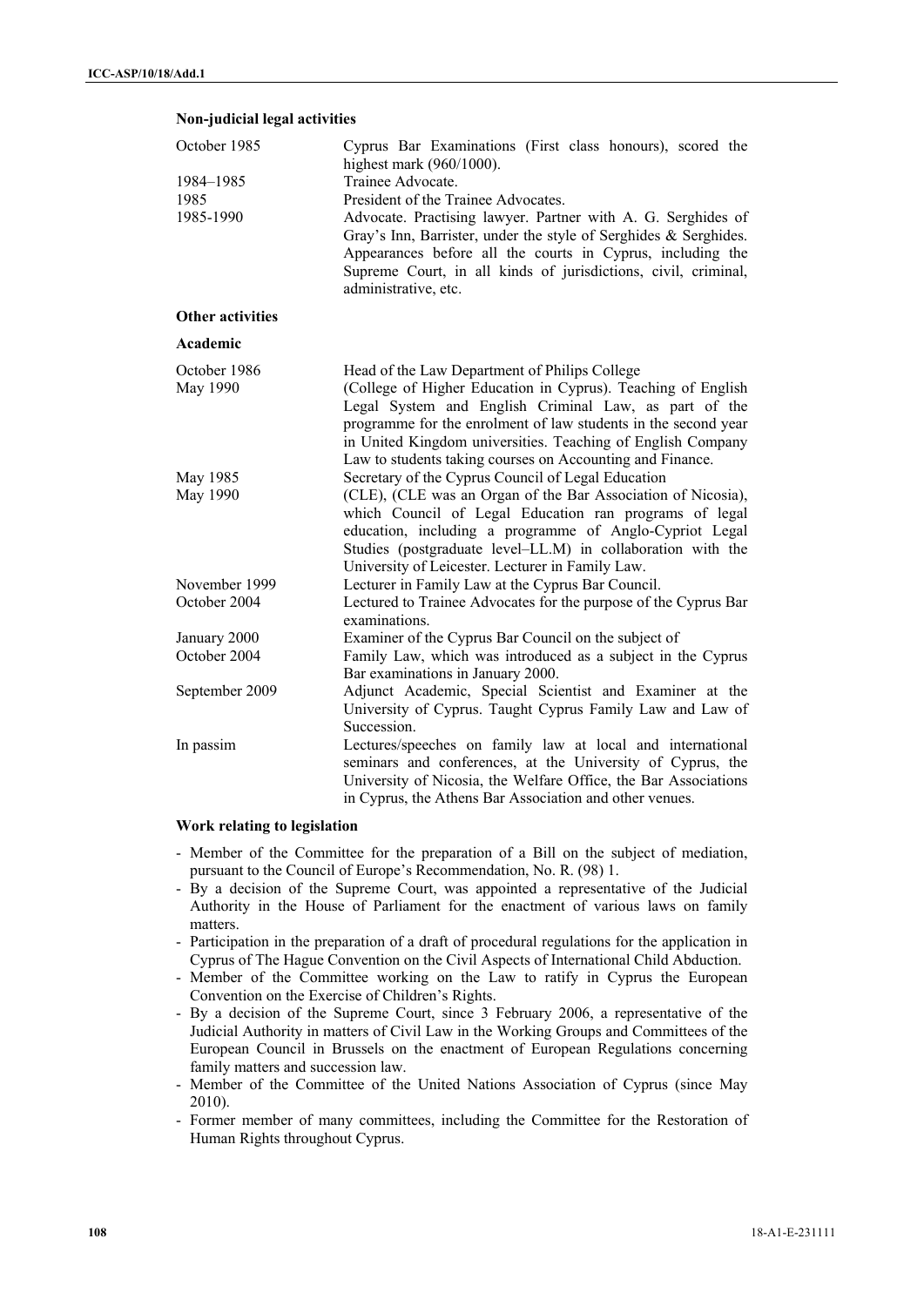**Non-judicial legal activities**

| | |
|---|---|
| October 1985 | Cyprus Bar Examinations (First class honours), scored the highest mark (960/1000). |
| 1984–1985 | Trainee Advocate. |
| 1985 | President of the Trainee Advocates. |
| 1985-1990 | Advocate. Practising lawyer. Partner with A. G. Serghides of Gray's Inn, Barrister, under the style of Serghides & Serghides. Appearances before all the courts in Cyprus, including the Supreme Court, in all kinds of jurisdictions, civil, criminal, administrative, etc. |

**Other activities**

**Academic**

| | |
|---|---|
| October 1986<br>May 1990 | Head of the Law Department of Philips College (College of Higher Education in Cyprus). Teaching of English Legal System and English Criminal Law, as part of the programme for the enrolment of law students in the second year in United Kingdom universities. Teaching of English Company Law to students taking courses on Accounting and Finance. |
| May 1985<br>May 1990 | Secretary of the Cyprus Council of Legal Education (CLE), (CLE was an Organ of the Bar Association of Nicosia), which Council of Legal Education ran programs of legal education, including a programme of Anglo-Cypriot Legal Studies (postgraduate level–LL.M) in collaboration with the University of Leicester. Lecturer in Family Law. |
| November 1999<br>October 2004 | Lecturer in Family Law at the Cyprus Bar Council. Lectured to Trainee Advocates for the purpose of the Cyprus Bar examinations. |
| January 2000<br>October 2004 | Examiner of the Cyprus Bar Council on the subject of Family Law, which was introduced as a subject in the Cyprus Bar examinations in January 2000. |
| September 2009 | Adjunct Academic, Special Scientist and Examiner at the University of Cyprus. Taught Cyprus Family Law and Law of Succession. |
| In passim | Lectures/speeches on family law at local and international seminars and conferences, at the University of Cyprus, the University of Nicosia, the Welfare Office, the Bar Associations in Cyprus, the Athens Bar Association and other venues. |

**Work relating to legislation**

- Member of the Committee for the preparation of a Bill on the subject of mediation, pursuant to the Council of Europe's Recommendation, No. R. (98) 1.
- By a decision of the Supreme Court, was appointed a representative of the Judicial Authority in the House of Parliament for the enactment of various laws on family matters.
- Participation in the preparation of a draft of procedural regulations for the application in Cyprus of The Hague Convention on the Civil Aspects of International Child Abduction.
- Member of the Committee working on the Law to ratify in Cyprus the European Convention on the Exercise of Children's Rights.
- By a decision of the Supreme Court, since 3 February 2006, a representative of the Judicial Authority in matters of Civil Law in the Working Groups and Committees of the European Council in Brussels on the enactment of European Regulations concerning family matters and succession law.
- Member of the Committee of the United Nations Association of Cyprus (since May 2010).
- Former member of many committees, including the Committee for the Restoration of Human Rights throughout Cyprus.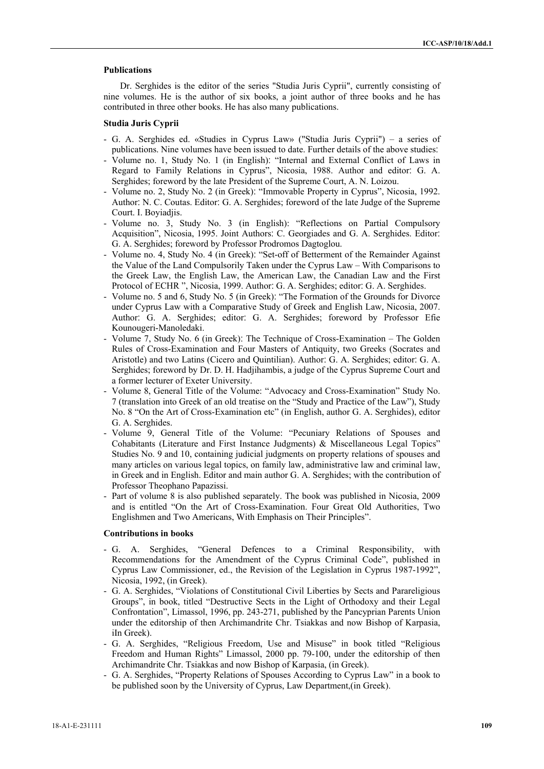### Publications

Dr. Serghides is the editor of the series "Studia Juris Cyprii", currently consisting of nine volumes. He is the author of six books, a joint author of three books and he has contributed in three other books. He has also many publications.

### Studia Juris Cyprii

- G. A. Serghides ed. «Studies in Cyprus Law» ("Studia Juris Cyprii") – a series of publications. Nine volumes have been issued to date. Further details of the above studies:
- Volume no. 1, Study No. 1 (in English): "Internal and External Conflict of Laws in Regard to Family Relations in Cyprus", Nicosia, 1988. Author and editor: G. A. Serghides; foreword by the late President of the Supreme Court, A. N. Loizou.
- Volume no. 2, Study No. 2 (in Greek): "Immovable Property in Cyprus", Nicosia, 1992. Author: N. C. Coutas. Editor: G. A. Serghides; foreword of the late Judge of the Supreme Court. I. Boyiadjis.
- Volume no. 3, Study No. 3 (in English): "Reflections on Partial Compulsory Acquisition", Nicosia, 1995. Joint Authors: C. Georgiades and G. A. Serghides. Editor: G. A. Serghides; foreword by Professor Prodromos Dagtoglou.
- Volume no. 4, Study No. 4 (in Greek): "Set-off of Betterment of the Remainder Against the Value of the Land Compulsorily Taken under the Cyprus Law – With Comparisons to the Greek Law, the English Law, the American Law, the Canadian Law and the First Protocol of ECHR ", Nicosia, 1999. Author: G. A. Serghides; editor: G. A. Serghides.
- Volume no. 5 and 6, Study No. 5 (in Greek): "The Formation of the Grounds for Divorce under Cyprus Law with a Comparative Study of Greek and English Law, Nicosia, 2007. Author: G. A. Serghides; editor: G. A. Serghides; foreword by Professor Efie Kounougeri-Manoledaki.
- Volume 7, Study No. 6 (in Greek): The Technique of Cross-Examination – The Golden Rules of Cross-Examination and Four Masters of Antiquity, two Greeks (Socrates and Aristotle) and two Latins (Cicero and Quintilian). Author: G. A. Serghides; editor: G. A. Serghides; foreword by Dr. D. H. Hadjihambis, a judge of the Cyprus Supreme Court and a former lecturer of Exeter University.
- Volume 8, General Title of the Volume: "Advocacy and Cross-Examination" Study No. 7 (translation into Greek of an old treatise on the "Study and Practice of the Law"), Study No. 8 "On the Art of Cross-Examination etc" (in English, author G. A. Serghides), editor G. A. Serghides.
- Volume 9, General Title of the Volume: "Pecuniary Relations of Spouses and Cohabitants (Literature and First Instance Judgments) & Miscellaneous Legal Topics" Studies No. 9 and 10, containing judicial judgments on property relations of spouses and many articles on various legal topics, on family law, administrative law and criminal law, in Greek and in English. Editor and main author G. A. Serghides; with the contribution of Professor Theophano Papazissi.
- Part of volume 8 is also published separately. The book was published in Nicosia, 2009 and is entitled "On the Art of Cross-Examination. Four Great Old Authorities, Two Englishmen and Two Americans, With Emphasis on Their Principles".

### Contributions in books

- G. A. Serghides, "General Defences to a Criminal Responsibility, with Recommendations for the Amendment of the Cyprus Criminal Code", published in Cyprus Law Commissioner, ed., the Revision of the Legislation in Cyprus 1987-1992", Nicosia, 1992, (in Greek).
- G. A. Serghides, "Violations of Constitutional Civil Liberties by Sects and Parareligious Groups", in book, titled "Destructive Sects in the Light of Orthodoxy and their Legal Confrontation", Limassol, 1996, pp. 243-271, published by the Pancyprian Parents Union under the editorship of then Archimandrite Chr. Tsiakkas and now Bishop of Karpasia, iIn Greek).
- G. A. Serghides, "Religious Freedom, Use and Misuse" in book titled "Religious Freedom and Human Rights" Limassol, 2000 pp. 79-100, under the editorship of then Archimandrite Chr. Tsiakkas and now Bishop of Karpasia, (in Greek).
- G. A. Serghides, "Property Relations of Spouses According to Cyprus Law" in a book to be published soon by the University of Cyprus, Law Department,(in Greek).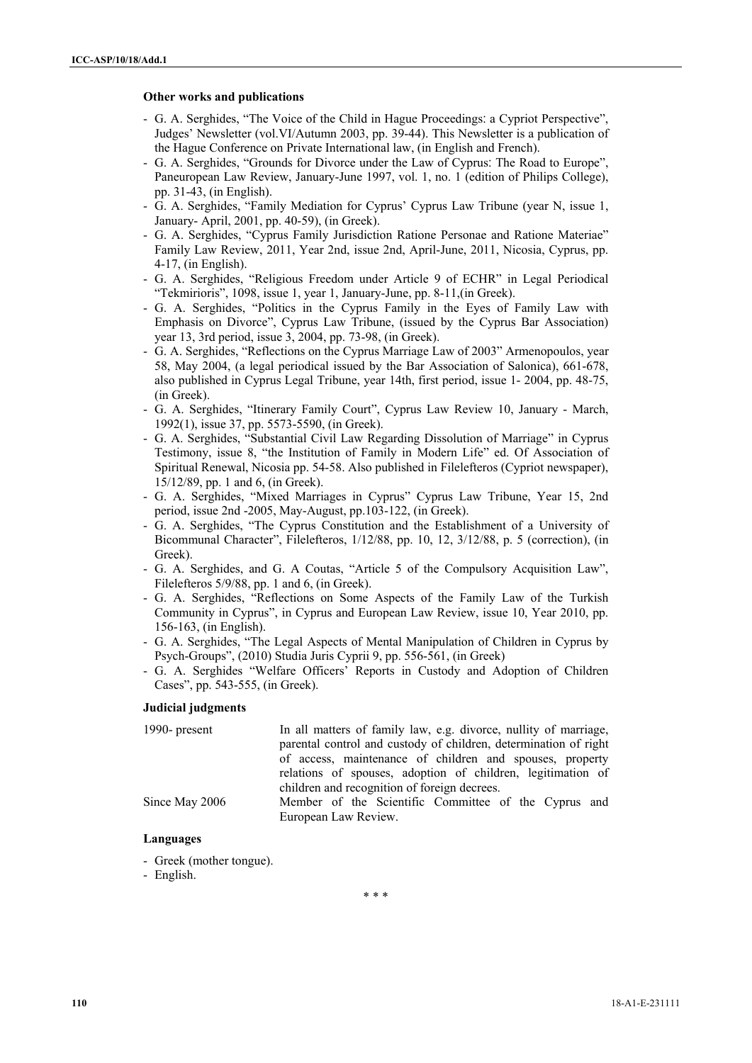### Other works and publications

- G. A. Serghides, "The Voice of the Child in Hague Proceedings: a Cypriot Perspective", Judges' Newsletter (vol.VI/Autumn 2003, pp. 39-44). This Newsletter is a publication of the Hague Conference on Private International law, (in English and French).
- G. A. Serghides, "Grounds for Divorce under the Law of Cyprus: The Road to Europe", Paneuropean Law Review, January-June 1997, vol. 1, no. 1 (edition of Philips College), pp. 31-43, (in English).
- G. A. Serghides, "Family Mediation for Cyprus' Cyprus Law Tribune (year N, issue 1, January- April, 2001, pp. 40-59), (in Greek).
- G. A. Serghides, "Cyprus Family Jurisdiction Ratione Personae and Ratione Materiae" Family Law Review, 2011, Year 2nd, issue 2nd, April-June, 2011, Nicosia, Cyprus, pp. 4-17, (in English).
- G. A. Serghides, "Religious Freedom under Article 9 of ECHR" in Legal Periodical "Tekmirioris", 1098, issue 1, year 1, January-June, pp. 8-11,(in Greek).
- G. A. Serghides, "Politics in the Cyprus Family in the Eyes of Family Law with Emphasis on Divorce", Cyprus Law Tribune, (issued by the Cyprus Bar Association) year 13, 3rd period, issue 3, 2004, pp. 73-98, (in Greek).
- G. A. Serghides, "Reflections on the Cyprus Marriage Law of 2003" Armenopoulos, year 58, May 2004, (a legal periodical issued by the Bar Association of Salonica), 661-678, also published in Cyprus Legal Tribune, year 14th, first period, issue 1- 2004, pp. 48-75, (in Greek).
- G. A. Serghides, "Itinerary Family Court", Cyprus Law Review 10, January - March, 1992(1), issue 37, pp. 5573-5590, (in Greek).
- G. A. Serghides, "Substantial Civil Law Regarding Dissolution of Marriage" in Cyprus Testimony, issue 8, "the Institution of Family in Modern Life" ed. Of Association of Spiritual Renewal, Nicosia pp. 54-58. Also published in Filelefteros (Cypriot newspaper), 15/12/89, pp. 1 and 6, (in Greek).
- G. A. Serghides, "Mixed Marriages in Cyprus" Cyprus Law Tribune, Year 15, 2nd period, issue 2nd -2005, May-August, pp.103-122, (in Greek).
- G. A. Serghides, "The Cyprus Constitution and the Establishment of a University of Bicommunal Character", Filelefteros, 1/12/88, pp. 10, 12, 3/12/88, p. 5 (correction), (in Greek).
- G. A. Serghides, and G. A Coutas, "Article 5 of the Compulsory Acquisition Law", Filelefteros 5/9/88, pp. 1 and 6, (in Greek).
- G. A. Serghides, "Reflections on Some Aspects of the Family Law of the Turkish Community in Cyprus", in Cyprus and European Law Review, issue 10, Year 2010, pp. 156-163, (in English).
- G. A. Serghides, "The Legal Aspects of Mental Manipulation of Children in Cyprus by Psych-Groups", (2010) Studia Juris Cyprii 9, pp. 556-561, (in Greek)
- G. A. Serghides "Welfare Officers' Reports in Custody and Adoption of Children Cases", pp. 543-555, (in Greek).

### Judicial judgments

| | |
|---|---|
| 1990- present | In all matters of family law, e.g. divorce, nullity of marriage, parental control and custody of children, determination of right of access, maintenance of children and spouses, property relations of spouses, adoption of children, legitimation of children and recognition of foreign decrees. |
| Since May 2006 | Member of the Scientific Committee of the Cyprus and European Law Review. |

### Languages

- Greek (mother tongue).
- English.

\* \* \*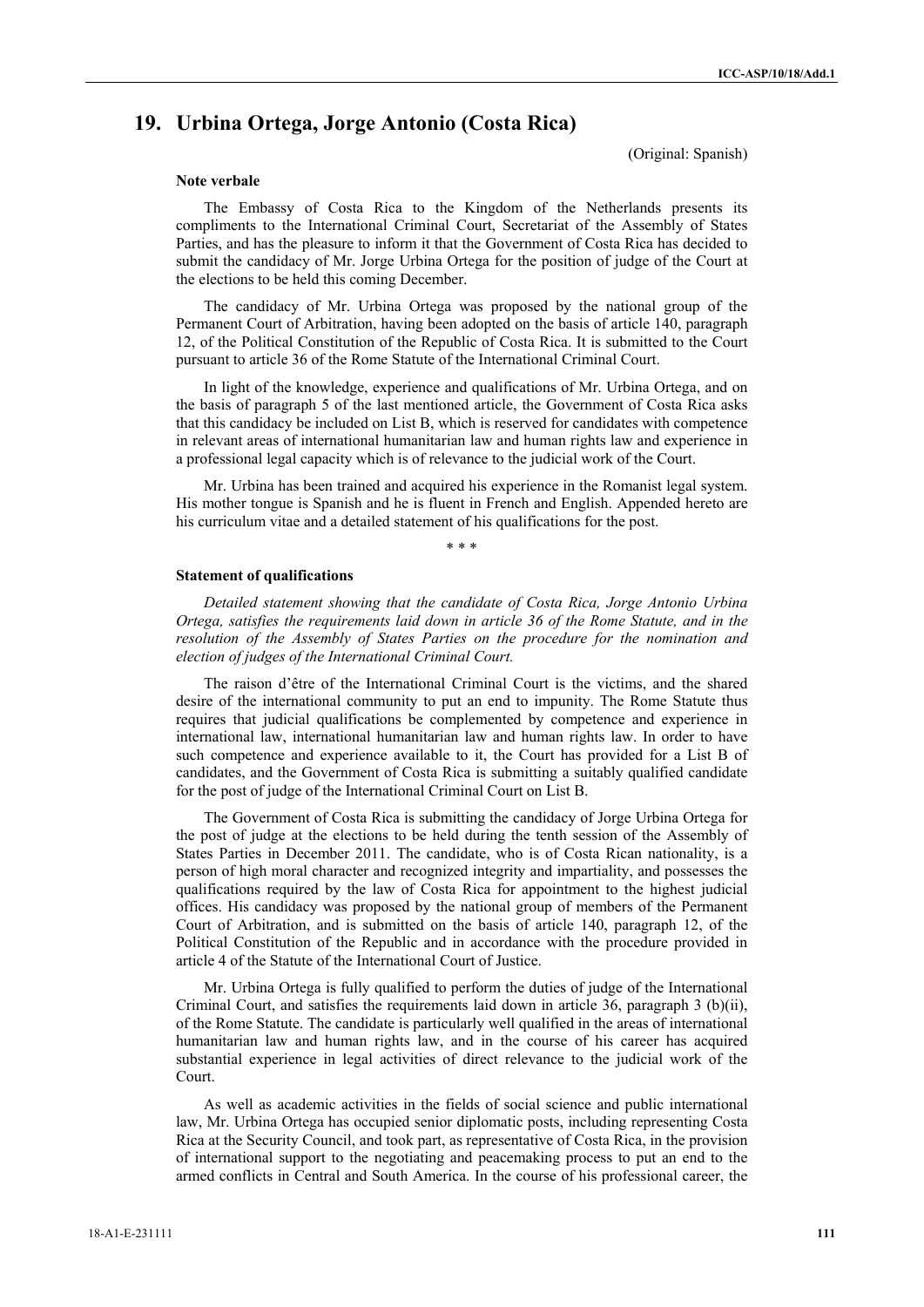## 19. Urbina Ortega, Jorge Antonio (Costa Rica)

(Original: Spanish)

### Note verbale

The Embassy of Costa Rica to the Kingdom of the Netherlands presents its compliments to the International Criminal Court, Secretariat of the Assembly of States Parties, and has the pleasure to inform it that the Government of Costa Rica has decided to submit the candidacy of Mr. Jorge Urbina Ortega for the position of judge of the Court at the elections to be held this coming December.

The candidacy of Mr. Urbina Ortega was proposed by the national group of the Permanent Court of Arbitration, having been adopted on the basis of article 140, paragraph 12, of the Political Constitution of the Republic of Costa Rica. It is submitted to the Court pursuant to article 36 of the Rome Statute of the International Criminal Court.

In light of the knowledge, experience and qualifications of Mr. Urbina Ortega, and on the basis of paragraph 5 of the last mentioned article, the Government of Costa Rica asks that this candidacy be included on List B, which is reserved for candidates with competence in relevant areas of international humanitarian law and human rights law and experience in a professional legal capacity which is of relevance to the judicial work of the Court.

Mr. Urbina has been trained and acquired his experience in the Romanist legal system. His mother tongue is Spanish and he is fluent in French and English. Appended hereto are his curriculum vitae and a detailed statement of his qualifications for the post.

\* \* \*

### Statement of qualifications

*Detailed statement showing that the candidate of Costa Rica, Jorge Antonio Urbina Ortega, satisfies the requirements laid down in article 36 of the Rome Statute, and in the resolution of the Assembly of States Parties on the procedure for the nomination and election of judges of the International Criminal Court.*

The raison d'être of the International Criminal Court is the victims, and the shared desire of the international community to put an end to impunity. The Rome Statute thus requires that judicial qualifications be complemented by competence and experience in international law, international humanitarian law and human rights law. In order to have such competence and experience available to it, the Court has provided for a List B of candidates, and the Government of Costa Rica is submitting a suitably qualified candidate for the post of judge of the International Criminal Court on List B.

The Government of Costa Rica is submitting the candidacy of Jorge Urbina Ortega for the post of judge at the elections to be held during the tenth session of the Assembly of States Parties in December 2011. The candidate, who is of Costa Rican nationality, is a person of high moral character and recognized integrity and impartiality, and possesses the qualifications required by the law of Costa Rica for appointment to the highest judicial offices. His candidacy was proposed by the national group of members of the Permanent Court of Arbitration, and is submitted on the basis of article 140, paragraph 12, of the Political Constitution of the Republic and in accordance with the procedure provided in article 4 of the Statute of the International Court of Justice.

Mr. Urbina Ortega is fully qualified to perform the duties of judge of the International Criminal Court, and satisfies the requirements laid down in article 36, paragraph 3 (b)(ii), of the Rome Statute. The candidate is particularly well qualified in the areas of international humanitarian law and human rights law, and in the course of his career has acquired substantial experience in legal activities of direct relevance to the judicial work of the Court.

As well as academic activities in the fields of social science and public international law, Mr. Urbina Ortega has occupied senior diplomatic posts, including representing Costa Rica at the Security Council, and took part, as representative of Costa Rica, in the provision of international support to the negotiating and peacemaking process to put an end to the armed conflicts in Central and South America. In the course of his professional career, the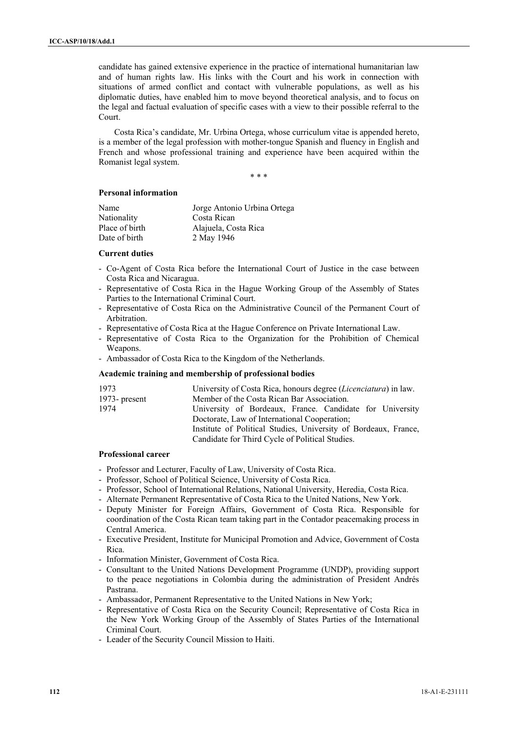candidate has gained extensive experience in the practice of international humanitarian law and of human rights law. His links with the Court and his work in connection with situations of armed conflict and contact with vulnerable populations, as well as his diplomatic duties, have enabled him to move beyond theoretical analysis, and to focus on the legal and factual evaluation of specific cases with a view to their possible referral to the Court.

Costa Rica's candidate, Mr. Urbina Ortega, whose curriculum vitae is appended hereto, is a member of the legal profession with mother-tongue Spanish and fluency in English and French and whose professional training and experience have been acquired within the Romanist legal system.

\* \* \*

**Personal information**

| | |
|---|---|
| Name | Jorge Antonio Urbina Ortega |
| Nationality | Costa Rican |
| Place of birth | Alajuela, Costa Rica |
| Date of birth | 2 May 1946 |

**Current duties**

- Co-Agent of Costa Rica before the International Court of Justice in the case between Costa Rica and Nicaragua.
- Representative of Costa Rica in the Hague Working Group of the Assembly of States Parties to the International Criminal Court.
- Representative of Costa Rica on the Administrative Council of the Permanent Court of Arbitration.
- Representative of Costa Rica at the Hague Conference on Private International Law.
- Representative of Costa Rica to the Organization for the Prohibition of Chemical Weapons.
- Ambassador of Costa Rica to the Kingdom of the Netherlands.

**Academic training and membership of professional bodies**

| | |
|---|---|
| 1973 | University of Costa Rica, honours degree (*Licenciatura*) in law. |
| 1973- present | Member of the Costa Rican Bar Association. |
| 1974 | University of Bordeaux, France. Candidate for University Doctorate, Law of International Cooperation; Institute of Political Studies, University of Bordeaux, France, Candidate for Third Cycle of Political Studies. |

**Professional career**

- Professor and Lecturer, Faculty of Law, University of Costa Rica.
- Professor, School of Political Science, University of Costa Rica.
- Professor, School of International Relations, National University, Heredia, Costa Rica.
- Alternate Permanent Representative of Costa Rica to the United Nations, New York.
- Deputy Minister for Foreign Affairs, Government of Costa Rica. Responsible for coordination of the Costa Rican team taking part in the Contador peacemaking process in Central America.
- Executive President, Institute for Municipal Promotion and Advice, Government of Costa Rica.
- Information Minister, Government of Costa Rica.
- Consultant to the United Nations Development Programme (UNDP), providing support to the peace negotiations in Colombia during the administration of President Andrés Pastrana.
- Ambassador, Permanent Representative to the United Nations in New York;
- Representative of Costa Rica on the Security Council; Representative of Costa Rica in the New York Working Group of the Assembly of States Parties of the International Criminal Court.
- Leader of the Security Council Mission to Haiti.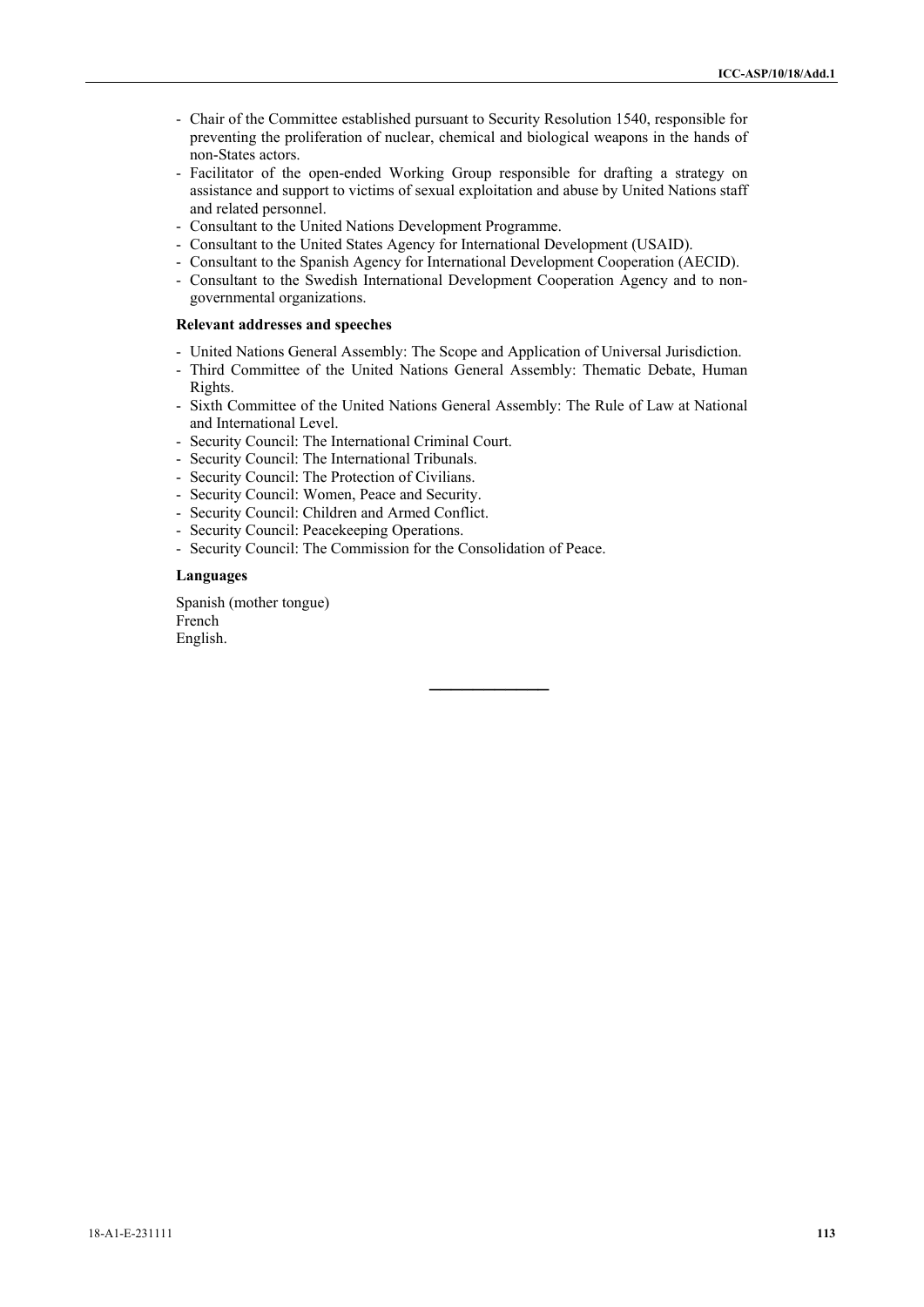- Chair of the Committee established pursuant to Security Resolution 1540, responsible for preventing the proliferation of nuclear, chemical and biological weapons in the hands of non-States actors.
- Facilitator of the open-ended Working Group responsible for drafting a strategy on assistance and support to victims of sexual exploitation and abuse by United Nations staff and related personnel.
- Consultant to the United Nations Development Programme.
- Consultant to the United States Agency for International Development (USAID).
- Consultant to the Spanish Agency for International Development Cooperation (AECID).
- Consultant to the Swedish International Development Cooperation Agency and to non-governmental organizations.

**Relevant addresses and speeches**

- United Nations General Assembly: The Scope and Application of Universal Jurisdiction.
- Third Committee of the United Nations General Assembly: Thematic Debate, Human Rights.
- Sixth Committee of the United Nations General Assembly: The Rule of Law at National and International Level.
- Security Council: The International Criminal Court.
- Security Council: The International Tribunals.
- Security Council: The Protection of Civilians.
- Security Council: Women, Peace and Security.
- Security Council: Children and Armed Conflict.
- Security Council: Peacekeeping Operations.
- Security Council: The Commission for the Consolidation of Peace.

**Languages**

Spanish (mother tongue)
French
English.